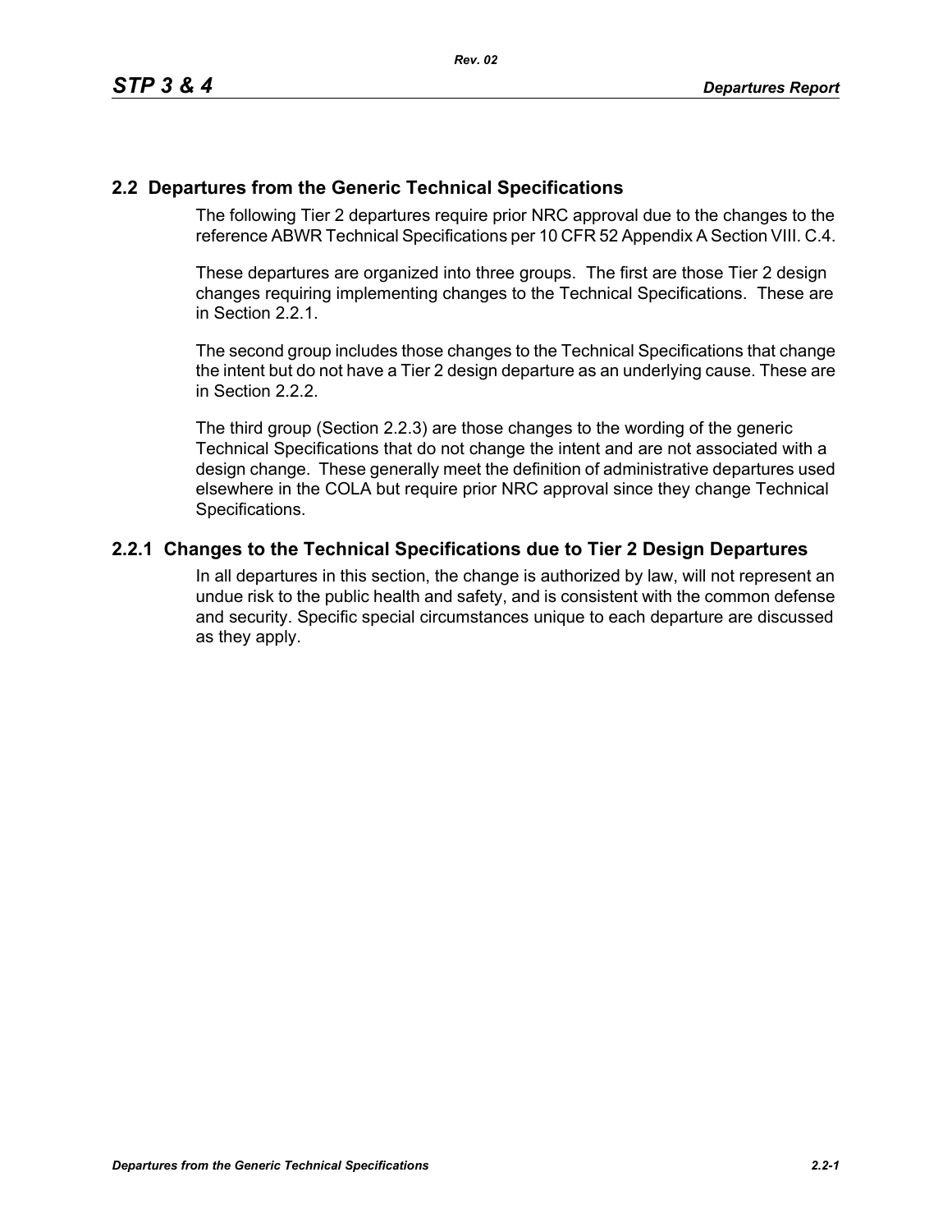## 2.2 Departures from the Generic Technical Specifications

The following Tier 2 departures require prior NRC approval due to the changes to the reference ABWR Technical Specifications per 10 CFR 52 Appendix A Section VIII. C.4.

These departures are organized into three groups. The first are those Tier 2 design changes requiring implementing changes to the Technical Specifications. These are in Section 2.2.1.

The second group includes those changes to the Technical Specifications that change the intent but do not have a Tier 2 design departure as an underlying cause. These are in Section 2.2.2.

The third group (Section 2.2.3) are those changes to the wording of the generic Technical Specifications that do not change the intent and are not associated with a design change. These generally meet the definition of administrative departures used elsewhere in the COLA but require prior NRC approval since they change Technical Specifications.

### 2.2.1 Changes to the Technical Specifications due to Tier 2 Design Departures

In all departures in this section, the change is authorized by law, will not represent an undue risk to the public health and safety, and is consistent with the common defense and security. Specific special circumstances unique to each departure are discussed as they apply.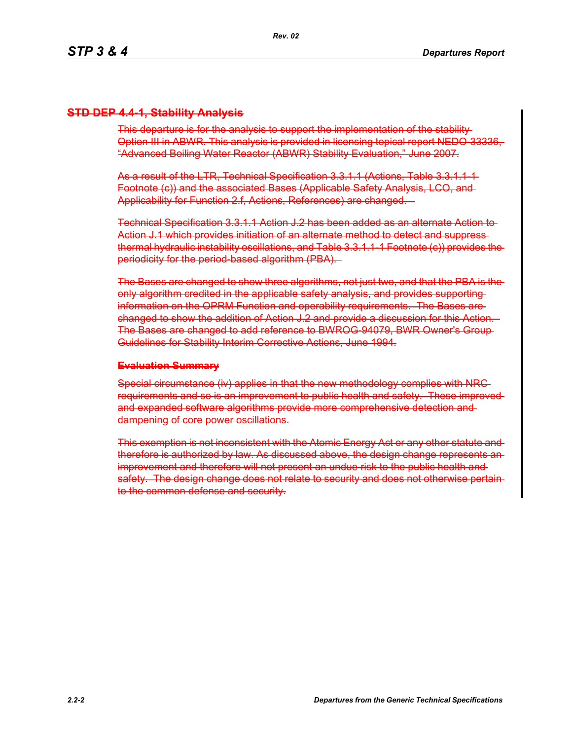## ~~STD DEP 4.4-1, Stability Analysis~~

~~This departure is for the analysis to support the implementation of the stability Option III in ABWR. This analysis is provided in licensing topical report NEDO-33336, "Advanced Boiling Water Reactor (ABWR) Stability Evaluation," June 2007.~~

~~As a result of the LTR, Technical Specification 3.3.1.1 (Actions, Table 3.3.1.1-1 Footnote (c)) and the associated Bases (Applicable Safety Analysis, LCO, and Applicability for Function 2.f, Actions, References) are changed.~~

~~Technical Specification 3.3.1.1 Action J.2 has been added as an alternate Action to Action J.1 which provides initiation of an alternate method to detect and suppress thermal hydraulic instability oscillations, and Table 3.3.1.1-1 Footnote (c)) provides the periodicity for the period-based algorithm (PBA).~~

~~The Bases are changed to show three algorithms, not just two, and that the PBA is the only algorithm credited in the applicable safety analysis, and provides supporting information on the OPRM Function and operability requirements. The Bases are changed to show the addition of Action J.2 and provide a discussion for this Action. The Bases are changed to add reference to BWROG-94079, BWR Owner's Group Guidelines for Stability Interim Corrective Actions, June 1994.~~

### ~~Evaluation Summary~~

~~Special circumstance (iv) applies in that the new methodology complies with NRC requirements and so is an improvement to public health and safety. These improved and expanded software algorithms provide more comprehensive detection and dampening of core power oscillations.~~

~~This exemption is not inconsistent with the Atomic Energy Act or any other statute and therefore is authorized by law. As discussed above, the design change represents an improvement and therefore will not present an undue risk to the public health and safety. The design change does not relate to security and does not otherwise pertain to the common defense and security.~~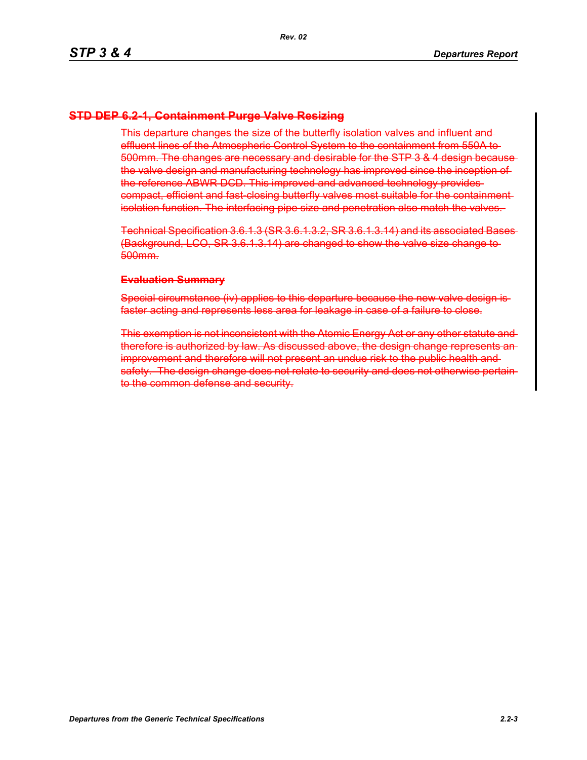## ~~STD DEP 6.2-1, Containment Purge Valve Resizing~~

~~This departure changes the size of the butterfly isolation valves and influent and effluent lines of the Atmospheric Control System to the containment from 550A to 500mm. The changes are necessary and desirable for the STP 3 & 4 design because the valve design and manufacturing technology has improved since the inception of the reference ABWR DCD. This improved and advanced technology provides compact, efficient and fast-closing butterfly valves most suitable for the containment isolation function. The interfacing pipe size and penetration also match the valves.~~

~~Technical Specification 3.6.1.3 (SR 3.6.1.3.2, SR 3.6.1.3.14) and its associated Bases (Background, LCO, SR 3.6.1.3.14) are changed to show the valve size change to 500mm.~~

### ~~Evaluation Summary~~

~~Special circumstance (iv) applies to this departure because the new valve design is faster acting and represents less area for leakage in case of a failure to close.~~

~~This exemption is not inconsistent with the Atomic Energy Act or any other statute and therefore is authorized by law. As discussed above, the design change represents an improvement and therefore will not present an undue risk to the public health and safety. The design change does not relate to security and does not otherwise pertain to the common defense and security.~~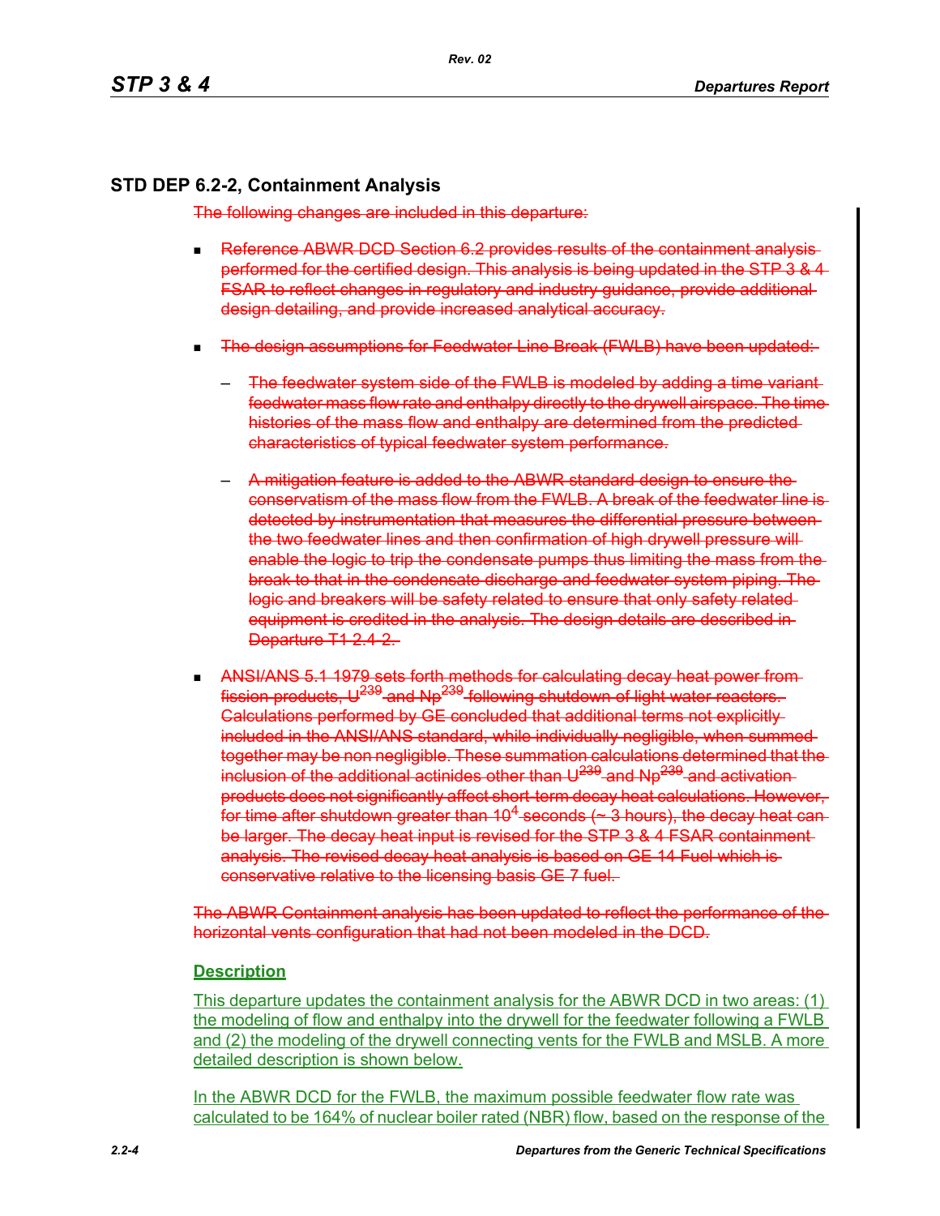## STD DEP 6.2-2, Containment Analysis

~~The following changes are included in this departure:~~

- ~~Reference ABWR DCD Section 6.2 provides results of the containment analysis performed for the certified design. This analysis is being updated in the STP 3 & 4 FSAR to reflect changes in regulatory and industry guidance, provide additional design detailing, and provide increased analytical accuracy.~~

- ~~The design assumptions for Feedwater Line Break (FWLB) have been updated:~~

  - ~~The feedwater system side of the FWLB is modeled by adding a time variant feedwater mass flow rate and enthalpy directly to the drywell airspace. The time histories of the mass flow and enthalpy are determined from the predicted characteristics of typical feedwater system performance.~~

  - ~~A mitigation feature is added to the ABWR standard design to ensure the conservatism of the mass flow from the FWLB. A break of the feedwater line is detected by instrumentation that measures the differential pressure between the two feedwater lines and then confirmation of high drywell pressure will enable the logic to trip the condensate pumps thus limiting the mass from the break to that in the condensate discharge and feedwater system piping. The logic and breakers will be safety related to ensure that only safety related equipment is credited in the analysis. The design details are described in Departure T1 2.4-2.~~

- ~~ANSI/ANS 5.1 1979 sets forth methods for calculating decay heat power from fission products, $U^{239}$ and $Np^{239}$ following shutdown of light water reactors. Calculations performed by GE concluded that additional terms not explicitly included in the ANSI/ANS standard, while individually negligible, when summed together may be non negligible. These summation calculations determined that the inclusion of the additional actinides other than $U^{239}$ and $Np^{239}$ and activation products does not significantly affect short-term decay heat calculations. However, for time after shutdown greater than $10^4$ seconds (~ 3 hours), the decay heat can be larger. The decay heat input is revised for the STP 3 & 4 FSAR containment analysis. The revised decay heat analysis is based on GE 14 Fuel which is conservative relative to the licensing basis GE 7 fuel.~~

~~The ABWR Containment analysis has been updated to reflect the performance of the horizontal vents configuration that had not been modeled in the DCD.~~

### Description

This departure updates the containment analysis for the ABWR DCD in two areas: (1) the modeling of flow and enthalpy into the drywell for the feedwater following a FWLB and (2) the modeling of the drywell connecting vents for the FWLB and MSLB. A more detailed description is shown below.

In the ABWR DCD for the FWLB, the maximum possible feedwater flow rate was calculated to be 164% of nuclear boiler rated (NBR) flow, based on the response of the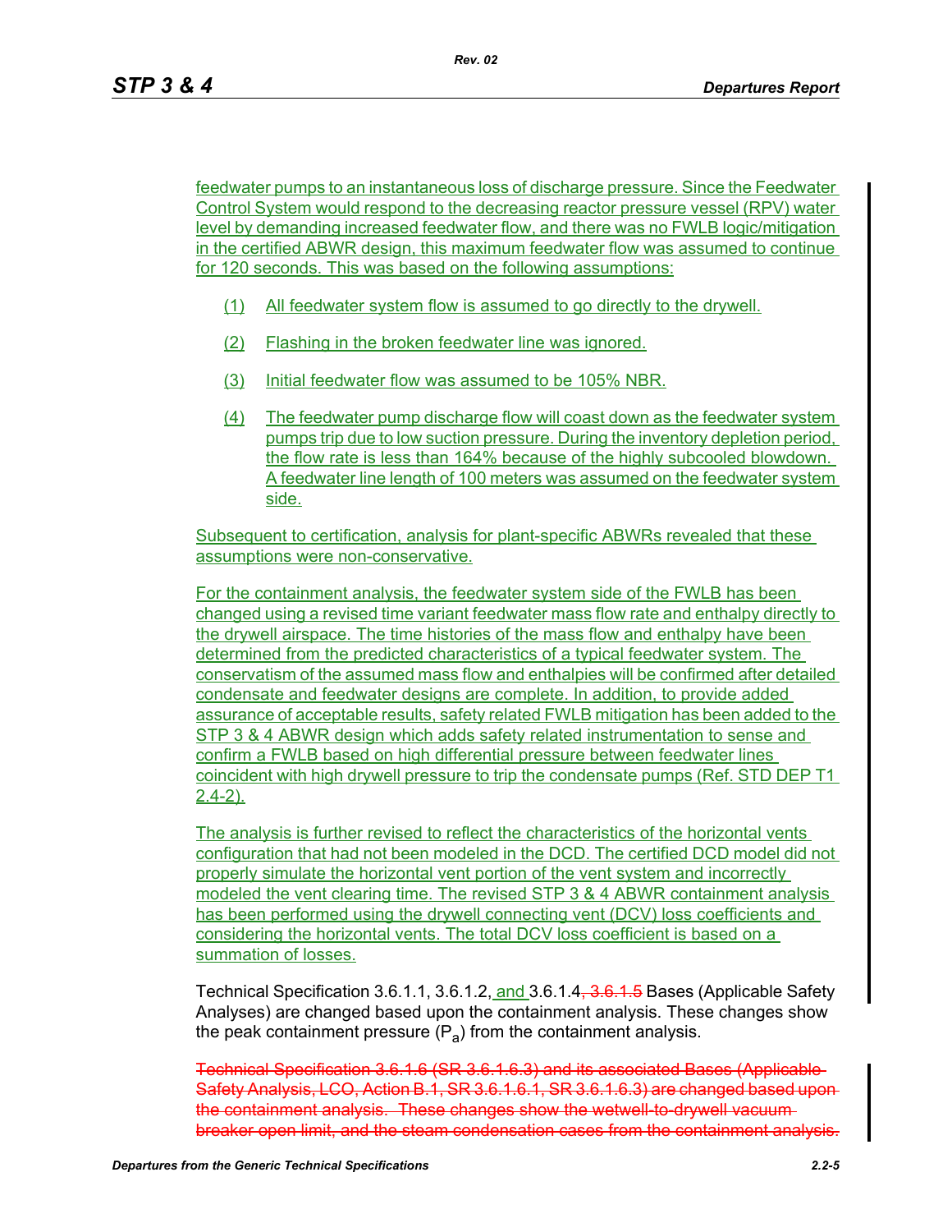feedwater pumps to an instantaneous loss of discharge pressure. Since the Feedwater Control System would respond to the decreasing reactor pressure vessel (RPV) water level by demanding increased feedwater flow, and there was no FWLB logic/mitigation in the certified ABWR design, this maximum feedwater flow was assumed to continue for 120 seconds. This was based on the following assumptions:

(1) All feedwater system flow is assumed to go directly to the drywell.

(2) Flashing in the broken feedwater line was ignored.

(3) Initial feedwater flow was assumed to be 105% NBR.

(4) The feedwater pump discharge flow will coast down as the feedwater system pumps trip due to low suction pressure. During the inventory depletion period, the flow rate is less than 164% because of the highly subcooled blowdown. A feedwater line length of 100 meters was assumed on the feedwater system side.

Subsequent to certification, analysis for plant-specific ABWRs revealed that these assumptions were non-conservative.

For the containment analysis, the feedwater system side of the FWLB has been changed using a revised time variant feedwater mass flow rate and enthalpy directly to the drywell airspace. The time histories of the mass flow and enthalpy have been determined from the predicted characteristics of a typical feedwater system. The conservatism of the assumed mass flow and enthalpies will be confirmed after detailed condensate and feedwater designs are complete. In addition, to provide added assurance of acceptable results, safety related FWLB mitigation has been added to the STP 3 & 4 ABWR design which adds safety related instrumentation to sense and confirm a FWLB based on high differential pressure between feedwater lines coincident with high drywell pressure to trip the condensate pumps (Ref. STD DEP T1 2.4-2).

The analysis is further revised to reflect the characteristics of the horizontal vents configuration that had not been modeled in the DCD. The certified DCD model did not properly simulate the horizontal vent portion of the vent system and incorrectly modeled the vent clearing time. The revised STP 3 & 4 ABWR containment analysis has been performed using the drywell connecting vent (DCV) loss coefficients and considering the horizontal vents. The total DCV loss coefficient is based on a summation of losses.

Technical Specification 3.6.1.1, 3.6.1.2, and 3.6.1.4~~, 3.6.1.5~~ Bases (Applicable Safety Analyses) are changed based upon the containment analysis. These changes show the peak containment pressure ($P_a$) from the containment analysis.

~~Technical Specification 3.6.1.6 (SR 3.6.1.6.3) and its associated Bases (Applicable Safety Analysis, LCO, Action B.1, SR 3.6.1.6.1, SR 3.6.1.6.3) are changed based upon the containment analysis. These changes show the wetwell-to-drywell vacuum breaker open limit, and the steam condensation cases from the containment analysis.~~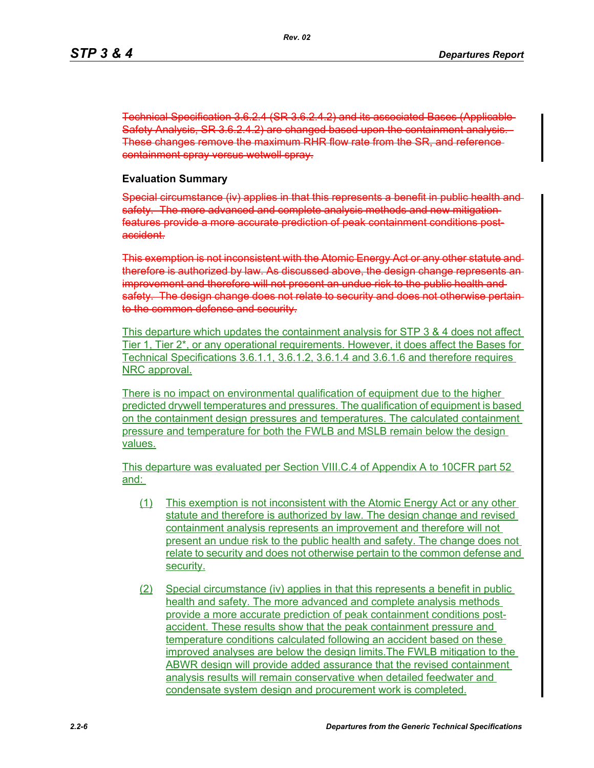~~Technical Specification 3.6.2.4 (SR 3.6.2.4.2) and its associated Bases (Applicable Safety Analysis, SR 3.6.2.4.2) are changed based upon the containment analysis. These changes remove the maximum RHR flow rate from the SR, and reference containment spray versus wetwell spray.~~

### Evaluation Summary

~~Special circumstance (iv) applies in that this represents a benefit in public health and safety. The more advanced and complete analysis methods and new mitigation features provide a more accurate prediction of peak containment conditions post-accident.~~

~~This exemption is not inconsistent with the Atomic Energy Act or any other statute and therefore is authorized by law. As discussed above, the design change represents an improvement and therefore will not present an undue risk to the public health and safety. The design change does not relate to security and does not otherwise pertain to the common defense and security.~~

This departure which updates the containment analysis for STP 3 & 4 does not affect Tier 1, Tier 2*, or any operational requirements. However, it does affect the Bases for Technical Specifications 3.6.1.1, 3.6.1.2, 3.6.1.4 and 3.6.1.6 and therefore requires NRC approval.

There is no impact on environmental qualification of equipment due to the higher predicted drywell temperatures and pressures. The qualification of equipment is based on the containment design pressures and temperatures. The calculated containment pressure and temperature for both the FWLB and MSLB remain below the design values.

This departure was evaluated per Section VIII.C.4 of Appendix A to 10CFR part 52 and:

(1) This exemption is not inconsistent with the Atomic Energy Act or any other statute and therefore is authorized by law. The design change and revised containment analysis represents an improvement and therefore will not present an undue risk to the public health and safety. The change does not relate to security and does not otherwise pertain to the common defense and security.

(2) Special circumstance (iv) applies in that this represents a benefit in public health and safety. The more advanced and complete analysis methods provide a more accurate prediction of peak containment conditions post-accident. These results show that the peak containment pressure and temperature conditions calculated following an accident based on these improved analyses are below the design limits.The FWLB mitigation to the ABWR design will provide added assurance that the revised containment analysis results will remain conservative when detailed feedwater and condensate system design and procurement work is completed.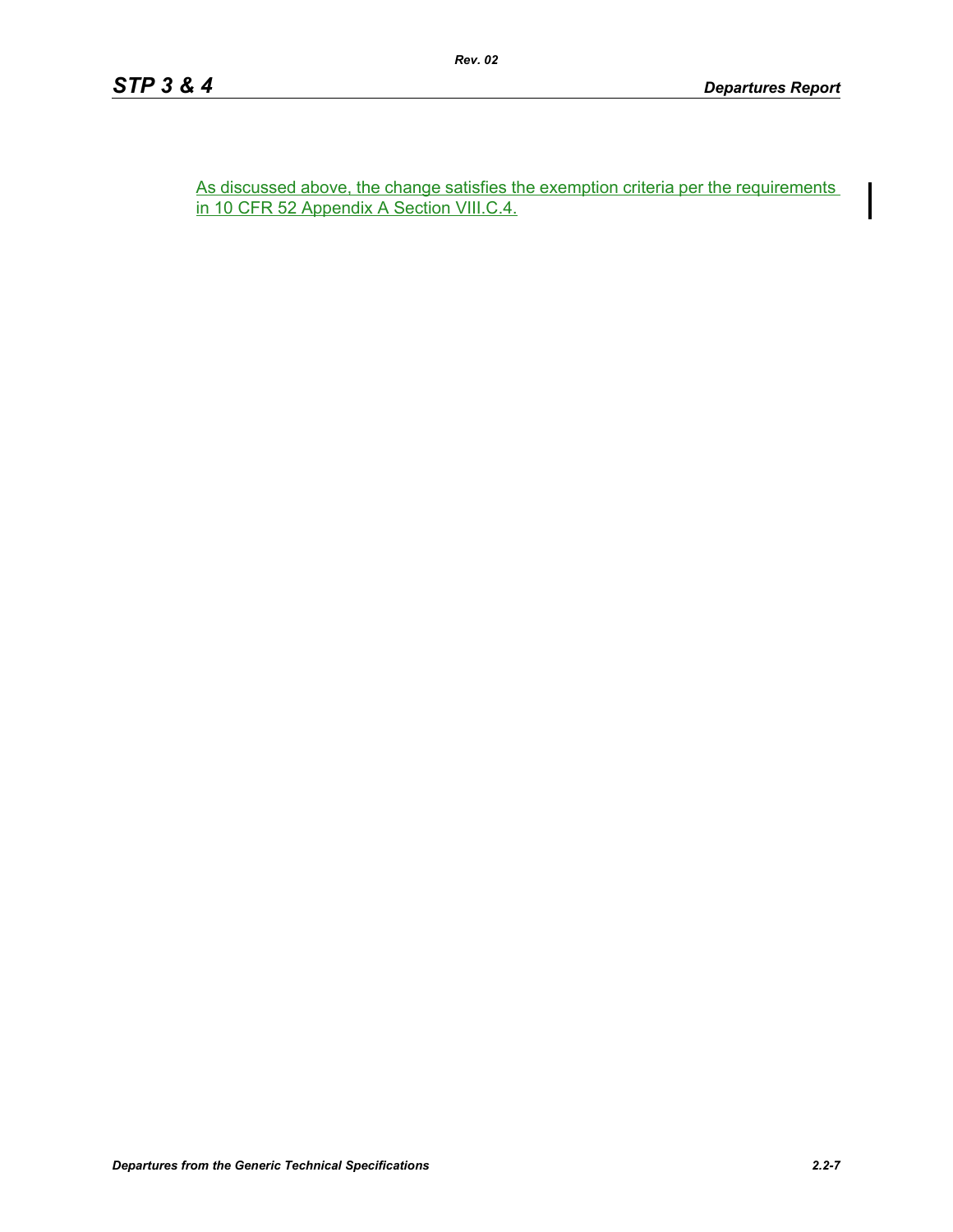As discussed above, the change satisfies the exemption criteria per the requirements in 10 CFR 52 Appendix A Section VIII.C.4.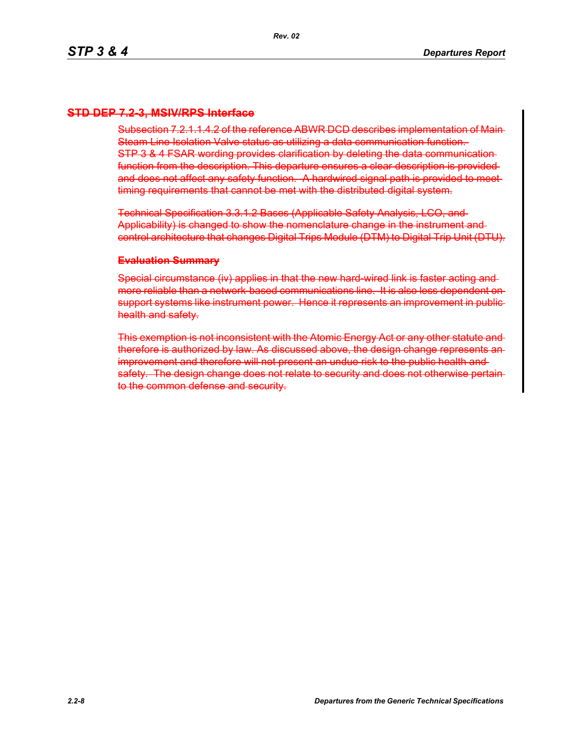### ~~STD DEP 7.2-3, MSIV/RPS Interface~~

~~Subsection 7.2.1.1.4.2 of the reference ABWR DCD describes implementation of Main Steam Line Isolation Valve status as utilizing a data communication function. STP 3 & 4 FSAR wording provides clarification by deleting the data communication function from the description. This departure ensures a clear description is provided and does not affect any safety function. A hardwired signal path is provided to meet timing requirements that cannot be met with the distributed digital system.~~

~~Technical Specification 3.3.1.2 Bases (Applicable Safety Analysis, LCO, and Applicability) is changed to show the nomenclature change in the instrument and control architecture that changes Digital Trips Module (DTM) to Digital Trip Unit (DTU).~~

**~~Evaluation Summary~~**

~~Special circumstance (iv) applies in that the new hard-wired link is faster acting and more reliable than a network-based communications line. It is also less dependent on support systems like instrument power. Hence it represents an improvement in public health and safety.~~

~~This exemption is not inconsistent with the Atomic Energy Act or any other statute and therefore is authorized by law. As discussed above, the design change represents an improvement and therefore will not present an undue risk to the public health and safety. The design change does not relate to security and does not otherwise pertain to the common defense and security.~~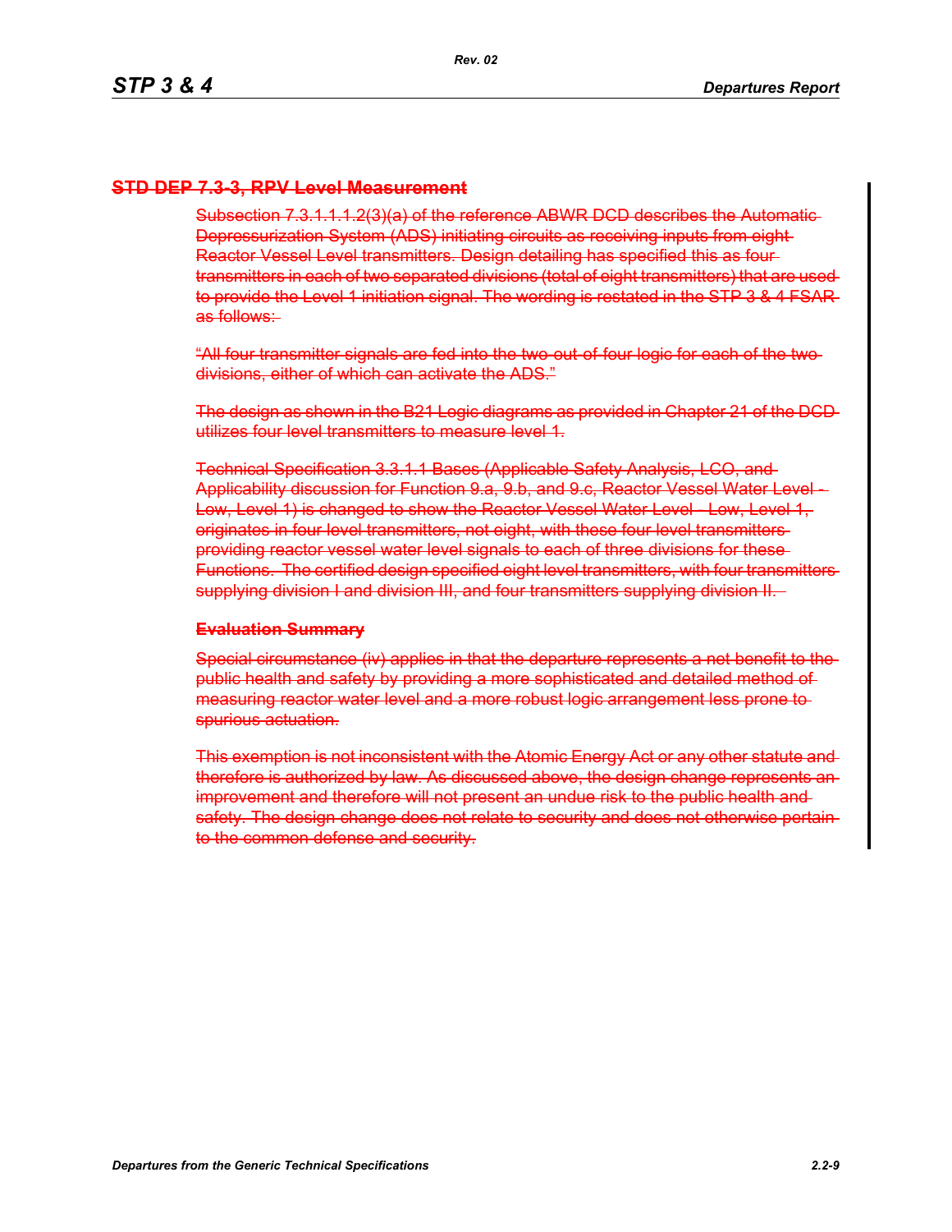## ~~STD DEP 7.3-3, RPV Level Measurement~~

~~Subsection 7.3.1.1.1.2(3)(a) of the reference ABWR DCD describes the Automatic Depressurization System (ADS) initiating circuits as receiving inputs from eight Reactor Vessel Level transmitters. Design detailing has specified this as four transmitters in each of two separated divisions (total of eight transmitters) that are used to provide the Level 1 initiation signal. The wording is restated in the STP 3 & 4 FSAR as follows:~~

~~"All four transmitter signals are fed into the two-out-of-four logic for each of the two divisions, either of which can activate the ADS."~~

~~The design as shown in the B21 Logic diagrams as provided in Chapter 21 of the DCD utilizes four level transmitters to measure level 1.~~

~~Technical Specification 3.3.1.1 Bases (Applicable Safety Analysis, LCO, and Applicability discussion for Function 9.a, 9.b, and 9.c, Reactor Vessel Water Level - Low, Level 1) is changed to show the Reactor Vessel Water Level - Low, Level 1, originates in four level transmitters, not eight, with these four level transmitters providing reactor vessel water level signals to each of three divisions for these Functions. The certified design specified eight level transmitters, with four transmitters supplying division I and division III, and four transmitters supplying division II.~~

**~~Evaluation Summary~~**

~~Special circumstance (iv) applies in that the departure represents a net benefit to the public health and safety by providing a more sophisticated and detailed method of measuring reactor water level and a more robust logic arrangement less prone to spurious actuation.~~

~~This exemption is not inconsistent with the Atomic Energy Act or any other statute and therefore is authorized by law. As discussed above, the design change represents an improvement and therefore will not present an undue risk to the public health and safety. The design change does not relate to security and does not otherwise pertain to the common defense and security.~~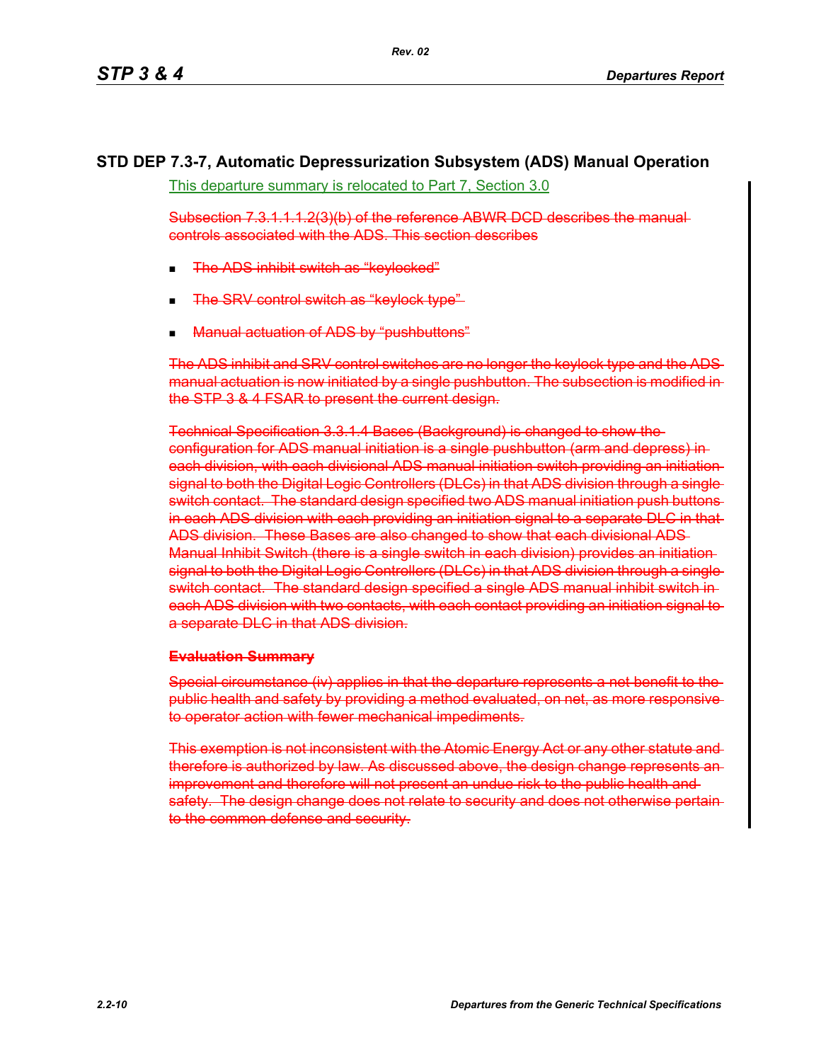## STD DEP 7.3-7, Automatic Depressurization Subsystem (ADS) Manual Operation

This departure summary is relocated to Part 7, Section 3.0

~~Subsection 7.3.1.1.1.2(3)(b) of the reference ABWR DCD describes the manual controls associated with the ADS. This section describes~~

- ~~The ADS inhibit switch as "keylocked"~~
- ~~The SRV control switch as "keylock type"~~
- ~~Manual actuation of ADS by "pushbuttons"~~

~~The ADS inhibit and SRV control switches are no longer the keylock type and the ADS manual actuation is now initiated by a single pushbutton. The subsection is modified in the STP 3 & 4 FSAR to present the current design.~~

~~Technical Specification 3.3.1.4 Bases (Background) is changed to show the configuration for ADS manual initiation is a single pushbutton (arm and depress) in each division, with each divisional ADS manual initiation switch providing an initiation signal to both the Digital Logic Controllers (DLCs) in that ADS division through a single switch contact. The standard design specified two ADS manual initiation push buttons in each ADS division with each providing an initiation signal to a separate DLC in that ADS division. These Bases are also changed to show that each divisional ADS Manual Inhibit Switch (there is a single switch in each division) provides an initiation signal to both the Digital Logic Controllers (DLCs) in that ADS division through a single switch contact. The standard design specified a single ADS manual inhibit switch in each ADS division with two contacts, with each contact providing an initiation signal to a separate DLC in that ADS division.~~

**~~Evaluation Summary~~**

~~Special circumstance (iv) applies in that the departure represents a net benefit to the public health and safety by providing a method evaluated, on net, as more responsive to operator action with fewer mechanical impediments.~~

~~This exemption is not inconsistent with the Atomic Energy Act or any other statute and therefore is authorized by law. As discussed above, the design change represents an improvement and therefore will not present an undue risk to the public health and safety. The design change does not relate to security and does not otherwise pertain to the common defense and security.~~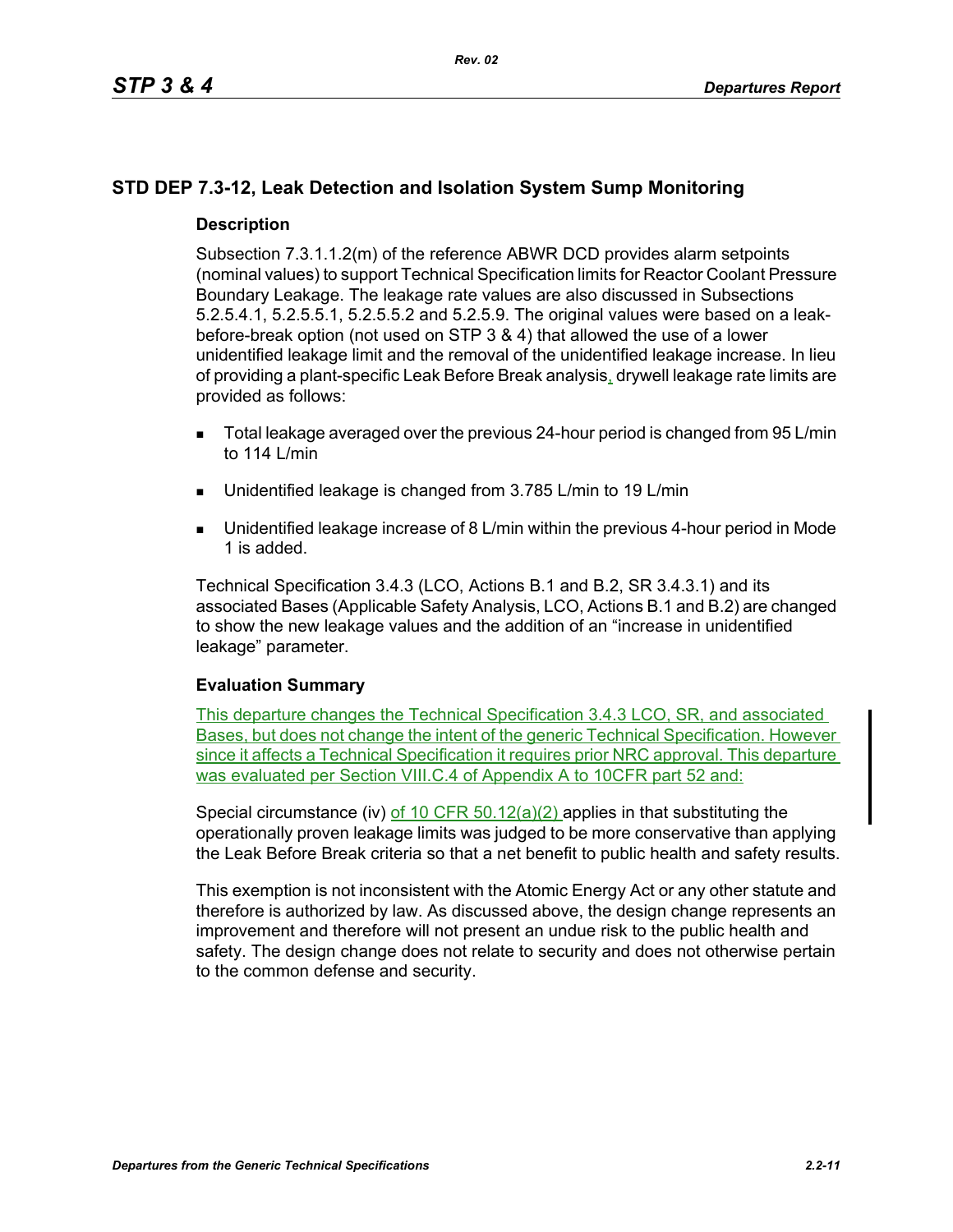## STD DEP 7.3-12, Leak Detection and Isolation System Sump Monitoring

### Description

Subsection 7.3.1.1.2(m) of the reference ABWR DCD provides alarm setpoints (nominal values) to support Technical Specification limits for Reactor Coolant Pressure Boundary Leakage. The leakage rate values are also discussed in Subsections 5.2.5.4.1, 5.2.5.5.1, 5.2.5.5.2 and 5.2.5.9. The original values were based on a leak-before-break option (not used on STP 3 & 4) that allowed the use of a lower unidentified leakage limit and the removal of the unidentified leakage increase. In lieu of providing a plant-specific Leak Before Break analysis, drywell leakage rate limits are provided as follows:

- Total leakage averaged over the previous 24-hour period is changed from 95 L/min to 114 L/min
- Unidentified leakage is changed from 3.785 L/min to 19 L/min
- Unidentified leakage increase of 8 L/min within the previous 4-hour period in Mode 1 is added.

Technical Specification 3.4.3 (LCO, Actions B.1 and B.2, SR 3.4.3.1) and its associated Bases (Applicable Safety Analysis, LCO, Actions B.1 and B.2) are changed to show the new leakage values and the addition of an "increase in unidentified leakage" parameter.

### Evaluation Summary

This departure changes the Technical Specification 3.4.3 LCO, SR, and associated Bases, but does not change the intent of the generic Technical Specification. However since it affects a Technical Specification it requires prior NRC approval. This departure was evaluated per Section VIII.C.4 of Appendix A to 10CFR part 52 and:

Special circumstance (iv) of 10 CFR 50.12(a)(2) applies in that substituting the operationally proven leakage limits was judged to be more conservative than applying the Leak Before Break criteria so that a net benefit to public health and safety results.

This exemption is not inconsistent with the Atomic Energy Act or any other statute and therefore is authorized by law. As discussed above, the design change represents an improvement and therefore will not present an undue risk to the public health and safety. The design change does not relate to security and does not otherwise pertain to the common defense and security.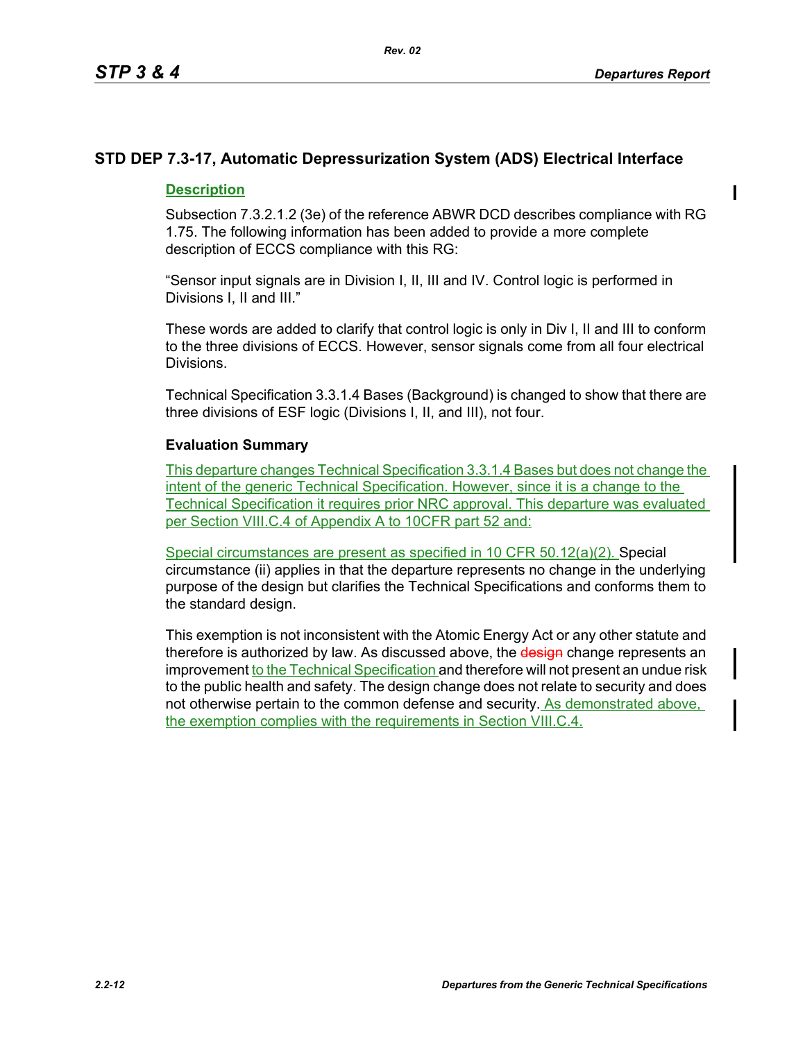## STD DEP 7.3-17, Automatic Depressurization System (ADS) Electrical Interface

### Description

Subsection 7.3.2.1.2 (3e) of the reference ABWR DCD describes compliance with RG 1.75. The following information has been added to provide a more complete description of ECCS compliance with this RG:

"Sensor input signals are in Division I, II, III and IV. Control logic is performed in Divisions I, II and III."

These words are added to clarify that control logic is only in Div I, II and III to conform to the three divisions of ECCS. However, sensor signals come from all four electrical Divisions.

Technical Specification 3.3.1.4 Bases (Background) is changed to show that there are three divisions of ESF logic (Divisions I, II, and III), not four.

### Evaluation Summary

This departure changes Technical Specification 3.3.1.4 Bases but does not change the intent of the generic Technical Specification. However, since it is a change to the Technical Specification it requires prior NRC approval. This departure was evaluated per Section VIII.C.4 of Appendix A to 10CFR part 52 and:

Special circumstances are present as specified in 10 CFR 50.12(a)(2). Special circumstance (ii) applies in that the departure represents no change in the underlying purpose of the design but clarifies the Technical Specifications and conforms them to the standard design.

This exemption is not inconsistent with the Atomic Energy Act or any other statute and therefore is authorized by law. As discussed above, the ~~design~~ change represents an improvement to the Technical Specification and therefore will not present an undue risk to the public health and safety. The design change does not relate to security and does not otherwise pertain to the common defense and security. As demonstrated above, the exemption complies with the requirements in Section VIII.C.4.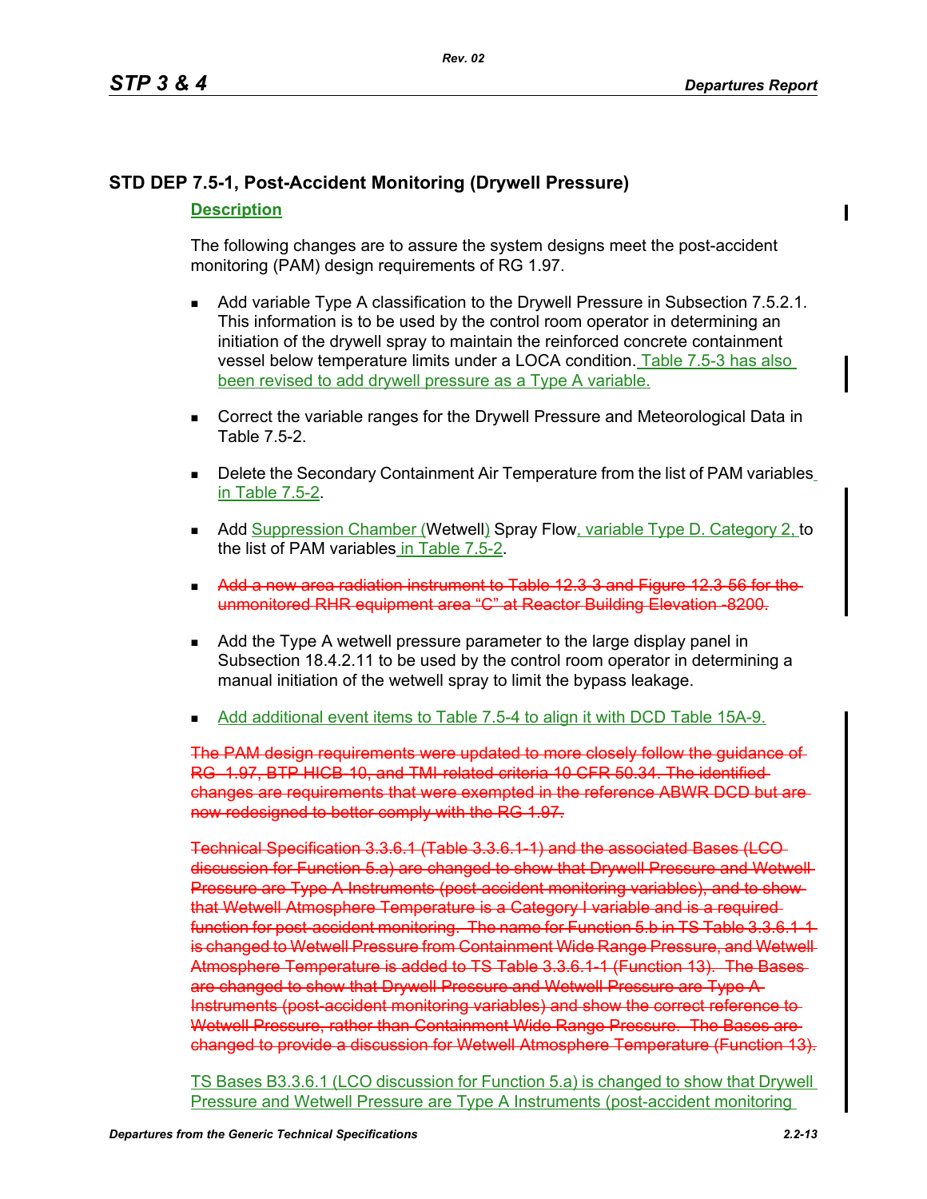## STD DEP 7.5-1, Post-Accident Monitoring (Drywell Pressure)

### Description

The following changes are to assure the system designs meet the post-accident monitoring (PAM) design requirements of RG 1.97.

- Add variable Type A classification to the Drywell Pressure in Subsection 7.5.2.1. This information is to be used by the control room operator in determining an initiation of the drywell spray to maintain the reinforced concrete containment vessel below temperature limits under a LOCA condition. Table 7.5-3 has also been revised to add drywell pressure as a Type A variable.
- Correct the variable ranges for the Drywell Pressure and Meteorological Data in Table 7.5-2.
- Delete the Secondary Containment Air Temperature from the list of PAM variables in Table 7.5-2.
- Add Suppression Chamber (Wetwell) Spray Flow, variable Type D. Category 2, to the list of PAM variables in Table 7.5-2.
- ~~Add a new area radiation instrument to Table 12.3-3 and Figure 12.3-56 for the unmonitored RHR equipment area "C" at Reactor Building Elevation -8200.~~
- Add the Type A wetwell pressure parameter to the large display panel in Subsection 18.4.2.11 to be used by the control room operator in determining a manual initiation of the wetwell spray to limit the bypass leakage.
- Add additional event items to Table 7.5-4 to align it with DCD Table 15A-9.

~~The PAM design requirements were updated to more closely follow the guidance of RG 1.97, BTP HICB-10, and TMI-related criteria 10 CFR 50.34. The identified changes are requirements that were exempted in the reference ABWR DCD but are now redesigned to better comply with the RG 1.97.~~

~~Technical Specification 3.3.6.1 (Table 3.3.6.1-1) and the associated Bases (LCO discussion for Function 5.a) are changed to show that Drywell Pressure and Wetwell Pressure are Type A Instruments (post-accident monitoring variables), and to show that Wetwell Atmosphere Temperature is a Category I variable and is a required function for post-accident monitoring. The name for Function 5.b in TS Table 3.3.6.1-1 is changed to Wetwell Pressure from Containment Wide Range Pressure, and Wetwell Atmosphere Temperature is added to TS Table 3.3.6.1-1 (Function 13). The Bases are changed to show that Drywell Pressure and Wetwell Pressure are Type A Instruments (post-accident monitoring variables) and show the correct reference to Wetwell Pressure, rather than Containment Wide Range Pressure. The Bases are changed to provide a discussion for Wetwell Atmosphere Temperature (Function 13).~~

TS Bases B3.3.6.1 (LCO discussion for Function 5.a) is changed to show that Drywell Pressure and Wetwell Pressure are Type A Instruments (post-accident monitoring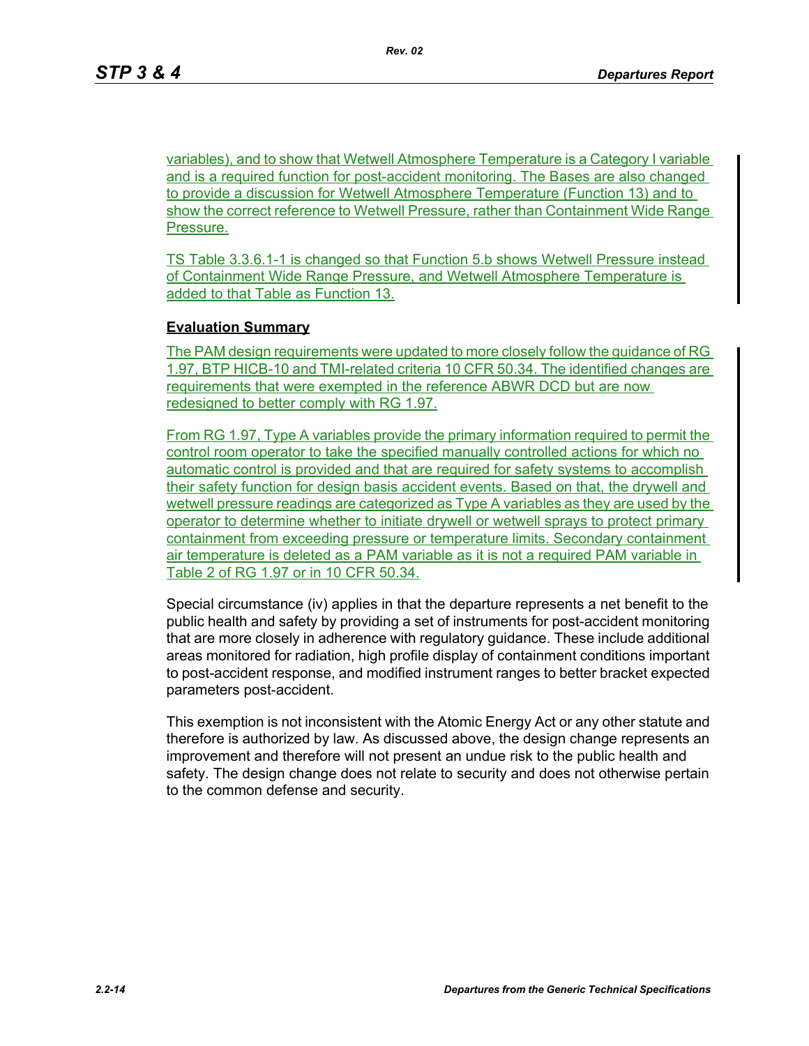variables), and to show that Wetwell Atmosphere Temperature is a Category I variable and is a required function for post-accident monitoring. The Bases are also changed to provide a discussion for Wetwell Atmosphere Temperature (Function 13) and to show the correct reference to Wetwell Pressure, rather than Containment Wide Range Pressure.

TS Table 3.3.6.1-1 is changed so that Function 5.b shows Wetwell Pressure instead of Containment Wide Range Pressure, and Wetwell Atmosphere Temperature is added to that Table as Function 13.

**Evaluation Summary**

The PAM design requirements were updated to more closely follow the guidance of RG 1.97, BTP HICB-10 and TMI-related criteria 10 CFR 50.34. The identified changes are requirements that were exempted in the reference ABWR DCD but are now redesigned to better comply with RG 1.97.

From RG 1.97, Type A variables provide the primary information required to permit the control room operator to take the specified manually controlled actions for which no automatic control is provided and that are required for safety systems to accomplish their safety function for design basis accident events. Based on that, the drywell and wetwell pressure readings are categorized as Type A variables as they are used by the operator to determine whether to initiate drywell or wetwell sprays to protect primary containment from exceeding pressure or temperature limits. Secondary containment air temperature is deleted as a PAM variable as it is not a required PAM variable in Table 2 of RG 1.97 or in 10 CFR 50.34.

Special circumstance (iv) applies in that the departure represents a net benefit to the public health and safety by providing a set of instruments for post-accident monitoring that are more closely in adherence with regulatory guidance. These include additional areas monitored for radiation, high profile display of containment conditions important to post-accident response, and modified instrument ranges to better bracket expected parameters post-accident.

This exemption is not inconsistent with the Atomic Energy Act or any other statute and therefore is authorized by law. As discussed above, the design change represents an improvement and therefore will not present an undue risk to the public health and safety. The design change does not relate to security and does not otherwise pertain to the common defense and security.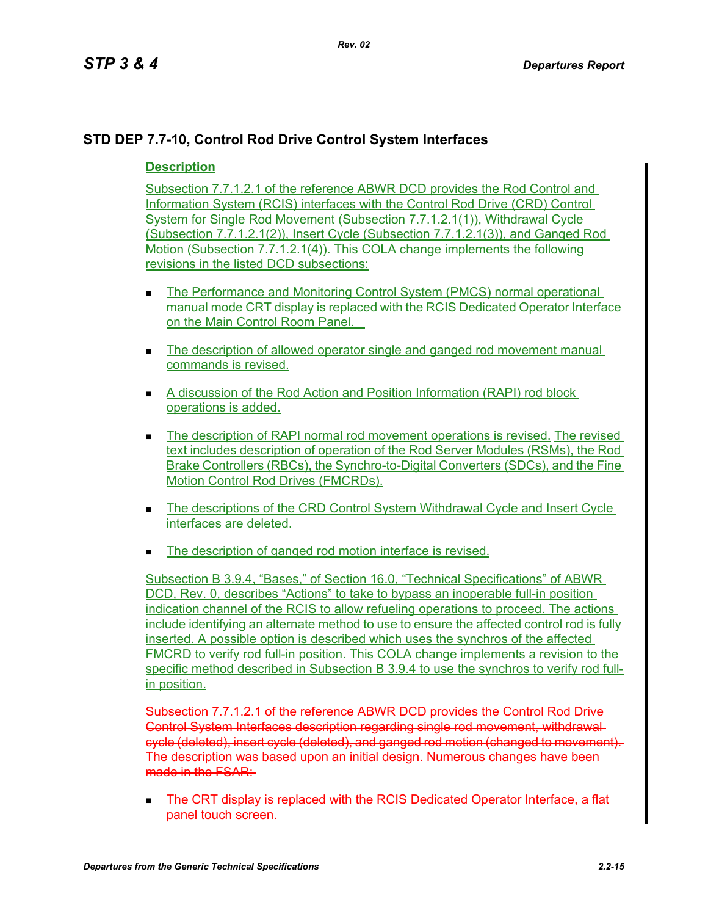## STD DEP 7.7-10, Control Rod Drive Control System Interfaces

**Description**

Subsection 7.7.1.2.1 of the reference ABWR DCD provides the Rod Control and Information System (RCIS) interfaces with the Control Rod Drive (CRD) Control System for Single Rod Movement (Subsection 7.7.1.2.1(1)), Withdrawal Cycle (Subsection 7.7.1.2.1(2)), Insert Cycle (Subsection 7.7.1.2.1(3)), and Ganged Rod Motion (Subsection 7.7.1.2.1(4)). This COLA change implements the following revisions in the listed DCD subsections:

- The Performance and Monitoring Control System (PMCS) normal operational manual mode CRT display is replaced with the RCIS Dedicated Operator Interface on the Main Control Room Panel.
- The description of allowed operator single and ganged rod movement manual commands is revised.
- A discussion of the Rod Action and Position Information (RAPI) rod block operations is added.
- The description of RAPI normal rod movement operations is revised. The revised text includes description of operation of the Rod Server Modules (RSMs), the Rod Brake Controllers (RBCs), the Synchro-to-Digital Converters (SDCs), and the Fine Motion Control Rod Drives (FMCRDs).
- The descriptions of the CRD Control System Withdrawal Cycle and Insert Cycle interfaces are deleted.
- The description of ganged rod motion interface is revised.

Subsection B 3.9.4, “Bases,” of Section 16.0, “Technical Specifications” of ABWR DCD, Rev. 0, describes “Actions” to take to bypass an inoperable full-in position indication channel of the RCIS to allow refueling operations to proceed. The actions include identifying an alternate method to use to ensure the affected control rod is fully inserted. A possible option is described which uses the synchros of the affected FMCRD to verify rod full-in position. This COLA change implements a revision to the specific method described in Subsection B 3.9.4 to use the synchros to verify rod full-in position.

~~Subsection 7.7.1.2.1 of the reference ABWR DCD provides the Control Rod Drive Control System Interfaces description regarding single rod movement, withdrawal cycle (deleted), insert cycle (deleted), and ganged rod motion (changed to movement). The description was based upon an initial design. Numerous changes have been made in the FSAR:~~

- ~~The CRT display is replaced with the RCIS Dedicated Operator Interface, a flat panel touch screen.~~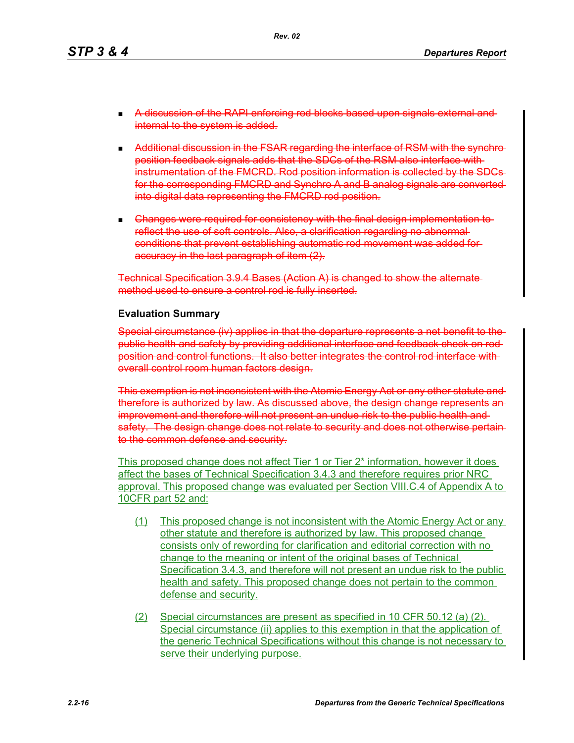- ~~A discussion of the RAPI enforcing rod blocks based upon signals external and internal to the system is added.~~

- ~~Additional discussion in the FSAR regarding the interface of RSM with the synchro position feedback signals adds that the SDCs of the RSM also interface with instrumentation of the FMCRD. Rod position information is collected by the SDCs for the corresponding FMCRD and Synchro A and B analog signals are converted into digital data representing the FMCRD rod position.~~

- ~~Changes were required for consistency with the final design implementation to reflect the use of soft controls. Also, a clarification regarding no abnormal conditions that prevent establishing automatic rod movement was added for accuracy in the last paragraph of item (2).~~

~~Technical Specification 3.9.4 Bases (Action A) is changed to show the alternate method used to ensure a control rod is fully inserted.~~

### Evaluation Summary

~~Special circumstance (iv) applies in that the departure represents a net benefit to the public health and safety by providing additional interface and feedback check on rod position and control functions. It also better integrates the control rod interface with overall control room human factors design.~~

~~This exemption is not inconsistent with the Atomic Energy Act or any other statute and therefore is authorized by law. As discussed above, the design change represents an improvement and therefore will not present an undue risk to the public health and safety. The design change does not relate to security and does not otherwise pertain to the common defense and security.~~

This proposed change does not affect Tier 1 or Tier 2* information, however it does affect the bases of Technical Specification 3.4.3 and therefore requires prior NRC approval. This proposed change was evaluated per Section VIII.C.4 of Appendix A to 10CFR part 52 and:

(1) This proposed change is not inconsistent with the Atomic Energy Act or any other statute and therefore is authorized by law. This proposed change consists only of rewording for clarification and editorial correction with no change to the meaning or intent of the original bases of Technical Specification 3.4.3, and therefore will not present an undue risk to the public health and safety. This proposed change does not pertain to the common defense and security.

(2) Special circumstances are present as specified in 10 CFR 50.12 (a) (2). Special circumstance (ii) applies to this exemption in that the application of the generic Technical Specifications without this change is not necessary to serve their underlying purpose.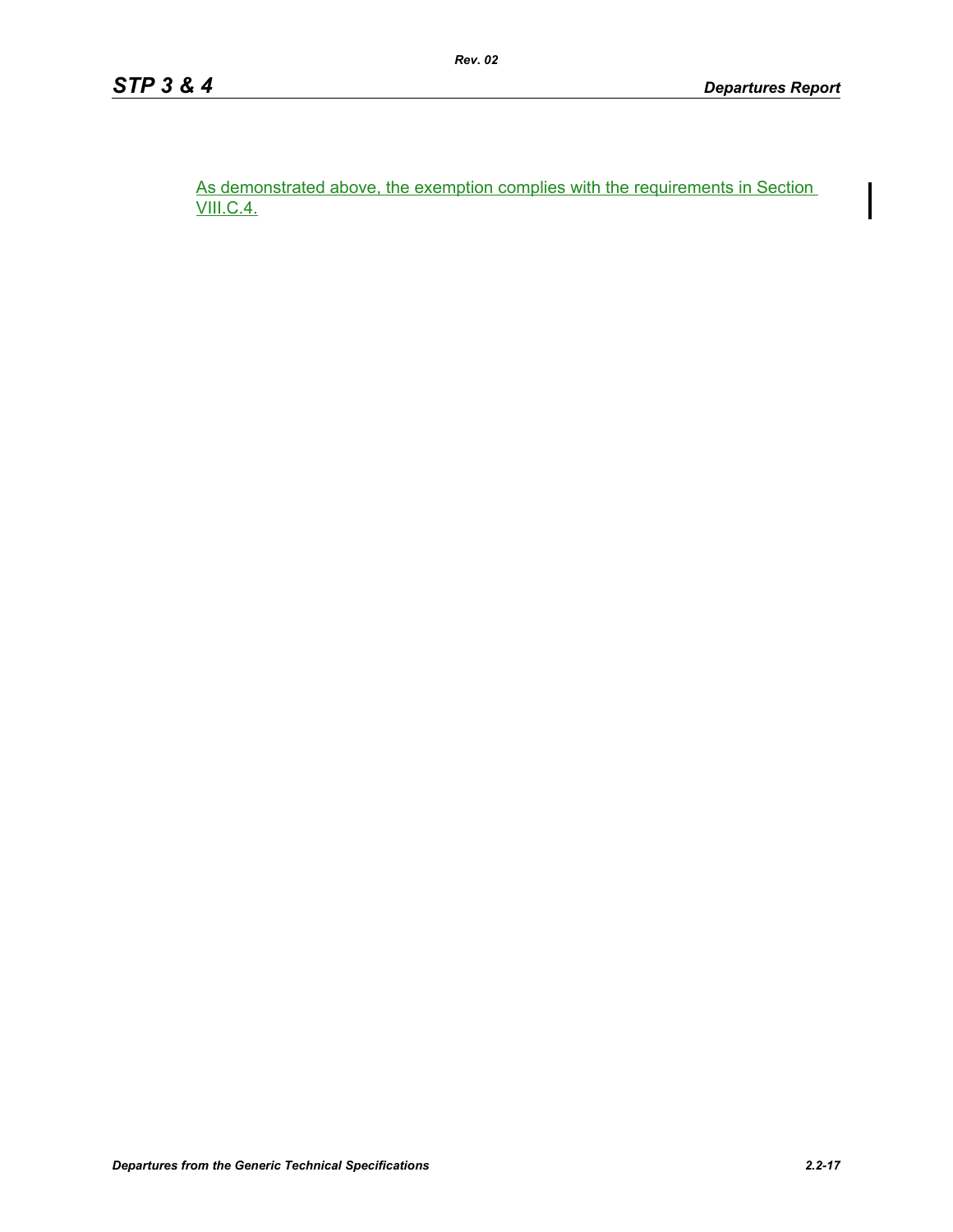As demonstrated above, the exemption complies with the requirements in Section VIII.C.4.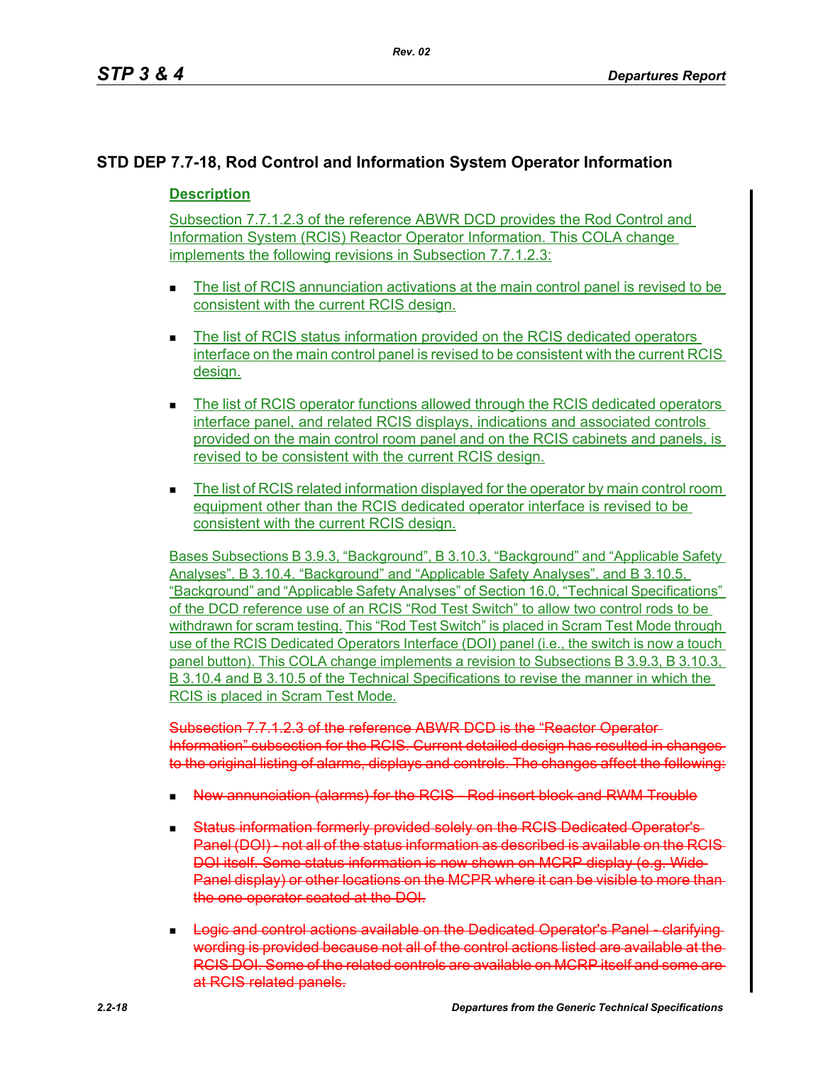## STD DEP 7.7-18, Rod Control and Information System Operator Information

**Description**

Subsection 7.7.1.2.3 of the reference ABWR DCD provides the Rod Control and Information System (RCIS) Reactor Operator Information. This COLA change implements the following revisions in Subsection 7.7.1.2.3:

- The list of RCIS annunciation activations at the main control panel is revised to be consistent with the current RCIS design.
- The list of RCIS status information provided on the RCIS dedicated operators interface on the main control panel is revised to be consistent with the current RCIS design.
- The list of RCIS operator functions allowed through the RCIS dedicated operators interface panel, and related RCIS displays, indications and associated controls provided on the main control room panel and on the RCIS cabinets and panels, is revised to be consistent with the current RCIS design.
- The list of RCIS related information displayed for the operator by main control room equipment other than the RCIS dedicated operator interface is revised to be consistent with the current RCIS design.

Bases Subsections B 3.9.3, “Background”, B 3.10.3, “Background” and “Applicable Safety Analyses”, B 3.10.4, “Background” and “Applicable Safety Analyses”, and B 3.10.5, “Background” and “Applicable Safety Analyses” of Section 16.0, “Technical Specifications” of the DCD reference use of an RCIS “Rod Test Switch” to allow two control rods to be withdrawn for scram testing. This “Rod Test Switch” is placed in Scram Test Mode through use of the RCIS Dedicated Operators Interface (DOI) panel (i.e., the switch is now a touch panel button). This COLA change implements a revision to Subsections B 3.9.3, B 3.10.3, B 3.10.4 and B 3.10.5 of the Technical Specifications to revise the manner in which the RCIS is placed in Scram Test Mode.

~~Subsection 7.7.1.2.3 of the reference ABWR DCD is the “Reactor Operator Information” subsection for the RCIS. Current detailed design has resulted in changes to the original listing of alarms, displays and controls. The changes affect the following:~~

- ~~New annunciation (alarms) for the RCIS - Rod insert block and RWM Trouble~~
- ~~Status information formerly provided solely on the RCIS Dedicated Operator's Panel (DOI) - not all of the status information as described is available on the RCIS DOI itself. Some status information is now shown on MCRP display (e.g. Wide Panel display) or other locations on the MCPR where it can be visible to more than the one operator seated at the DOI.~~
- ~~Logic and control actions available on the Dedicated Operator's Panel - clarifying wording is provided because not all of the control actions listed are available at the RCIS DOI. Some of the related controls are available on MCRP itself and some are at RCIS related panels.~~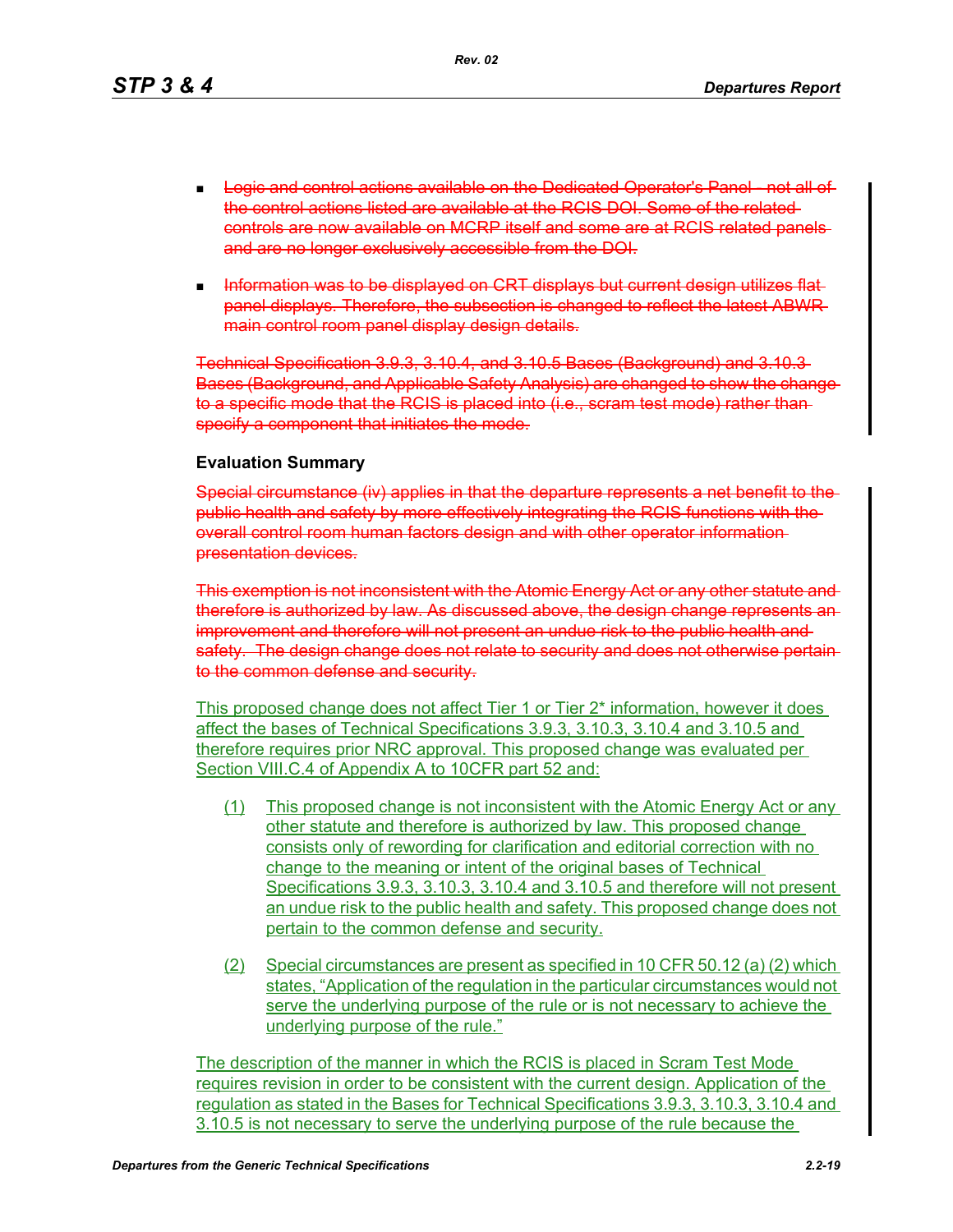- ~~Logic and control actions available on the Dedicated Operator's Panel - not all of the control actions listed are available at the RCIS DOI. Some of the related controls are now available on MCRP itself and some are at RCIS related panels and are no longer exclusively accessible from the DOI.~~

- ~~Information was to be displayed on CRT displays but current design utilizes flat panel displays. Therefore, the subsection is changed to reflect the latest ABWR main control room panel display design details.~~

~~Technical Specification 3.9.3, 3.10.4, and 3.10.5 Bases (Background) and 3.10.3 Bases (Background, and Applicable Safety Analysis) are changed to show the change to a specific mode that the RCIS is placed into (i.e., scram test mode) rather than specify a component that initiates the mode.~~

### Evaluation Summary

~~Special circumstance (iv) applies in that the departure represents a net benefit to the public health and safety by more effectively integrating the RCIS functions with the overall control room human factors design and with other operator information presentation devices.~~

~~This exemption is not inconsistent with the Atomic Energy Act or any other statute and therefore is authorized by law. As discussed above, the design change represents an improvement and therefore will not present an undue risk to the public health and safety. The design change does not relate to security and does not otherwise pertain to the common defense and security.~~

This proposed change does not affect Tier 1 or Tier 2* information, however it does affect the bases of Technical Specifications 3.9.3, 3.10.3, 3.10.4 and 3.10.5 and therefore requires prior NRC approval. This proposed change was evaluated per Section VIII.C.4 of Appendix A to 10CFR part 52 and:

(1) This proposed change is not inconsistent with the Atomic Energy Act or any other statute and therefore is authorized by law. This proposed change consists only of rewording for clarification and editorial correction with no change to the meaning or intent of the original bases of Technical Specifications 3.9.3, 3.10.3, 3.10.4 and 3.10.5 and therefore will not present an undue risk to the public health and safety. This proposed change does not pertain to the common defense and security.

(2) Special circumstances are present as specified in 10 CFR 50.12 (a) (2) which states, "Application of the regulation in the particular circumstances would not serve the underlying purpose of the rule or is not necessary to achieve the underlying purpose of the rule."

The description of the manner in which the RCIS is placed in Scram Test Mode requires revision in order to be consistent with the current design. Application of the regulation as stated in the Bases for Technical Specifications 3.9.3, 3.10.3, 3.10.4 and 3.10.5 is not necessary to serve the underlying purpose of the rule because the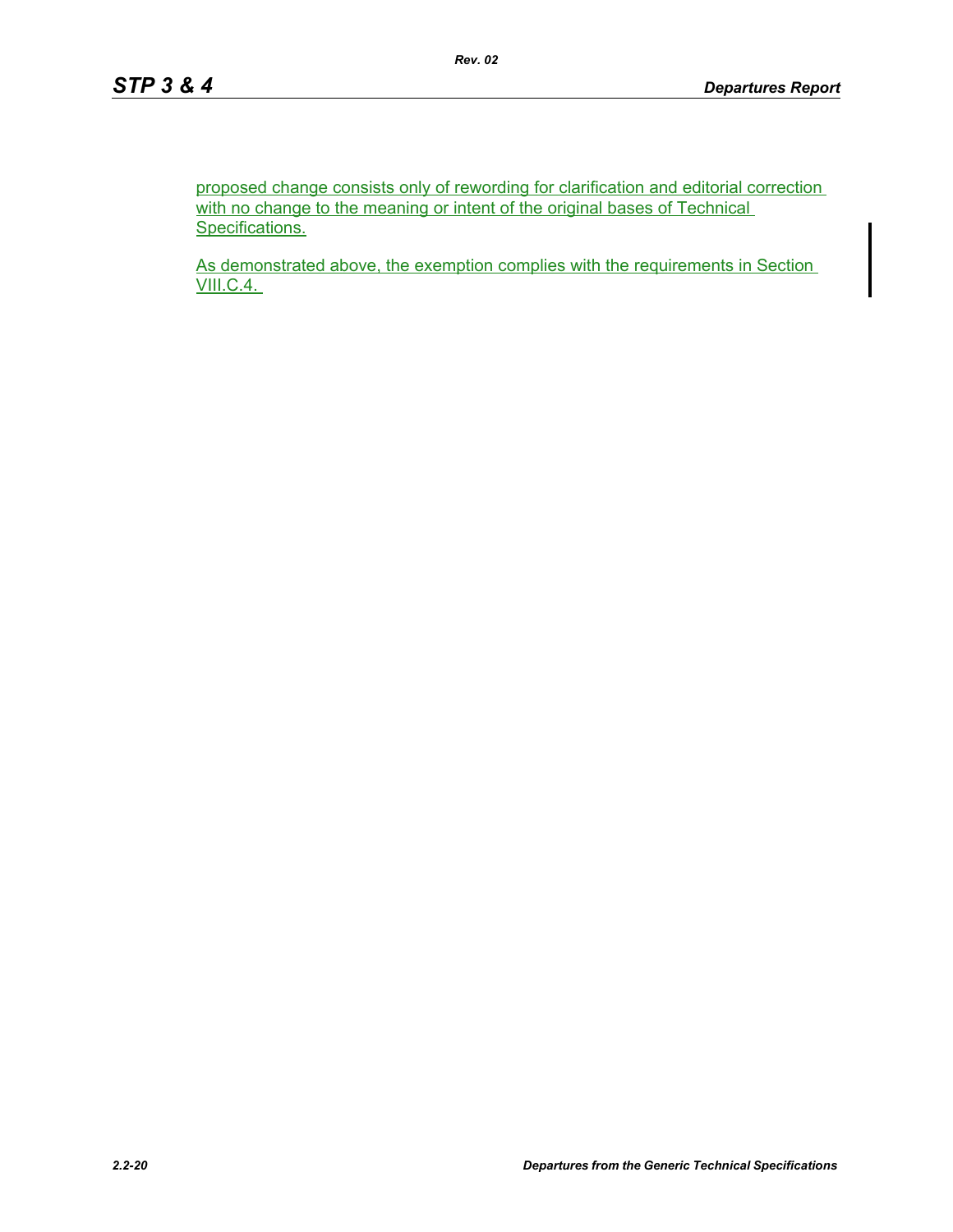proposed change consists only of rewording for clarification and editorial correction with no change to the meaning or intent of the original bases of Technical Specifications.

As demonstrated above, the exemption complies with the requirements in Section VIII.C.4.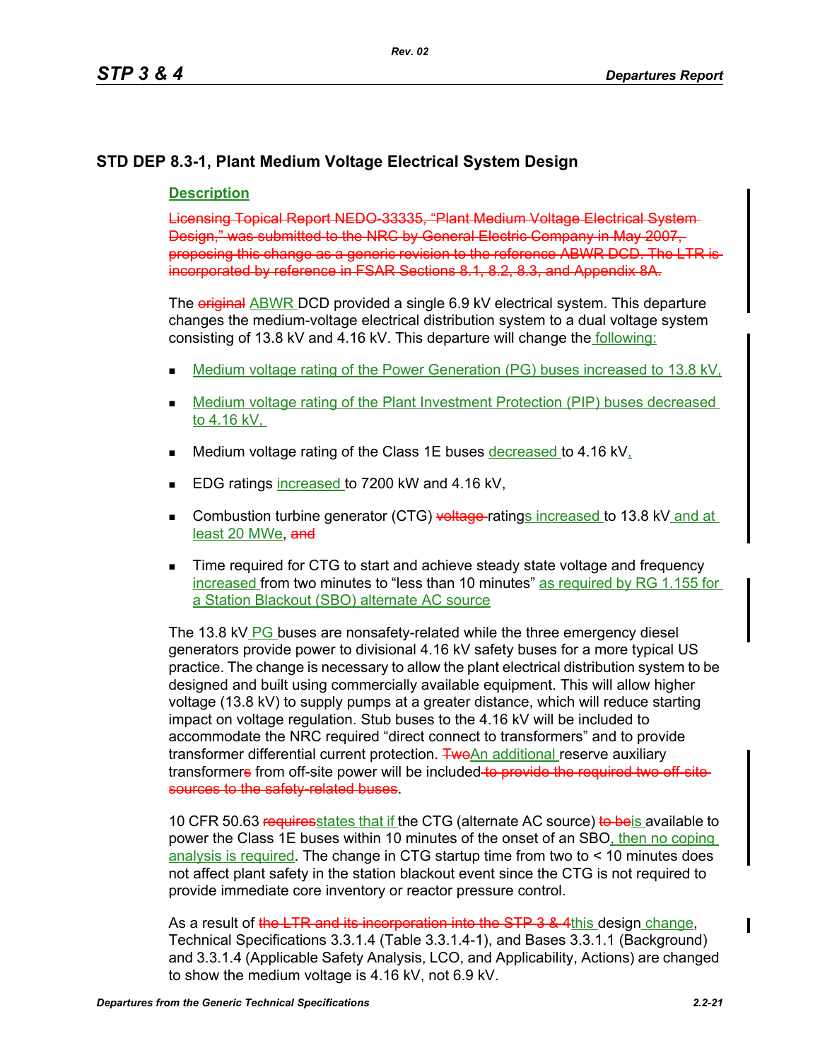## STD DEP 8.3-1, Plant Medium Voltage Electrical System Design

### Description

~~Licensing Topical Report NEDO-33335, "Plant Medium Voltage Electrical System Design," was submitted to the NRC by General Electric Company in May 2007, proposing this change as a generic revision to the reference ABWR DCD. The LTR is incorporated by reference in FSAR Sections 8.1, 8.2, 8.3, and Appendix 8A.~~

The ~~original~~ ABWR DCD provided a single 6.9 kV electrical system. This departure changes the medium-voltage electrical distribution system to a dual voltage system consisting of 13.8 kV and 4.16 kV. This departure will change the following:

- Medium voltage rating of the Power Generation (PG) buses increased to 13.8 kV,
- Medium voltage rating of the Plant Investment Protection (PIP) buses decreased to 4.16 kV,
- Medium voltage rating of the Class 1E buses decreased to 4.16 kV,
- EDG ratings increased to 7200 kW and 4.16 kV,
- Combustion turbine generator (CTG) ~~voltage~~ ratings increased to 13.8 kV and at least 20 MWe, ~~and~~
- Time required for CTG to start and achieve steady state voltage and frequency increased from two minutes to "less than 10 minutes" as required by RG 1.155 for a Station Blackout (SBO) alternate AC source

The 13.8 kV PG buses are nonsafety-related while the three emergency diesel generators provide power to divisional 4.16 kV safety buses for a more typical US practice. The change is necessary to allow the plant electrical distribution system to be designed and built using commercially available equipment. This will allow higher voltage (13.8 kV) to supply pumps at a greater distance, which will reduce starting impact on voltage regulation. Stub buses to the 4.16 kV will be included to accommodate the NRC required "direct connect to transformers" and to provide transformer differential current protection. ~~Two~~An additional reserve auxiliary transformer~~s~~ from off-site power will be included ~~to provide the required two off-site sources to the safety-related buses~~.

10 CFR 50.63 ~~requires~~states that if the CTG (alternate AC source) ~~to be~~is available to power the Class 1E buses within 10 minutes of the onset of an SBO, then no coping analysis is required. The change in CTG startup time from two to < 10 minutes does not affect plant safety in the station blackout event since the CTG is not required to provide immediate core inventory or reactor pressure control.

As a result of ~~the LTR and its incorporation into the STP 3 & 4~~this design change, Technical Specifications 3.3.1.4 (Table 3.3.1.4-1), and Bases 3.3.1.1 (Background) and 3.3.1.4 (Applicable Safety Analysis, LCO, and Applicability, Actions) are changed to show the medium voltage is 4.16 kV, not 6.9 kV.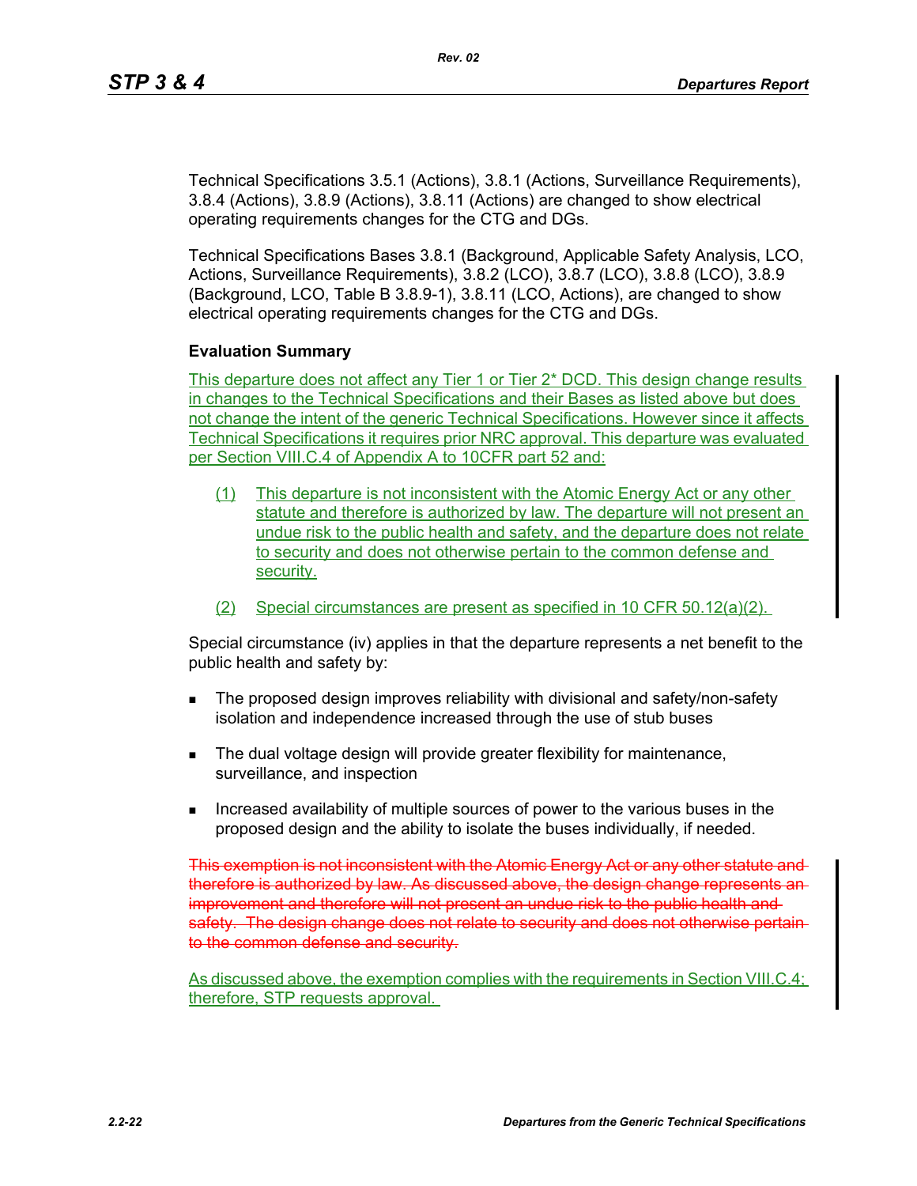Technical Specifications 3.5.1 (Actions), 3.8.1 (Actions, Surveillance Requirements), 3.8.4 (Actions), 3.8.9 (Actions), 3.8.11 (Actions) are changed to show electrical operating requirements changes for the CTG and DGs.

Technical Specifications Bases 3.8.1 (Background, Applicable Safety Analysis, LCO, Actions, Surveillance Requirements), 3.8.2 (LCO), 3.8.7 (LCO), 3.8.8 (LCO), 3.8.9 (Background, LCO, Table B 3.8.9-1), 3.8.11 (LCO, Actions), are changed to show electrical operating requirements changes for the CTG and DGs.

**Evaluation Summary**

This departure does not affect any Tier 1 or Tier 2* DCD. This design change results in changes to the Technical Specifications and their Bases as listed above but does not change the intent of the generic Technical Specifications. However since it affects Technical Specifications it requires prior NRC approval. This departure was evaluated per Section VIII.C.4 of Appendix A to 10CFR part 52 and:

(1) This departure is not inconsistent with the Atomic Energy Act or any other statute and therefore is authorized by law. The departure will not present an undue risk to the public health and safety, and the departure does not relate to security and does not otherwise pertain to the common defense and security.

(2) Special circumstances are present as specified in 10 CFR 50.12(a)(2).

Special circumstance (iv) applies in that the departure represents a net benefit to the public health and safety by:

- The proposed design improves reliability with divisional and safety/non-safety isolation and independence increased through the use of stub buses
- The dual voltage design will provide greater flexibility for maintenance, surveillance, and inspection
- Increased availability of multiple sources of power to the various buses in the proposed design and the ability to isolate the buses individually, if needed.

~~This exemption is not inconsistent with the Atomic Energy Act or any other statute and therefore is authorized by law. As discussed above, the design change represents an improvement and therefore will not present an undue risk to the public health and safety. The design change does not relate to security and does not otherwise pertain to the common defense and security.~~

As discussed above, the exemption complies with the requirements in Section VIII.C.4; therefore, STP requests approval.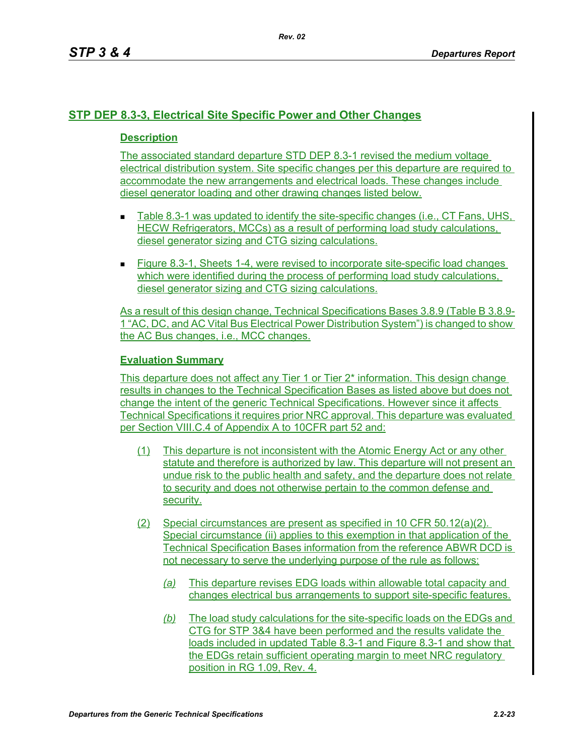## STP DEP 8.3-3, Electrical Site Specific Power and Other Changes

### Description

The associated standard departure STD DEP 8.3-1 revised the medium voltage electrical distribution system. Site specific changes per this departure are required to accommodate the new arrangements and electrical loads. These changes include diesel generator loading and other drawing changes listed below.

- Table 8.3-1 was updated to identify the site-specific changes (i.e., CT Fans, UHS, HECW Refrigerators, MCCs) as a result of performing load study calculations, diesel generator sizing and CTG sizing calculations.
- Figure 8.3-1, Sheets 1-4, were revised to incorporate site-specific load changes which were identified during the process of performing load study calculations, diesel generator sizing and CTG sizing calculations.

As a result of this design change, Technical Specifications Bases 3.8.9 (Table B 3.8.9-1 "AC, DC, and AC Vital Bus Electrical Power Distribution System") is changed to show the AC Bus changes, i.e., MCC changes.

### Evaluation Summary

This departure does not affect any Tier 1 or Tier 2* information. This design change results in changes to the Technical Specification Bases as listed above but does not change the intent of the generic Technical Specifications. However since it affects Technical Specifications it requires prior NRC approval. This departure was evaluated per Section VIII.C.4 of Appendix A to 10CFR part 52 and:

(1) This departure is not inconsistent with the Atomic Energy Act or any other statute and therefore is authorized by law. This departure will not present an undue risk to the public health and safety, and the departure does not relate to security and does not otherwise pertain to the common defense and security.

(2) Special circumstances are present as specified in 10 CFR 50.12(a)(2). Special circumstance (ii) applies to this exemption in that application of the Technical Specification Bases information from the reference ABWR DCD is not necessary to serve the underlying purpose of the rule as follows:

  *(a)* This departure revises EDG loads within allowable total capacity and changes electrical bus arrangements to support site-specific features.

  *(b)* The load study calculations for the site-specific loads on the EDGs and CTG for STP 3&4 have been performed and the results validate the loads included in updated Table 8.3-1 and Figure 8.3-1 and show that the EDGs retain sufficient operating margin to meet NRC regulatory position in RG 1.09, Rev. 4.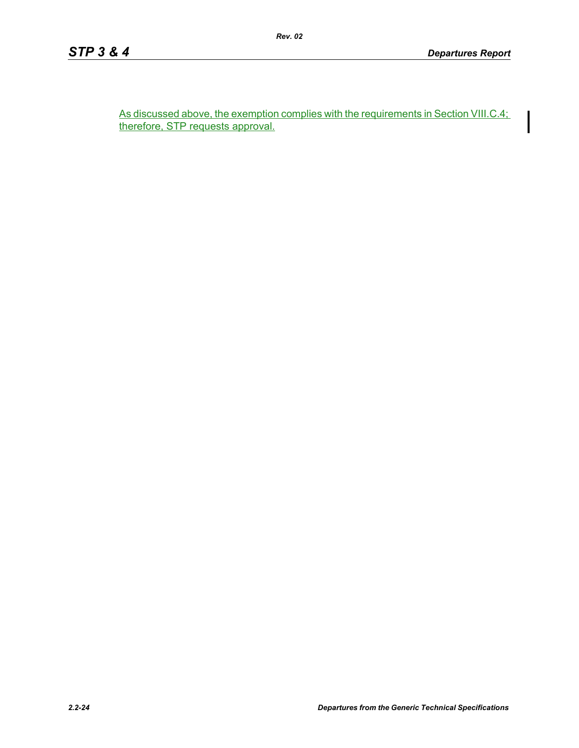As discussed above, the exemption complies with the requirements in Section VIII.C.4; therefore, STP requests approval.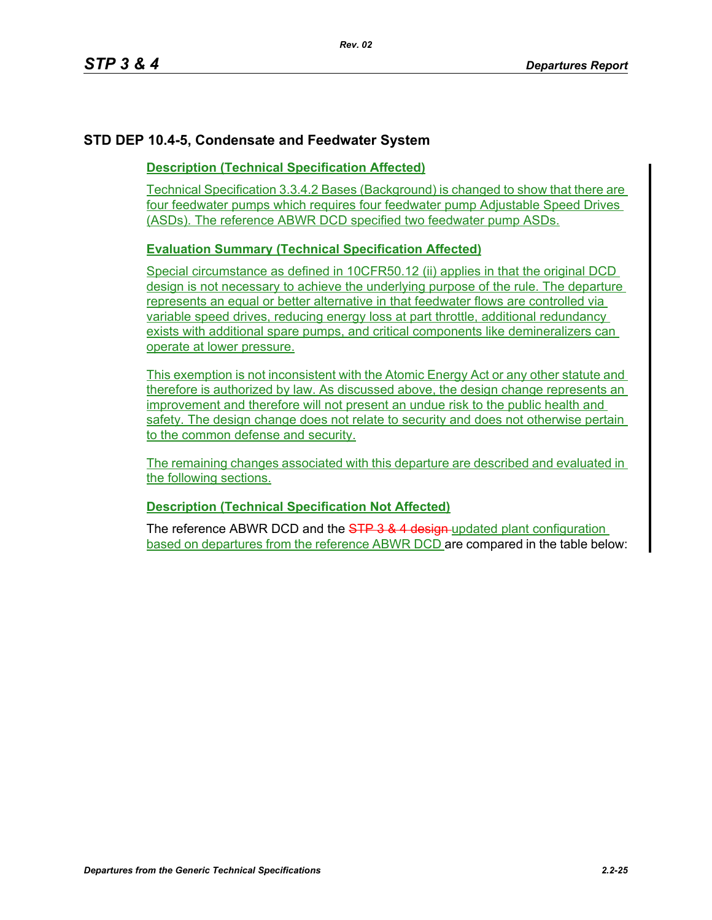## STD DEP 10.4-5, Condensate and Feedwater System

**Description (Technical Specification Affected)**

Technical Specification 3.3.4.2 Bases (Background) is changed to show that there are four feedwater pumps which requires four feedwater pump Adjustable Speed Drives (ASDs). The reference ABWR DCD specified two feedwater pump ASDs.

**Evaluation Summary (Technical Specification Affected)**

Special circumstance as defined in 10CFR50.12 (ii) applies in that the original DCD design is not necessary to achieve the underlying purpose of the rule. The departure represents an equal or better alternative in that feedwater flows are controlled via variable speed drives, reducing energy loss at part throttle, additional redundancy exists with additional spare pumps, and critical components like demineralizers can operate at lower pressure.

This exemption is not inconsistent with the Atomic Energy Act or any other statute and therefore is authorized by law. As discussed above, the design change represents an improvement and therefore will not present an undue risk to the public health and safety. The design change does not relate to security and does not otherwise pertain to the common defense and security.

The remaining changes associated with this departure are described and evaluated in the following sections.

**Description (Technical Specification Not Affected)**

The reference ABWR DCD and the ~~STP 3 & 4 design~~ updated plant configuration based on departures from the reference ABWR DCD are compared in the table below: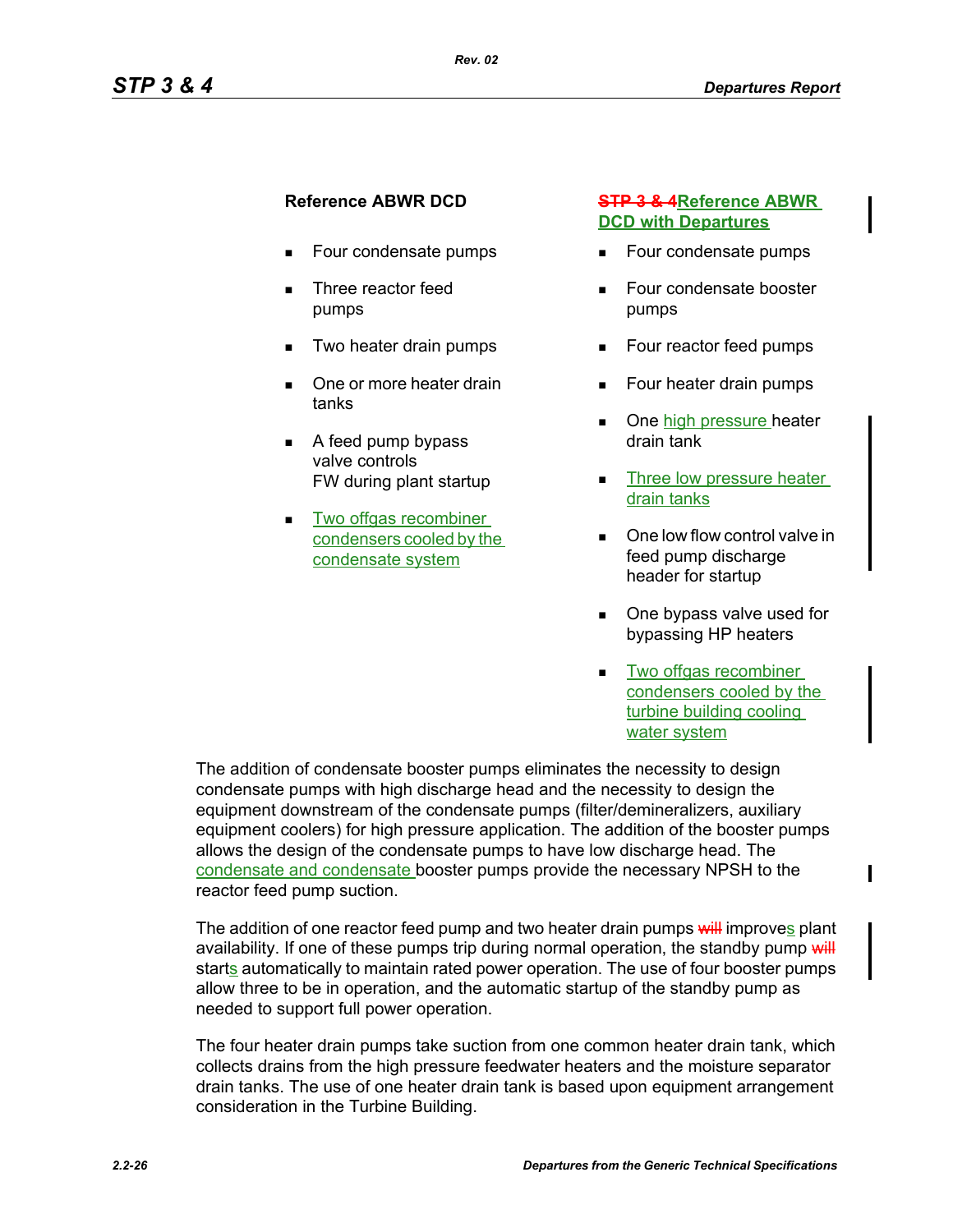| Reference ABWR DCD | ~~STP 3 & 4~~Reference ABWR DCD with Departures |
|---|---|
| ▪ Four condensate pumps | ▪ Four condensate pumps |
| ▪ Three reactor feed pumps | ▪ Four condensate booster pumps |
| ▪ Two heater drain pumps | ▪ Four reactor feed pumps |
| ▪ One or more heater drain tanks | ▪ Four heater drain pumps |
| ▪ A feed pump bypass valve controls FW during plant startup | ▪ One high pressure heater drain tank |
| ▪ Two offgas recombiner condensers cooled by the condensate system | ▪ Three low pressure heater drain tanks |
| | ▪ One low flow control valve in feed pump discharge header for startup |
| | ▪ One bypass valve used for bypassing HP heaters |
| | ▪ Two offgas recombiner condensers cooled by the turbine building cooling water system |

The addition of condensate booster pumps eliminates the necessity to design condensate pumps with high discharge head and the necessity to design the equipment downstream of the condensate pumps (filter/demineralizers, auxiliary equipment coolers) for high pressure application. The addition of the booster pumps allows the design of the condensate pumps to have low discharge head. The condensate and condensate booster pumps provide the necessary NPSH to the reactor feed pump suction.

The addition of one reactor feed pump and two heater drain pumps ~~will~~ improves plant availability. If one of these pumps trip during normal operation, the standby pump ~~will~~ starts automatically to maintain rated power operation. The use of four booster pumps allow three to be in operation, and the automatic startup of the standby pump as needed to support full power operation.

The four heater drain pumps take suction from one common heater drain tank, which collects drains from the high pressure feedwater heaters and the moisture separator drain tanks. The use of one heater drain tank is based upon equipment arrangement consideration in the Turbine Building.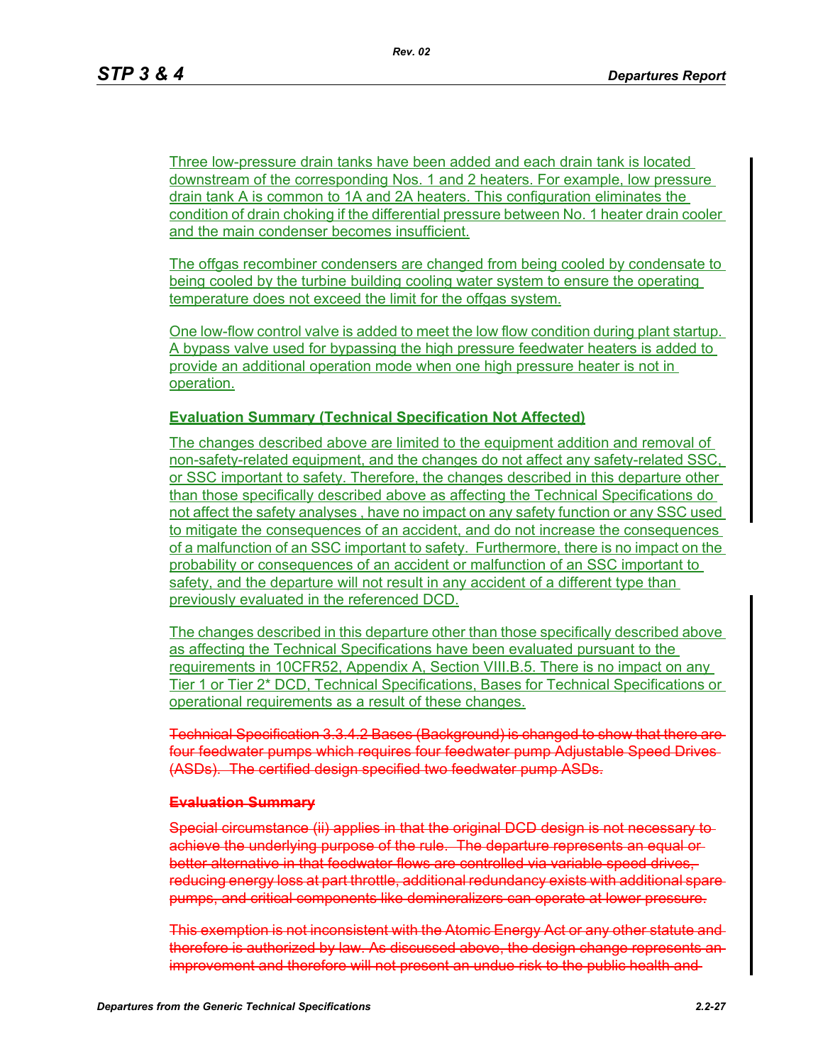Three low-pressure drain tanks have been added and each drain tank is located downstream of the corresponding Nos. 1 and 2 heaters. For example, low pressure drain tank A is common to 1A and 2A heaters. This configuration eliminates the condition of drain choking if the differential pressure between No. 1 heater drain cooler and the main condenser becomes insufficient.

The offgas recombiner condensers are changed from being cooled by condensate to being cooled by the turbine building cooling water system to ensure the operating temperature does not exceed the limit for the offgas system.

One low-flow control valve is added to meet the low flow condition during plant startup. A bypass valve used for bypassing the high pressure feedwater heaters is added to provide an additional operation mode when one high pressure heater is not in operation.

**Evaluation Summary (Technical Specification Not Affected)**

The changes described above are limited to the equipment addition and removal of non-safety-related equipment, and the changes do not affect any safety-related SSC, or SSC important to safety. Therefore, the changes described in this departure other than those specifically described above as affecting the Technical Specifications do not affect the safety analyses , have no impact on any safety function or any SSC used to mitigate the consequences of an accident, and do not increase the consequences of a malfunction of an SSC important to safety. Furthermore, there is no impact on the probability or consequences of an accident or malfunction of an SSC important to safety, and the departure will not result in any accident of a different type than previously evaluated in the referenced DCD.

The changes described in this departure other than those specifically described above as affecting the Technical Specifications have been evaluated pursuant to the requirements in 10CFR52, Appendix A, Section VIII.B.5. There is no impact on any Tier 1 or Tier 2* DCD, Technical Specifications, Bases for Technical Specifications or operational requirements as a result of these changes.

~~Technical Specification 3.3.4.2 Bases (Background) is changed to show that there are four feedwater pumps which requires four feedwater pump Adjustable Speed Drives (ASDs). The certified design specified two feedwater pump ASDs.~~

~~**Evaluation Summary**~~

~~Special circumstance (ii) applies in that the original DCD design is not necessary to achieve the underlying purpose of the rule. The departure represents an equal or better alternative in that feedwater flows are controlled via variable speed drives, reducing energy loss at part throttle, additional redundancy exists with additional spare pumps, and critical components like demineralizers can operate at lower pressure.~~

~~This exemption is not inconsistent with the Atomic Energy Act or any other statute and therefore is authorized by law. As discussed above, the design change represents an improvement and therefore will not present an undue risk to the public health and~~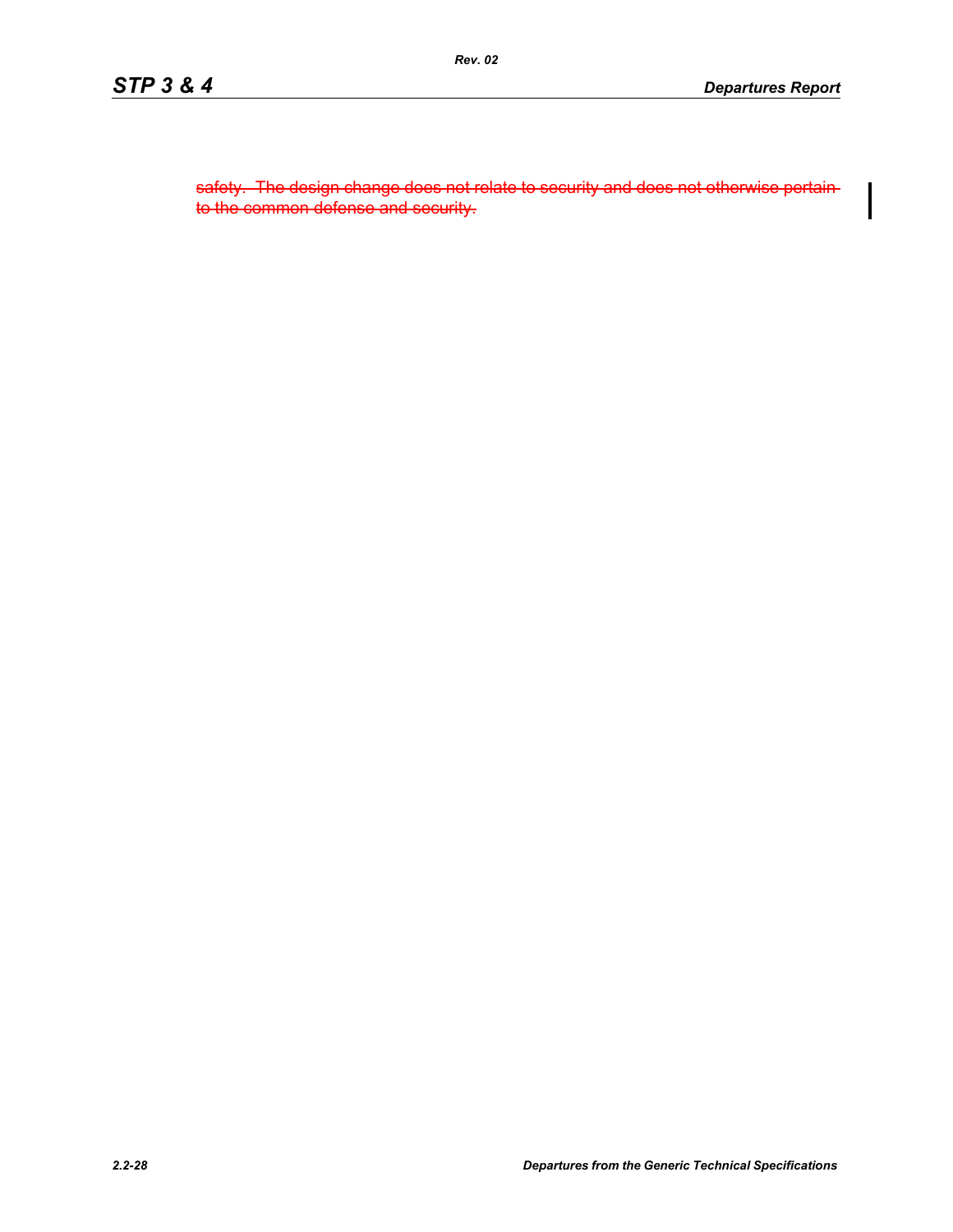~~safety. The design change does not relate to security and does not otherwise pertain to the common defense and security.~~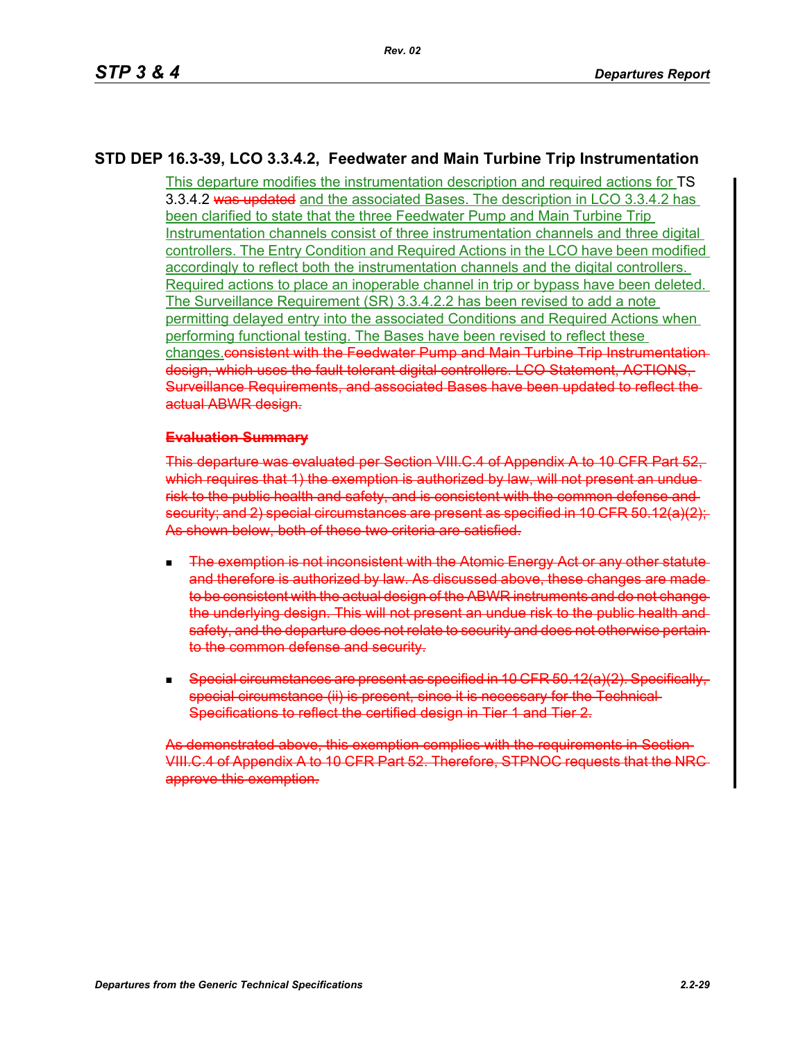## STD DEP 16.3-39, LCO 3.3.4.2, Feedwater and Main Turbine Trip Instrumentation

This departure modifies the instrumentation description and required actions for TS 3.3.4.2 ~~was updated~~ and the associated Bases. The description in LCO 3.3.4.2 has been clarified to state that the three Feedwater Pump and Main Turbine Trip Instrumentation channels consist of three instrumentation channels and three digital controllers. The Entry Condition and Required Actions in the LCO have been modified accordingly to reflect both the instrumentation channels and the digital controllers. Required actions to place an inoperable channel in trip or bypass have been deleted. The Surveillance Requirement (SR) 3.3.4.2.2 has been revised to add a note permitting delayed entry into the associated Conditions and Required Actions when performing functional testing. The Bases have been revised to reflect these changes.~~consistent with the Feedwater Pump and Main Turbine Trip Instrumentation design, which uses the fault tolerant digital controllers. LCO Statement, ACTIONS, Surveillance Requirements, and associated Bases have been updated to reflect the actual ABWR design.~~

~~**Evaluation Summary**~~

~~This departure was evaluated per Section VIII.C.4 of Appendix A to 10 CFR Part 52, which requires that 1) the exemption is authorized by law, will not present an undue risk to the public health and safety, and is consistent with the common defense and security; and 2) special circumstances are present as specified in 10 CFR 50.12(a)(2). As shown below, both of these two criteria are satisfied.~~

- ~~The exemption is not inconsistent with the Atomic Energy Act or any other statute and therefore is authorized by law. As discussed above, these changes are made to be consistent with the actual design of the ABWR instruments and do not change the underlying design. This will not present an undue risk to the public health and safety, and the departure does not relate to security and does not otherwise pertain to the common defense and security.~~

- ~~Special circumstances are present as specified in 10 CFR 50.12(a)(2). Specifically, special circumstance (ii) is present, since it is necessary for the Technical Specifications to reflect the certified design in Tier 1 and Tier 2.~~

~~As demonstrated above, this exemption complies with the requirements in Section VIII.C.4 of Appendix A to 10 CFR Part 52. Therefore, STPNOC requests that the NRC approve this exemption.~~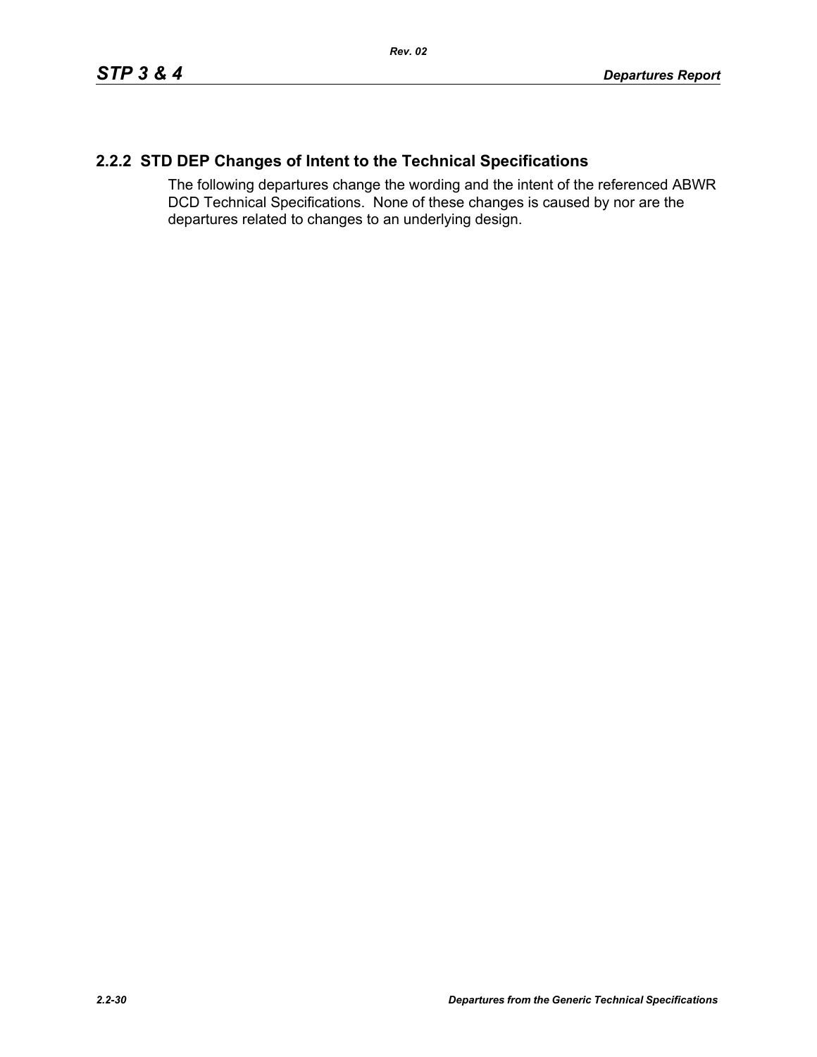## 2.2.2 STD DEP Changes of Intent to the Technical Specifications

The following departures change the wording and the intent of the referenced ABWR DCD Technical Specifications. None of these changes is caused by nor are the departures related to changes to an underlying design.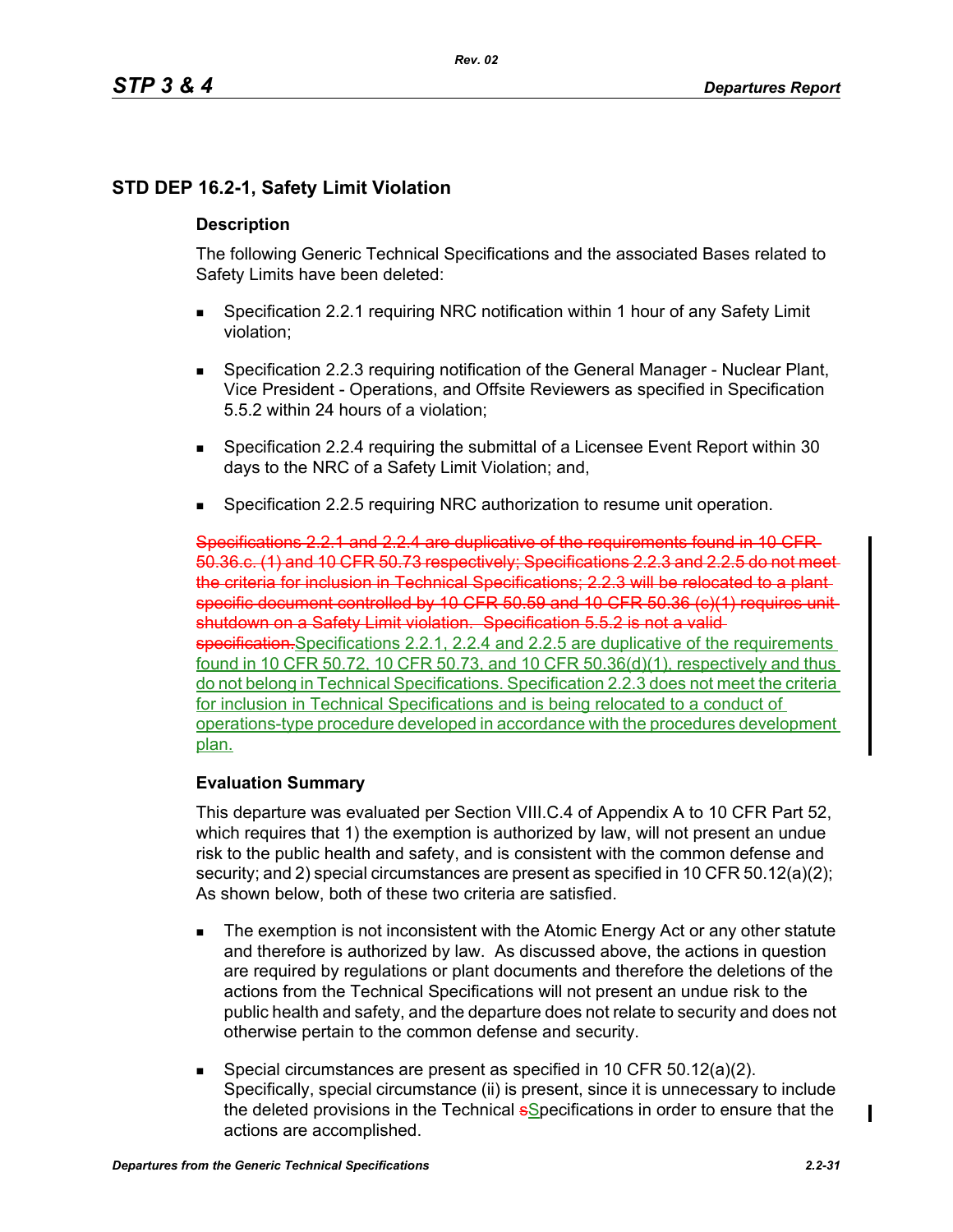## STD DEP 16.2-1, Safety Limit Violation

### Description

The following Generic Technical Specifications and the associated Bases related to Safety Limits have been deleted:

- Specification 2.2.1 requiring NRC notification within 1 hour of any Safety Limit violation;
- Specification 2.2.3 requiring notification of the General Manager - Nuclear Plant, Vice President - Operations, and Offsite Reviewers as specified in Specification 5.5.2 within 24 hours of a violation;
- Specification 2.2.4 requiring the submittal of a Licensee Event Report within 30 days to the NRC of a Safety Limit Violation; and,
- Specification 2.2.5 requiring NRC authorization to resume unit operation.

~~Specifications 2.2.1 and 2.2.4 are duplicative of the requirements found in 10 CFR 50.36.c. (1) and 10 CFR 50.73 respectively; Specifications 2.2.3 and 2.2.5 do not meet the criteria for inclusion in Technical Specifications; 2.2.3 will be relocated to a plant specific document controlled by 10 CFR 50.59 and 10 CFR 50.36 (c)(1) requires unit shutdown on a Safety Limit violation. Specification 5.5.2 is not a valid specification.~~Specifications 2.2.1, 2.2.4 and 2.2.5 are duplicative of the requirements found in 10 CFR 50.72, 10 CFR 50.73, and 10 CFR 50.36(d)(1), respectively and thus do not belong in Technical Specifications. Specification 2.2.3 does not meet the criteria for inclusion in Technical Specifications and is being relocated to a conduct of operations-type procedure developed in accordance with the procedures development plan.

### Evaluation Summary

This departure was evaluated per Section VIII.C.4 of Appendix A to 10 CFR Part 52, which requires that 1) the exemption is authorized by law, will not present an undue risk to the public health and safety, and is consistent with the common defense and security; and 2) special circumstances are present as specified in 10 CFR 50.12(a)(2); As shown below, both of these two criteria are satisfied.

- The exemption is not inconsistent with the Atomic Energy Act or any other statute and therefore is authorized by law. As discussed above, the actions in question are required by regulations or plant documents and therefore the deletions of the actions from the Technical Specifications will not present an undue risk to the public health and safety, and the departure does not relate to security and does not otherwise pertain to the common defense and security.
- Special circumstances are present as specified in 10 CFR 50.12(a)(2). Specifically, special circumstance (ii) is present, since it is unnecessary to include the deleted provisions in the Technical ~~s~~Specifications in order to ensure that the actions are accomplished.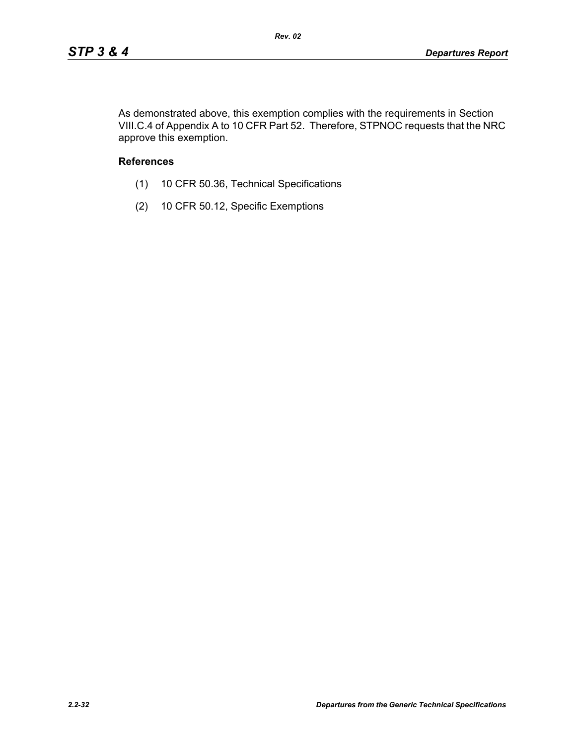As demonstrated above, this exemption complies with the requirements in Section VIII.C.4 of Appendix A to 10 CFR Part 52. Therefore, STPNOC requests that the NRC approve this exemption.

**References**

(1) 10 CFR 50.36, Technical Specifications

(2) 10 CFR 50.12, Specific Exemptions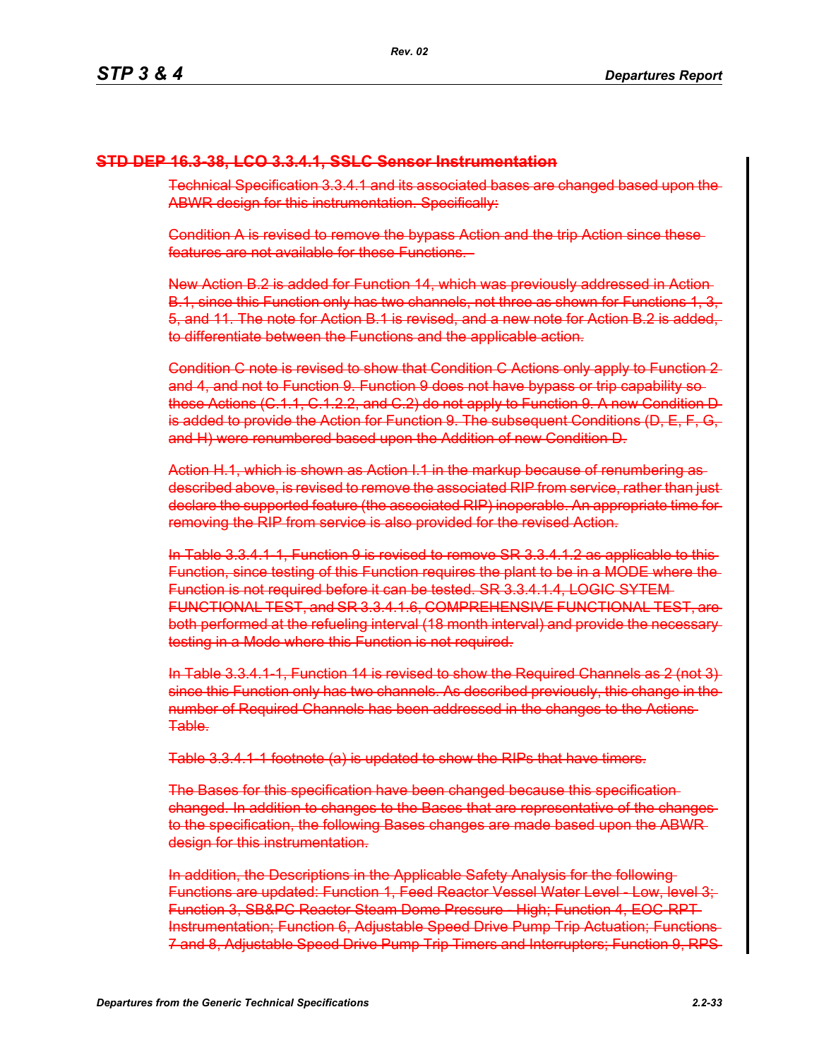## ~~STD DEP 16.3-38, LCO 3.3.4.1, SSLC Sensor Instrumentation~~

~~Technical Specification 3.3.4.1 and its associated bases are changed based upon the ABWR design for this instrumentation. Specifically:~~

~~Condition A is revised to remove the bypass Action and the trip Action since these features are not available for these Functions.~~

~~New Action B.2 is added for Function 14, which was previously addressed in Action B.1, since this Function only has two channels, not three as shown for Functions 1, 3, 5, and 11. The note for Action B.1 is revised, and a new note for Action B.2 is added, to differentiate between the Functions and the applicable action.~~

~~Condition C note is revised to show that Condition C Actions only apply to Function 2 and 4, and not to Function 9. Function 9 does not have bypass or trip capability so these Actions (C.1.1, C.1.2.2, and C.2) do not apply to Function 9. A new Condition D is added to provide the Action for Function 9. The subsequent Conditions (D, E, F, G, and H) were renumbered based upon the Addition of new Condition D.~~

~~Action H.1, which is shown as Action I.1 in the markup because of renumbering as described above, is revised to remove the associated RIP from service, rather than just declare the supported feature (the associated RIP) inoperable. An appropriate time for removing the RIP from service is also provided for the revised Action.~~

~~In Table 3.3.4.1-1, Function 9 is revised to remove SR 3.3.4.1.2 as applicable to this Function, since testing of this Function requires the plant to be in a MODE where the Function is not required before it can be tested. SR 3.3.4.1.4, LOGIC SYTEM FUNCTIONAL TEST, and SR 3.3.4.1.6, COMPREHENSIVE FUNCTIONAL TEST, are both performed at the refueling interval (18 month interval) and provide the necessary testing in a Mode where this Function is not required.~~

~~In Table 3.3.4.1-1, Function 14 is revised to show the Required Channels as 2 (not 3) since this Function only has two channels. As described previously, this change in the number of Required Channels has been addressed in the changes to the Actions Table.~~

~~Table 3.3.4.1-1 footnote (a) is updated to show the RIPs that have timers.~~

~~The Bases for this specification have been changed because this specification changed. In addition to changes to the Bases that are representative of the changes to the specification, the following Bases changes are made based upon the ABWR design for this instrumentation.~~

~~In addition, the Descriptions in the Applicable Safety Analysis for the following Functions are updated: Function 1, Feed Reactor Vessel Water Level - Low, level 3; Function 3, SB&PC Reactor Steam Dome Pressure - High; Function 4, EOC-RPT Instrumentation; Function 6, Adjustable Speed Drive Pump Trip Actuation; Functions 7 and 8, Adjustable Speed Drive Pump Trip Timers and Interrupters; Function 9, RPS~~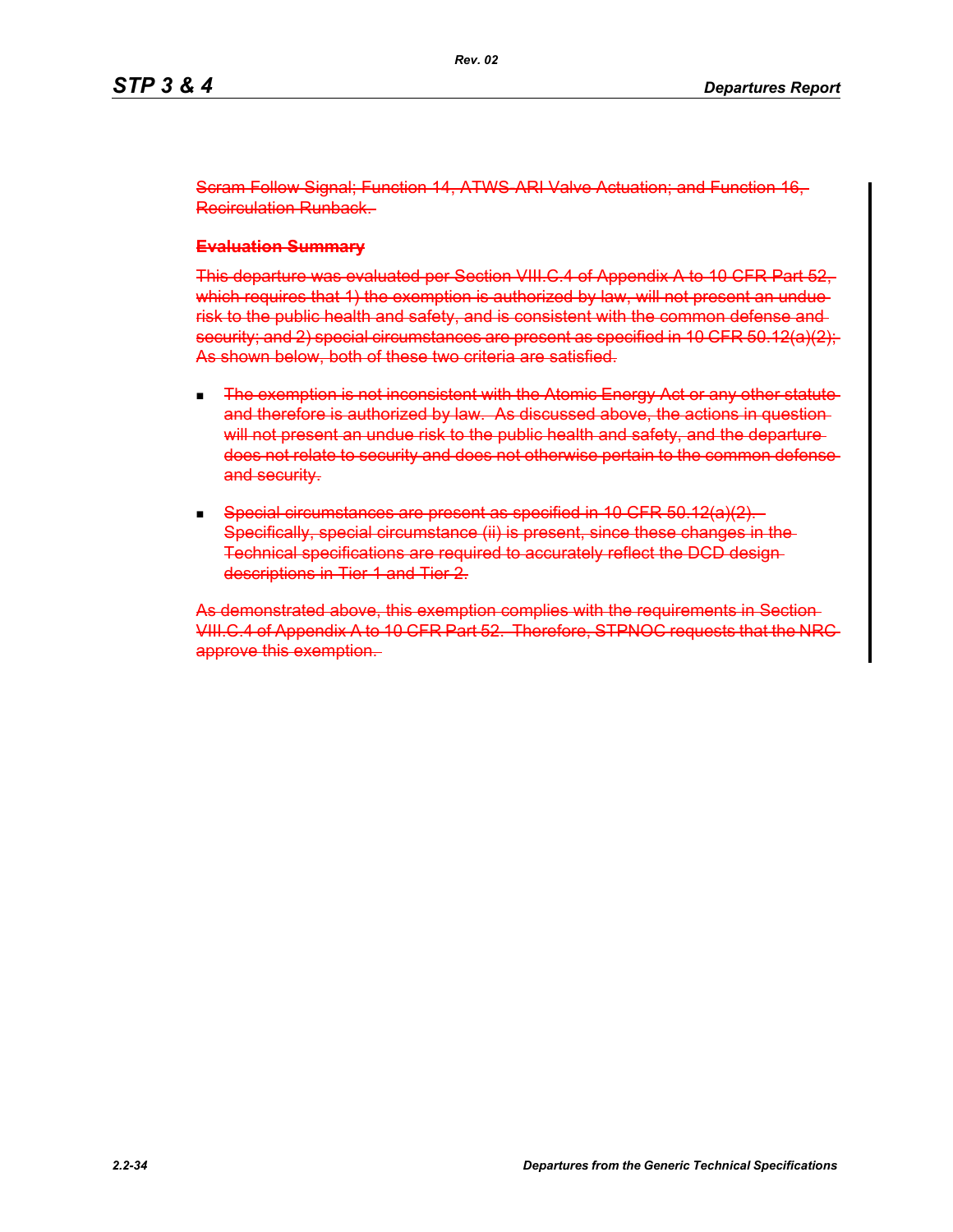~~Scram Follow Signal; Function 14, ATWS-ARI Valve Actuation; and Function 16, Recirculation Runback.~~

~~**Evaluation Summary**~~

~~This departure was evaluated per Section VIII.C.4 of Appendix A to 10 CFR Part 52, which requires that 1) the exemption is authorized by law, will not present an undue risk to the public health and safety, and is consistent with the common defense and security; and 2) special circumstances are present as specified in 10 CFR 50.12(a)(2). As shown below, both of these two criteria are satisfied.~~

- ~~The exemption is not inconsistent with the Atomic Energy Act or any other statute and therefore is authorized by law. As discussed above, the actions in question will not present an undue risk to the public health and safety, and the departure does not relate to security and does not otherwise pertain to the common defense and security.~~

- ~~Special circumstances are present as specified in 10 CFR 50.12(a)(2). Specifically, special circumstance (ii) is present, since these changes in the Technical specifications are required to accurately reflect the DCD design descriptions in Tier 1 and Tier 2.~~

~~As demonstrated above, this exemption complies with the requirements in Section VIII.C.4 of Appendix A to 10 CFR Part 52. Therefore, STPNOC requests that the NRC approve this exemption.~~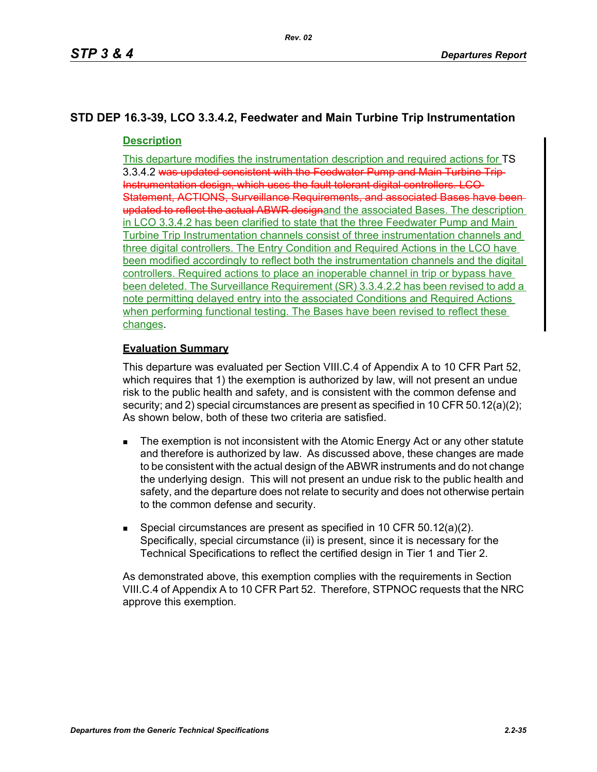## STD DEP 16.3-39, LCO 3.3.4.2, Feedwater and Main Turbine Trip Instrumentation

### Description

This departure modifies the instrumentation description and required actions for TS 3.3.4.2 ~~was updated consistent with the Feedwater Pump and Main Turbine Trip Instrumentation design, which uses the fault tolerant digital controllers. LCO Statement, ACTIONS, Surveillance Requirements, and associated Bases have been updated to reflect the actual ABWR design~~and the associated Bases. The description in LCO 3.3.4.2 has been clarified to state that the three Feedwater Pump and Main Turbine Trip Instrumentation channels consist of three instrumentation channels and three digital controllers. The Entry Condition and Required Actions in the LCO have been modified accordingly to reflect both the instrumentation channels and the digital controllers. Required actions to place an inoperable channel in trip or bypass have been deleted. The Surveillance Requirement (SR) 3.3.4.2.2 has been revised to add a note permitting delayed entry into the associated Conditions and Required Actions when performing functional testing. The Bases have been revised to reflect these changes.

### Evaluation Summary

This departure was evaluated per Section VIII.C.4 of Appendix A to 10 CFR Part 52, which requires that 1) the exemption is authorized by law, will not present an undue risk to the public health and safety, and is consistent with the common defense and security; and 2) special circumstances are present as specified in 10 CFR 50.12(a)(2); As shown below, both of these two criteria are satisfied.

- The exemption is not inconsistent with the Atomic Energy Act or any other statute and therefore is authorized by law. As discussed above, these changes are made to be consistent with the actual design of the ABWR instruments and do not change the underlying design. This will not present an undue risk to the public health and safety, and the departure does not relate to security and does not otherwise pertain to the common defense and security.
- Special circumstances are present as specified in 10 CFR 50.12(a)(2). Specifically, special circumstance (ii) is present, since it is necessary for the Technical Specifications to reflect the certified design in Tier 1 and Tier 2.

As demonstrated above, this exemption complies with the requirements in Section VIII.C.4 of Appendix A to 10 CFR Part 52. Therefore, STPNOC requests that the NRC approve this exemption.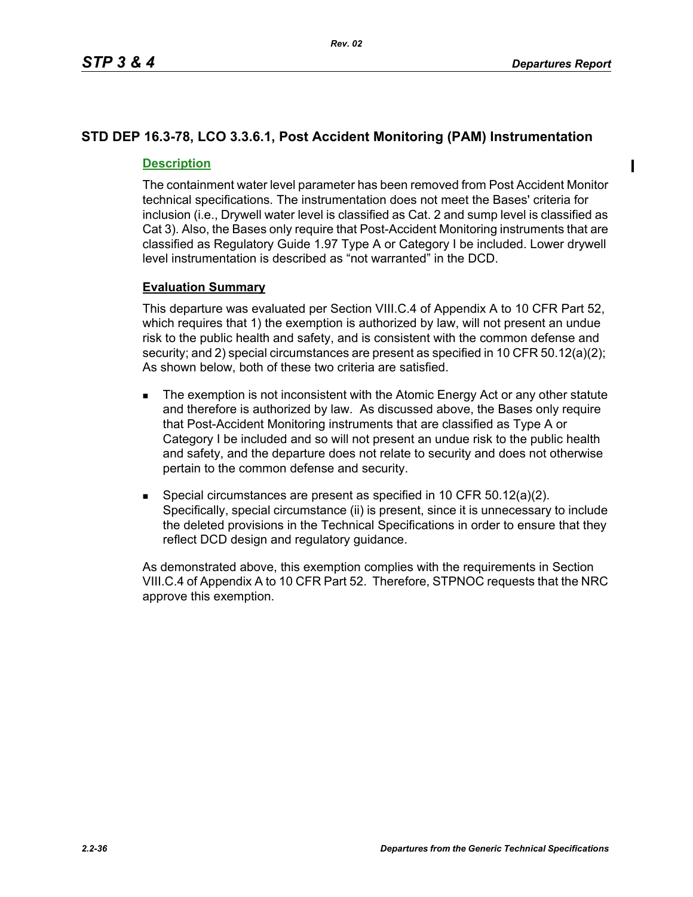## STD DEP 16.3-78, LCO 3.3.6.1, Post Accident Monitoring (PAM) Instrumentation

### Description

The containment water level parameter has been removed from Post Accident Monitor technical specifications. The instrumentation does not meet the Bases' criteria for inclusion (i.e., Drywell water level is classified as Cat. 2 and sump level is classified as Cat 3). Also, the Bases only require that Post-Accident Monitoring instruments that are classified as Regulatory Guide 1.97 Type A or Category I be included. Lower drywell level instrumentation is described as "not warranted" in the DCD.

### Evaluation Summary

This departure was evaluated per Section VIII.C.4 of Appendix A to 10 CFR Part 52, which requires that 1) the exemption is authorized by law, will not present an undue risk to the public health and safety, and is consistent with the common defense and security; and 2) special circumstances are present as specified in 10 CFR 50.12(a)(2); As shown below, both of these two criteria are satisfied.

- The exemption is not inconsistent with the Atomic Energy Act or any other statute and therefore is authorized by law. As discussed above, the Bases only require that Post-Accident Monitoring instruments that are classified as Type A or Category I be included and so will not present an undue risk to the public health and safety, and the departure does not relate to security and does not otherwise pertain to the common defense and security.
- Special circumstances are present as specified in 10 CFR 50.12(a)(2). Specifically, special circumstance (ii) is present, since it is unnecessary to include the deleted provisions in the Technical Specifications in order to ensure that they reflect DCD design and regulatory guidance.

As demonstrated above, this exemption complies with the requirements in Section VIII.C.4 of Appendix A to 10 CFR Part 52. Therefore, STPNOC requests that the NRC approve this exemption.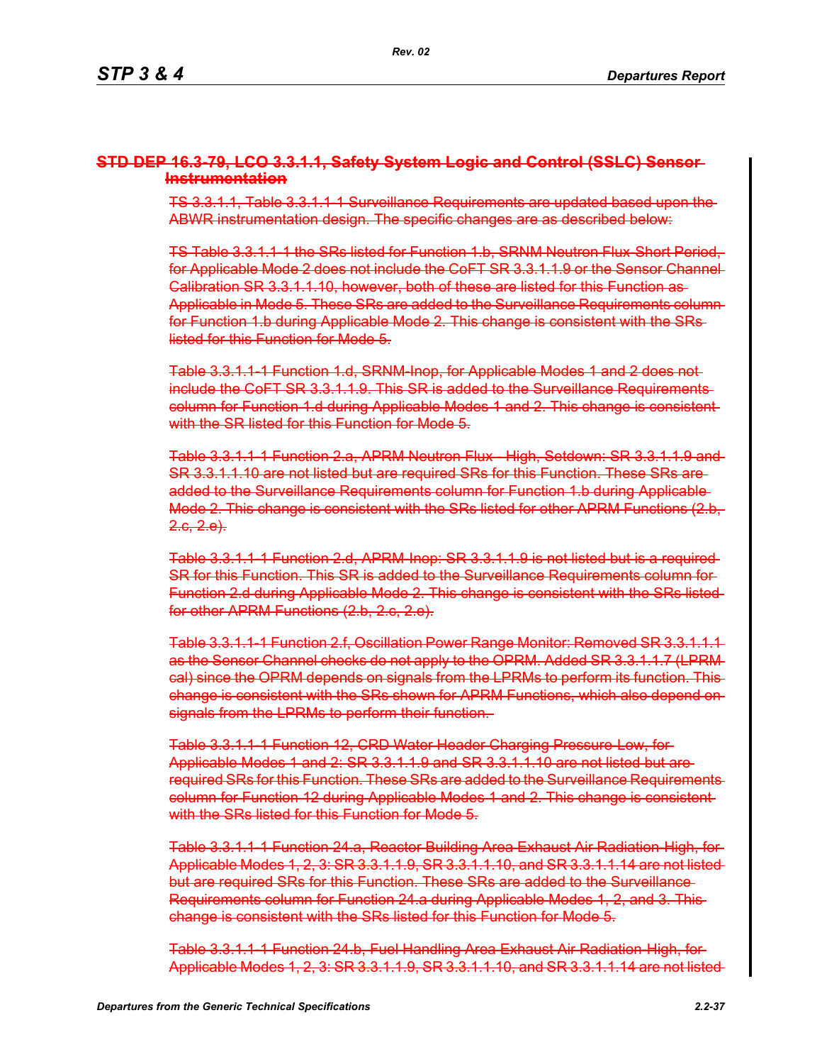## ~~STD DEP 16.3-79, LCO 3.3.1.1, Safety System Logic and Control (SSLC) Sensor Instrumentation~~

~~TS 3.3.1.1, Table 3.3.1.1-1 Surveillance Requirements are updated based upon the ABWR instrumentation design. The specific changes are as described below:~~

~~TS Table 3.3.1.1-1 the SRs listed for Function 1.b, SRNM Neutron Flux-Short Period, for Applicable Mode 2 does not include the CoFT SR 3.3.1.1.9 or the Sensor Channel Calibration SR 3.3.1.1.10, however, both of these are listed for this Function as Applicable in Mode 5. These SRs are added to the Surveillance Requirements column for Function 1.b during Applicable Mode 2. This change is consistent with the SRs listed for this Function for Mode 5.~~

~~Table 3.3.1.1-1 Function 1.d, SRNM-Inop, for Applicable Modes 1 and 2 does not include the CoFT SR 3.3.1.1.9. This SR is added to the Surveillance Requirements column for Function 1.d during Applicable Modes 1 and 2. This change is consistent with the SR listed for this Function for Mode 5.~~

~~Table 3.3.1.1-1 Function 2.a, APRM Neutron Flux - High, Setdown: SR 3.3.1.1.9 and SR 3.3.1.1.10 are not listed but are required SRs for this Function. These SRs are added to the Surveillance Requirements column for Function 1.b during Applicable Mode 2. This change is consistent with the SRs listed for other APRM Functions (2.b, 2.c, 2.e).~~

~~Table 3.3.1.1-1 Function 2.d, APRM-Inop: SR 3.3.1.1.9 is not listed but is a required SR for this Function. This SR is added to the Surveillance Requirements column for Function 2.d during Applicable Mode 2. This change is consistent with the SRs listed for other APRM Functions (2.b, 2.c, 2.e).~~

~~Table 3.3.1.1-1 Function 2.f, Oscillation Power Range Monitor: Removed SR 3.3.1.1.1 as the Sensor Channel checks do not apply to the OPRM. Added SR 3.3.1.1.7 (LPRM cal) since the OPRM depends on signals from the LPRMs to perform its function. This change is consistent with the SRs shown for APRM Functions, which also depend on signals from the LPRMs to perform their function.~~

~~Table 3.3.1.1-1 Function 12, CRD Water Header Charging Pressure-Low, for Applicable Modes 1 and 2: SR 3.3.1.1.9 and SR 3.3.1.1.10 are not listed but are required SRs for this Function. These SRs are added to the Surveillance Requirements column for Function 12 during Applicable Modes 1 and 2. This change is consistent with the SRs listed for this Function for Mode 5.~~

~~Table 3.3.1.1-1 Function 24.a, Reactor Building Area Exhaust Air Radiation-High, for Applicable Modes 1, 2, 3: SR 3.3.1.1.9, SR 3.3.1.1.10, and SR 3.3.1.1.14 are not listed but are required SRs for this Function. These SRs are added to the Surveillance Requirements column for Function 24.a during Applicable Modes 1, 2, and 3. This change is consistent with the SRs listed for this Function for Mode 5.~~

~~Table 3.3.1.1-1 Function 24.b, Fuel Handling Area Exhaust Air Radiation-High, for Applicable Modes 1, 2, 3: SR 3.3.1.1.9, SR 3.3.1.1.10, and SR 3.3.1.1.14 are not listed~~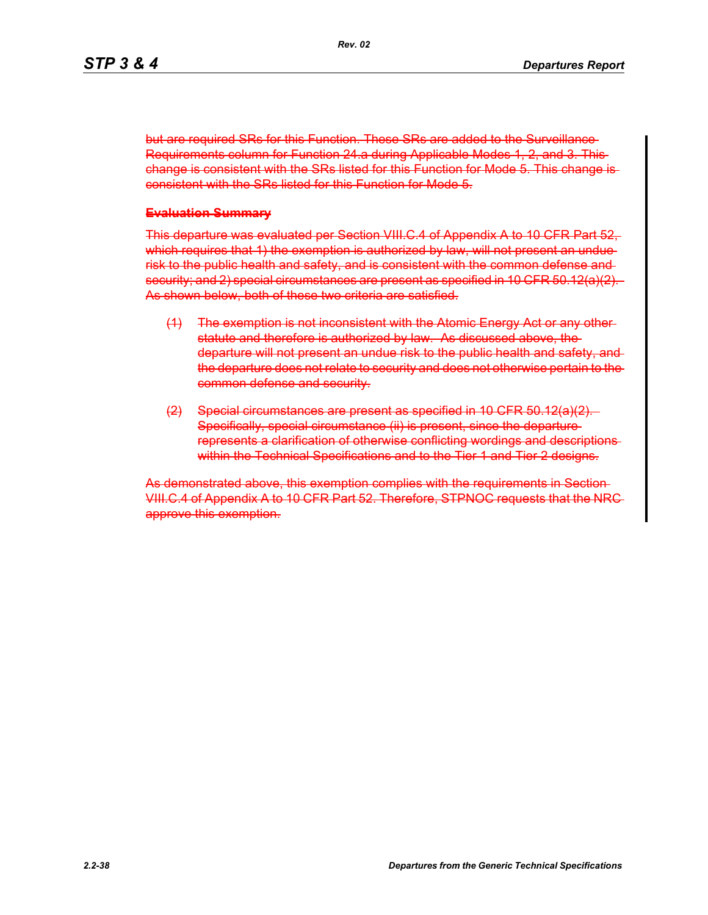~~but are required SRs for this Function. These SRs are added to the Surveillance Requirements column for Function 24.a during Applicable Modes 1, 2, and 3. This change is consistent with the SRs listed for this Function for Mode 5. This change is consistent with the SRs listed for this Function for Mode 5.~~

~~**Evaluation Summary**~~

~~This departure was evaluated per Section VIII.C.4 of Appendix A to 10 CFR Part 52, which requires that 1) the exemption is authorized by law, will not present an undue risk to the public health and safety, and is consistent with the common defense and security; and 2) special circumstances are present as specified in 10 CFR 50.12(a)(2). As shown below, both of these two criteria are satisfied.~~

~~(1) The exemption is not inconsistent with the Atomic Energy Act or any other statute and therefore is authorized by law. As discussed above, the departure will not present an undue risk to the public health and safety, and the departure does not relate to security and does not otherwise pertain to the common defense and security.~~

~~(2) Special circumstances are present as specified in 10 CFR 50.12(a)(2). Specifically, special circumstance (ii) is present, since the departure represents a clarification of otherwise conflicting wordings and descriptions within the Technical Specifications and to the Tier 1 and Tier 2 designs.~~

~~As demonstrated above, this exemption complies with the requirements in Section VIII.C.4 of Appendix A to 10 CFR Part 52. Therefore, STPNOC requests that the NRC approve this exemption.~~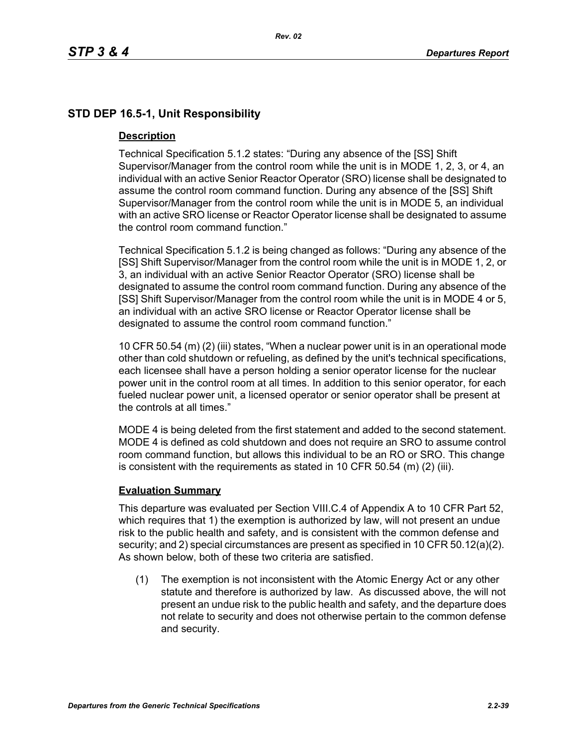## STD DEP 16.5-1, Unit Responsibility

### Description

Technical Specification 5.1.2 states: “During any absence of the [SS] Shift Supervisor/Manager from the control room while the unit is in MODE 1, 2, 3, or 4, an individual with an active Senior Reactor Operator (SRO) license shall be designated to assume the control room command function. During any absence of the [SS] Shift Supervisor/Manager from the control room while the unit is in MODE 5, an individual with an active SRO license or Reactor Operator license shall be designated to assume the control room command function.”

Technical Specification 5.1.2 is being changed as follows: “During any absence of the [SS] Shift Supervisor/Manager from the control room while the unit is in MODE 1, 2, or 3, an individual with an active Senior Reactor Operator (SRO) license shall be designated to assume the control room command function. During any absence of the [SS] Shift Supervisor/Manager from the control room while the unit is in MODE 4 or 5, an individual with an active SRO license or Reactor Operator license shall be designated to assume the control room command function.”

10 CFR 50.54 (m) (2) (iii) states, “When a nuclear power unit is in an operational mode other than cold shutdown or refueling, as defined by the unit's technical specifications, each licensee shall have a person holding a senior operator license for the nuclear power unit in the control room at all times. In addition to this senior operator, for each fueled nuclear power unit, a licensed operator or senior operator shall be present at the controls at all times.”

MODE 4 is being deleted from the first statement and added to the second statement. MODE 4 is defined as cold shutdown and does not require an SRO to assume control room command function, but allows this individual to be an RO or SRO. This change is consistent with the requirements as stated in 10 CFR 50.54 (m) (2) (iii).

### Evaluation Summary

This departure was evaluated per Section VIII.C.4 of Appendix A to 10 CFR Part 52, which requires that 1) the exemption is authorized by law, will not present an undue risk to the public health and safety, and is consistent with the common defense and security; and 2) special circumstances are present as specified in 10 CFR 50.12(a)(2). As shown below, both of these two criteria are satisfied.

(1) The exemption is not inconsistent with the Atomic Energy Act or any other statute and therefore is authorized by law. As discussed above, the will not present an undue risk to the public health and safety, and the departure does not relate to security and does not otherwise pertain to the common defense and security.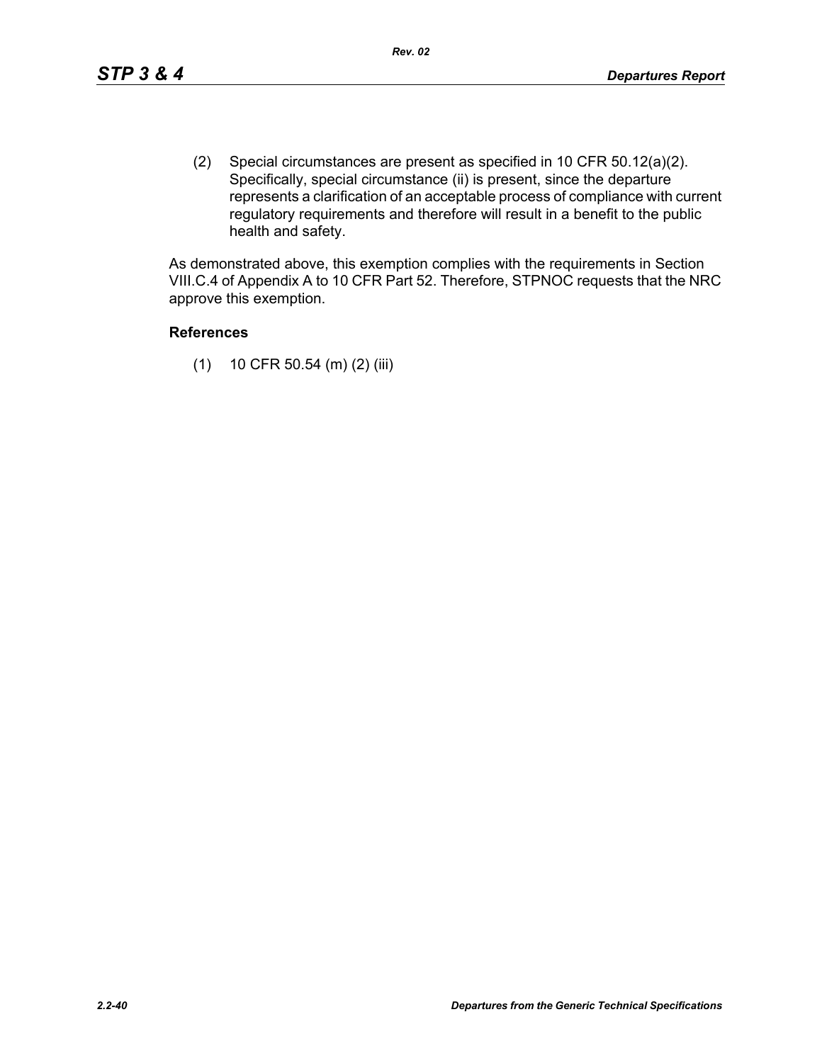(2) Special circumstances are present as specified in 10 CFR 50.12(a)(2). Specifically, special circumstance (ii) is present, since the departure represents a clarification of an acceptable process of compliance with current regulatory requirements and therefore will result in a benefit to the public health and safety.

As demonstrated above, this exemption complies with the requirements in Section VIII.C.4 of Appendix A to 10 CFR Part 52. Therefore, STPNOC requests that the NRC approve this exemption.

### References

(1) 10 CFR 50.54 (m) (2) (iii)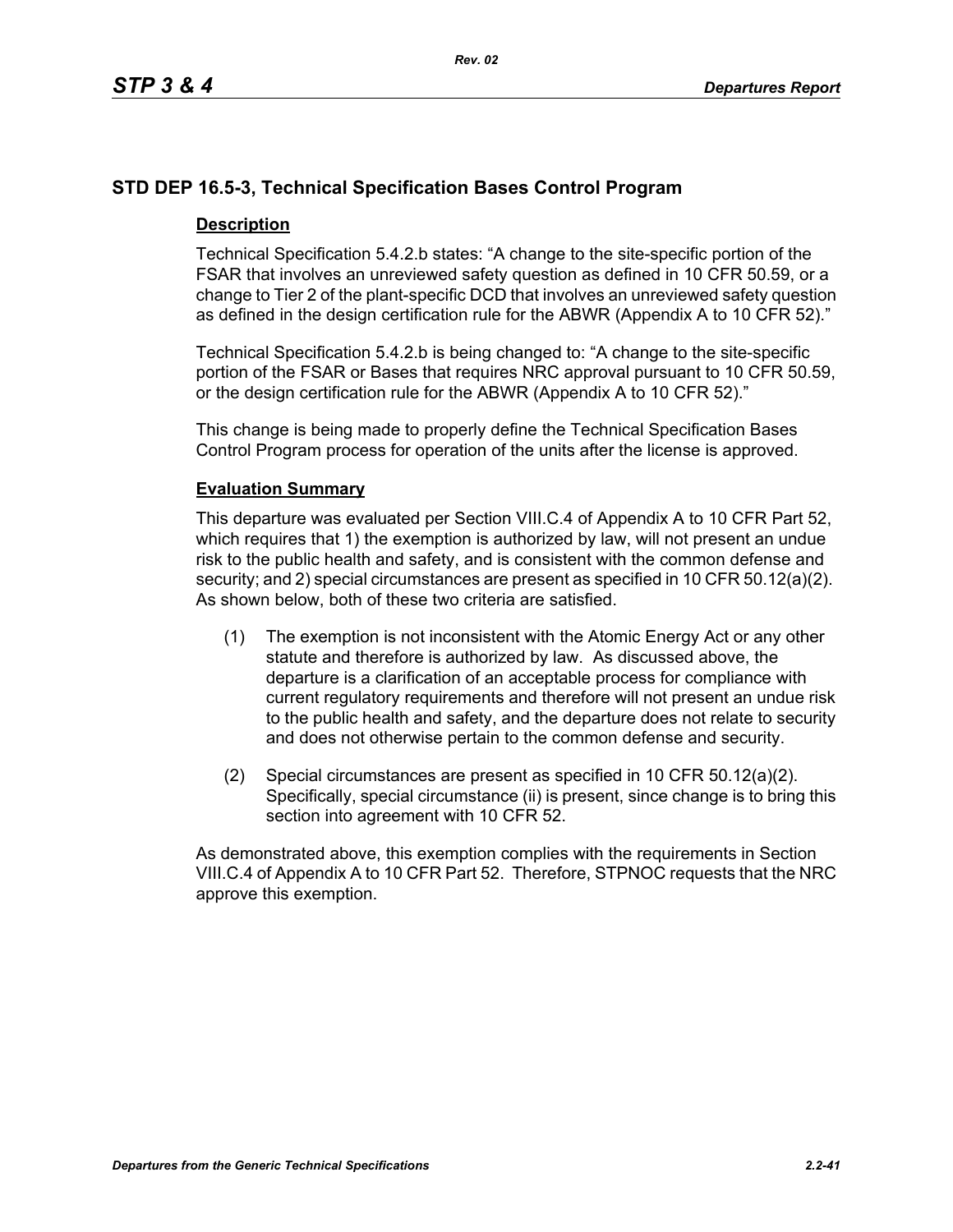## STD DEP 16.5-3, Technical Specification Bases Control Program

### Description

Technical Specification 5.4.2.b states: "A change to the site-specific portion of the FSAR that involves an unreviewed safety question as defined in 10 CFR 50.59, or a change to Tier 2 of the plant-specific DCD that involves an unreviewed safety question as defined in the design certification rule for the ABWR (Appendix A to 10 CFR 52)."

Technical Specification 5.4.2.b is being changed to: "A change to the site-specific portion of the FSAR or Bases that requires NRC approval pursuant to 10 CFR 50.59, or the design certification rule for the ABWR (Appendix A to 10 CFR 52)."

This change is being made to properly define the Technical Specification Bases Control Program process for operation of the units after the license is approved.

### Evaluation Summary

This departure was evaluated per Section VIII.C.4 of Appendix A to 10 CFR Part 52, which requires that 1) the exemption is authorized by law, will not present an undue risk to the public health and safety, and is consistent with the common defense and security; and 2) special circumstances are present as specified in 10 CFR 50.12(a)(2). As shown below, both of these two criteria are satisfied.

(1) The exemption is not inconsistent with the Atomic Energy Act or any other statute and therefore is authorized by law. As discussed above, the departure is a clarification of an acceptable process for compliance with current regulatory requirements and therefore will not present an undue risk to the public health and safety, and the departure does not relate to security and does not otherwise pertain to the common defense and security.

(2) Special circumstances are present as specified in 10 CFR 50.12(a)(2). Specifically, special circumstance (ii) is present, since change is to bring this section into agreement with 10 CFR 52.

As demonstrated above, this exemption complies with the requirements in Section VIII.C.4 of Appendix A to 10 CFR Part 52. Therefore, STPNOC requests that the NRC approve this exemption.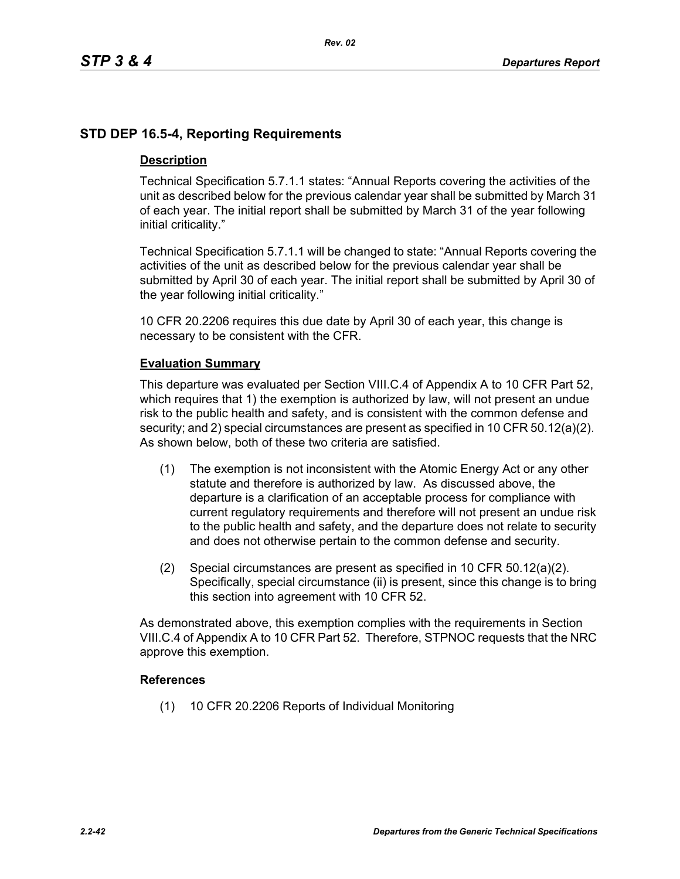## STD DEP 16.5-4, Reporting Requirements

### Description

Technical Specification 5.7.1.1 states: "Annual Reports covering the activities of the unit as described below for the previous calendar year shall be submitted by March 31 of each year. The initial report shall be submitted by March 31 of the year following initial criticality."

Technical Specification 5.7.1.1 will be changed to state: "Annual Reports covering the activities of the unit as described below for the previous calendar year shall be submitted by April 30 of each year. The initial report shall be submitted by April 30 of the year following initial criticality."

10 CFR 20.2206 requires this due date by April 30 of each year, this change is necessary to be consistent with the CFR.

### Evaluation Summary

This departure was evaluated per Section VIII.C.4 of Appendix A to 10 CFR Part 52, which requires that 1) the exemption is authorized by law, will not present an undue risk to the public health and safety, and is consistent with the common defense and security; and 2) special circumstances are present as specified in 10 CFR 50.12(a)(2). As shown below, both of these two criteria are satisfied.

(1) The exemption is not inconsistent with the Atomic Energy Act or any other statute and therefore is authorized by law. As discussed above, the departure is a clarification of an acceptable process for compliance with current regulatory requirements and therefore will not present an undue risk to the public health and safety, and the departure does not relate to security and does not otherwise pertain to the common defense and security.

(2) Special circumstances are present as specified in 10 CFR 50.12(a)(2). Specifically, special circumstance (ii) is present, since this change is to bring this section into agreement with 10 CFR 52.

As demonstrated above, this exemption complies with the requirements in Section VIII.C.4 of Appendix A to 10 CFR Part 52. Therefore, STPNOC requests that the NRC approve this exemption.

### References

(1) 10 CFR 20.2206 Reports of Individual Monitoring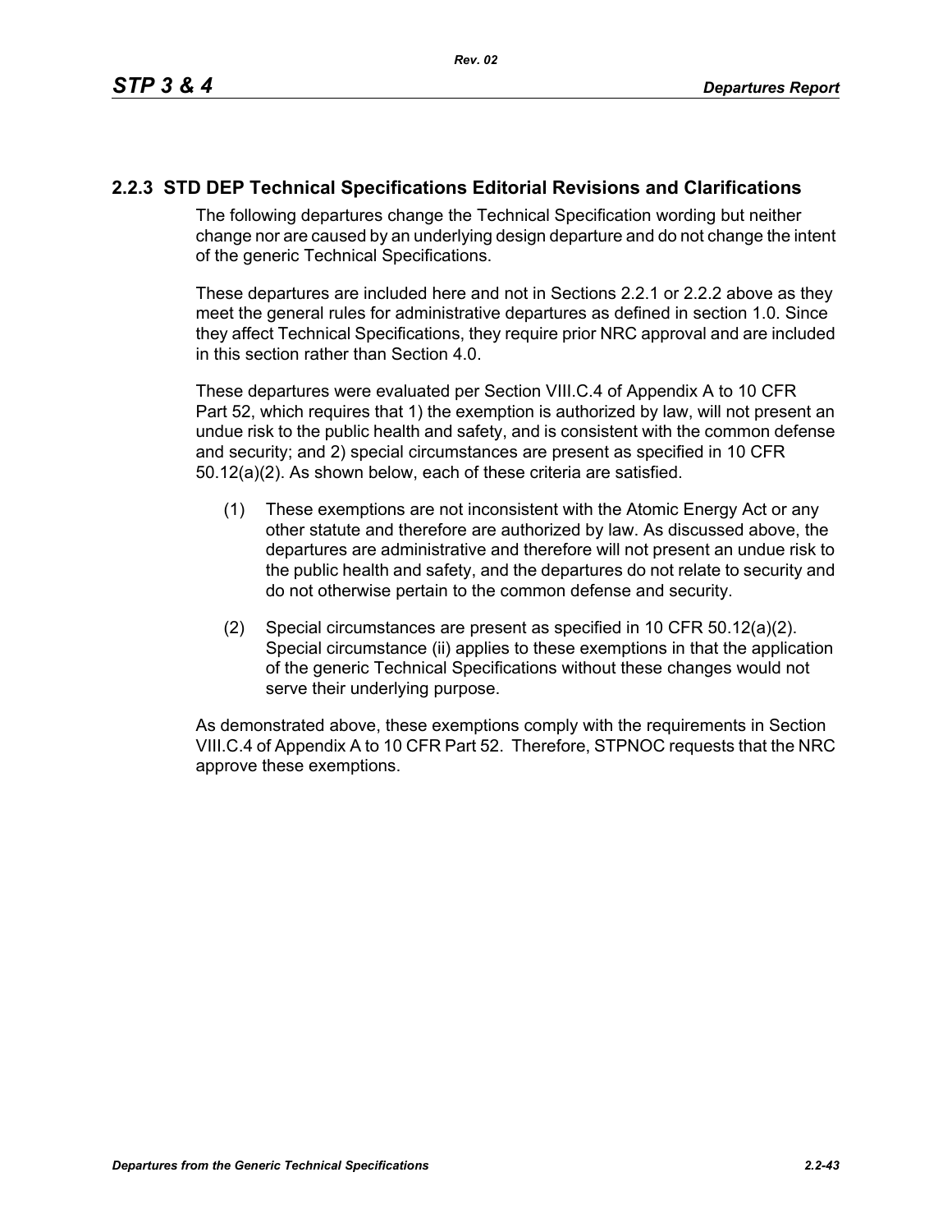## 2.2.3 STD DEP Technical Specifications Editorial Revisions and Clarifications

The following departures change the Technical Specification wording but neither change nor are caused by an underlying design departure and do not change the intent of the generic Technical Specifications.

These departures are included here and not in Sections 2.2.1 or 2.2.2 above as they meet the general rules for administrative departures as defined in section 1.0. Since they affect Technical Specifications, they require prior NRC approval and are included in this section rather than Section 4.0.

These departures were evaluated per Section VIII.C.4 of Appendix A to 10 CFR Part 52, which requires that 1) the exemption is authorized by law, will not present an undue risk to the public health and safety, and is consistent with the common defense and security; and 2) special circumstances are present as specified in 10 CFR 50.12(a)(2). As shown below, each of these criteria are satisfied.

(1) These exemptions are not inconsistent with the Atomic Energy Act or any other statute and therefore are authorized by law. As discussed above, the departures are administrative and therefore will not present an undue risk to the public health and safety, and the departures do not relate to security and do not otherwise pertain to the common defense and security.

(2) Special circumstances are present as specified in 10 CFR 50.12(a)(2). Special circumstance (ii) applies to these exemptions in that the application of the generic Technical Specifications without these changes would not serve their underlying purpose.

As demonstrated above, these exemptions comply with the requirements in Section VIII.C.4 of Appendix A to 10 CFR Part 52. Therefore, STPNOC requests that the NRC approve these exemptions.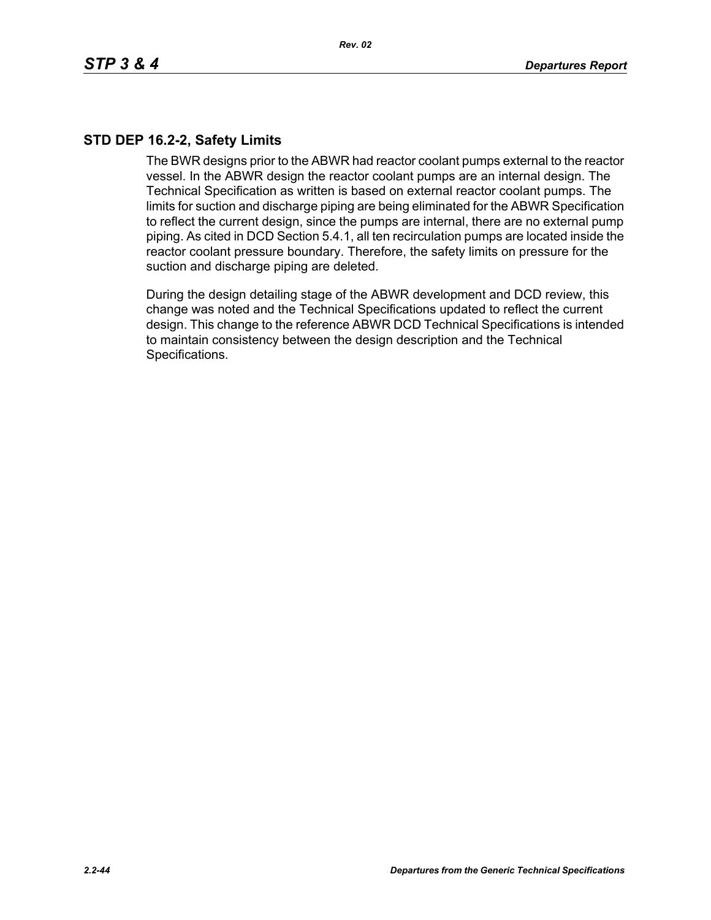## STD DEP 16.2-2, Safety Limits

The BWR designs prior to the ABWR had reactor coolant pumps external to the reactor vessel. In the ABWR design the reactor coolant pumps are an internal design. The Technical Specification as written is based on external reactor coolant pumps. The limits for suction and discharge piping are being eliminated for the ABWR Specification to reflect the current design, since the pumps are internal, there are no external pump piping. As cited in DCD Section 5.4.1, all ten recirculation pumps are located inside the reactor coolant pressure boundary. Therefore, the safety limits on pressure for the suction and discharge piping are deleted.

During the design detailing stage of the ABWR development and DCD review, this change was noted and the Technical Specifications updated to reflect the current design. This change to the reference ABWR DCD Technical Specifications is intended to maintain consistency between the design description and the Technical Specifications.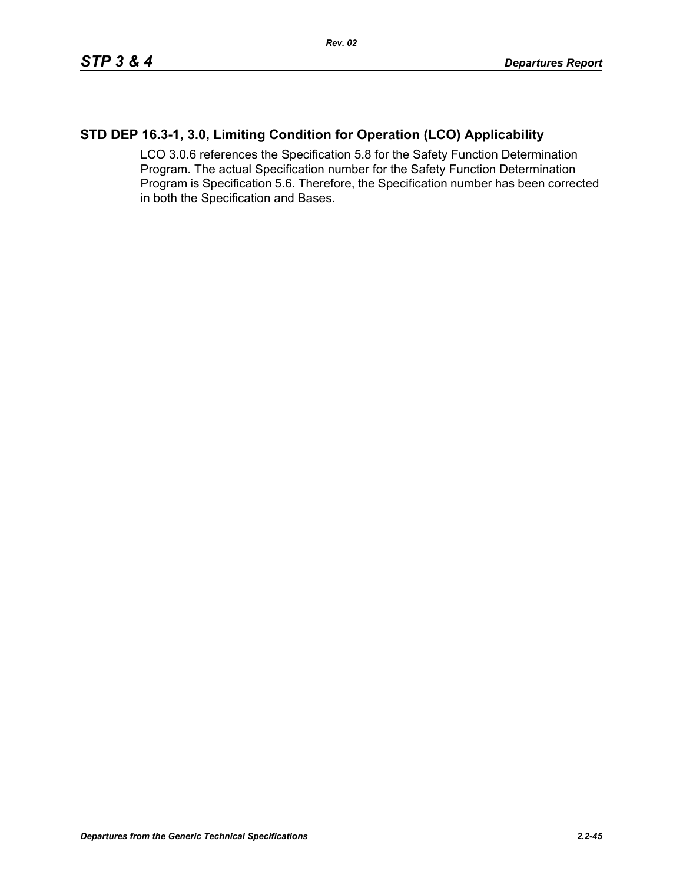## STD DEP 16.3-1, 3.0, Limiting Condition for Operation (LCO) Applicability

LCO 3.0.6 references the Specification 5.8 for the Safety Function Determination Program. The actual Specification number for the Safety Function Determination Program is Specification 5.6. Therefore, the Specification number has been corrected in both the Specification and Bases.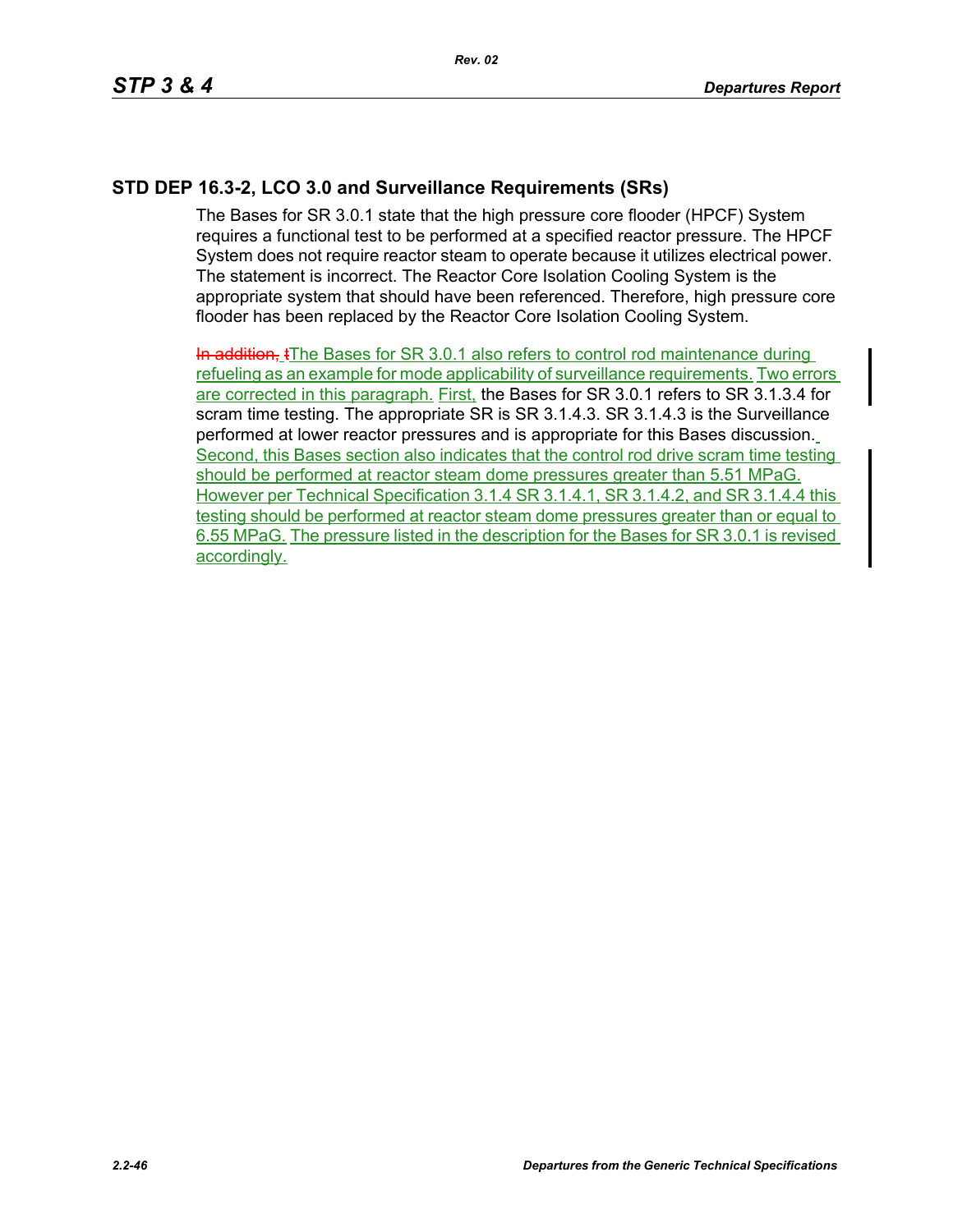## STD DEP 16.3-2, LCO 3.0 and Surveillance Requirements (SRs)

The Bases for SR 3.0.1 state that the high pressure core flooder (HPCF) System requires a functional test to be performed at a specified reactor pressure. The HPCF System does not require reactor steam to operate because it utilizes electrical power. The statement is incorrect. The Reactor Core Isolation Cooling System is the appropriate system that should have been referenced. Therefore, high pressure core flooder has been replaced by the Reactor Core Isolation Cooling System.

~~In addition, t~~The Bases for SR 3.0.1 also refers to control rod maintenance during refueling as an example for mode applicability of surveillance requirements. Two errors are corrected in this paragraph. First, the Bases for SR 3.0.1 refers to SR 3.1.3.4 for scram time testing. The appropriate SR is SR 3.1.4.3. SR 3.1.4.3 is the Surveillance performed at lower reactor pressures and is appropriate for this Bases discussion. Second, this Bases section also indicates that the control rod drive scram time testing should be performed at reactor steam dome pressures greater than 5.51 MPaG. However per Technical Specification 3.1.4 SR 3.1.4.1, SR 3.1.4.2, and SR 3.1.4.4 this testing should be performed at reactor steam dome pressures greater than or equal to 6.55 MPaG. The pressure listed in the description for the Bases for SR 3.0.1 is revised accordingly.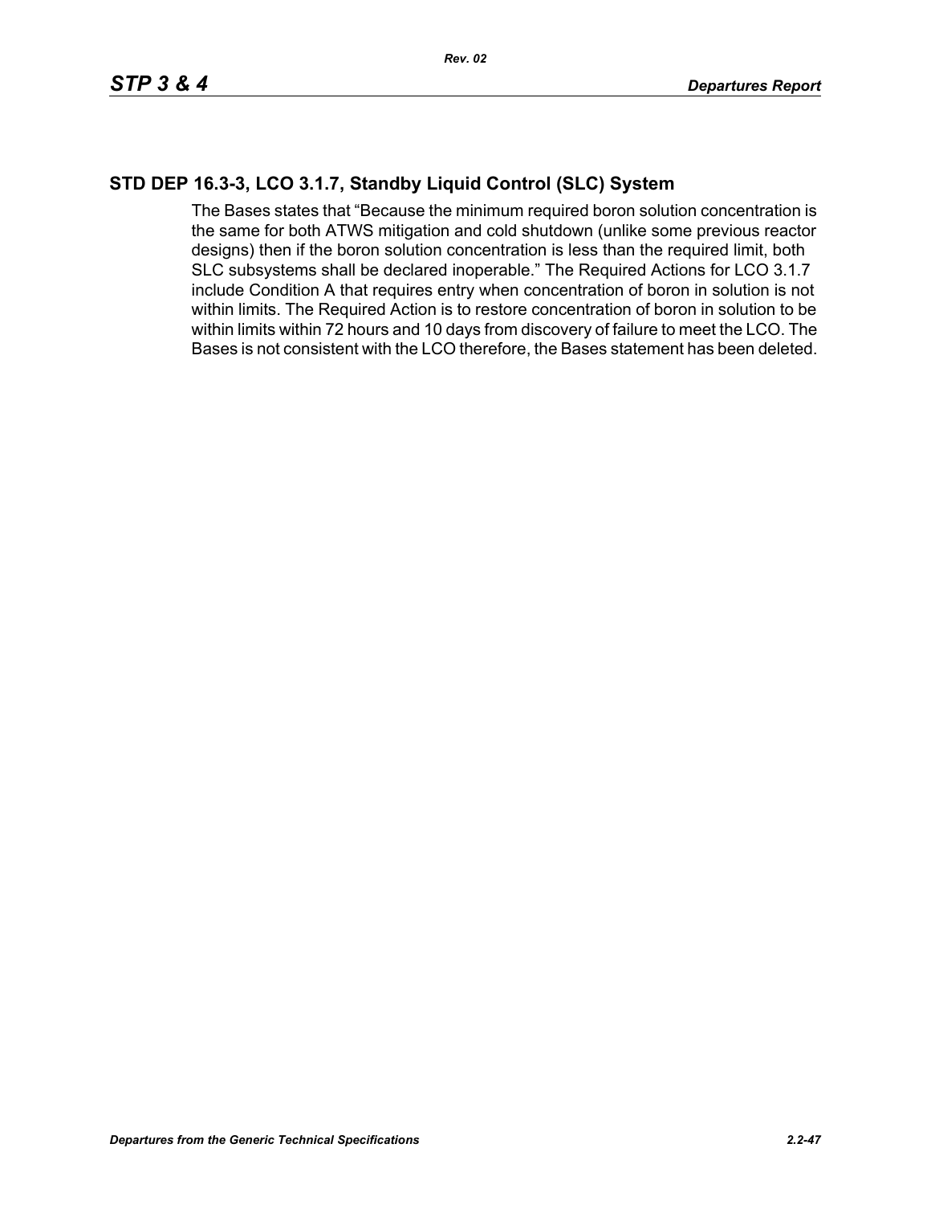## STD DEP 16.3-3, LCO 3.1.7, Standby Liquid Control (SLC) System

The Bases states that “Because the minimum required boron solution concentration is the same for both ATWS mitigation and cold shutdown (unlike some previous reactor designs) then if the boron solution concentration is less than the required limit, both SLC subsystems shall be declared inoperable.” The Required Actions for LCO 3.1.7 include Condition A that requires entry when concentration of boron in solution is not within limits. The Required Action is to restore concentration of boron in solution to be within limits within 72 hours and 10 days from discovery of failure to meet the LCO. The Bases is not consistent with the LCO therefore, the Bases statement has been deleted.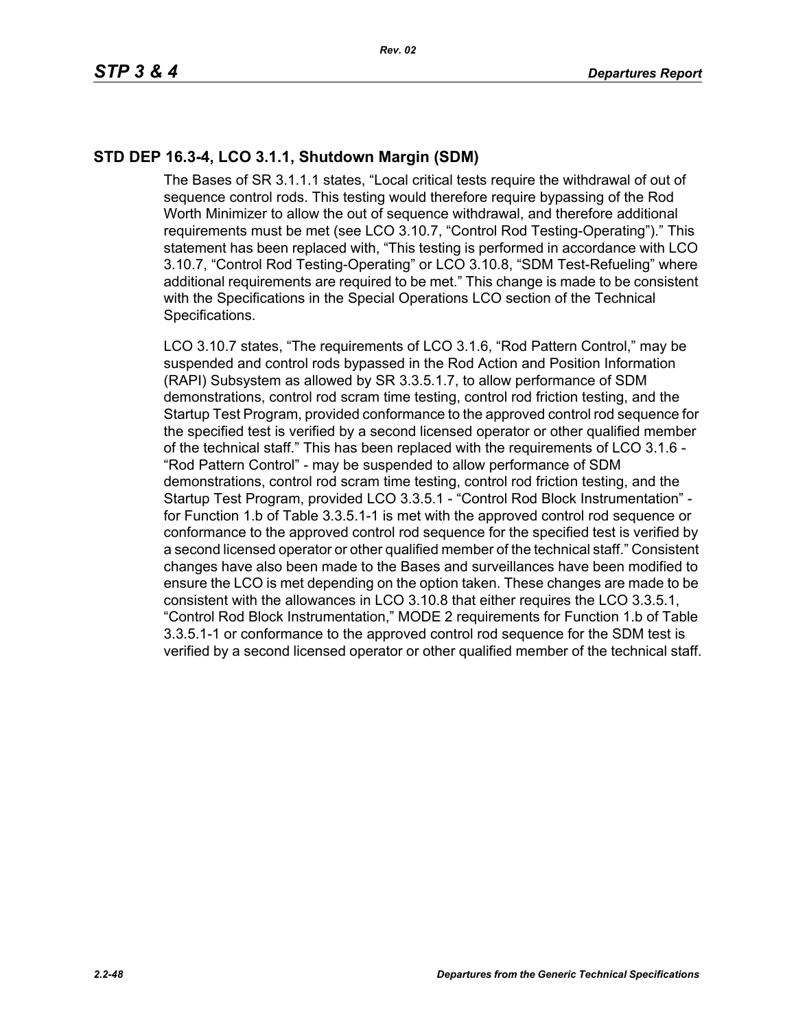## STD DEP 16.3-4, LCO 3.1.1, Shutdown Margin (SDM)

The Bases of SR 3.1.1.1 states, "Local critical tests require the withdrawal of out of sequence control rods. This testing would therefore require bypassing of the Rod Worth Minimizer to allow the out of sequence withdrawal, and therefore additional requirements must be met (see LCO 3.10.7, "Control Rod Testing-Operating")." This statement has been replaced with, "This testing is performed in accordance with LCO 3.10.7, "Control Rod Testing-Operating" or LCO 3.10.8, "SDM Test-Refueling" where additional requirements are required to be met." This change is made to be consistent with the Specifications in the Special Operations LCO section of the Technical Specifications.

LCO 3.10.7 states, "The requirements of LCO 3.1.6, "Rod Pattern Control," may be suspended and control rods bypassed in the Rod Action and Position Information (RAPI) Subsystem as allowed by SR 3.3.5.1.7, to allow performance of SDM demonstrations, control rod scram time testing, control rod friction testing, and the Startup Test Program, provided conformance to the approved control rod sequence for the specified test is verified by a second licensed operator or other qualified member of the technical staff." This has been replaced with the requirements of LCO 3.1.6 - "Rod Pattern Control" - may be suspended to allow performance of SDM demonstrations, control rod scram time testing, control rod friction testing, and the Startup Test Program, provided LCO 3.3.5.1 - "Control Rod Block Instrumentation" - for Function 1.b of Table 3.3.5.1-1 is met with the approved control rod sequence or conformance to the approved control rod sequence for the specified test is verified by a second licensed operator or other qualified member of the technical staff." Consistent changes have also been made to the Bases and surveillances have been modified to ensure the LCO is met depending on the option taken. These changes are made to be consistent with the allowances in LCO 3.10.8 that either requires the LCO 3.3.5.1, "Control Rod Block Instrumentation," MODE 2 requirements for Function 1.b of Table 3.3.5.1-1 or conformance to the approved control rod sequence for the SDM test is verified by a second licensed operator or other qualified member of the technical staff.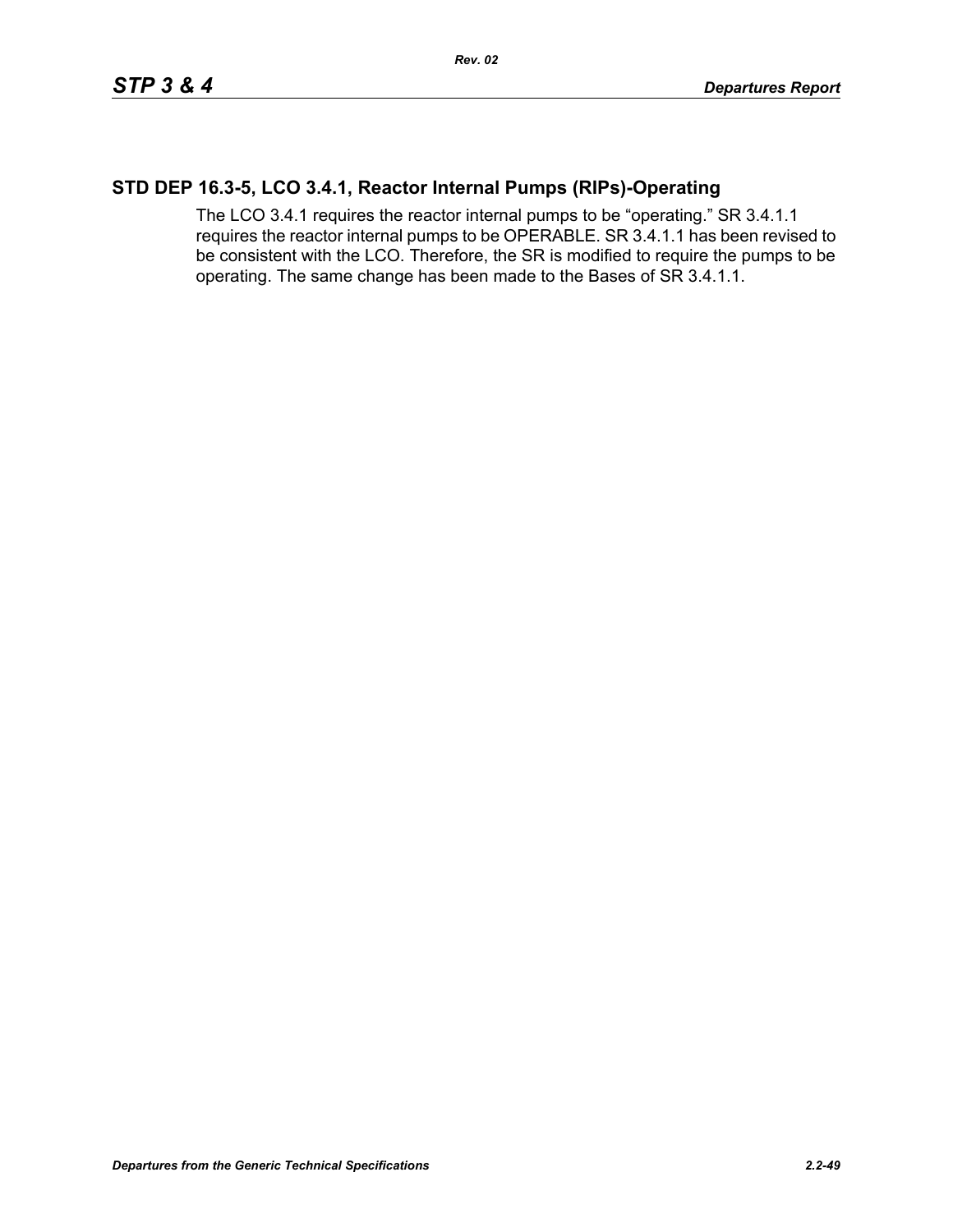## STD DEP 16.3-5, LCO 3.4.1, Reactor Internal Pumps (RIPs)-Operating

The LCO 3.4.1 requires the reactor internal pumps to be “operating.” SR 3.4.1.1 requires the reactor internal pumps to be OPERABLE. SR 3.4.1.1 has been revised to be consistent with the LCO. Therefore, the SR is modified to require the pumps to be operating. The same change has been made to the Bases of SR 3.4.1.1.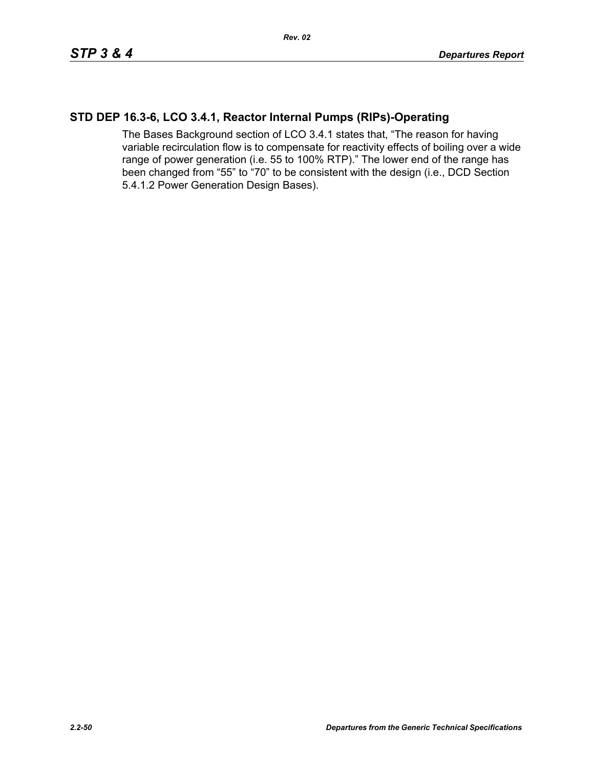## STD DEP 16.3-6, LCO 3.4.1, Reactor Internal Pumps (RIPs)-Operating

The Bases Background section of LCO 3.4.1 states that, “The reason for having variable recirculation flow is to compensate for reactivity effects of boiling over a wide range of power generation (i.e. 55 to 100% RTP).” The lower end of the range has been changed from “55” to “70” to be consistent with the design (i.e., DCD Section 5.4.1.2 Power Generation Design Bases).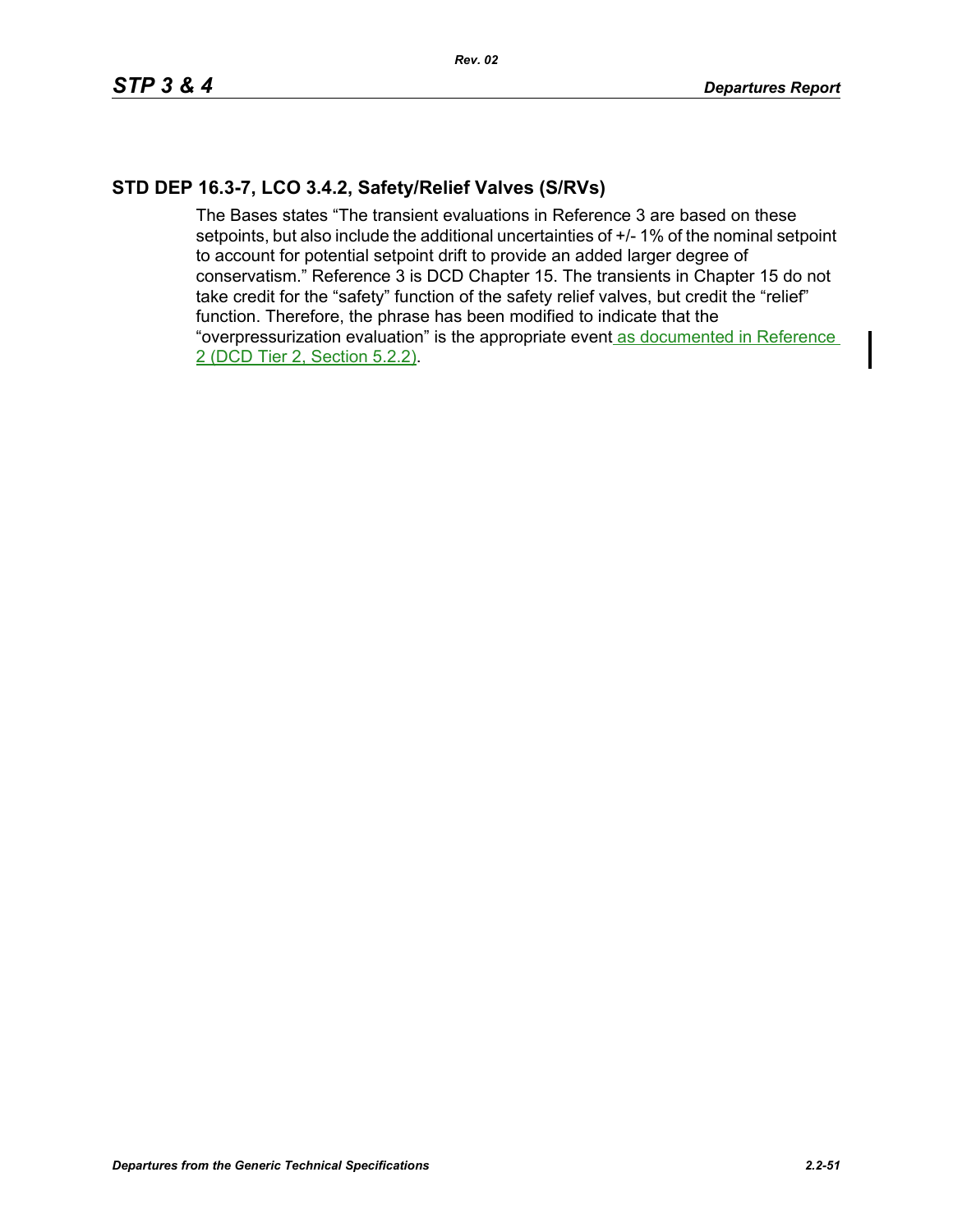## STD DEP 16.3-7, LCO 3.4.2, Safety/Relief Valves (S/RVs)

The Bases states “The transient evaluations in Reference 3 are based on these setpoints, but also include the additional uncertainties of +/- 1% of the nominal setpoint to account for potential setpoint drift to provide an added larger degree of conservatism.” Reference 3 is DCD Chapter 15. The transients in Chapter 15 do not take credit for the “safety” function of the safety relief valves, but credit the “relief” function. Therefore, the phrase has been modified to indicate that the “overpressurization evaluation” is the appropriate event as documented in Reference 2 (DCD Tier 2, Section 5.2.2).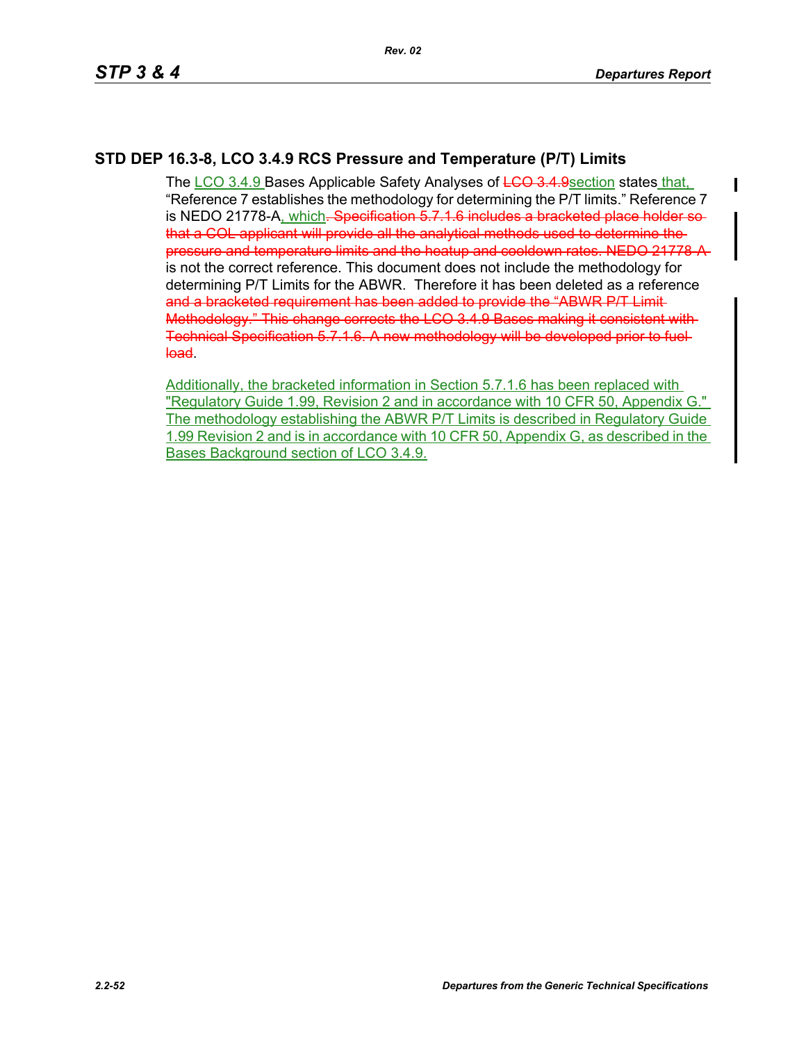## STD DEP 16.3-8, LCO 3.4.9 RCS Pressure and Temperature (P/T) Limits

The LCO 3.4.9 Bases Applicable Safety Analyses of ~~LCO 3.4.9~~section states that, "Reference 7 establishes the methodology for determining the P/T limits." Reference 7 is NEDO 21778-A, which~~. Specification 5.7.1.6 includes a bracketed place holder so that a COL applicant will provide all the analytical methods used to determine the pressure and temperature limits and the heatup and cooldown rates. NEDO 21778-A~~ is not the correct reference. This document does not include the methodology for determining P/T Limits for the ABWR. Therefore it has been deleted as a reference ~~and a bracketed requirement has been added to provide the "ABWR P/T Limit Methodology." This change corrects the LCO 3.4.9 Bases making it consistent with Technical Specification 5.7.1.6. A new methodology will be developed prior to fuel load~~.

Additionally, the bracketed information in Section 5.7.1.6 has been replaced with "Regulatory Guide 1.99, Revision 2 and in accordance with 10 CFR 50, Appendix G." The methodology establishing the ABWR P/T Limits is described in Regulatory Guide 1.99 Revision 2 and is in accordance with 10 CFR 50, Appendix G, as described in the Bases Background section of LCO 3.4.9.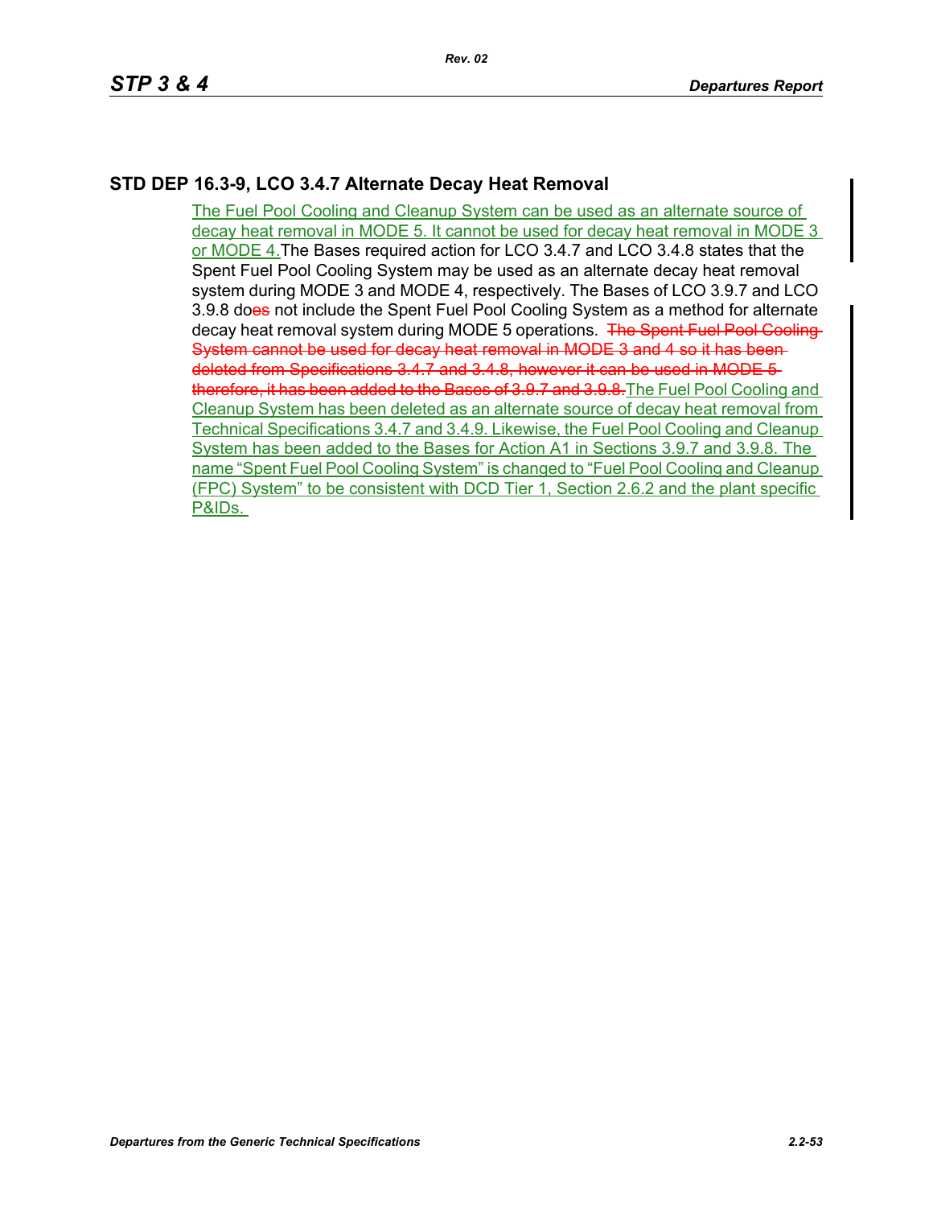## STD DEP 16.3-9, LCO 3.4.7 Alternate Decay Heat Removal

The Fuel Pool Cooling and Cleanup System can be used as an alternate source of decay heat removal in MODE 5. It cannot be used for decay heat removal in MODE 3 or MODE 4. The Bases required action for LCO 3.4.7 and LCO 3.4.8 states that the Spent Fuel Pool Cooling System may be used as an alternate decay heat removal system during MODE 3 and MODE 4, respectively. The Bases of LCO 3.9.7 and LCO 3.9.8 do~~es~~ not include the Spent Fuel Pool Cooling System as a method for alternate decay heat removal system during MODE 5 operations. ~~The Spent Fuel Pool Cooling System cannot be used for decay heat removal in MODE 3 and 4 so it has been deleted from Specifications 3.4.7 and 3.4.8, however it can be used in MODE 5 therefore, it has been added to the Bases of 3.9.7 and 3.9.8.~~ The Fuel Pool Cooling and Cleanup System has been deleted as an alternate source of decay heat removal from Technical Specifications 3.4.7 and 3.4.9. Likewise, the Fuel Pool Cooling and Cleanup System has been added to the Bases for Action A1 in Sections 3.9.7 and 3.9.8. The name "Spent Fuel Pool Cooling System" is changed to "Fuel Pool Cooling and Cleanup (FPC) System" to be consistent with DCD Tier 1, Section 2.6.2 and the plant specific P&IDs.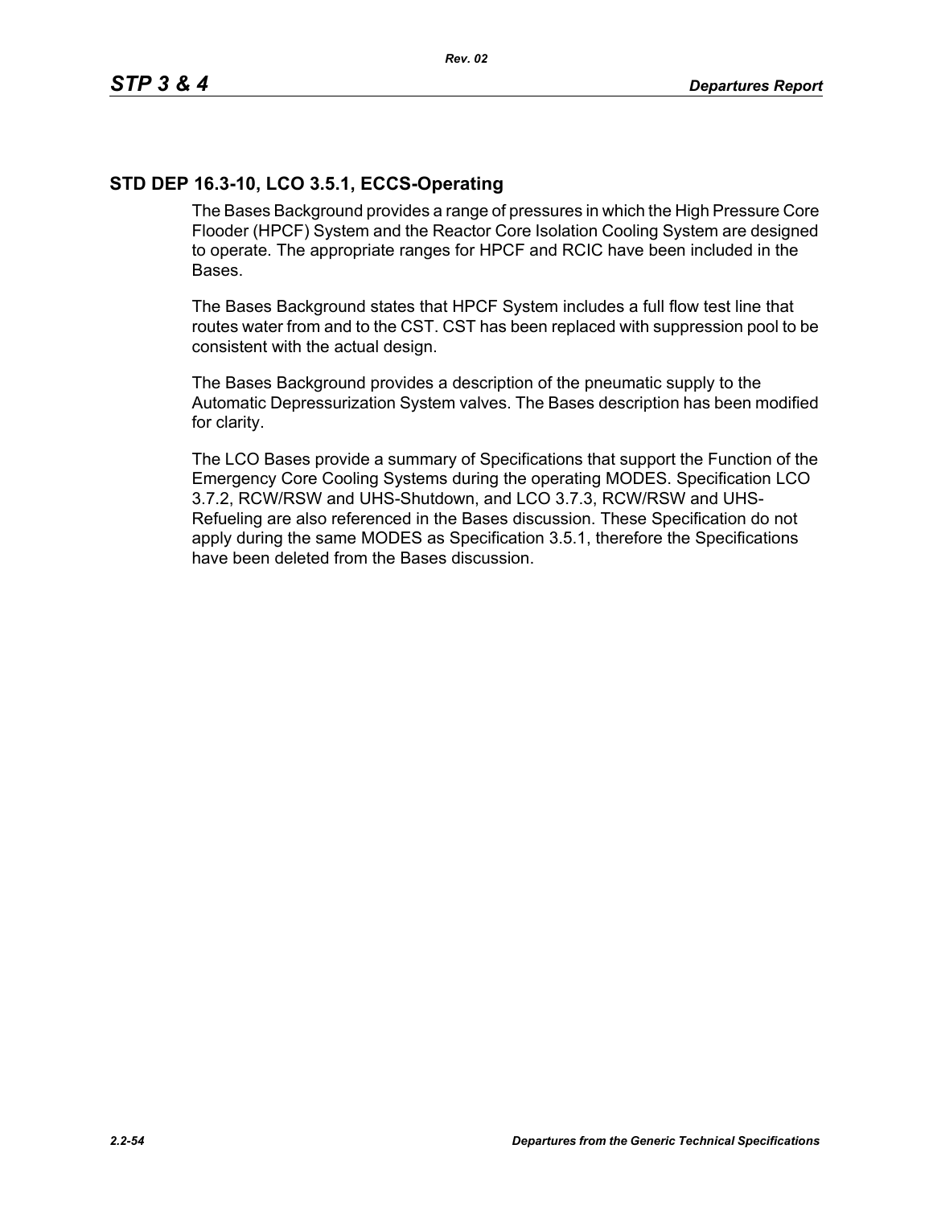## STD DEP 16.3-10, LCO 3.5.1, ECCS-Operating

The Bases Background provides a range of pressures in which the High Pressure Core Flooder (HPCF) System and the Reactor Core Isolation Cooling System are designed to operate. The appropriate ranges for HPCF and RCIC have been included in the Bases.

The Bases Background states that HPCF System includes a full flow test line that routes water from and to the CST. CST has been replaced with suppression pool to be consistent with the actual design.

The Bases Background provides a description of the pneumatic supply to the Automatic Depressurization System valves. The Bases description has been modified for clarity.

The LCO Bases provide a summary of Specifications that support the Function of the Emergency Core Cooling Systems during the operating MODES. Specification LCO 3.7.2, RCW/RSW and UHS-Shutdown, and LCO 3.7.3, RCW/RSW and UHS-Refueling are also referenced in the Bases discussion. These Specification do not apply during the same MODES as Specification 3.5.1, therefore the Specifications have been deleted from the Bases discussion.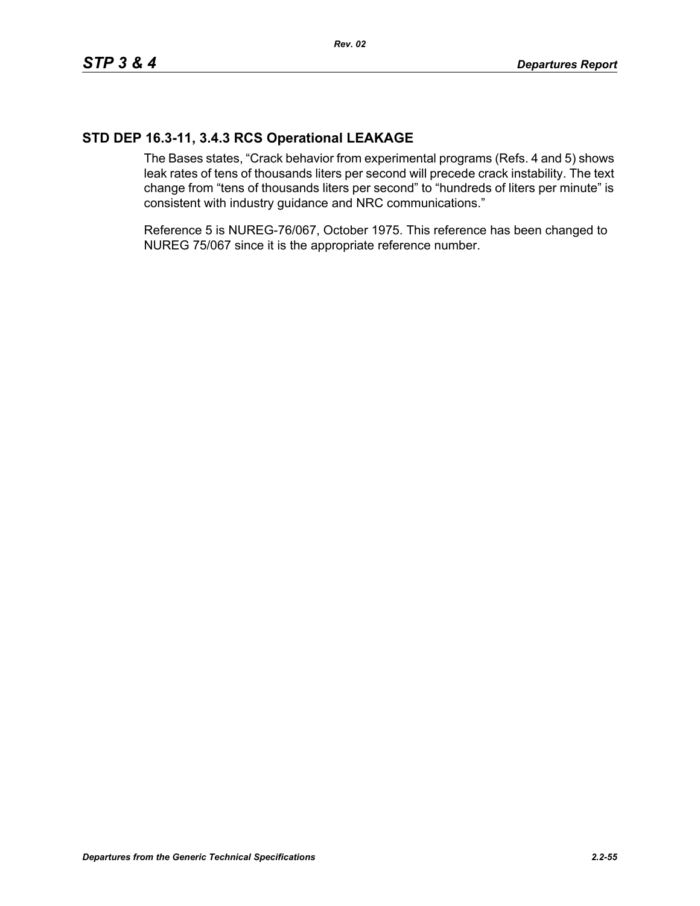## STD DEP 16.3-11, 3.4.3 RCS Operational LEAKAGE

The Bases states, “Crack behavior from experimental programs (Refs. 4 and 5) shows leak rates of tens of thousands liters per second will precede crack instability. The text change from “tens of thousands liters per second” to “hundreds of liters per minute” is consistent with industry guidance and NRC communications.”

Reference 5 is NUREG-76/067, October 1975. This reference has been changed to NUREG 75/067 since it is the appropriate reference number.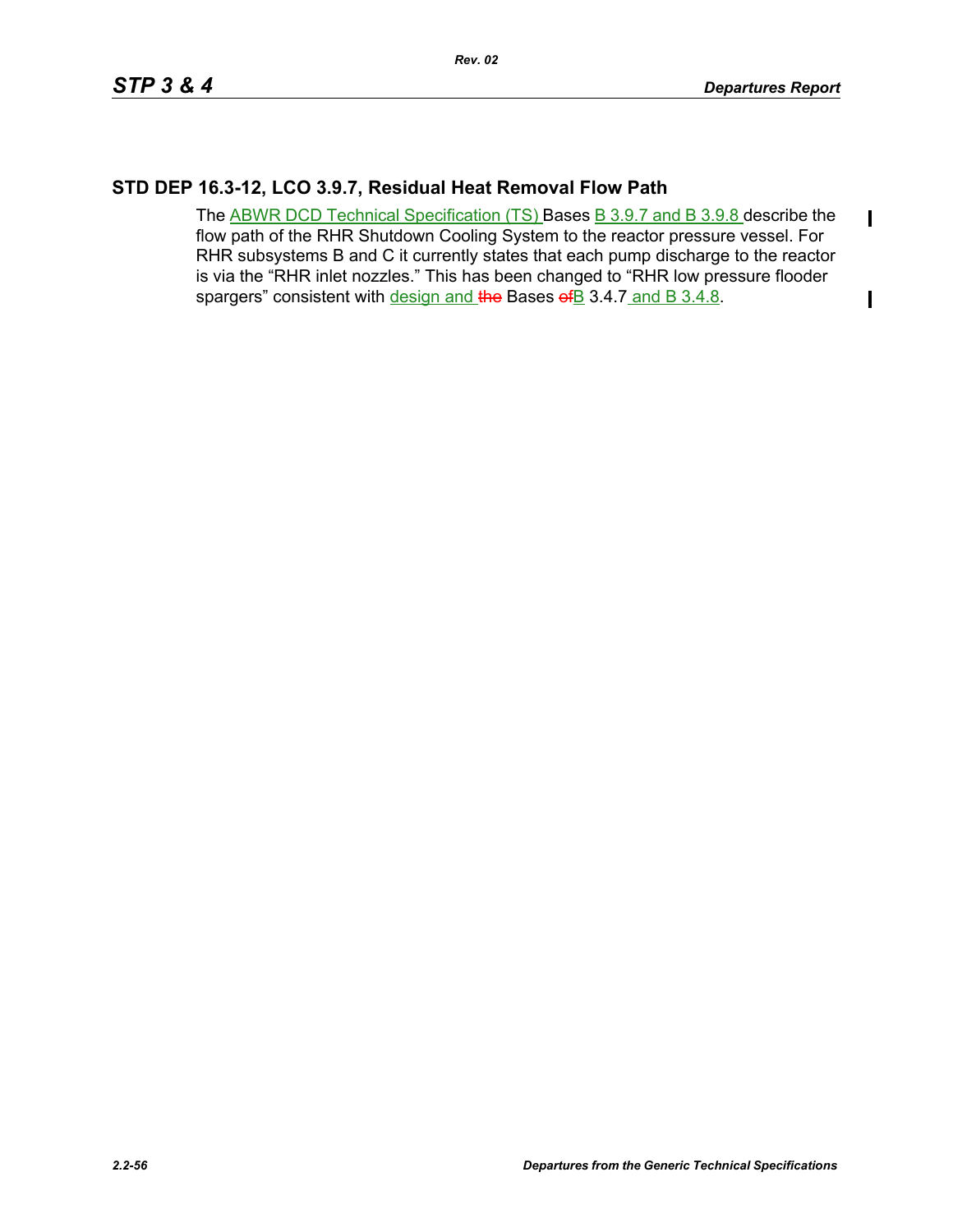## STD DEP 16.3-12, LCO 3.9.7, Residual Heat Removal Flow Path

The ABWR DCD Technical Specification (TS) Bases B 3.9.7 and B 3.9.8 describe the flow path of the RHR Shutdown Cooling System to the reactor pressure vessel. For RHR subsystems B and C it currently states that each pump discharge to the reactor is via the "RHR inlet nozzles." This has been changed to "RHR low pressure flooder spargers" consistent with design and ~~the~~ Bases ~~of~~B 3.4.7 and B 3.4.8.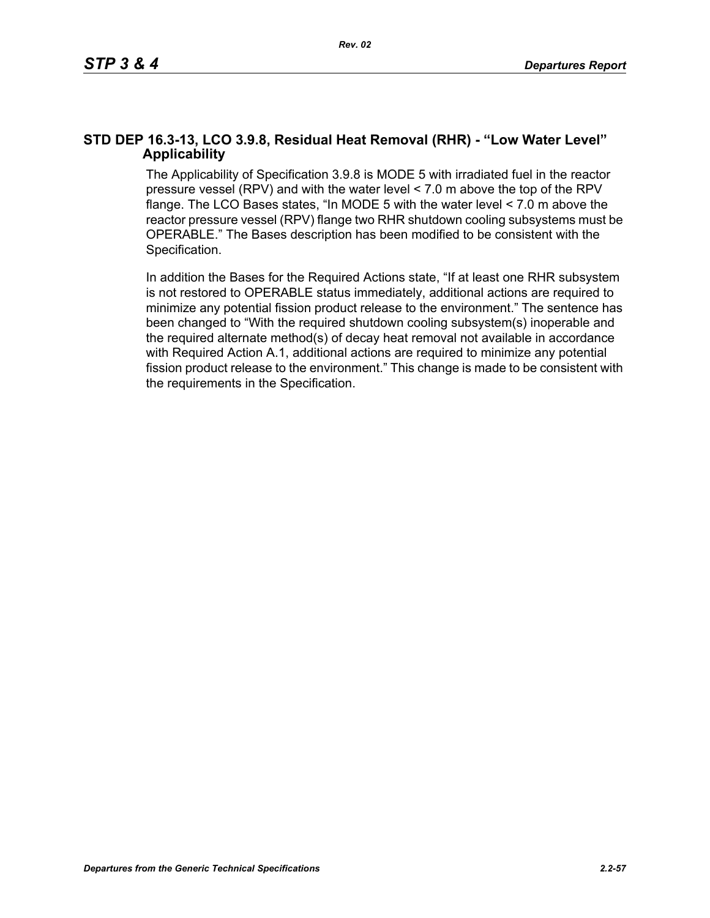## STD DEP 16.3-13, LCO 3.9.8, Residual Heat Removal (RHR) - "Low Water Level" Applicability

The Applicability of Specification 3.9.8 is MODE 5 with irradiated fuel in the reactor pressure vessel (RPV) and with the water level < 7.0 m above the top of the RPV flange. The LCO Bases states, "In MODE 5 with the water level < 7.0 m above the reactor pressure vessel (RPV) flange two RHR shutdown cooling subsystems must be OPERABLE." The Bases description has been modified to be consistent with the Specification.

In addition the Bases for the Required Actions state, "If at least one RHR subsystem is not restored to OPERABLE status immediately, additional actions are required to minimize any potential fission product release to the environment." The sentence has been changed to "With the required shutdown cooling subsystem(s) inoperable and the required alternate method(s) of decay heat removal not available in accordance with Required Action A.1, additional actions are required to minimize any potential fission product release to the environment." This change is made to be consistent with the requirements in the Specification.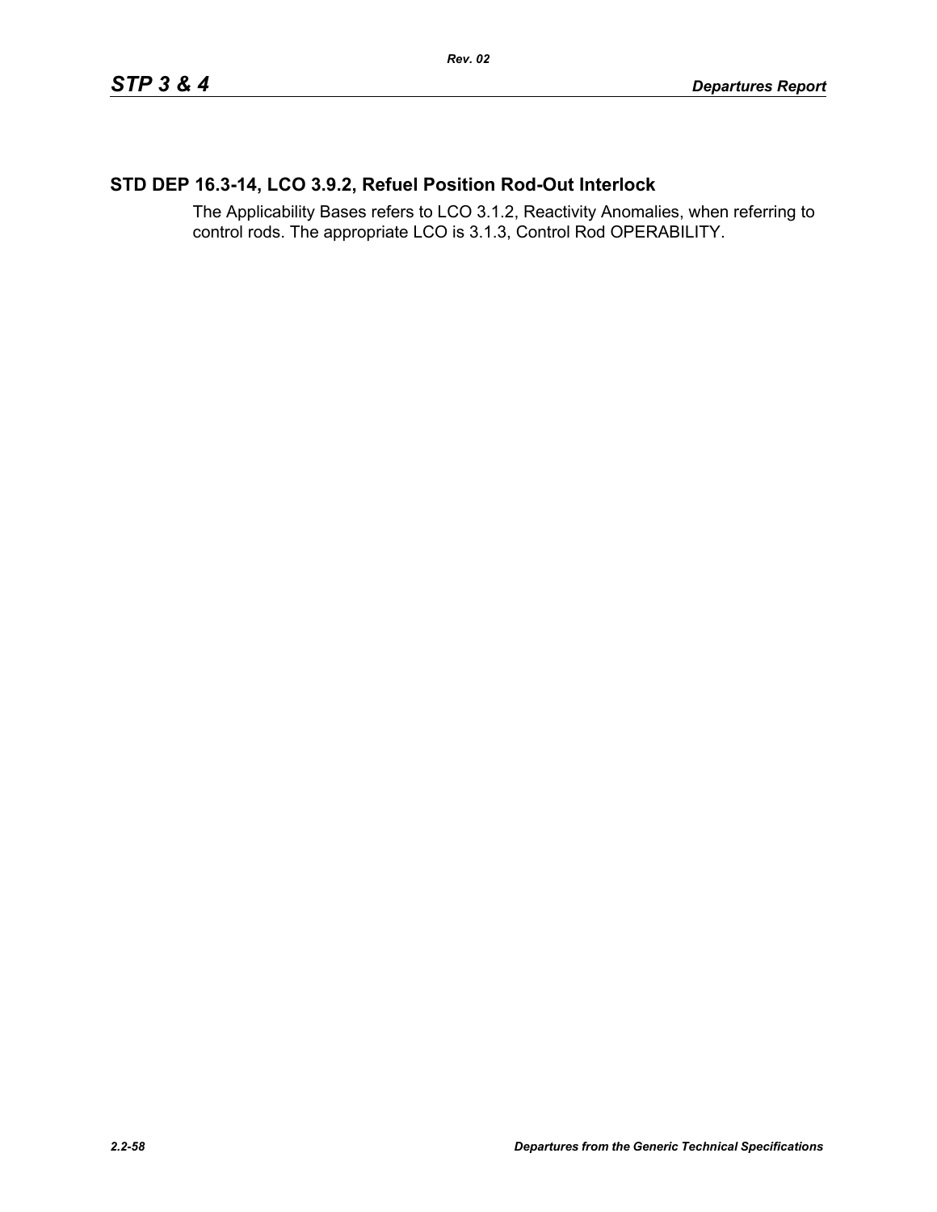## STD DEP 16.3-14, LCO 3.9.2, Refuel Position Rod-Out Interlock

The Applicability Bases refers to LCO 3.1.2, Reactivity Anomalies, when referring to control rods. The appropriate LCO is 3.1.3, Control Rod OPERABILITY.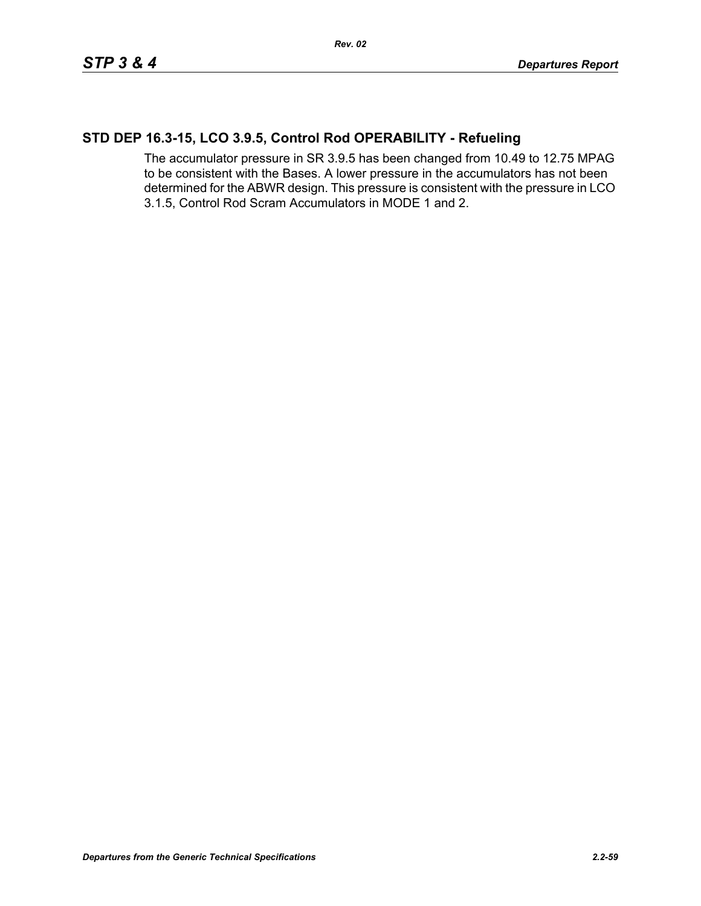## STD DEP 16.3-15, LCO 3.9.5, Control Rod OPERABILITY - Refueling

The accumulator pressure in SR 3.9.5 has been changed from 10.49 to 12.75 MPAG to be consistent with the Bases. A lower pressure in the accumulators has not been determined for the ABWR design. This pressure is consistent with the pressure in LCO 3.1.5, Control Rod Scram Accumulators in MODE 1 and 2.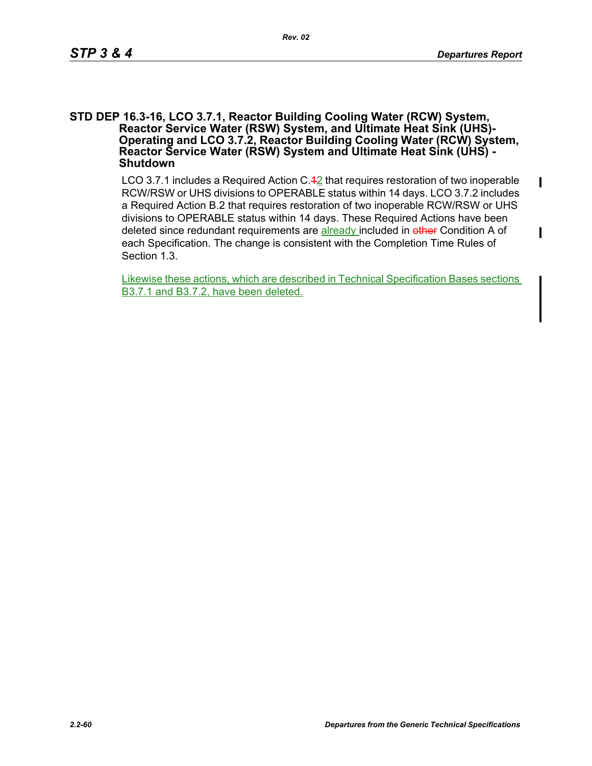## STD DEP 16.3-16, LCO 3.7.1, Reactor Building Cooling Water (RCW) System, Reactor Service Water (RSW) System, and Ultimate Heat Sink (UHS)-Operating and LCO 3.7.2, Reactor Building Cooling Water (RCW) System, Reactor Service Water (RSW) System and Ultimate Heat Sink (UHS) - Shutdown

LCO 3.7.1 includes a Required Action C.~~1~~2 that requires restoration of two inoperable RCW/RSW or UHS divisions to OPERABLE status within 14 days. LCO 3.7.2 includes a Required Action B.2 that requires restoration of two inoperable RCW/RSW or UHS divisions to OPERABLE status within 14 days. These Required Actions have been deleted since redundant requirements are already included in ~~other~~ Condition A of each Specification. The change is consistent with the Completion Time Rules of Section 1.3.

Likewise these actions, which are described in Technical Specification Bases sections B3.7.1 and B3.7.2, have been deleted.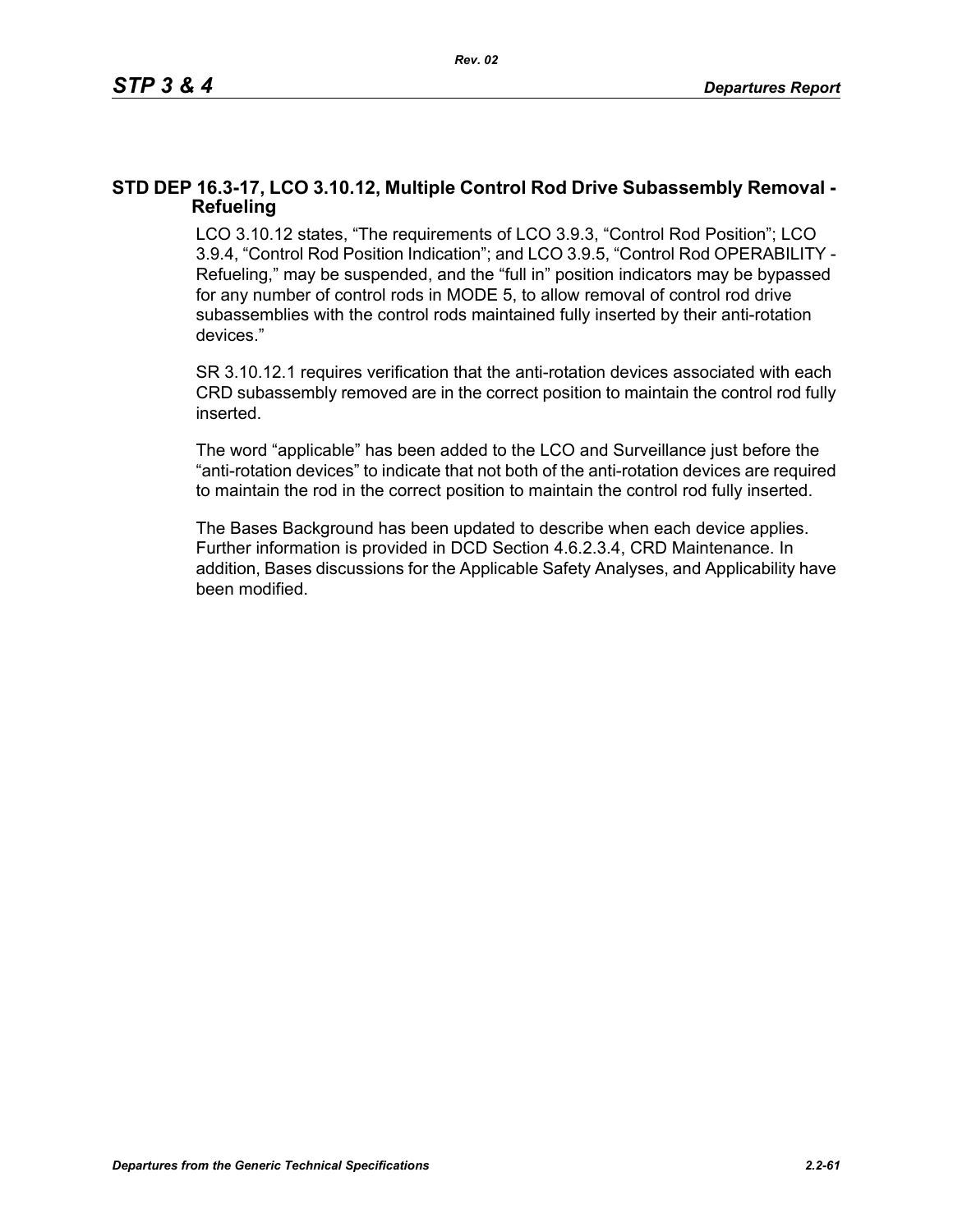## STD DEP 16.3-17, LCO 3.10.12, Multiple Control Rod Drive Subassembly Removal - Refueling

LCO 3.10.12 states, “The requirements of LCO 3.9.3, “Control Rod Position”; LCO 3.9.4, “Control Rod Position Indication”; and LCO 3.9.5, “Control Rod OPERABILITY - Refueling,” may be suspended, and the “full in” position indicators may be bypassed for any number of control rods in MODE 5, to allow removal of control rod drive subassemblies with the control rods maintained fully inserted by their anti-rotation devices.”

SR 3.10.12.1 requires verification that the anti-rotation devices associated with each CRD subassembly removed are in the correct position to maintain the control rod fully inserted.

The word “applicable” has been added to the LCO and Surveillance just before the “anti-rotation devices” to indicate that not both of the anti-rotation devices are required to maintain the rod in the correct position to maintain the control rod fully inserted.

The Bases Background has been updated to describe when each device applies. Further information is provided in DCD Section 4.6.2.3.4, CRD Maintenance. In addition, Bases discussions for the Applicable Safety Analyses, and Applicability have been modified.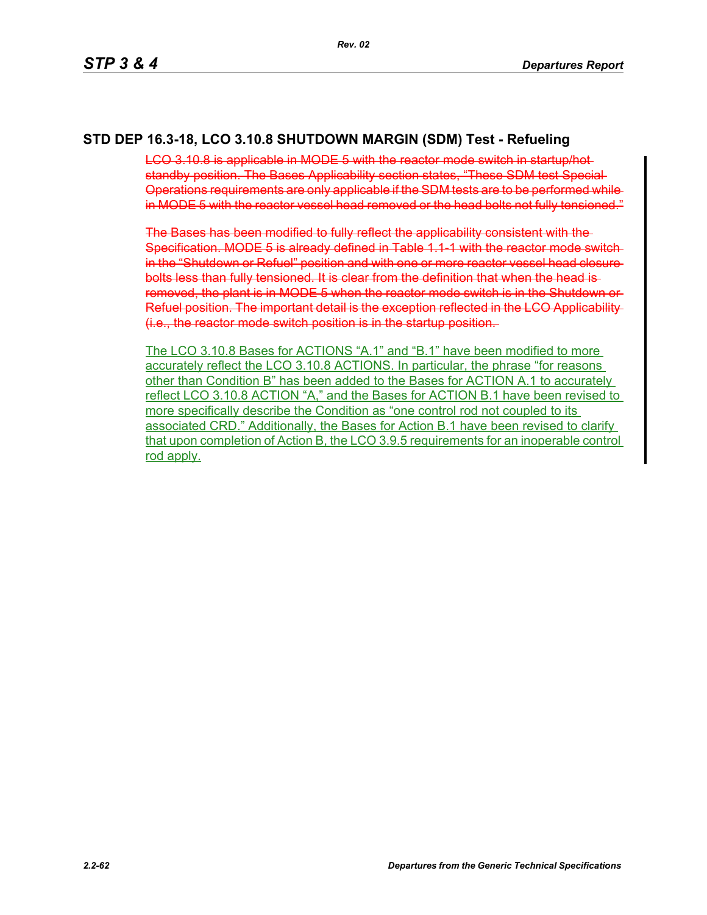## STD DEP 16.3-18, LCO 3.10.8 SHUTDOWN MARGIN (SDM) Test - Refueling

~~LCO 3.10.8 is applicable in MODE 5 with the reactor mode switch in startup/hot standby position. The Bases Applicability section states, “These SDM test Special Operations requirements are only applicable if the SDM tests are to be performed while in MODE 5 with the reactor vessel head removed or the head bolts not fully tensioned.”~~

~~The Bases has been modified to fully reflect the applicability consistent with the Specification. MODE 5 is already defined in Table 1.1-1 with the reactor mode switch in the “Shutdown or Refuel” position and with one or more reactor vessel head closure bolts less than fully tensioned. It is clear from the definition that when the head is removed, the plant is in MODE 5 when the reactor mode switch is in the Shutdown or Refuel position. The important detail is the exception reflected in the LCO Applicability (i.e., the reactor mode switch position is in the startup position.~~

<u>The LCO 3.10.8 Bases for ACTIONS “A.1” and “B.1” have been modified to more accurately reflect the LCO 3.10.8 ACTIONS. In particular, the phrase “for reasons other than Condition B” has been added to the Bases for ACTION A.1 to accurately reflect LCO 3.10.8 ACTION “A,” and the Bases for ACTION B.1 have been revised to more specifically describe the Condition as “one control rod not coupled to its associated CRD.” Additionally, the Bases for Action B.1 have been revised to clarify that upon completion of Action B, the LCO 3.9.5 requirements for an inoperable control rod apply.</u>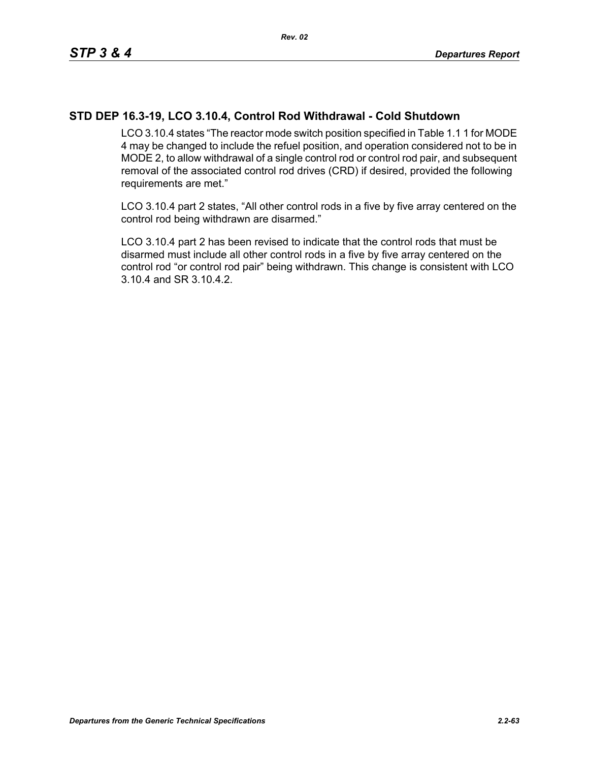## STD DEP 16.3-19, LCO 3.10.4, Control Rod Withdrawal - Cold Shutdown

LCO 3.10.4 states "The reactor mode switch position specified in Table 1.1 1 for MODE 4 may be changed to include the refuel position, and operation considered not to be in MODE 2, to allow withdrawal of a single control rod or control rod pair, and subsequent removal of the associated control rod drives (CRD) if desired, provided the following requirements are met."

LCO 3.10.4 part 2 states, "All other control rods in a five by five array centered on the control rod being withdrawn are disarmed."

LCO 3.10.4 part 2 has been revised to indicate that the control rods that must be disarmed must include all other control rods in a five by five array centered on the control rod "or control rod pair" being withdrawn. This change is consistent with LCO 3.10.4 and SR 3.10.4.2.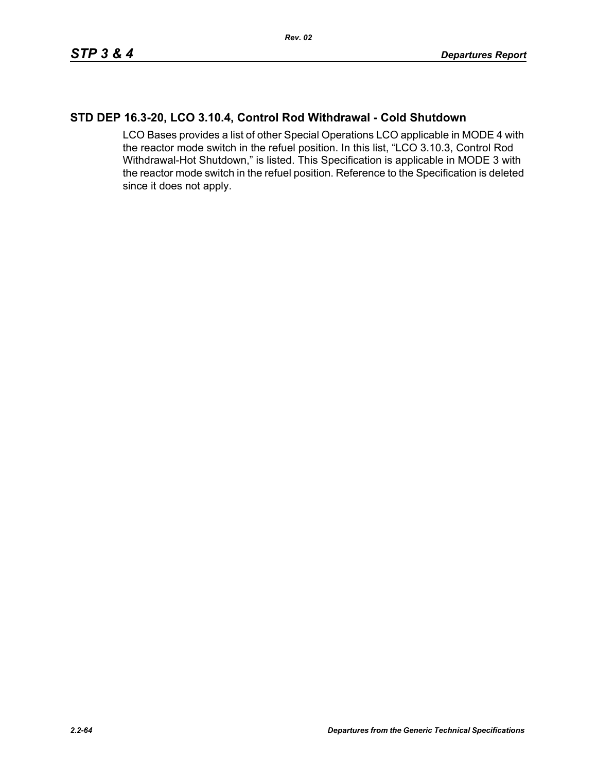## STD DEP 16.3-20, LCO 3.10.4, Control Rod Withdrawal - Cold Shutdown

LCO Bases provides a list of other Special Operations LCO applicable in MODE 4 with the reactor mode switch in the refuel position. In this list, “LCO 3.10.3, Control Rod Withdrawal-Hot Shutdown,” is listed. This Specification is applicable in MODE 3 with the reactor mode switch in the refuel position. Reference to the Specification is deleted since it does not apply.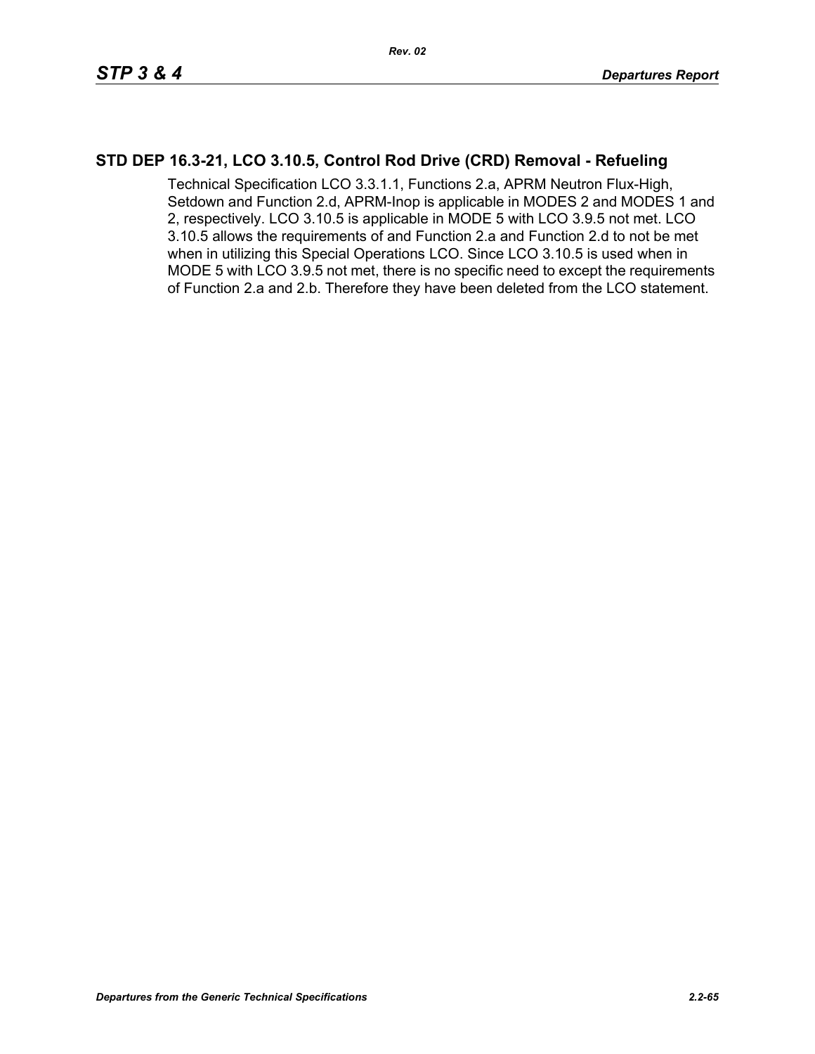## STD DEP 16.3-21, LCO 3.10.5, Control Rod Drive (CRD) Removal - Refueling

Technical Specification LCO 3.3.1.1, Functions 2.a, APRM Neutron Flux-High, Setdown and Function 2.d, APRM-Inop is applicable in MODES 2 and MODES 1 and 2, respectively. LCO 3.10.5 is applicable in MODE 5 with LCO 3.9.5 not met. LCO 3.10.5 allows the requirements of and Function 2.a and Function 2.d to not be met when in utilizing this Special Operations LCO. Since LCO 3.10.5 is used when in MODE 5 with LCO 3.9.5 not met, there is no specific need to except the requirements of Function 2.a and 2.b. Therefore they have been deleted from the LCO statement.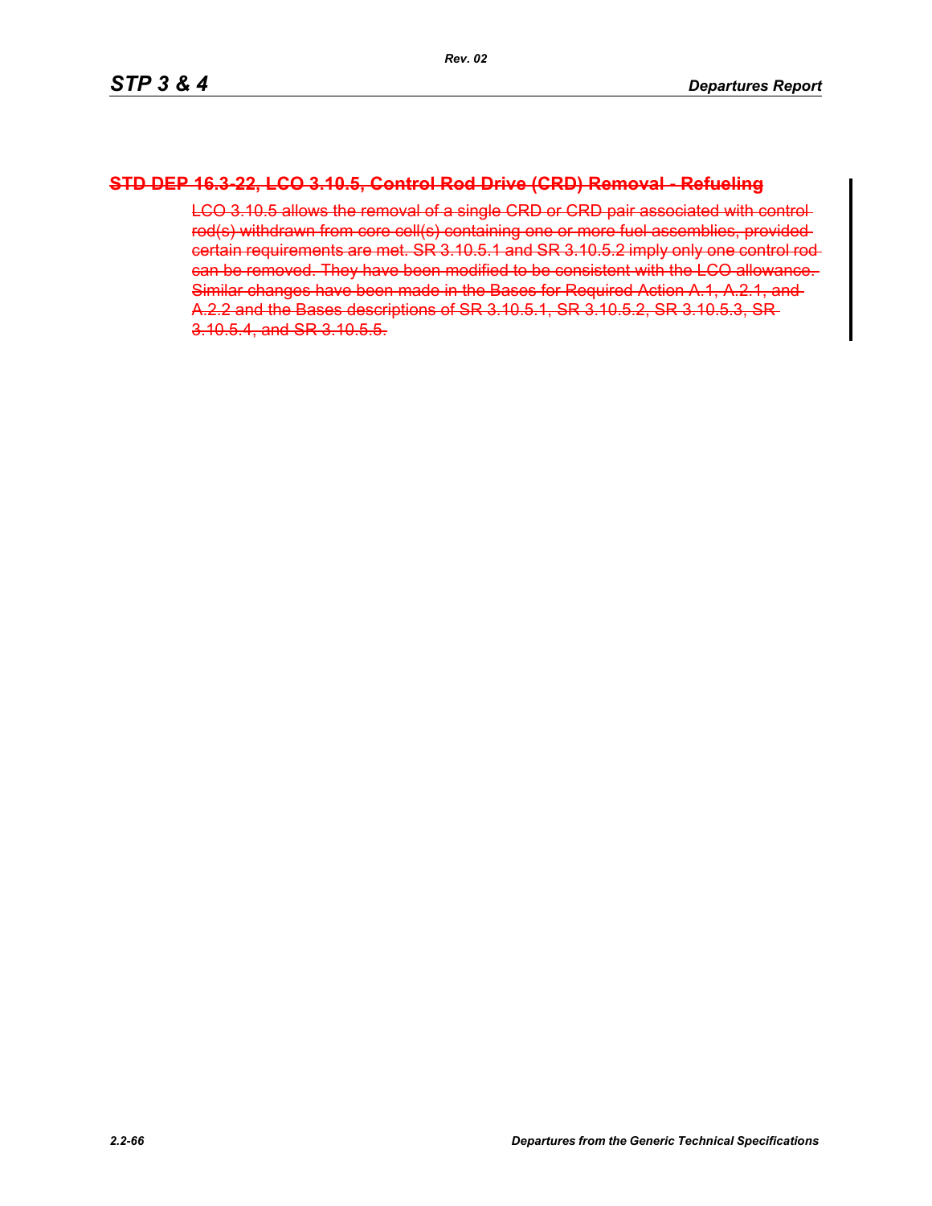### ~~STD DEP 16.3-22, LCO 3.10.5, Control Rod Drive (CRD) Removal - Refueling~~

~~LCO 3.10.5 allows the removal of a single CRD or CRD pair associated with control rod(s) withdrawn from core cell(s) containing one or more fuel assemblies, provided certain requirements are met. SR 3.10.5.1 and SR 3.10.5.2 imply only one control rod can be removed. They have been modified to be consistent with the LCO allowance. Similar changes have been made in the Bases for Required Action A.1, A.2.1, and A.2.2 and the Bases descriptions of SR 3.10.5.1, SR 3.10.5.2, SR 3.10.5.3, SR 3.10.5.4, and SR 3.10.5.5.~~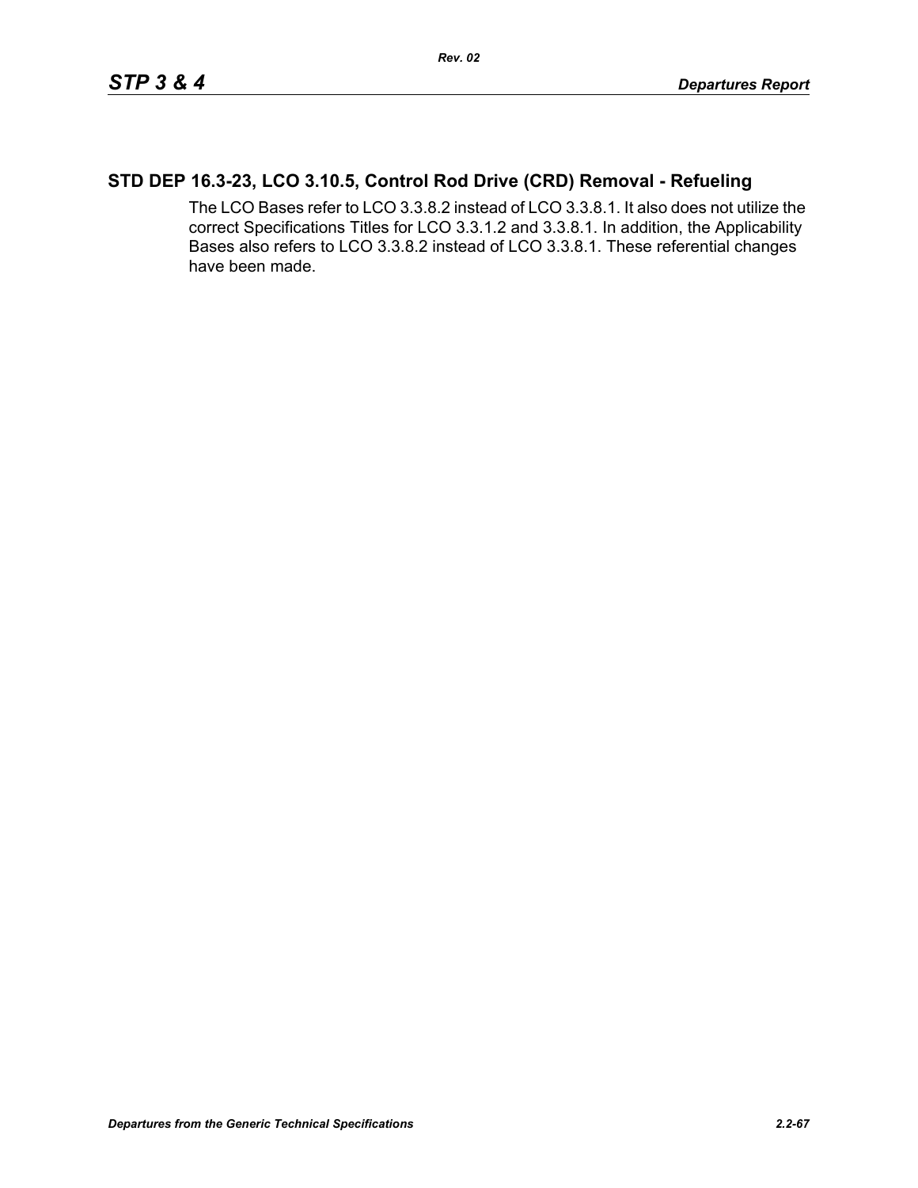## STD DEP 16.3-23, LCO 3.10.5, Control Rod Drive (CRD) Removal - Refueling

The LCO Bases refer to LCO 3.3.8.2 instead of LCO 3.3.8.1. It also does not utilize the correct Specifications Titles for LCO 3.3.1.2 and 3.3.8.1. In addition, the Applicability Bases also refers to LCO 3.3.8.2 instead of LCO 3.3.8.1. These referential changes have been made.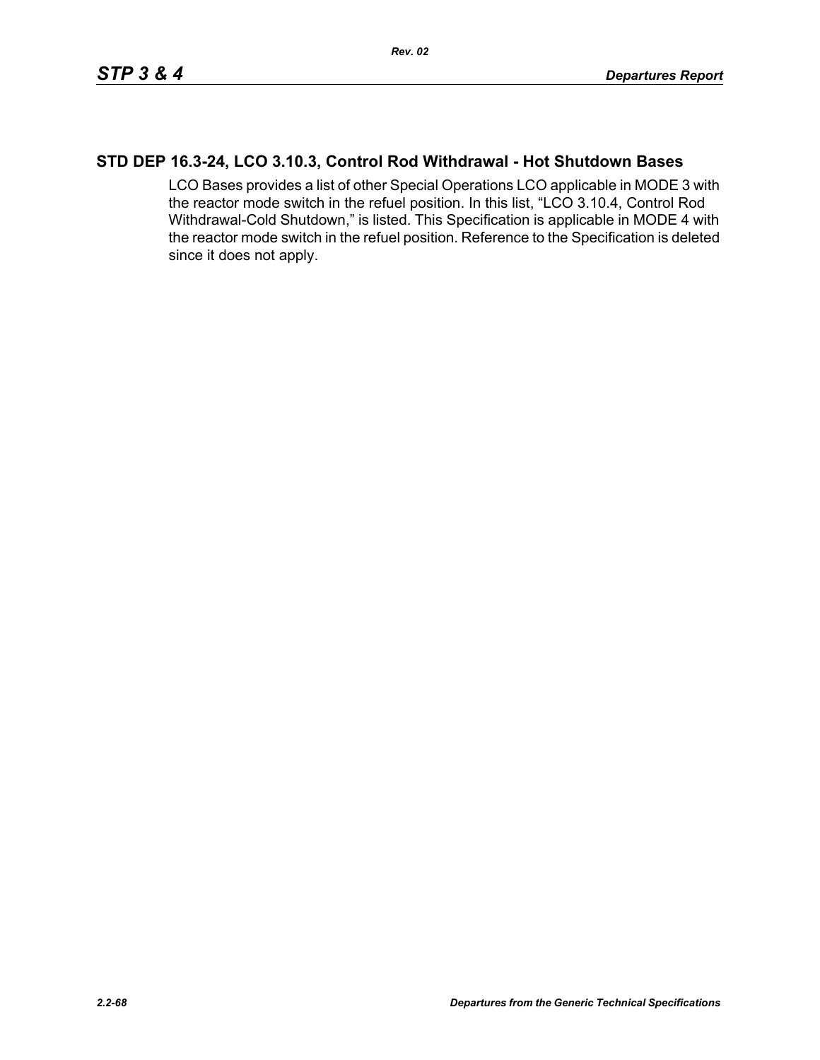## STD DEP 16.3-24, LCO 3.10.3, Control Rod Withdrawal - Hot Shutdown Bases

LCO Bases provides a list of other Special Operations LCO applicable in MODE 3 with the reactor mode switch in the refuel position. In this list, “LCO 3.10.4, Control Rod Withdrawal-Cold Shutdown,” is listed. This Specification is applicable in MODE 4 with the reactor mode switch in the refuel position. Reference to the Specification is deleted since it does not apply.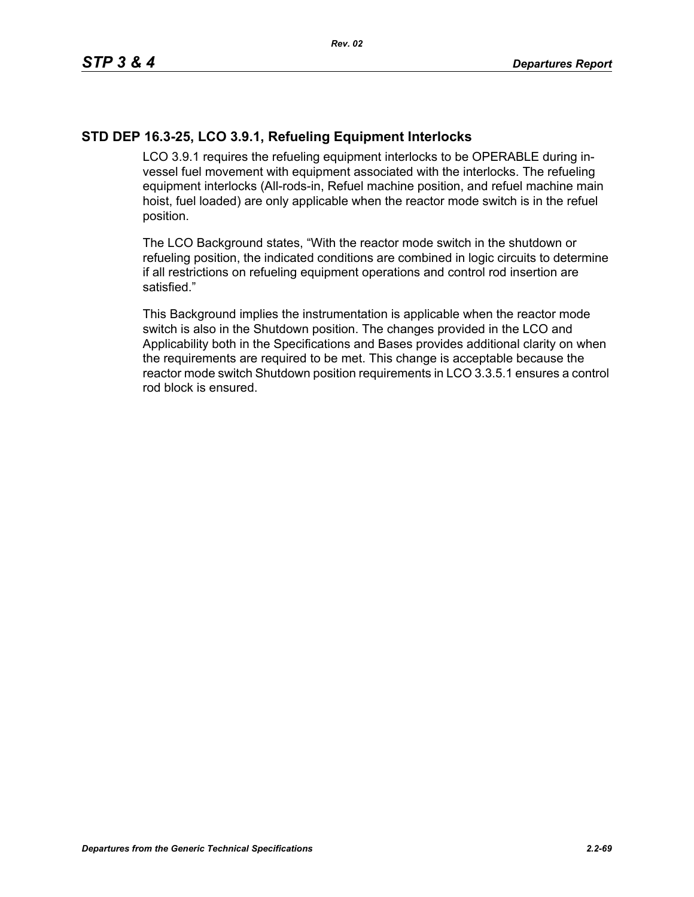## STD DEP 16.3-25, LCO 3.9.1, Refueling Equipment Interlocks

LCO 3.9.1 requires the refueling equipment interlocks to be OPERABLE during in-vessel fuel movement with equipment associated with the interlocks. The refueling equipment interlocks (All-rods-in, Refuel machine position, and refuel machine main hoist, fuel loaded) are only applicable when the reactor mode switch is in the refuel position.

The LCO Background states, “With the reactor mode switch in the shutdown or refueling position, the indicated conditions are combined in logic circuits to determine if all restrictions on refueling equipment operations and control rod insertion are satisfied.”

This Background implies the instrumentation is applicable when the reactor mode switch is also in the Shutdown position. The changes provided in the LCO and Applicability both in the Specifications and Bases provides additional clarity on when the requirements are required to be met. This change is acceptable because the reactor mode switch Shutdown position requirements in LCO 3.3.5.1 ensures a control rod block is ensured.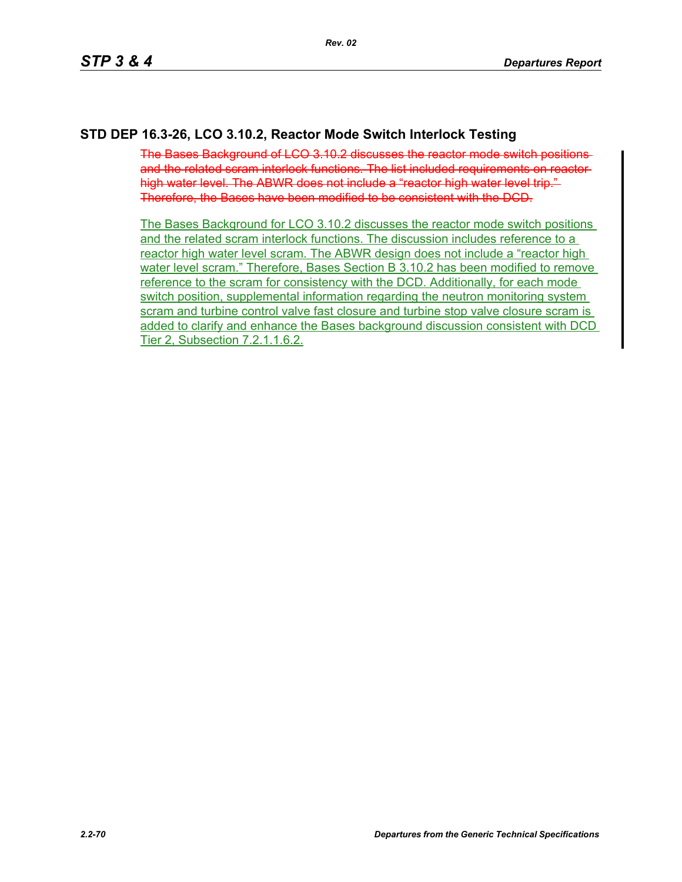## STD DEP 16.3-26, LCO 3.10.2, Reactor Mode Switch Interlock Testing

~~The Bases Background of LCO 3.10.2 discusses the reactor mode switch positions and the related scram interlock functions. The list included requirements on reactor high water level. The ABWR does not include a “reactor high water level trip.” Therefore, the Bases have been modified to be consistent with the DCD.~~

The Bases Background for LCO 3.10.2 discusses the reactor mode switch positions and the related scram interlock functions. The discussion includes reference to a reactor high water level scram. The ABWR design does not include a “reactor high water level scram.” Therefore, Bases Section B 3.10.2 has been modified to remove reference to the scram for consistency with the DCD. Additionally, for each mode switch position, supplemental information regarding the neutron monitoring system scram and turbine control valve fast closure and turbine stop valve closure scram is added to clarify and enhance the Bases background discussion consistent with DCD Tier 2, Subsection 7.2.1.1.6.2.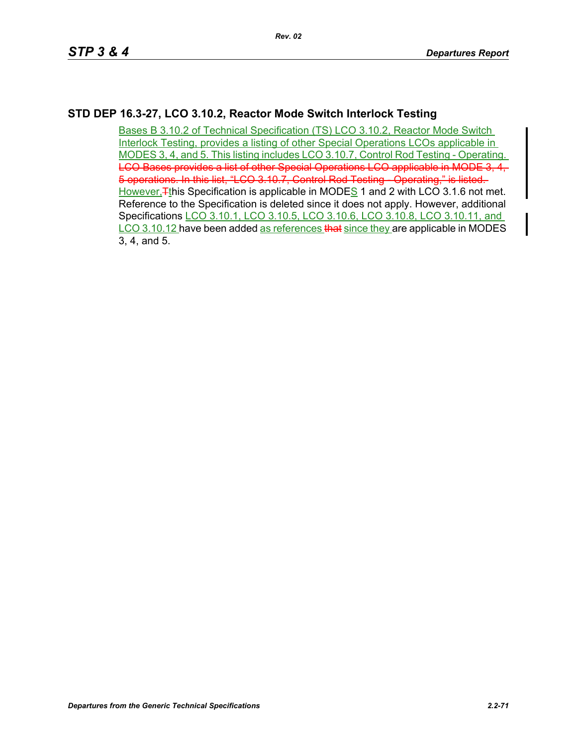## STD DEP 16.3-27, LCO 3.10.2, Reactor Mode Switch Interlock Testing

Bases B 3.10.2 of Technical Specification (TS) LCO 3.10.2, Reactor Mode Switch Interlock Testing, provides a listing of other Special Operations LCOs applicable in MODES 3, 4, and 5. This listing includes LCO 3.10.7, Control Rod Testing - Operating. ~~LCO Bases provides a list of other Special Operations LCO applicable in MODE 3, 4, 5 operations. In this list, "LCO 3.10.7, Control Rod Testing - Operating," is listed.~~ However, ~~T~~this Specification is applicable in MODES 1 and 2 with LCO 3.1.6 not met. Reference to the Specification is deleted since it does not apply. However, additional Specifications LCO 3.10.1, LCO 3.10.5, LCO 3.10.6, LCO 3.10.8, LCO 3.10.11, and LCO 3.10.12 have been added as references ~~that~~ since they are applicable in MODES 3, 4, and 5.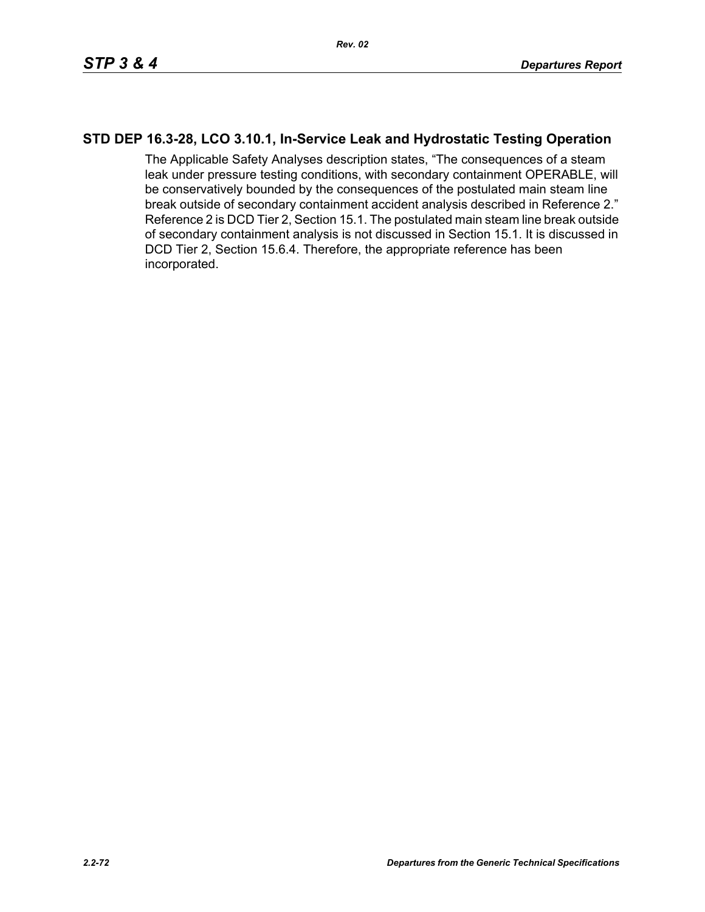## STD DEP 16.3-28, LCO 3.10.1, In-Service Leak and Hydrostatic Testing Operation

The Applicable Safety Analyses description states, "The consequences of a steam leak under pressure testing conditions, with secondary containment OPERABLE, will be conservatively bounded by the consequences of the postulated main steam line break outside of secondary containment accident analysis described in Reference 2." Reference 2 is DCD Tier 2, Section 15.1. The postulated main steam line break outside of secondary containment analysis is not discussed in Section 15.1. It is discussed in DCD Tier 2, Section 15.6.4. Therefore, the appropriate reference has been incorporated.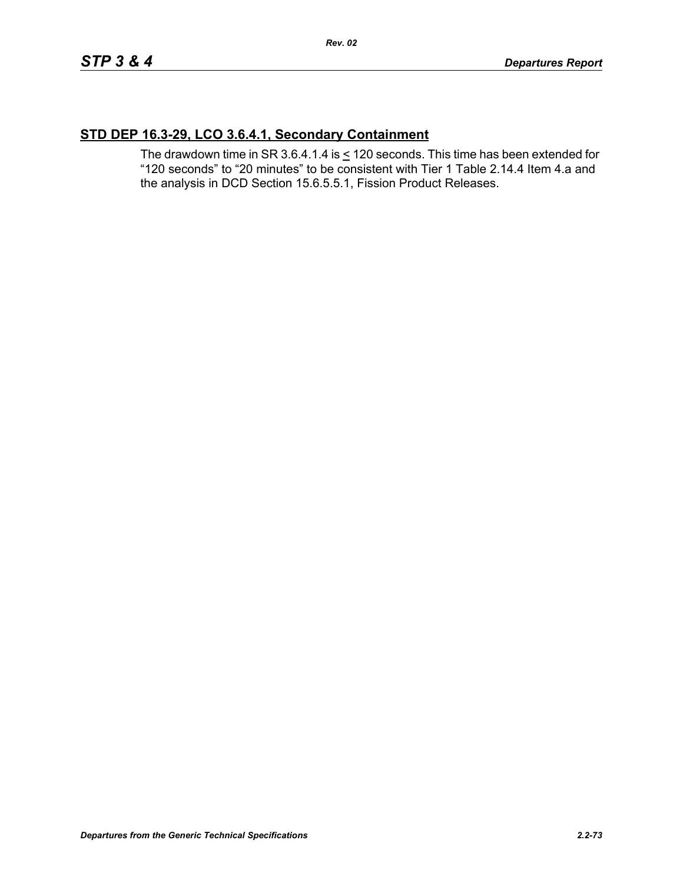## STD DEP 16.3-29, LCO 3.6.4.1, Secondary Containment

The drawdown time in SR 3.6.4.1.4 is $\leq$ 120 seconds. This time has been extended for "120 seconds" to "20 minutes" to be consistent with Tier 1 Table 2.14.4 Item 4.a and the analysis in DCD Section 15.6.5.5.1, Fission Product Releases.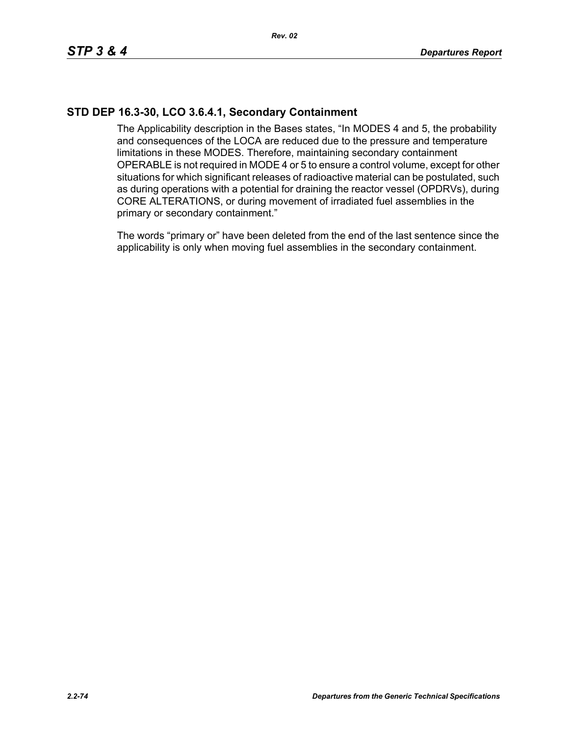## STD DEP 16.3-30, LCO 3.6.4.1, Secondary Containment

The Applicability description in the Bases states, "In MODES 4 and 5, the probability and consequences of the LOCA are reduced due to the pressure and temperature limitations in these MODES. Therefore, maintaining secondary containment OPERABLE is not required in MODE 4 or 5 to ensure a control volume, except for other situations for which significant releases of radioactive material can be postulated, such as during operations with a potential for draining the reactor vessel (OPDRVs), during CORE ALTERATIONS, or during movement of irradiated fuel assemblies in the primary or secondary containment."

The words "primary or" have been deleted from the end of the last sentence since the applicability is only when moving fuel assemblies in the secondary containment.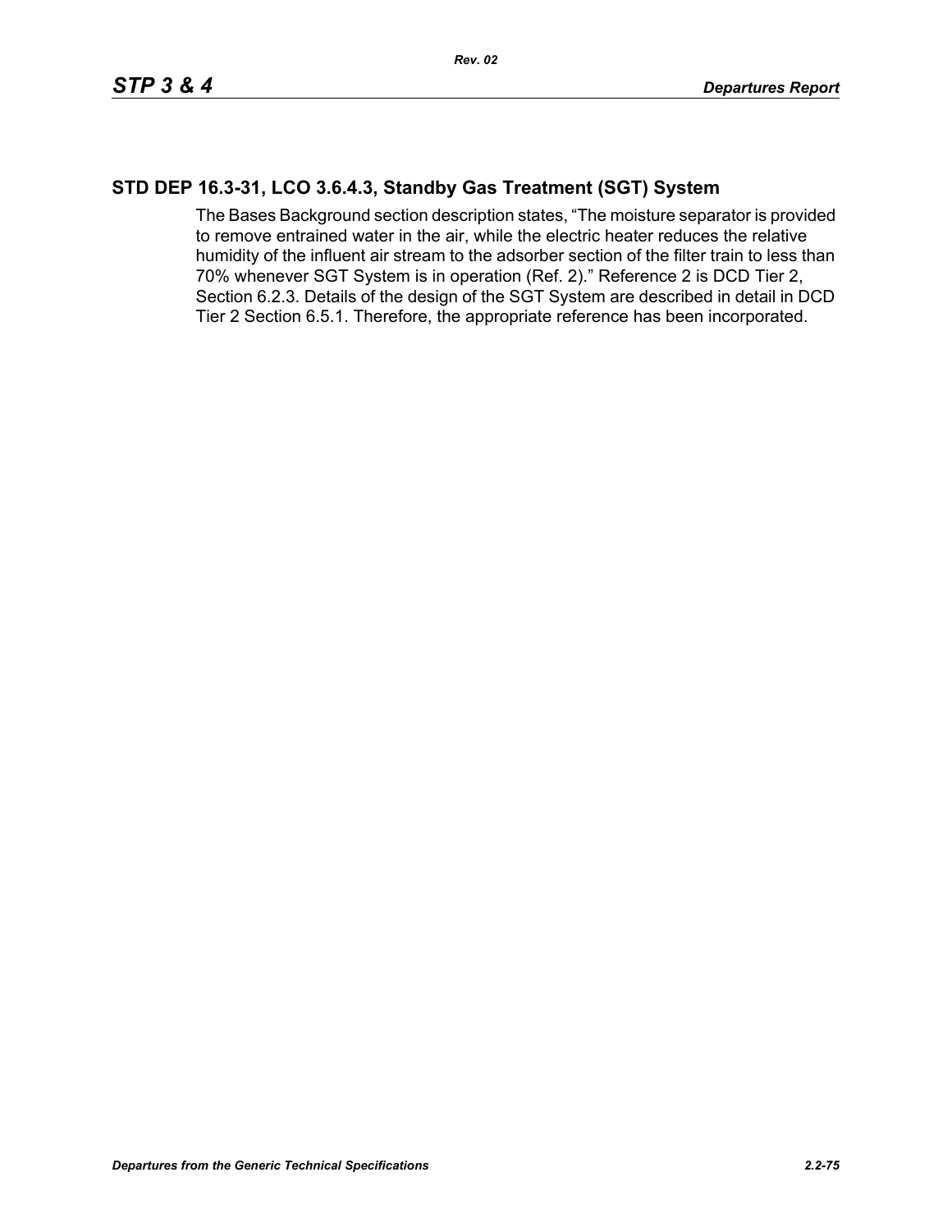## STD DEP 16.3-31, LCO 3.6.4.3, Standby Gas Treatment (SGT) System

The Bases Background section description states, “The moisture separator is provided to remove entrained water in the air, while the electric heater reduces the relative humidity of the influent air stream to the adsorber section of the filter train to less than 70% whenever SGT System is in operation (Ref. 2).” Reference 2 is DCD Tier 2, Section 6.2.3. Details of the design of the SGT System are described in detail in DCD Tier 2 Section 6.5.1. Therefore, the appropriate reference has been incorporated.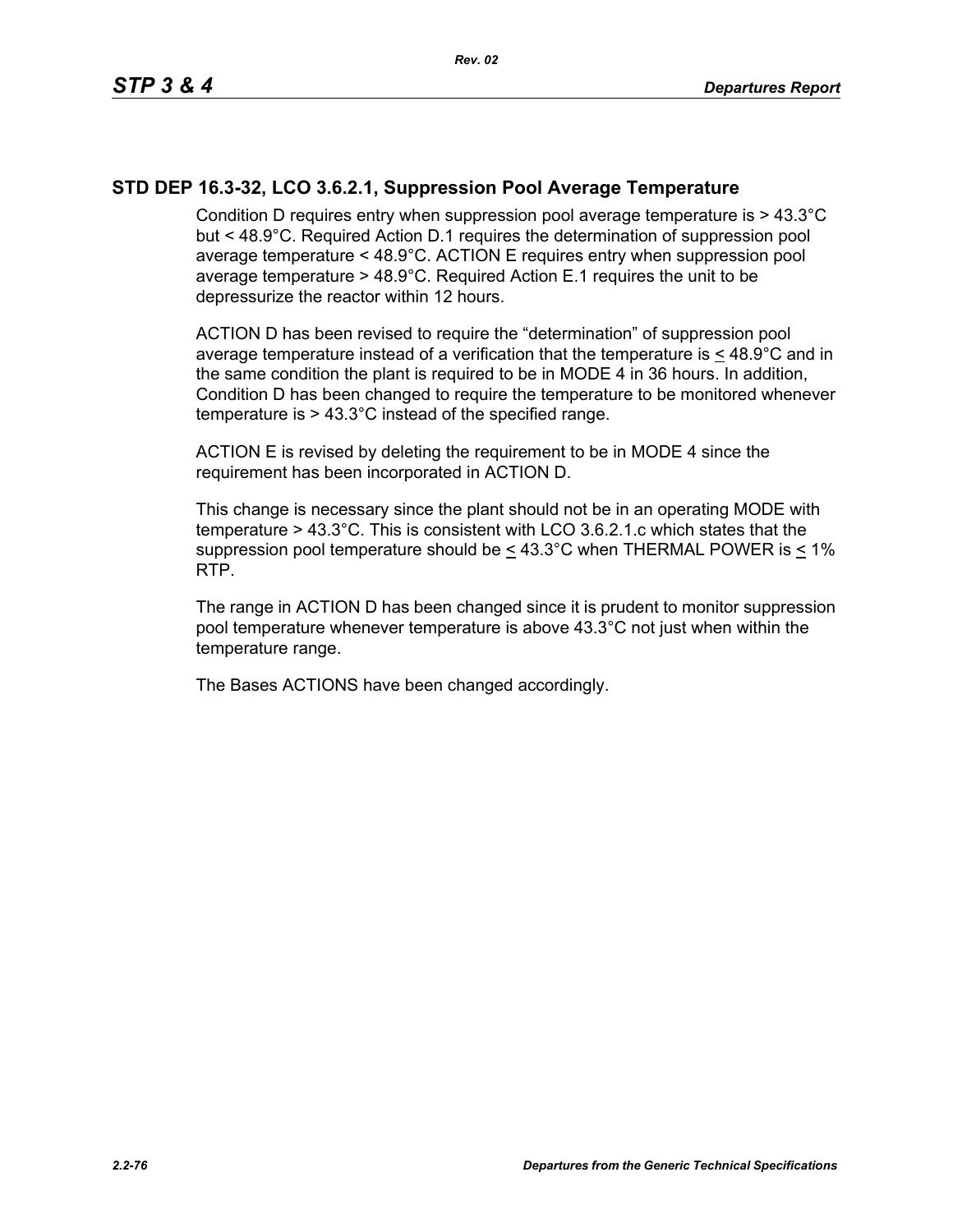## STD DEP 16.3-32, LCO 3.6.2.1, Suppression Pool Average Temperature

Condition D requires entry when suppression pool average temperature is > 43.3°C but < 48.9°C. Required Action D.1 requires the determination of suppression pool average temperature < 48.9°C. ACTION E requires entry when suppression pool average temperature > 48.9°C. Required Action E.1 requires the unit to be depressurize the reactor within 12 hours.

ACTION D has been revised to require the "determination" of suppression pool average temperature instead of a verification that the temperature is ≤ 48.9°C and in the same condition the plant is required to be in MODE 4 in 36 hours. In addition, Condition D has been changed to require the temperature to be monitored whenever temperature is > 43.3°C instead of the specified range.

ACTION E is revised by deleting the requirement to be in MODE 4 since the requirement has been incorporated in ACTION D.

This change is necessary since the plant should not be in an operating MODE with temperature > 43.3°C. This is consistent with LCO 3.6.2.1.c which states that the suppression pool temperature should be ≤ 43.3°C when THERMAL POWER is ≤ 1% RTP.

The range in ACTION D has been changed since it is prudent to monitor suppression pool temperature whenever temperature is above 43.3°C not just when within the temperature range.

The Bases ACTIONS have been changed accordingly.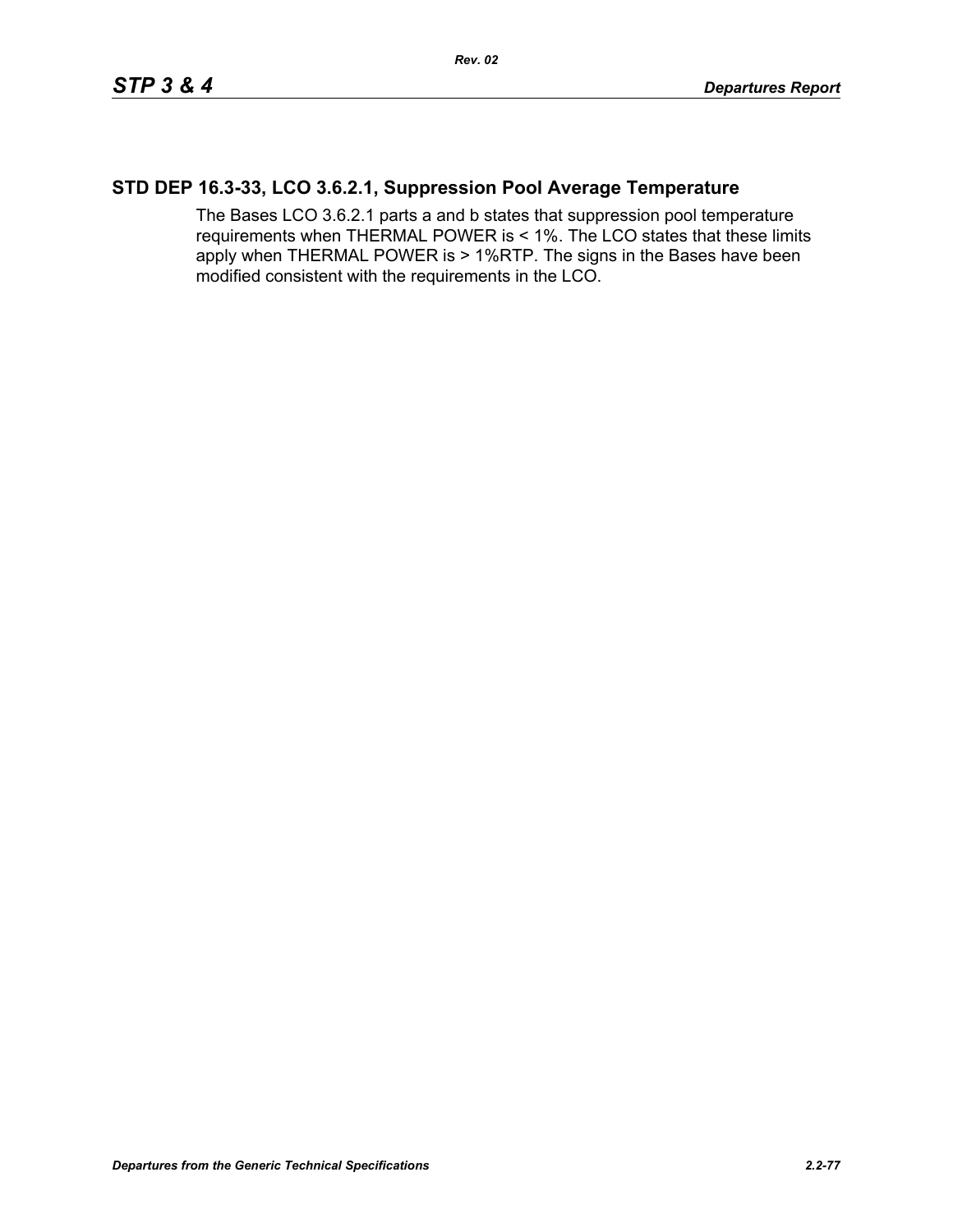## STD DEP 16.3-33, LCO 3.6.2.1, Suppression Pool Average Temperature

The Bases LCO 3.6.2.1 parts a and b states that suppression pool temperature requirements when THERMAL POWER is < 1%. The LCO states that these limits apply when THERMAL POWER is > 1%RTP. The signs in the Bases have been modified consistent with the requirements in the LCO.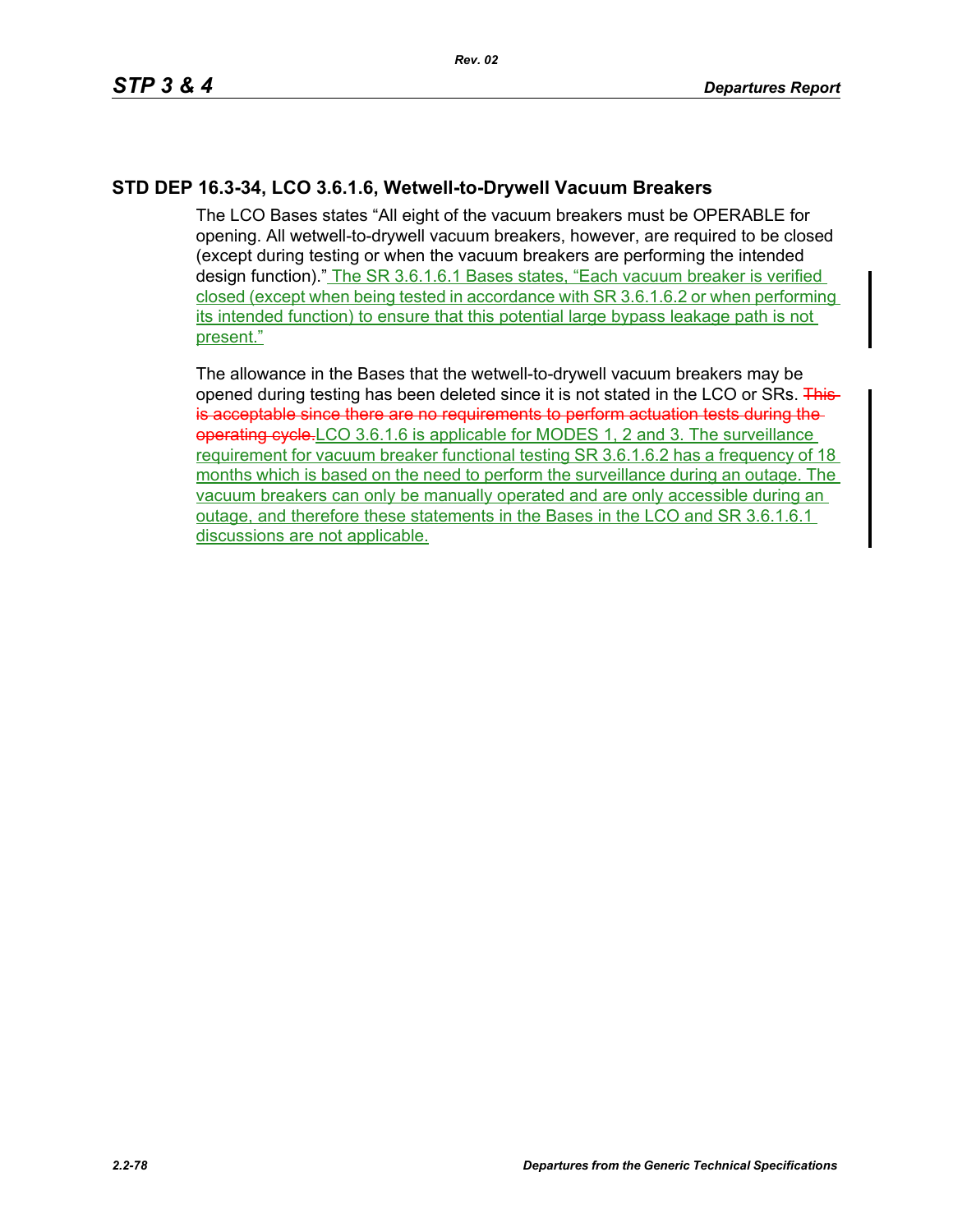## STD DEP 16.3-34, LCO 3.6.1.6, Wetwell-to-Drywell Vacuum Breakers

The LCO Bases states "All eight of the vacuum breakers must be OPERABLE for opening. All wetwell-to-drywell vacuum breakers, however, are required to be closed (except during testing or when the vacuum breakers are performing the intended design function)." The SR 3.6.1.6.1 Bases states, "Each vacuum breaker is verified closed (except when being tested in accordance with SR 3.6.1.6.2 or when performing its intended function) to ensure that this potential large bypass leakage path is not present."

The allowance in the Bases that the wetwell-to-drywell vacuum breakers may be opened during testing has been deleted since it is not stated in the LCO or SRs. ~~This is acceptable since there are no requirements to perform actuation tests during the operating cycle.~~ LCO 3.6.1.6 is applicable for MODES 1, 2 and 3. The surveillance requirement for vacuum breaker functional testing SR 3.6.1.6.2 has a frequency of 18 months which is based on the need to perform the surveillance during an outage. The vacuum breakers can only be manually operated and are only accessible during an outage, and therefore these statements in the Bases in the LCO and SR 3.6.1.6.1 discussions are not applicable.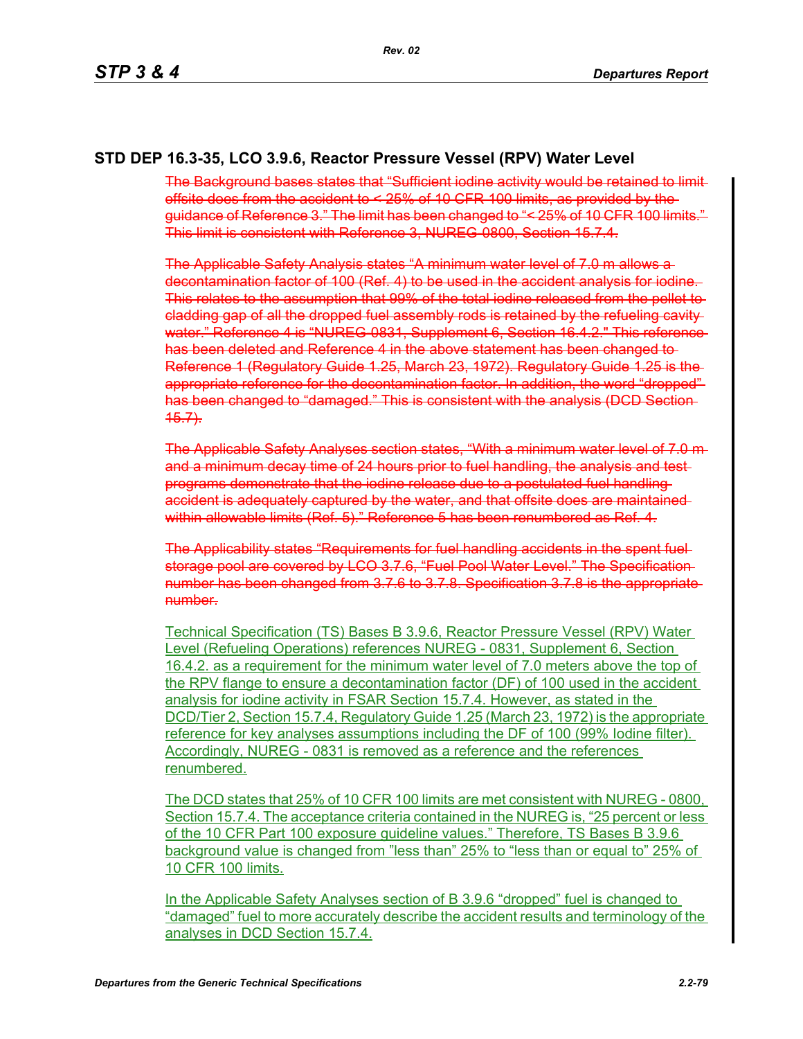## STD DEP 16.3-35, LCO 3.9.6, Reactor Pressure Vessel (RPV) Water Level

~~The Background bases states that "Sufficient iodine activity would be retained to limit offsite does from the accident to < 25% of 10 CFR 100 limits, as provided by the guidance of Reference 3." The limit has been changed to "< 25% of 10 CFR 100 limits." This limit is consistent with Reference 3, NUREG-0800, Section 15.7.4.~~

~~The Applicable Safety Analysis states "A minimum water level of 7.0 m allows a decontamination factor of 100 (Ref. 4) to be used in the accident analysis for iodine. This relates to the assumption that 99% of the total iodine released from the pellet to cladding gap of all the dropped fuel assembly rods is retained by the refueling cavity water." Reference 4 is "NUREG-0831, Supplement 6, Section 16.4.2." This reference has been deleted and Reference 4 in the above statement has been changed to Reference 1 (Regulatory Guide 1.25, March 23, 1972). Regulatory Guide 1.25 is the appropriate reference for the decontamination factor. In addition, the word "dropped" has been changed to "damaged." This is consistent with the analysis (DCD Section 15.7).~~

~~The Applicable Safety Analyses section states, "With a minimum water level of 7.0 m and a minimum decay time of 24 hours prior to fuel handling, the analysis and test programs demonstrate that the iodine release due to a postulated fuel handling accident is adequately captured by the water, and that offsite does are maintained within allowable limits (Ref. 5)." Reference 5 has been renumbered as Ref. 4.~~

~~The Applicability states "Requirements for fuel handling accidents in the spent fuel storage pool are covered by LCO 3.7.6, "Fuel Pool Water Level." The Specification number has been changed from 3.7.6 to 3.7.8. Specification 3.7.8 is the appropriate number.~~

Technical Specification (TS) Bases B 3.9.6, Reactor Pressure Vessel (RPV) Water Level (Refueling Operations) references NUREG - 0831, Supplement 6, Section 16.4.2. as a requirement for the minimum water level of 7.0 meters above the top of the RPV flange to ensure a decontamination factor (DF) of 100 used in the accident analysis for iodine activity in FSAR Section 15.7.4. However, as stated in the DCD/Tier 2, Section 15.7.4, Regulatory Guide 1.25 (March 23, 1972) is the appropriate reference for key analyses assumptions including the DF of 100 (99% Iodine filter). Accordingly, NUREG - 0831 is removed as a reference and the references renumbered.

The DCD states that 25% of 10 CFR 100 limits are met consistent with NUREG - 0800, Section 15.7.4. The acceptance criteria contained in the NUREG is, "25 percent or less of the 10 CFR Part 100 exposure guideline values." Therefore, TS Bases B 3.9.6 background value is changed from "less than" 25% to "less than or equal to" 25% of 10 CFR 100 limits.

In the Applicable Safety Analyses section of B 3.9.6 "dropped" fuel is changed to "damaged" fuel to more accurately describe the accident results and terminology of the analyses in DCD Section 15.7.4.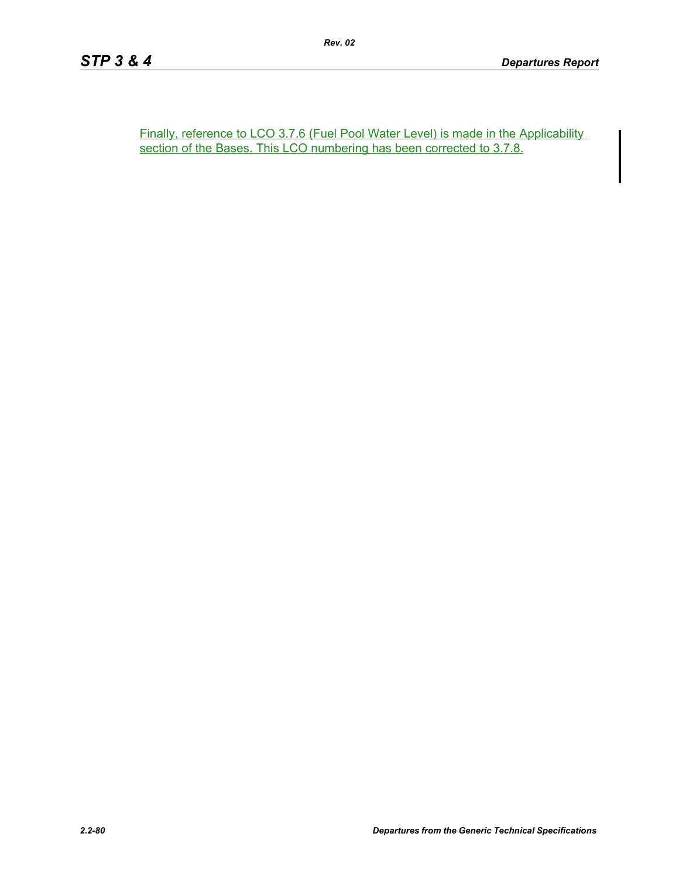Finally, reference to LCO 3.7.6 (Fuel Pool Water Level) is made in the Applicability section of the Bases. This LCO numbering has been corrected to 3.7.8.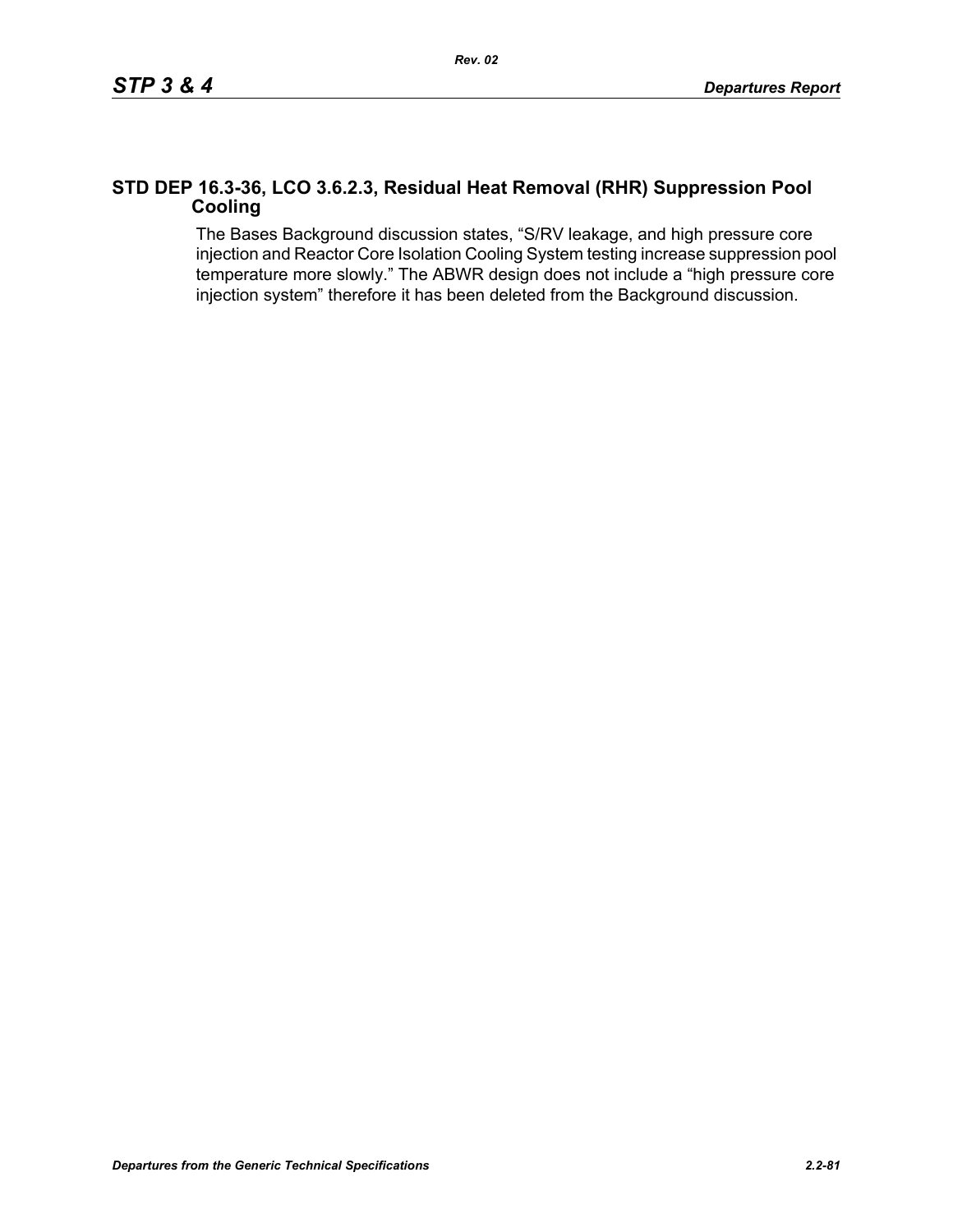## STD DEP 16.3-36, LCO 3.6.2.3, Residual Heat Removal (RHR) Suppression Pool Cooling

The Bases Background discussion states, “S/RV leakage, and high pressure core injection and Reactor Core Isolation Cooling System testing increase suppression pool temperature more slowly.” The ABWR design does not include a “high pressure core injection system” therefore it has been deleted from the Background discussion.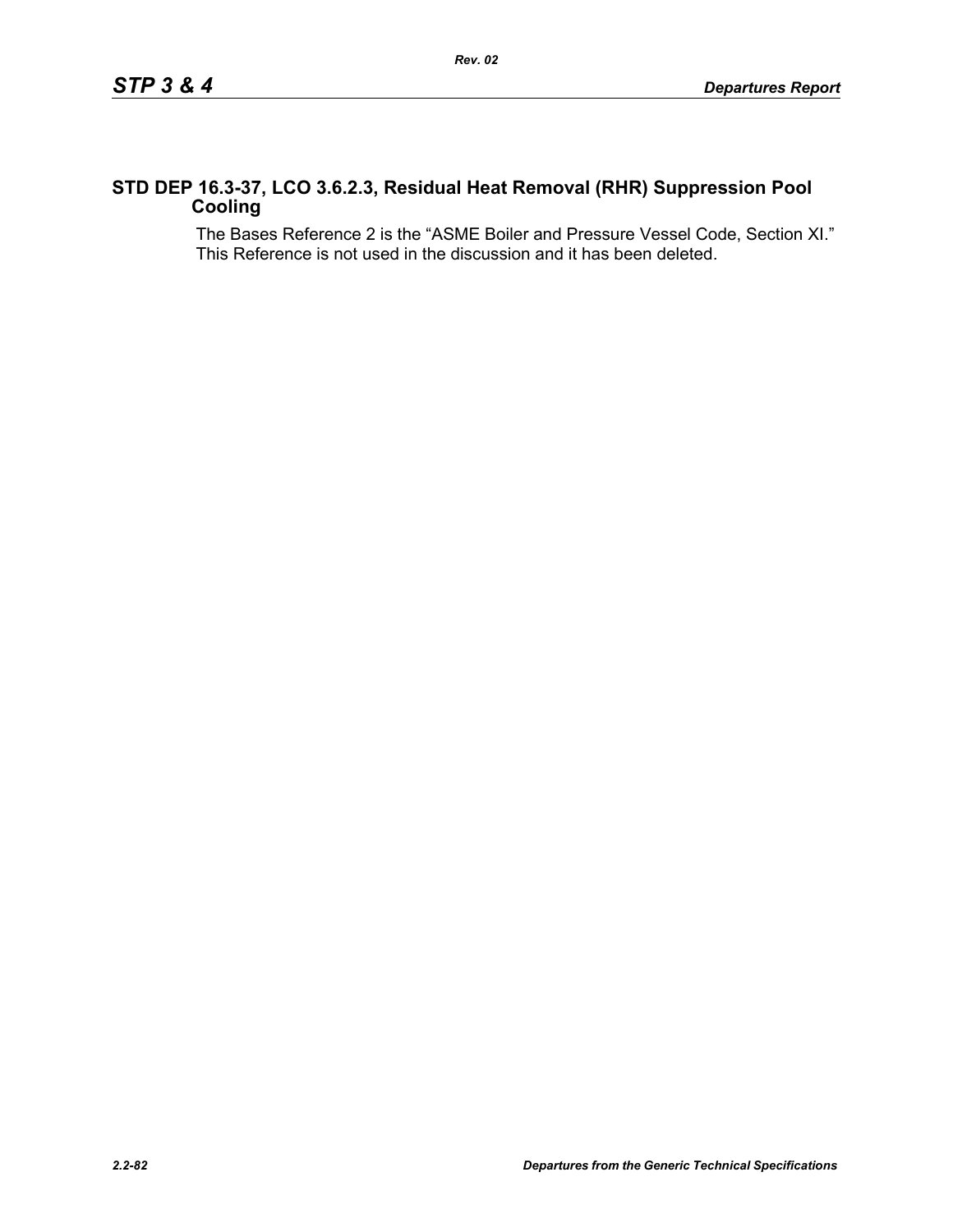## STD DEP 16.3-37, LCO 3.6.2.3, Residual Heat Removal (RHR) Suppression Pool Cooling

The Bases Reference 2 is the “ASME Boiler and Pressure Vessel Code, Section XI.” This Reference is not used in the discussion and it has been deleted.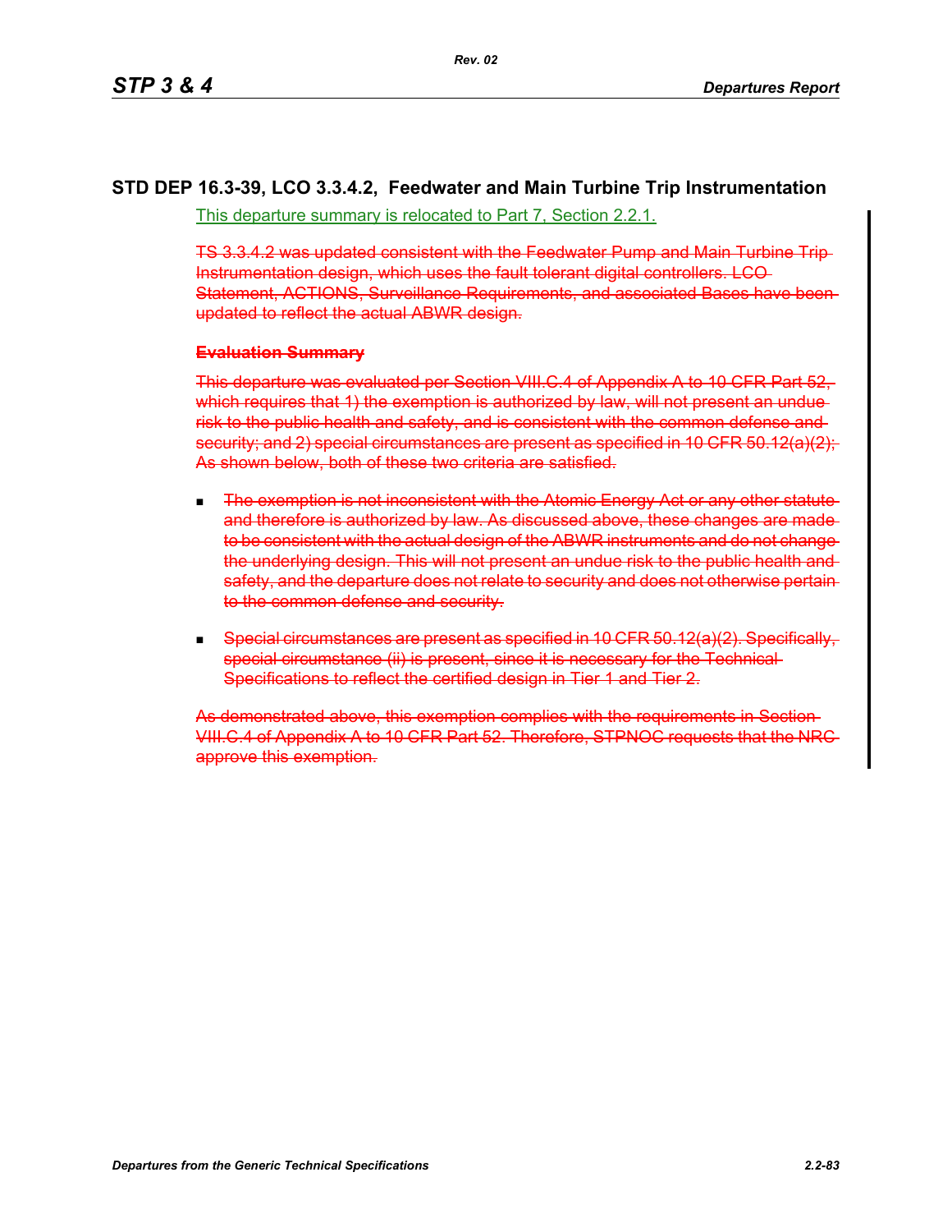## STD DEP 16.3-39, LCO 3.3.4.2, Feedwater and Main Turbine Trip Instrumentation

This departure summary is relocated to Part 7, Section 2.2.1.

~~TS 3.3.4.2 was updated consistent with the Feedwater Pump and Main Turbine Trip Instrumentation design, which uses the fault tolerant digital controllers. LCO Statement, ACTIONS, Surveillance Requirements, and associated Bases have been updated to reflect the actual ABWR design.~~

~~**Evaluation Summary**~~

~~This departure was evaluated per Section VIII.C.4 of Appendix A to 10 CFR Part 52, which requires that 1) the exemption is authorized by law, will not present an undue risk to the public health and safety, and is consistent with the common defense and security; and 2) special circumstances are present as specified in 10 CFR 50.12(a)(2); As shown below, both of these two criteria are satisfied.~~

- ~~The exemption is not inconsistent with the Atomic Energy Act or any other statute and therefore is authorized by law. As discussed above, these changes are made to be consistent with the actual design of the ABWR instruments and do not change the underlying design. This will not present an undue risk to the public health and safety, and the departure does not relate to security and does not otherwise pertain to the common defense and security.~~
- ~~Special circumstances are present as specified in 10 CFR 50.12(a)(2). Specifically, special circumstance (ii) is present, since it is necessary for the Technical Specifications to reflect the certified design in Tier 1 and Tier 2.~~

~~As demonstrated above, this exemption complies with the requirements in Section VIII.C.4 of Appendix A to 10 CFR Part 52. Therefore, STPNOC requests that the NRC approve this exemption.~~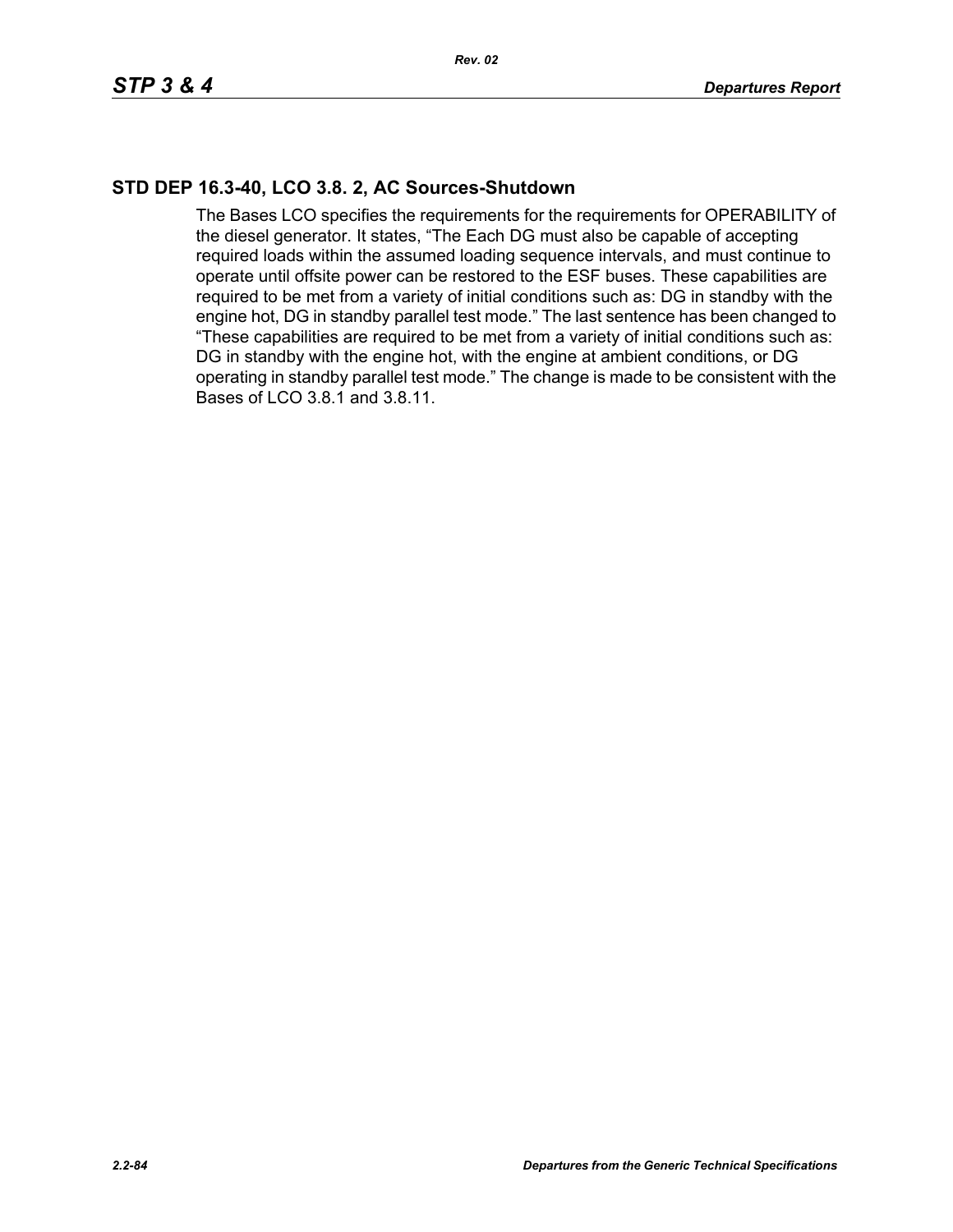## STD DEP 16.3-40, LCO 3.8. 2, AC Sources-Shutdown

The Bases LCO specifies the requirements for the requirements for OPERABILITY of the diesel generator. It states, "The Each DG must also be capable of accepting required loads within the assumed loading sequence intervals, and must continue to operate until offsite power can be restored to the ESF buses. These capabilities are required to be met from a variety of initial conditions such as: DG in standby with the engine hot, DG in standby parallel test mode." The last sentence has been changed to "These capabilities are required to be met from a variety of initial conditions such as: DG in standby with the engine hot, with the engine at ambient conditions, or DG operating in standby parallel test mode." The change is made to be consistent with the Bases of LCO 3.8.1 and 3.8.11.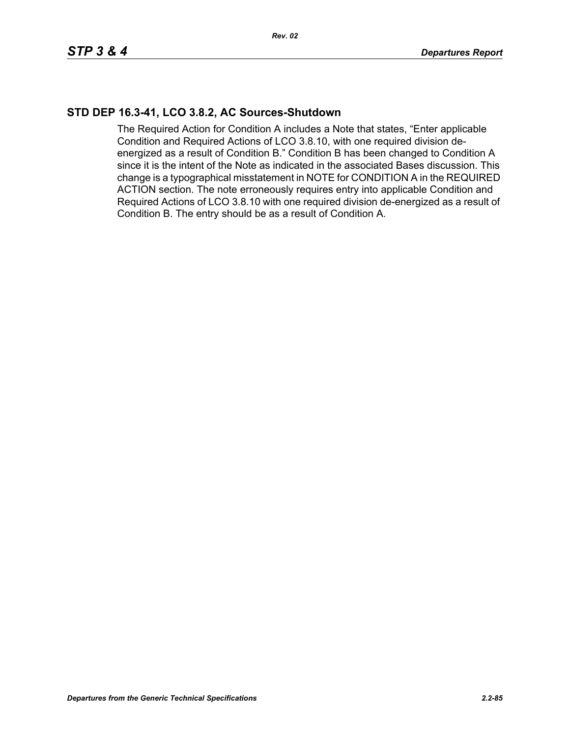## STD DEP 16.3-41, LCO 3.8.2, AC Sources-Shutdown

The Required Action for Condition A includes a Note that states, “Enter applicable Condition and Required Actions of LCO 3.8.10, with one required division de-energized as a result of Condition B.” Condition B has been changed to Condition A since it is the intent of the Note as indicated in the associated Bases discussion. This change is a typographical misstatement in NOTE for CONDITION A in the REQUIRED ACTION section. The note erroneously requires entry into applicable Condition and Required Actions of LCO 3.8.10 with one required division de-energized as a result of Condition B. The entry should be as a result of Condition A.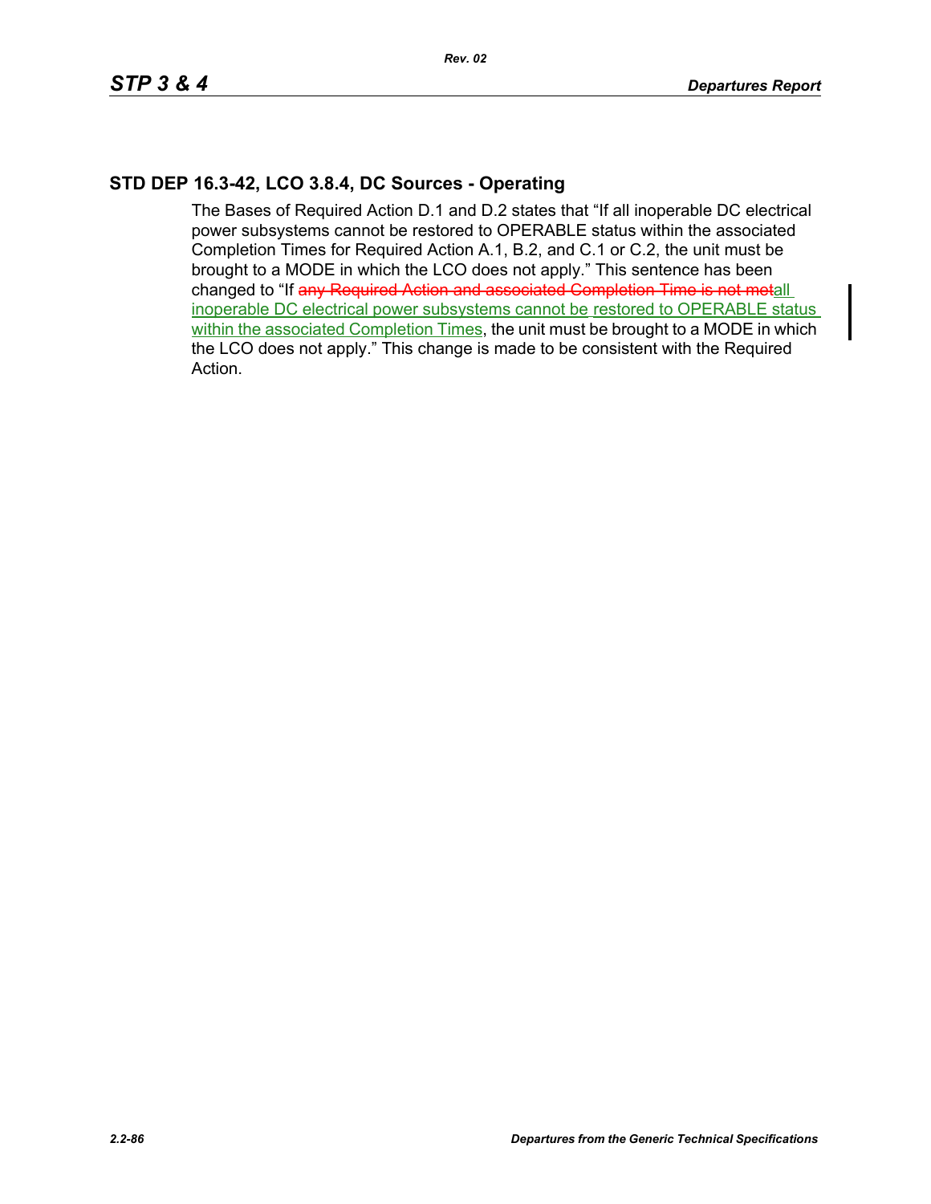## STD DEP 16.3-42, LCO 3.8.4, DC Sources - Operating

The Bases of Required Action D.1 and D.2 states that "If all inoperable DC electrical power subsystems cannot be restored to OPERABLE status within the associated Completion Times for Required Action A.1, B.2, and C.1 or C.2, the unit must be brought to a MODE in which the LCO does not apply." This sentence has been changed to "If ~~any Required Action and associated Completion Time is not met~~all inoperable DC electrical power subsystems cannot be restored to OPERABLE status within the associated Completion Times, the unit must be brought to a MODE in which the LCO does not apply." This change is made to be consistent with the Required Action.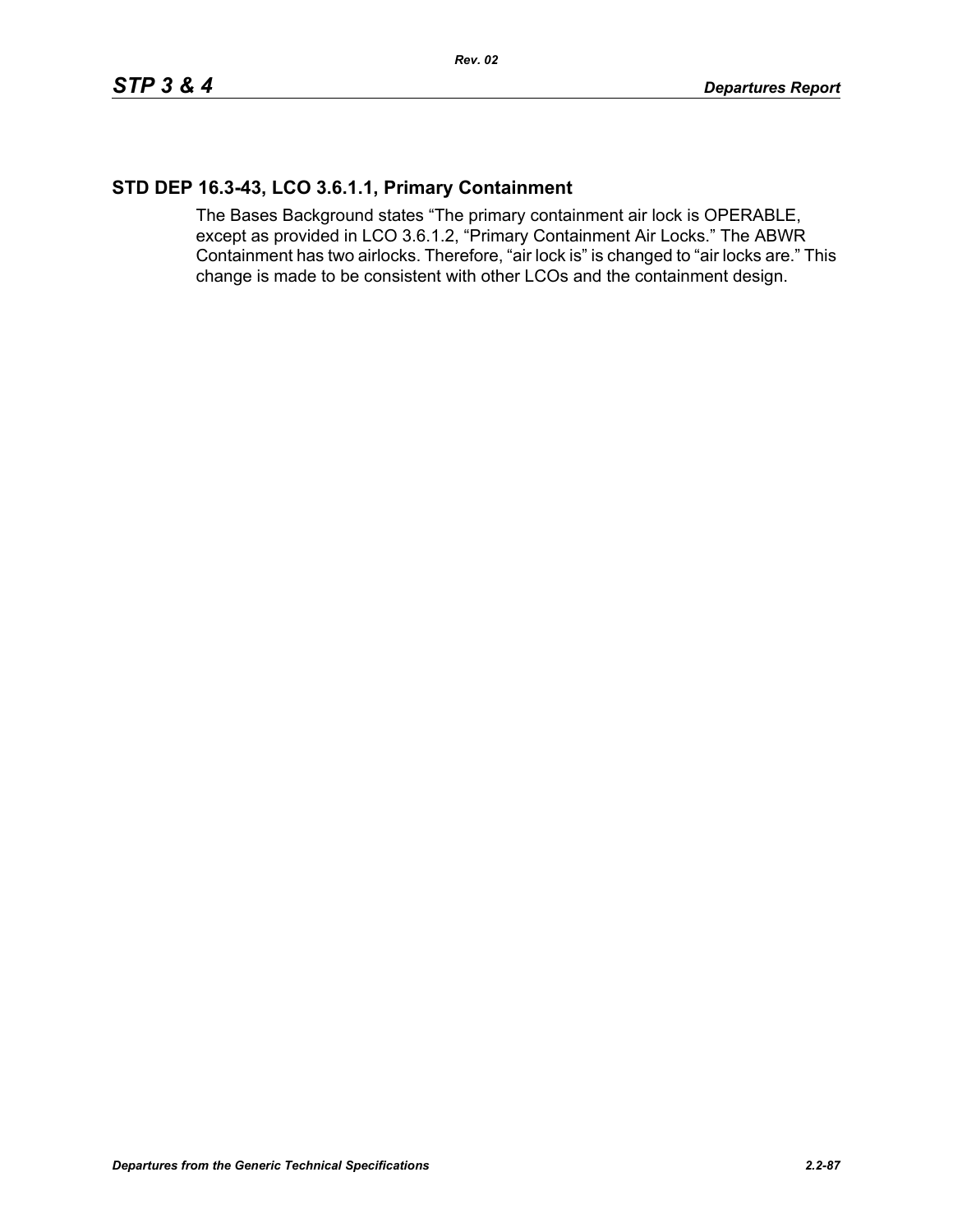## STD DEP 16.3-43, LCO 3.6.1.1, Primary Containment

The Bases Background states "The primary containment air lock is OPERABLE, except as provided in LCO 3.6.1.2, "Primary Containment Air Locks." The ABWR Containment has two airlocks. Therefore, "air lock is" is changed to "air locks are." This change is made to be consistent with other LCOs and the containment design.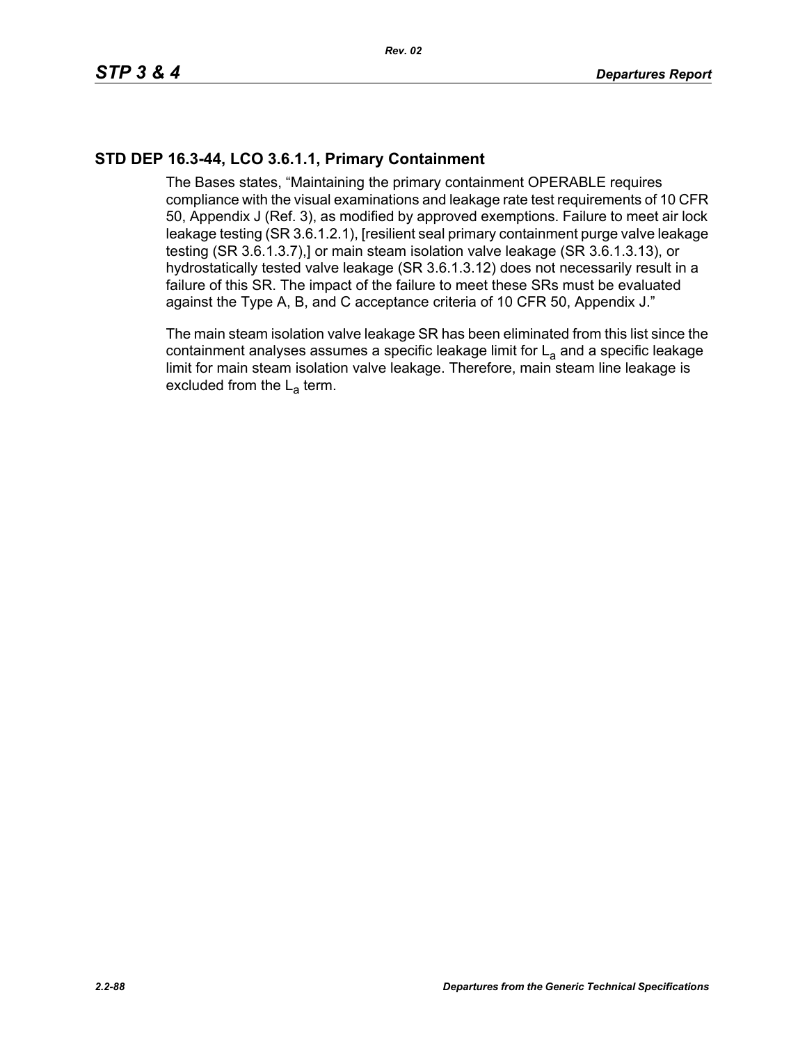## STD DEP 16.3-44, LCO 3.6.1.1, Primary Containment

The Bases states, "Maintaining the primary containment OPERABLE requires compliance with the visual examinations and leakage rate test requirements of 10 CFR 50, Appendix J (Ref. 3), as modified by approved exemptions. Failure to meet air lock leakage testing (SR 3.6.1.2.1), [resilient seal primary containment purge valve leakage testing (SR 3.6.1.3.7),] or main steam isolation valve leakage (SR 3.6.1.3.13), or hydrostatically tested valve leakage (SR 3.6.1.3.12) does not necessarily result in a failure of this SR. The impact of the failure to meet these SRs must be evaluated against the Type A, B, and C acceptance criteria of 10 CFR 50, Appendix J."

The main steam isolation valve leakage SR has been eliminated from this list since the containment analyses assumes a specific leakage limit for $L_a$ and a specific leakage limit for main steam isolation valve leakage. Therefore, main steam line leakage is excluded from the $L_a$ term.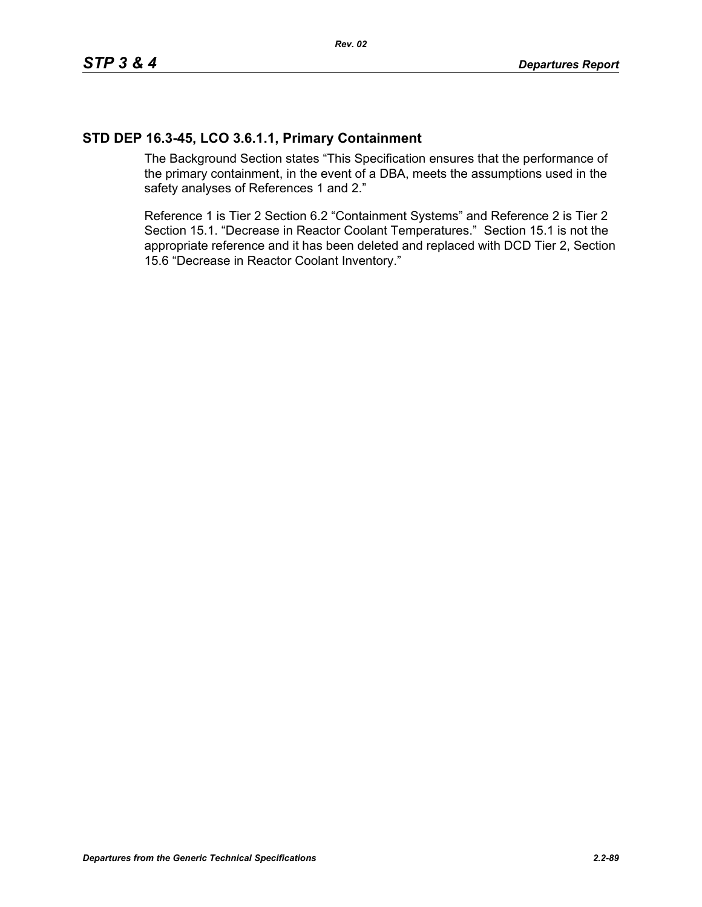## STD DEP 16.3-45, LCO 3.6.1.1, Primary Containment

The Background Section states “This Specification ensures that the performance of the primary containment, in the event of a DBA, meets the assumptions used in the safety analyses of References 1 and 2.”

Reference 1 is Tier 2 Section 6.2 “Containment Systems” and Reference 2 is Tier 2 Section 15.1. “Decrease in Reactor Coolant Temperatures.” Section 15.1 is not the appropriate reference and it has been deleted and replaced with DCD Tier 2, Section 15.6 “Decrease in Reactor Coolant Inventory.”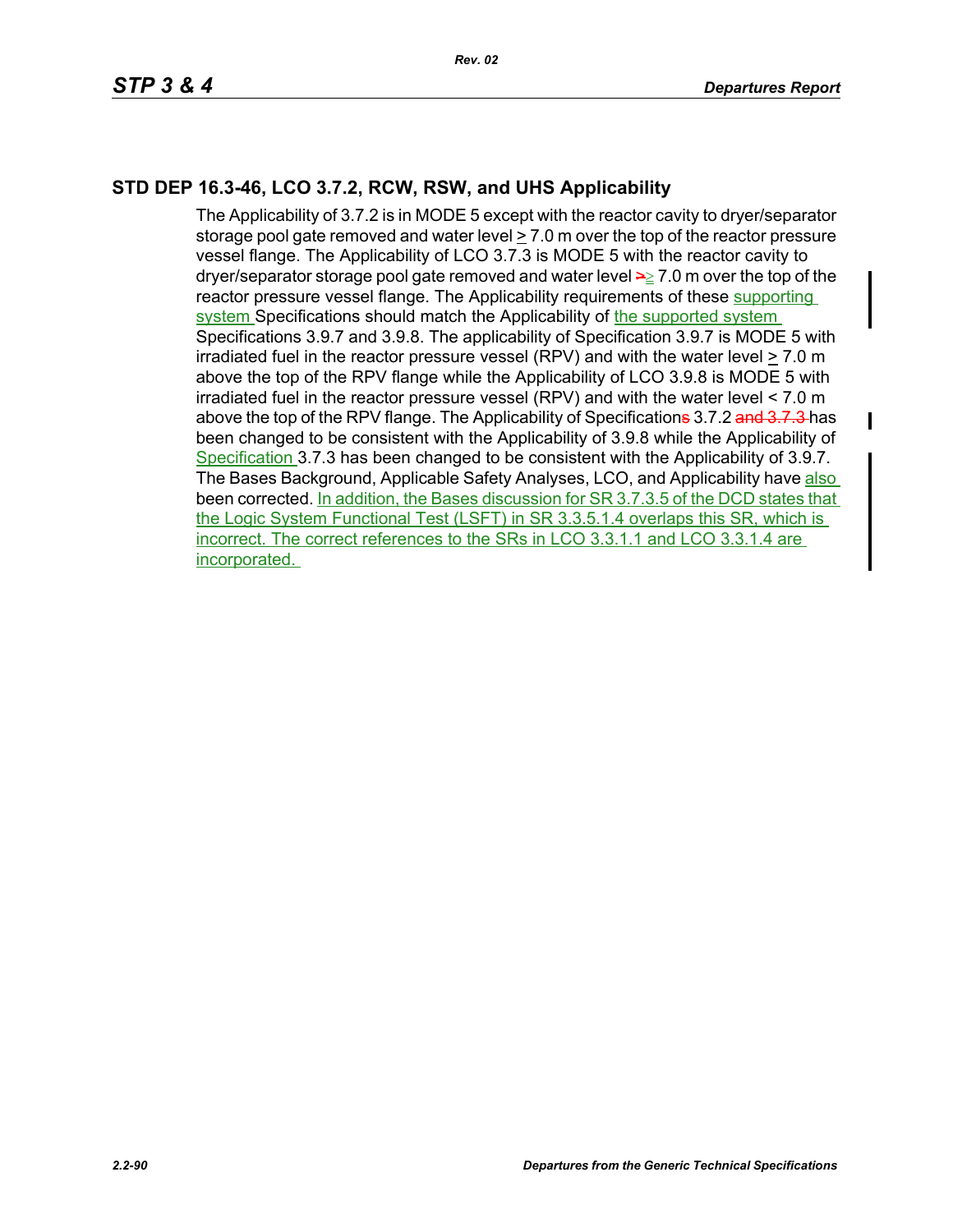## STD DEP 16.3-46, LCO 3.7.2, RCW, RSW, and UHS Applicability

The Applicability of 3.7.2 is in MODE 5 except with the reactor cavity to dryer/separator storage pool gate removed and water level ≥ 7.0 m over the top of the reactor pressure vessel flange. The Applicability of LCO 3.7.3 is MODE 5 with the reactor cavity to dryer/separator storage pool gate removed and water level ≥ 7.0 m over the top of the reactor pressure vessel flange. The Applicability requirements of these supporting system Specifications should match the Applicability of the supported system Specifications 3.9.7 and 3.9.8. The applicability of Specification 3.9.7 is MODE 5 with irradiated fuel in the reactor pressure vessel (RPV) and with the water level ≥ 7.0 m above the top of the RPV flange while the Applicability of LCO 3.9.8 is MODE 5 with irradiated fuel in the reactor pressure vessel (RPV) and with the water level < 7.0 m above the top of the RPV flange. The Applicability of Specification 3.7.2 has been changed to be consistent with the Applicability of 3.9.8 while the Applicability of Specification 3.7.3 has been changed to be consistent with the Applicability of 3.9.7. The Bases Background, Applicable Safety Analyses, LCO, and Applicability have also been corrected. In addition, the Bases discussion for SR 3.7.3.5 of the DCD states that the Logic System Functional Test (LSFT) in SR 3.3.5.1.4 overlaps this SR, which is incorrect. The correct references to the SRs in LCO 3.3.1.1 and LCO 3.3.1.4 are incorporated.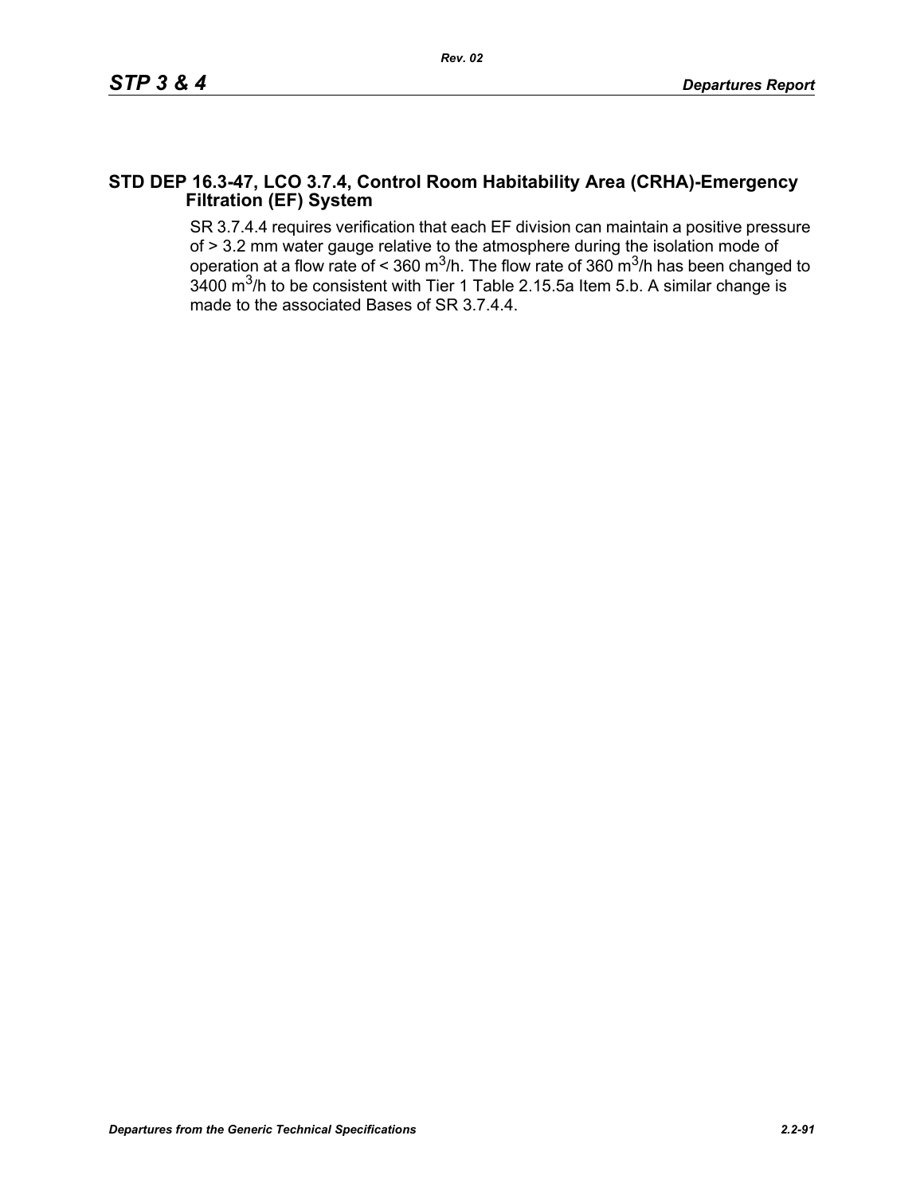## STD DEP 16.3-47, LCO 3.7.4, Control Room Habitability Area (CRHA)-Emergency Filtration (EF) System

SR 3.7.4.4 requires verification that each EF division can maintain a positive pressure of > 3.2 mm water gauge relative to the atmosphere during the isolation mode of operation at a flow rate of < 360 $m^3$/h. The flow rate of 360 $m^3$/h has been changed to 3400 $m^3$/h to be consistent with Tier 1 Table 2.15.5a Item 5.b. A similar change is made to the associated Bases of SR 3.7.4.4.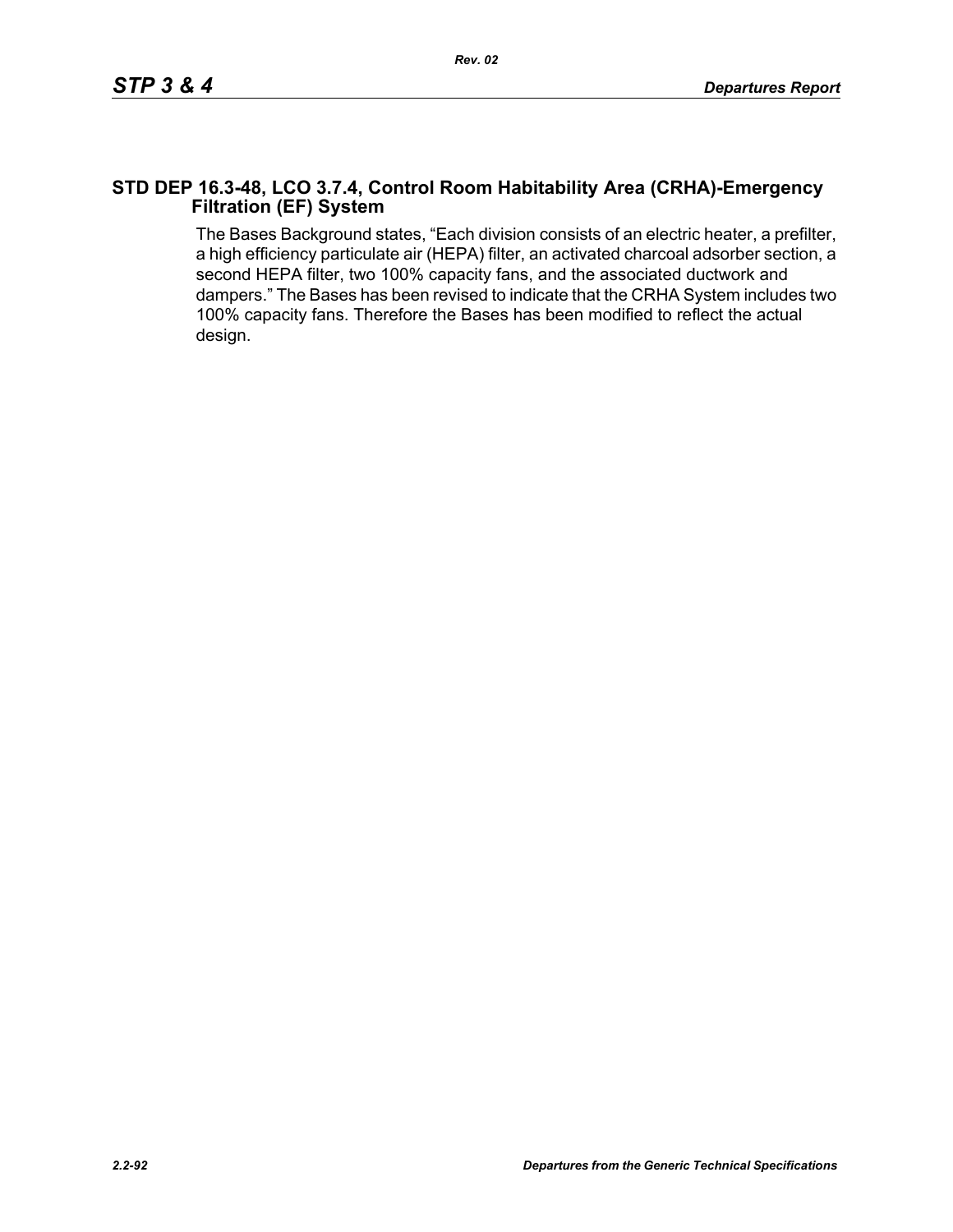## STD DEP 16.3-48, LCO 3.7.4, Control Room Habitability Area (CRHA)-Emergency Filtration (EF) System

The Bases Background states, “Each division consists of an electric heater, a prefilter, a high efficiency particulate air (HEPA) filter, an activated charcoal adsorber section, a second HEPA filter, two 100% capacity fans, and the associated ductwork and dampers.” The Bases has been revised to indicate that the CRHA System includes two 100% capacity fans. Therefore the Bases has been modified to reflect the actual design.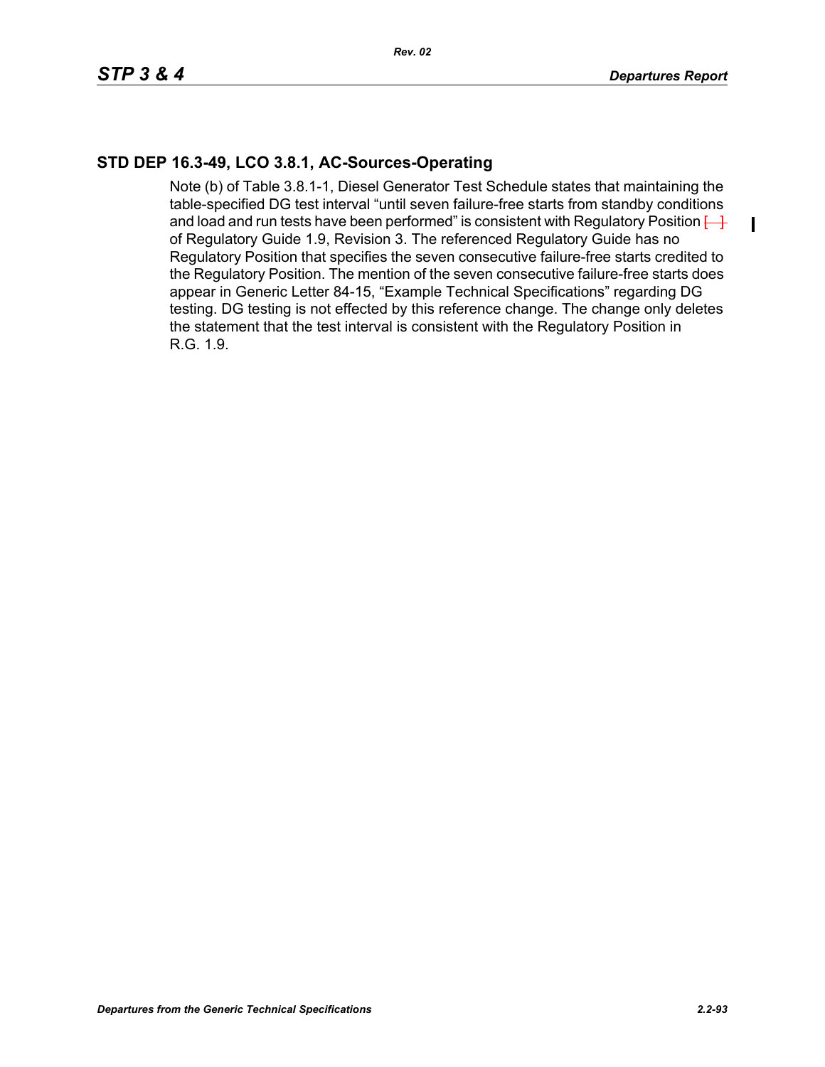## STD DEP 16.3-49, LCO 3.8.1, AC-Sources-Operating

Note (b) of Table 3.8.1-1, Diesel Generator Test Schedule states that maintaining the table-specified DG test interval "until seven failure-free starts from standby conditions and load and run tests have been performed" is consistent with Regulatory Position [ ] of Regulatory Guide 1.9, Revision 3. The referenced Regulatory Guide has no Regulatory Position that specifies the seven consecutive failure-free starts credited to the Regulatory Position. The mention of the seven consecutive failure-free starts does appear in Generic Letter 84-15, "Example Technical Specifications" regarding DG testing. DG testing is not effected by this reference change. The change only deletes the statement that the test interval is consistent with the Regulatory Position in R.G. 1.9.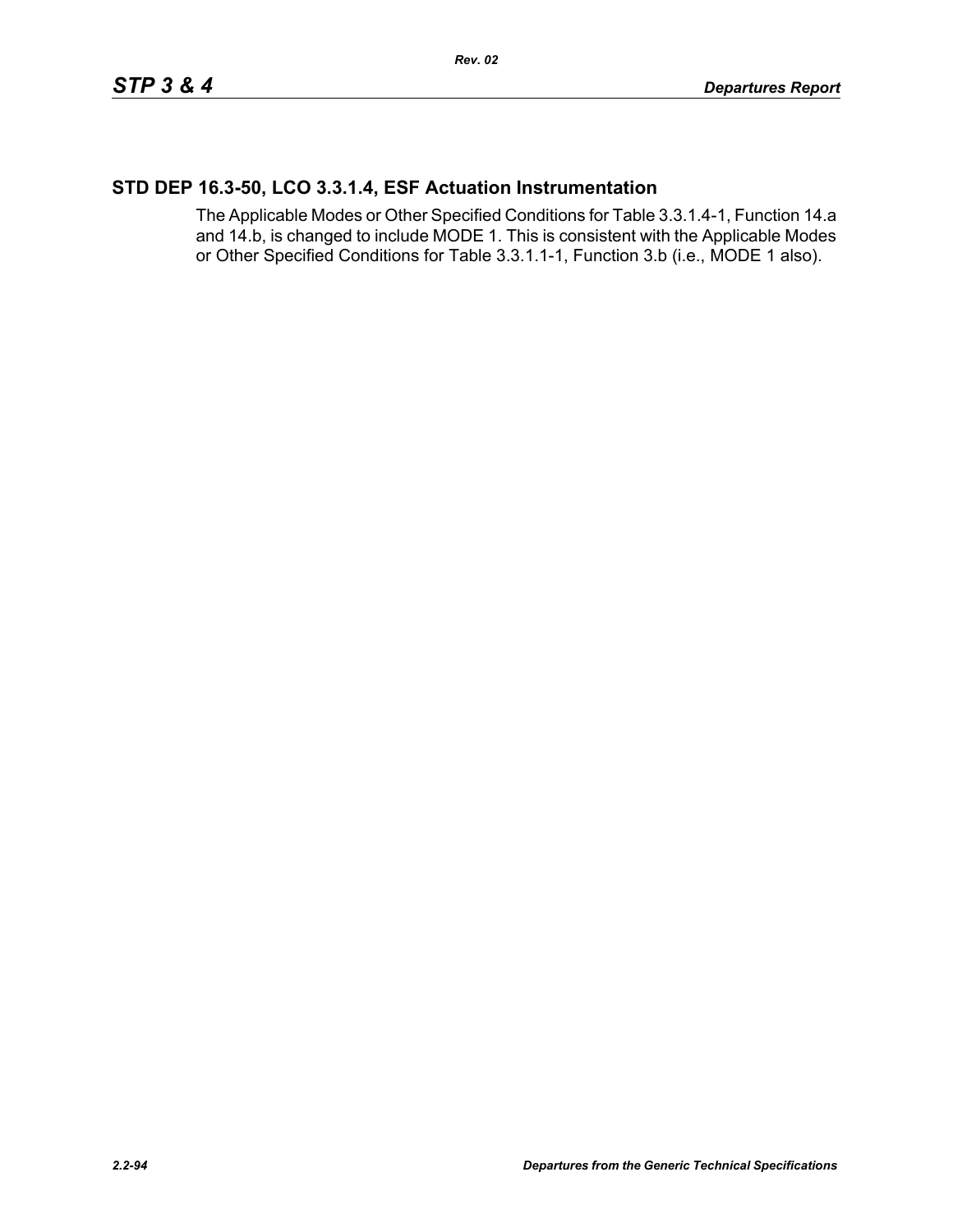## STD DEP 16.3-50, LCO 3.3.1.4, ESF Actuation Instrumentation

The Applicable Modes or Other Specified Conditions for Table 3.3.1.4-1, Function 14.a and 14.b, is changed to include MODE 1. This is consistent with the Applicable Modes or Other Specified Conditions for Table 3.3.1.1-1, Function 3.b (i.e., MODE 1 also).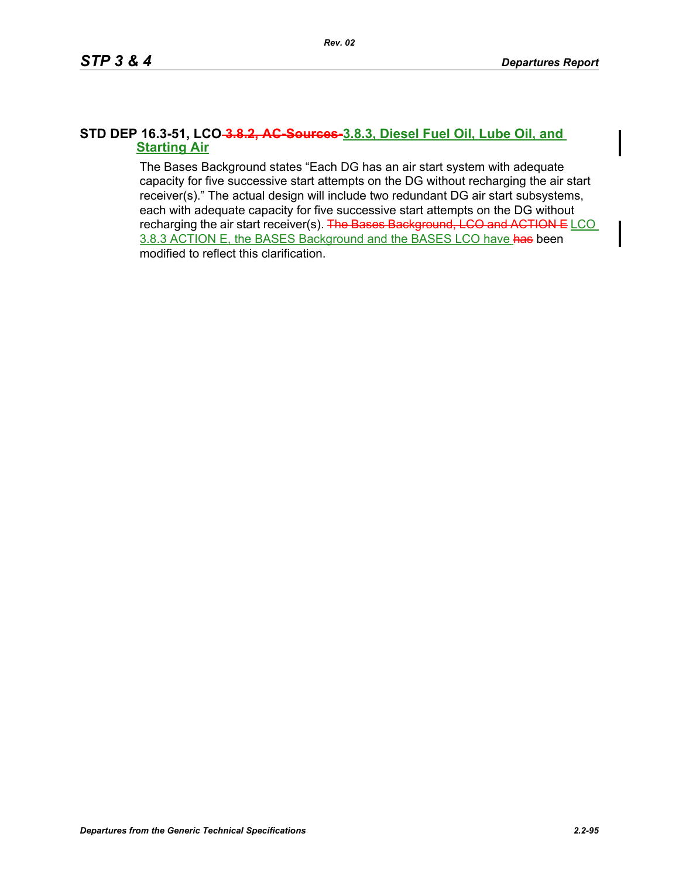### STD DEP 16.3-51, LCO ~~3.8.2, AC-Sources~~ 3.8.3, Diesel Fuel Oil, Lube Oil, and Starting Air

The Bases Background states "Each DG has an air start system with adequate capacity for five successive start attempts on the DG without recharging the air start receiver(s)." The actual design will include two redundant DG air start subsystems, each with adequate capacity for five successive start attempts on the DG without recharging the air start receiver(s). ~~The Bases Background, LCO and ACTION E~~ LCO 3.8.3 ACTION E, the BASES Background and the BASES LCO have ~~has~~ been modified to reflect this clarification.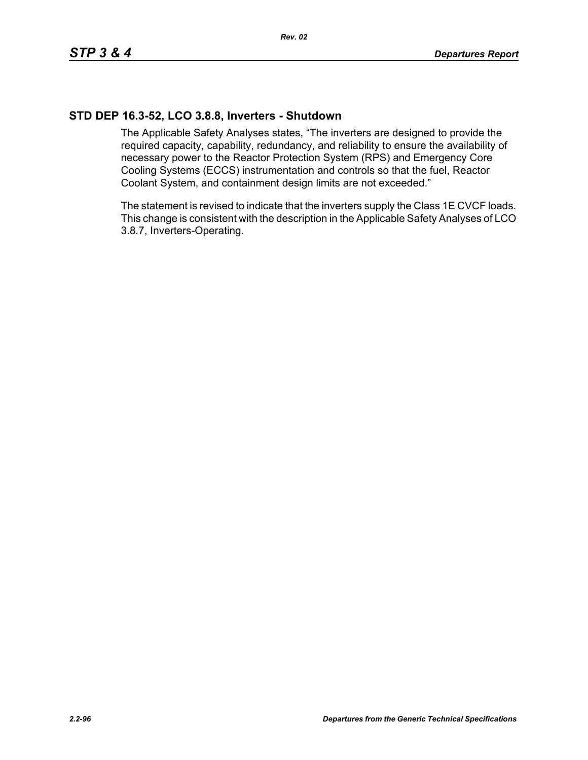## STD DEP 16.3-52, LCO 3.8.8, Inverters - Shutdown

The Applicable Safety Analyses states, “The inverters are designed to provide the required capacity, capability, redundancy, and reliability to ensure the availability of necessary power to the Reactor Protection System (RPS) and Emergency Core Cooling Systems (ECCS) instrumentation and controls so that the fuel, Reactor Coolant System, and containment design limits are not exceeded.”

The statement is revised to indicate that the inverters supply the Class 1E CVCF loads. This change is consistent with the description in the Applicable Safety Analyses of LCO 3.8.7, Inverters-Operating.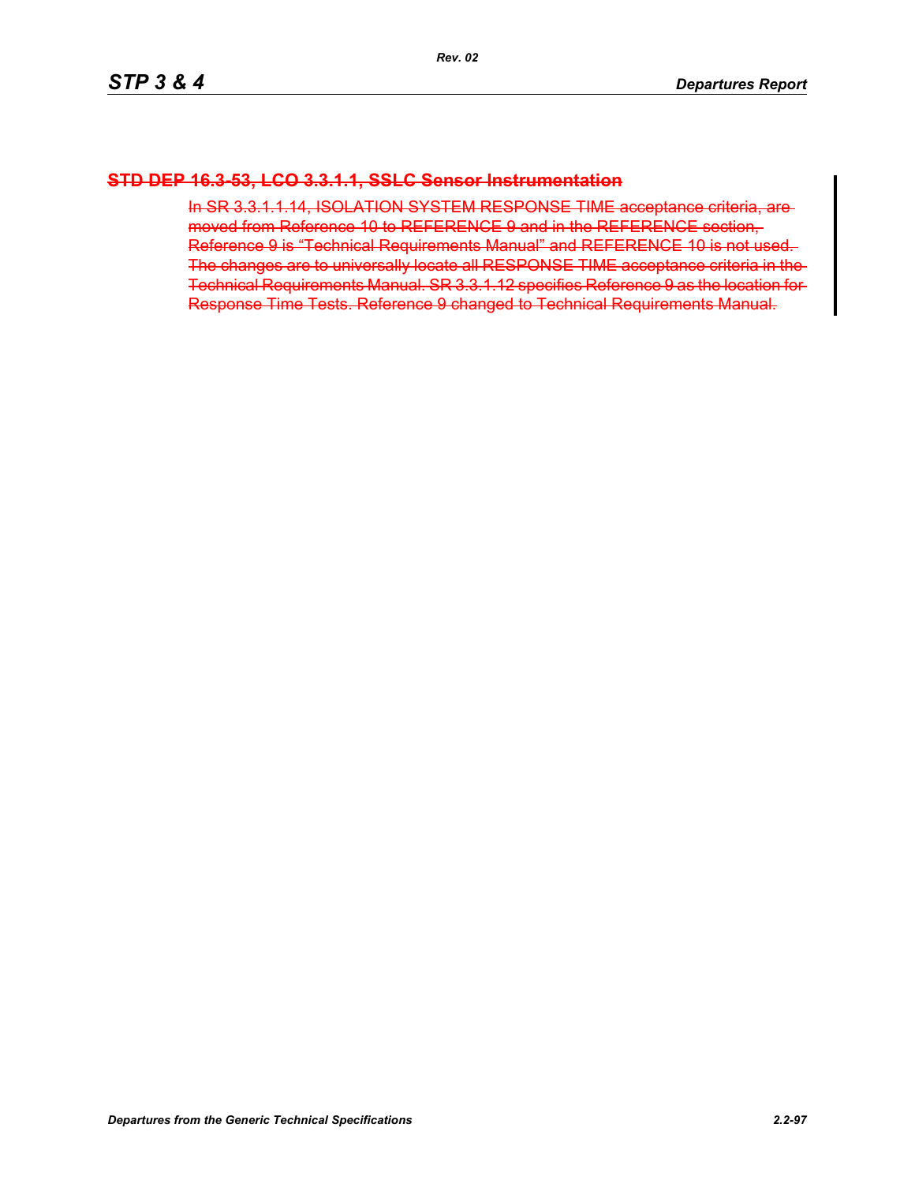### ~~STD DEP 16.3-53, LCO 3.3.1.1, SSLC Sensor Instrumentation~~

~~In SR 3.3.1.1.14, ISOLATION SYSTEM RESPONSE TIME acceptance criteria, are moved from Reference 10 to REFERENCE 9 and in the REFERENCE section, Reference 9 is "Technical Requirements Manual" and REFERENCE 10 is not used. The changes are to universally locate all RESPONSE TIME acceptance criteria in the Technical Requirements Manual. SR 3.3.1.12 specifies Reference 9 as the location for Response Time Tests. Reference 9 changed to Technical Requirements Manual.~~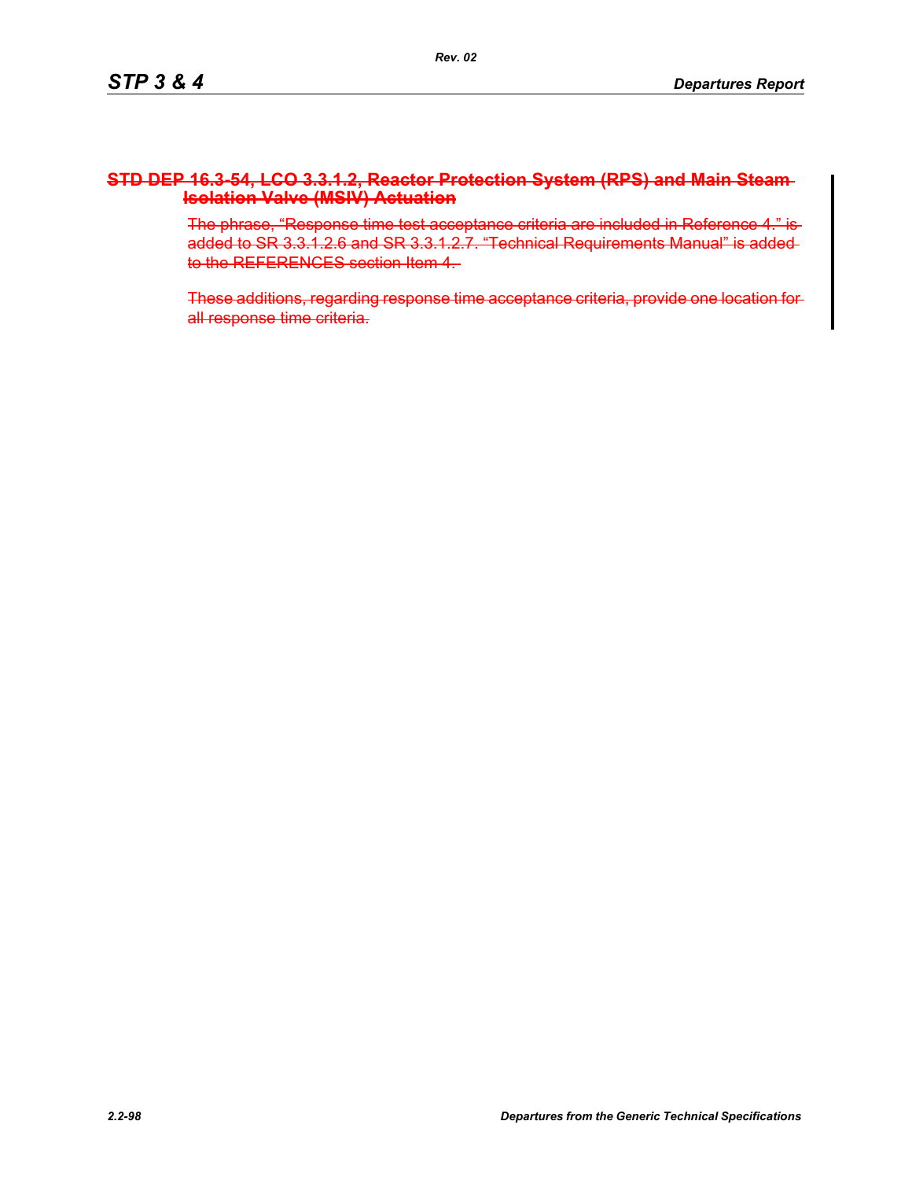## ~~STD DEP 16.3-54, LCO 3.3.1.2, Reactor Protection System (RPS) and Main Steam Isolation Valve (MSIV) Actuation~~

~~The phrase, “Response time test acceptance criteria are included in Reference 4.” is added to SR 3.3.1.2.6 and SR 3.3.1.2.7. “Technical Requirements Manual” is added to the REFERENCES section Item 4.~~

~~These additions, regarding response time acceptance criteria, provide one location for all response time criteria.~~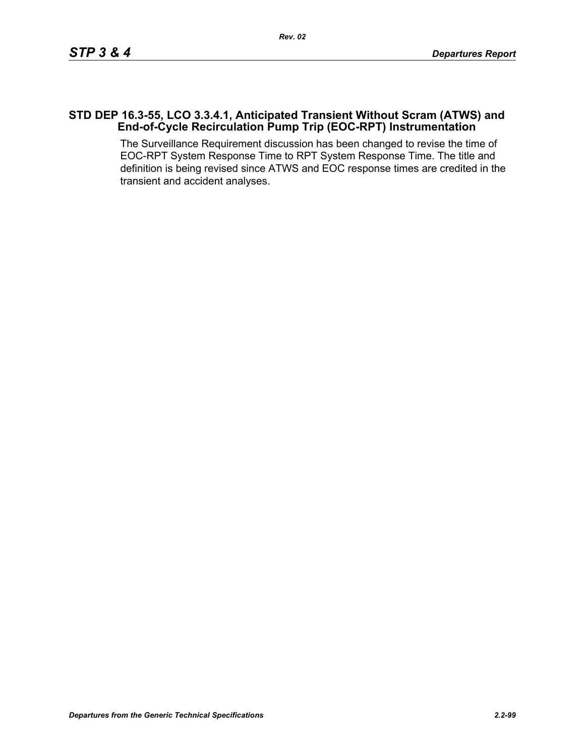### STD DEP 16.3-55, LCO 3.3.4.1, Anticipated Transient Without Scram (ATWS) and End-of-Cycle Recirculation Pump Trip (EOC-RPT) Instrumentation

The Surveillance Requirement discussion has been changed to revise the time of EOC-RPT System Response Time to RPT System Response Time. The title and definition is being revised since ATWS and EOC response times are credited in the transient and accident analyses.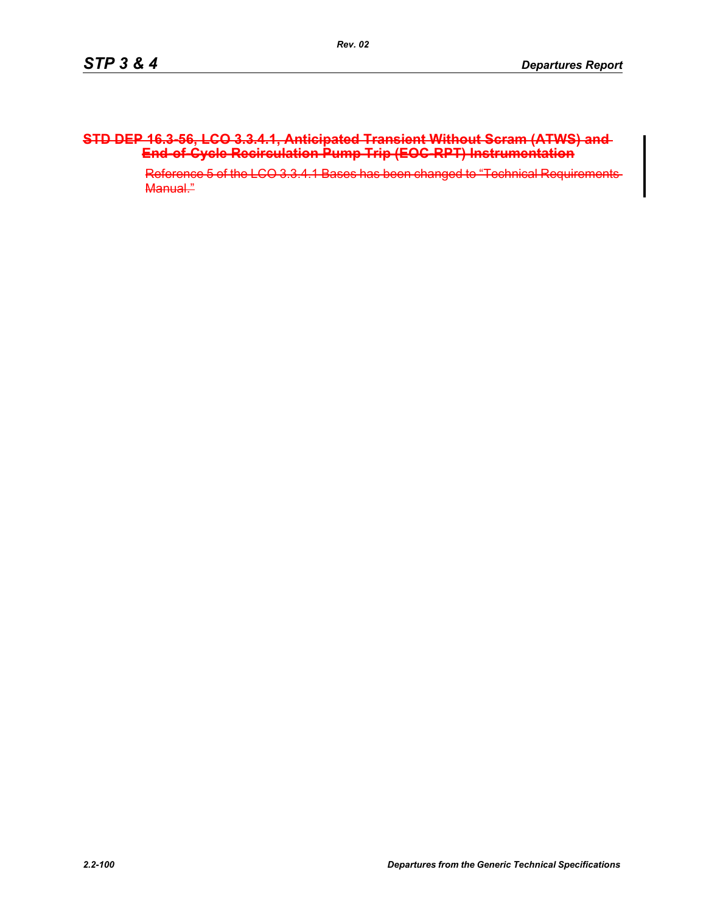### ~~STD DEP 16.3-56, LCO 3.3.4.1, Anticipated Transient Without Scram (ATWS) and End-of-Cycle Recirculation Pump Trip (EOC-RPT) Instrumentation~~

~~Reference 5 of the LCO 3.3.4.1 Bases has been changed to "Technical Requirements Manual."~~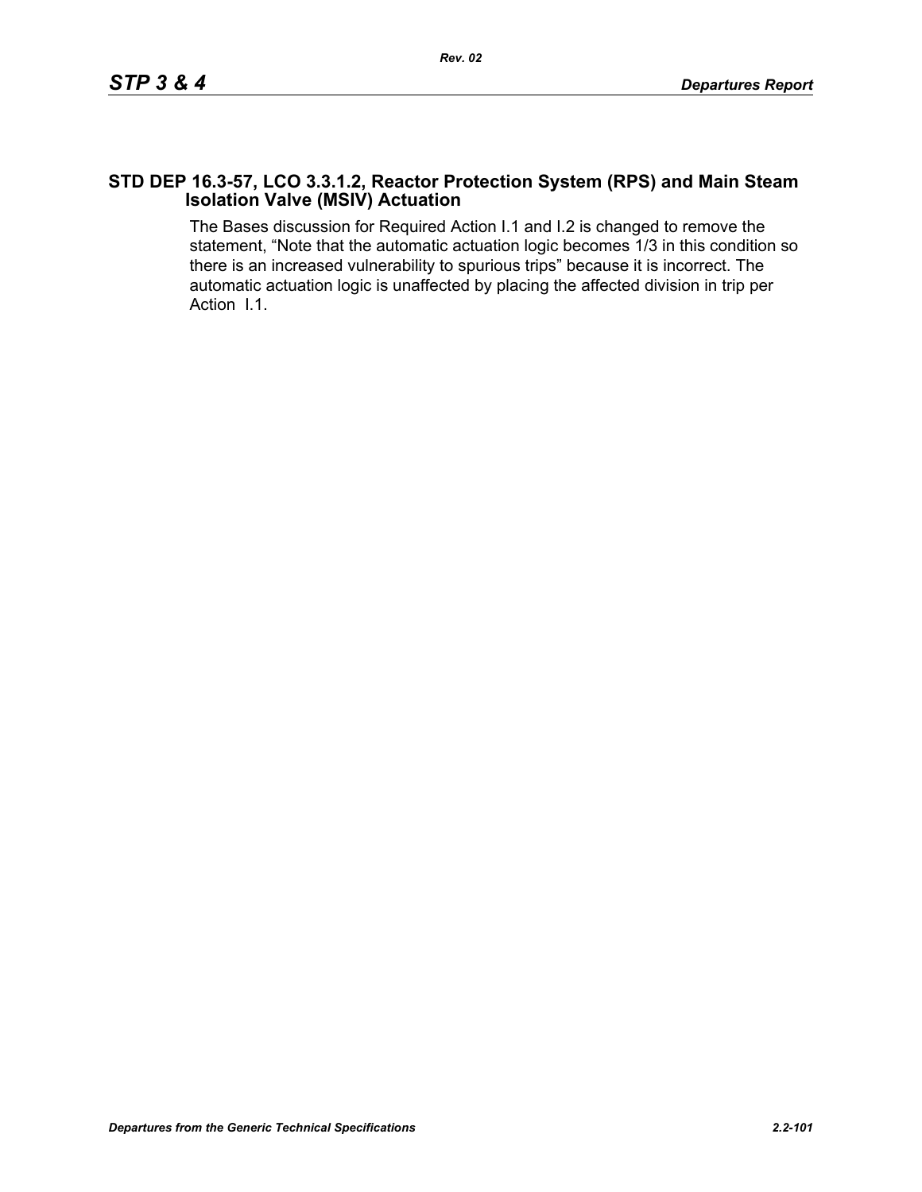## STD DEP 16.3-57, LCO 3.3.1.2, Reactor Protection System (RPS) and Main Steam Isolation Valve (MSIV) Actuation

The Bases discussion for Required Action I.1 and I.2 is changed to remove the statement, "Note that the automatic actuation logic becomes 1/3 in this condition so there is an increased vulnerability to spurious trips" because it is incorrect. The automatic actuation logic is unaffected by placing the affected division in trip per Action I.1.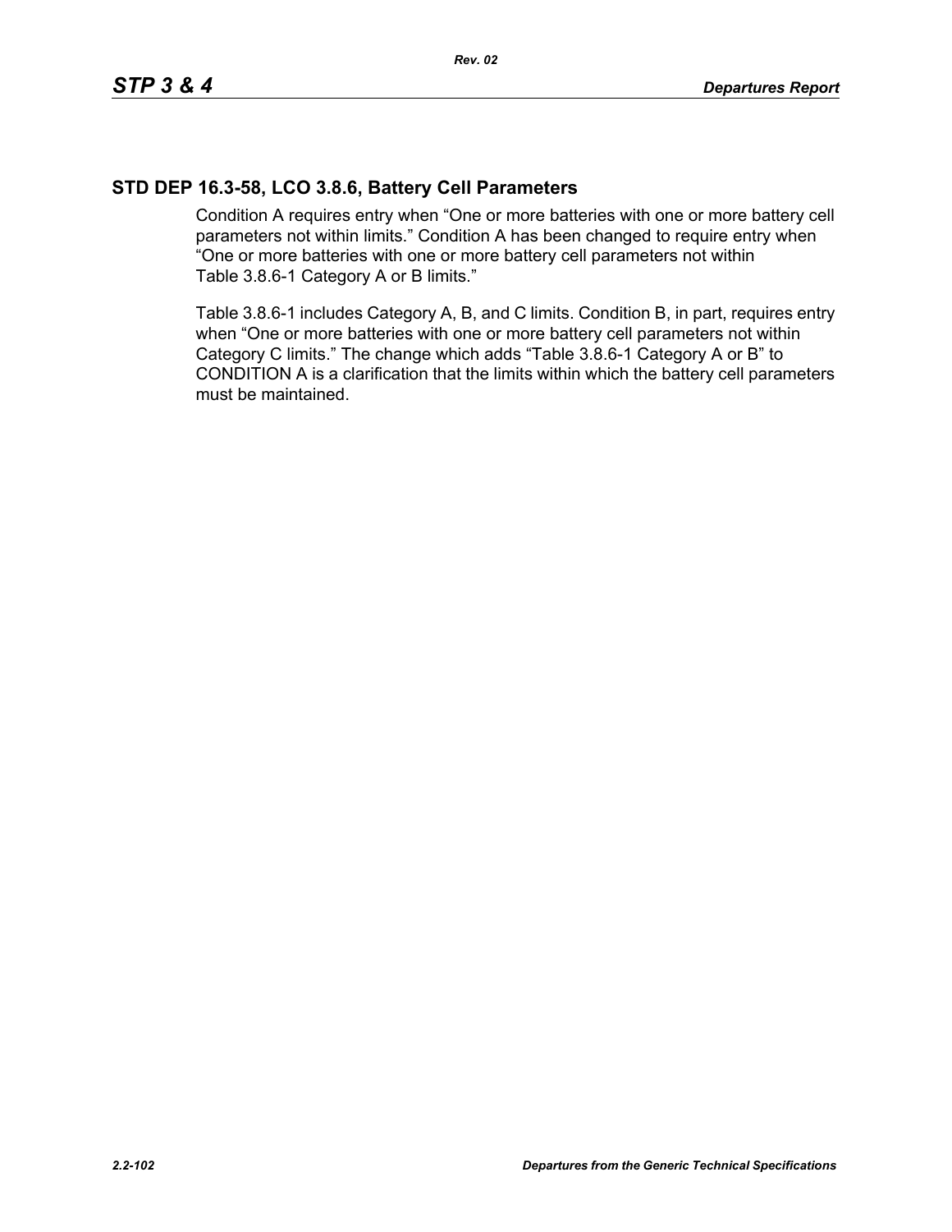## STD DEP 16.3-58, LCO 3.8.6, Battery Cell Parameters

Condition A requires entry when "One or more batteries with one or more battery cell parameters not within limits." Condition A has been changed to require entry when "One or more batteries with one or more battery cell parameters not within Table 3.8.6-1 Category A or B limits."

Table 3.8.6-1 includes Category A, B, and C limits. Condition B, in part, requires entry when "One or more batteries with one or more battery cell parameters not within Category C limits." The change which adds "Table 3.8.6-1 Category A or B" to CONDITION A is a clarification that the limits within which the battery cell parameters must be maintained.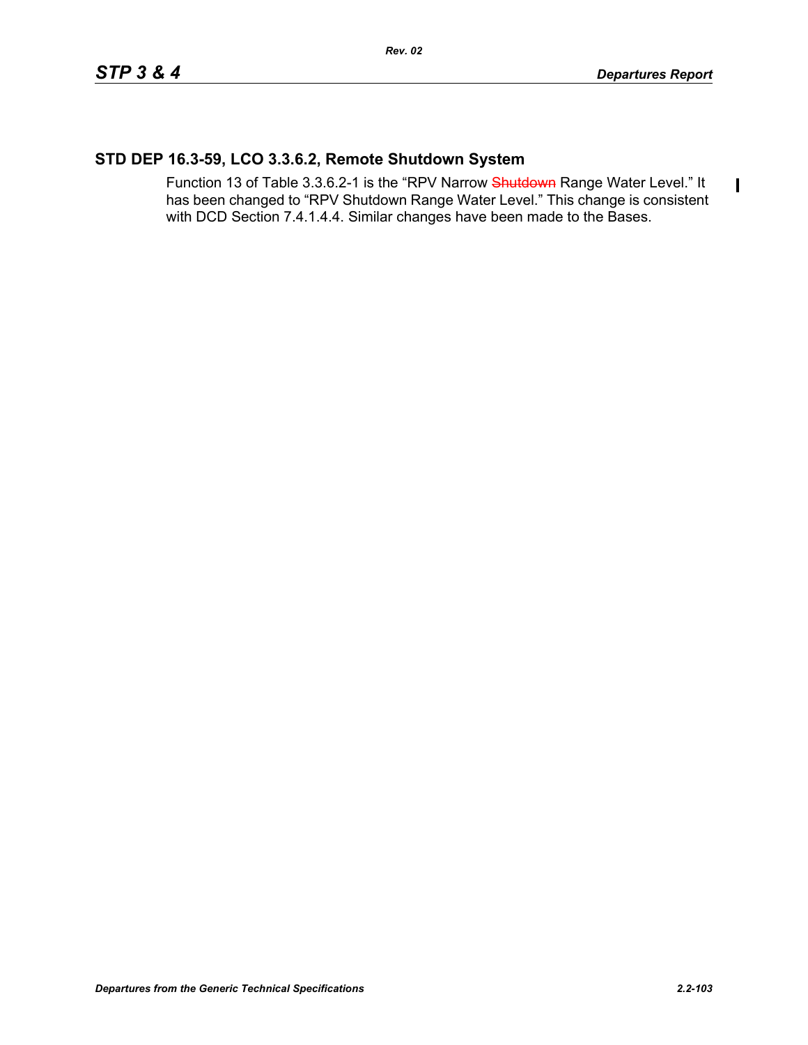## STD DEP 16.3-59, LCO 3.3.6.2, Remote Shutdown System

Function 13 of Table 3.3.6.2-1 is the "RPV Narrow ~~Shutdown~~ Range Water Level." It has been changed to "RPV Shutdown Range Water Level." This change is consistent with DCD Section 7.4.1.4.4. Similar changes have been made to the Bases.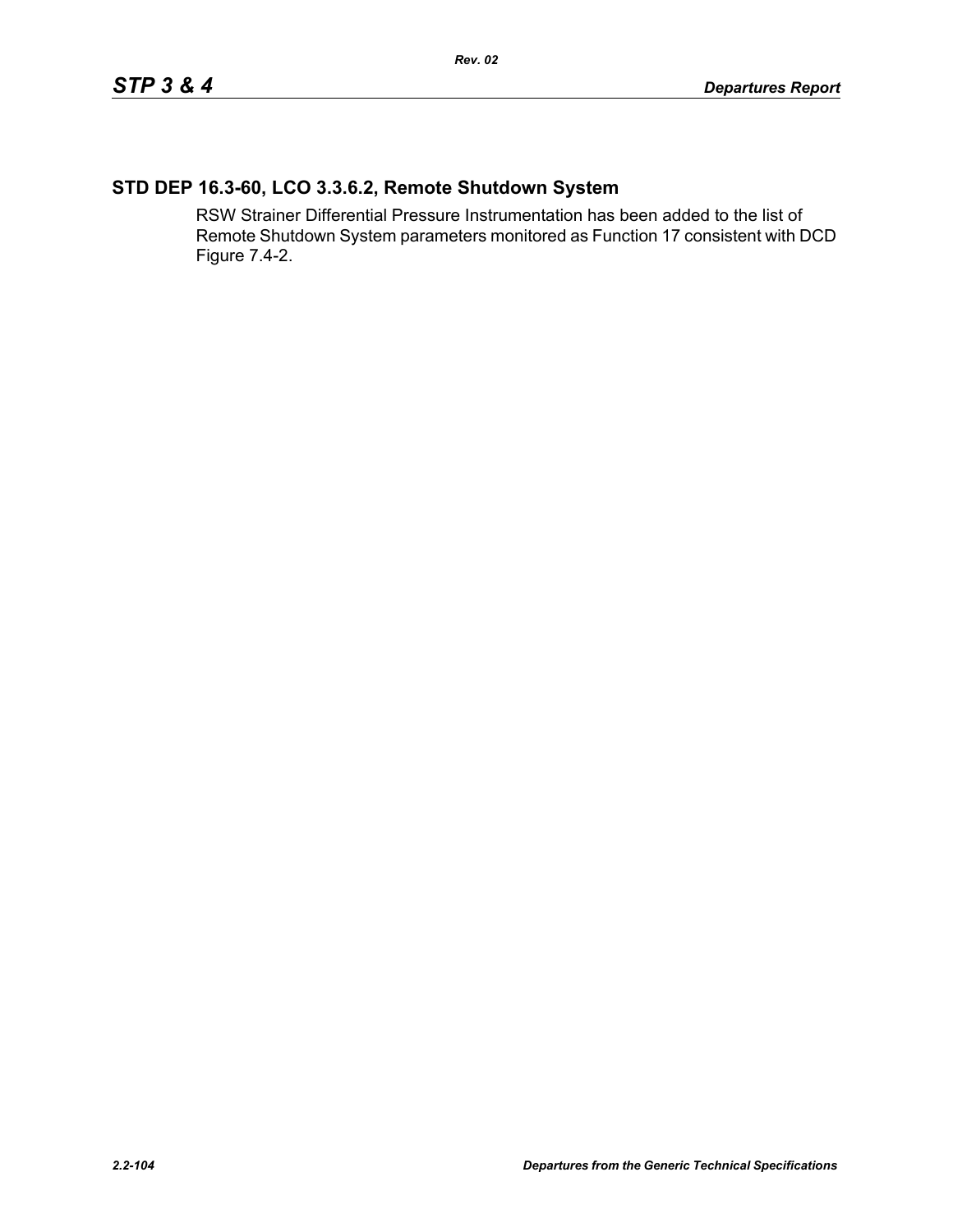## STD DEP 16.3-60, LCO 3.3.6.2, Remote Shutdown System

RSW Strainer Differential Pressure Instrumentation has been added to the list of Remote Shutdown System parameters monitored as Function 17 consistent with DCD Figure 7.4-2.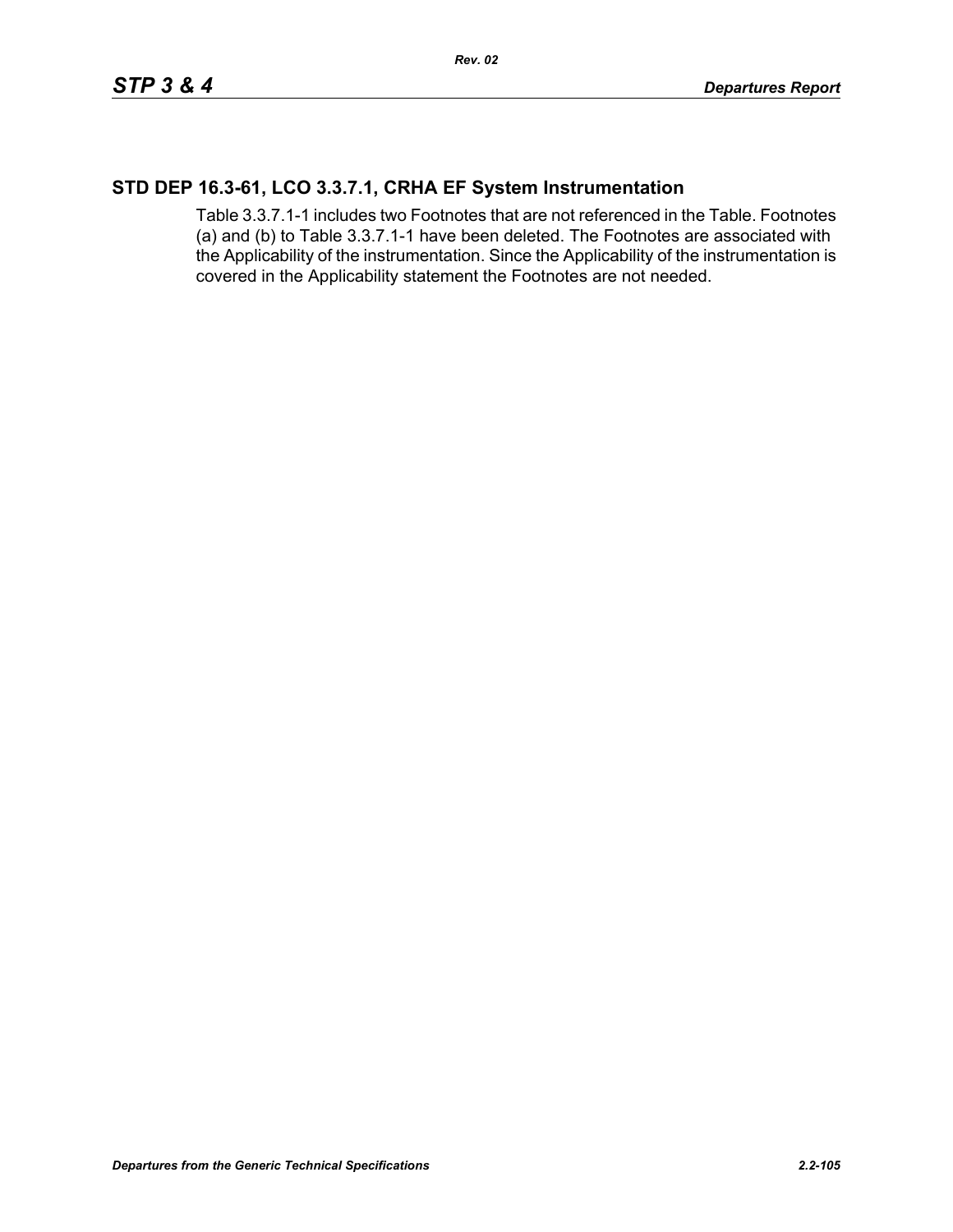## STD DEP 16.3-61, LCO 3.3.7.1, CRHA EF System Instrumentation

Table 3.3.7.1-1 includes two Footnotes that are not referenced in the Table. Footnotes (a) and (b) to Table 3.3.7.1-1 have been deleted. The Footnotes are associated with the Applicability of the instrumentation. Since the Applicability of the instrumentation is covered in the Applicability statement the Footnotes are not needed.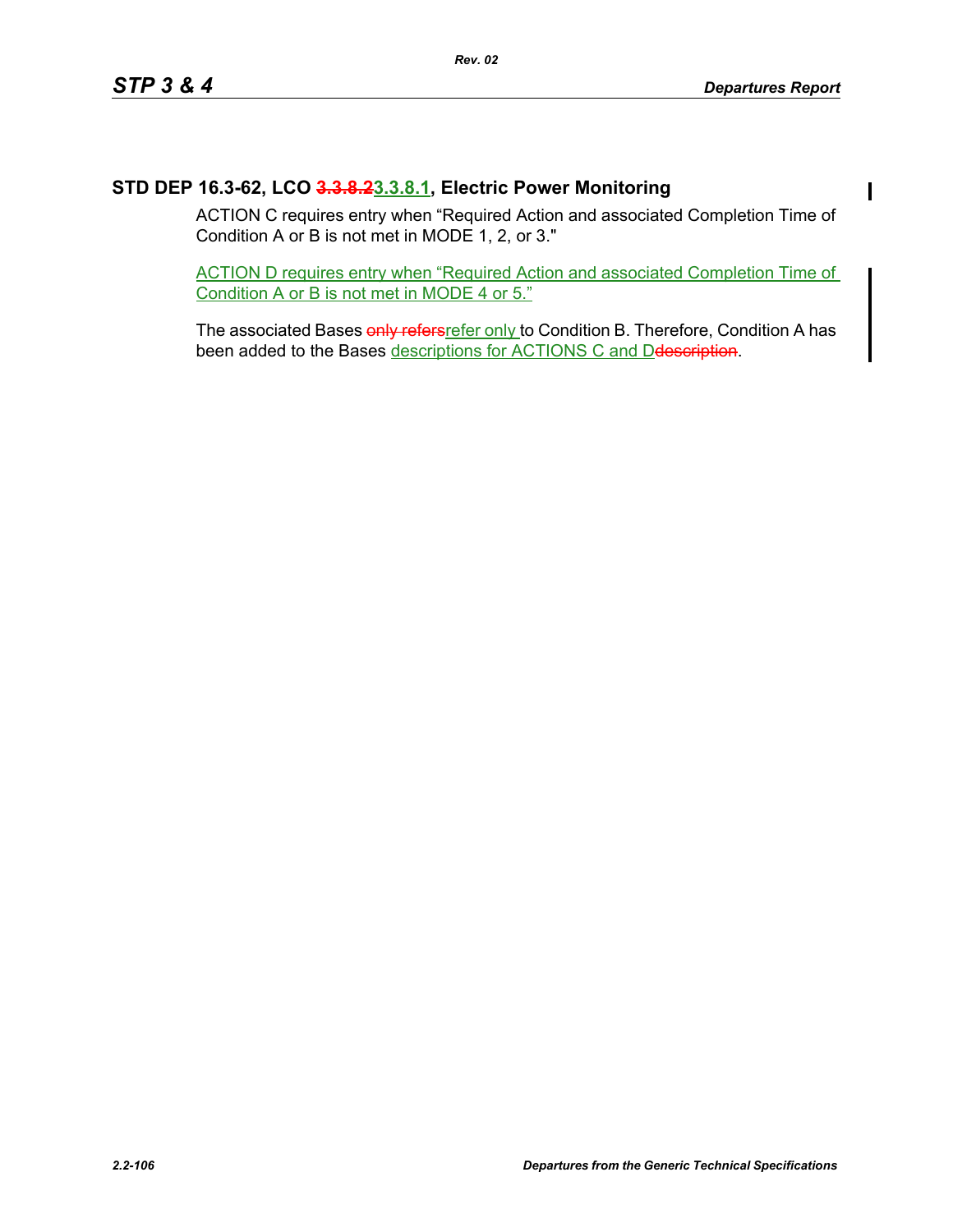## STD DEP 16.3-62, LCO ~~3.3.8.2~~3.3.8.1, Electric Power Monitoring

ACTION C requires entry when “Required Action and associated Completion Time of Condition A or B is not met in MODE 1, 2, or 3."

ACTION D requires entry when “Required Action and associated Completion Time of Condition A or B is not met in MODE 4 or 5.”

The associated Bases ~~only refers~~refer only to Condition B. Therefore, Condition A has been added to the Bases descriptions for ACTIONS C and D~~description~~.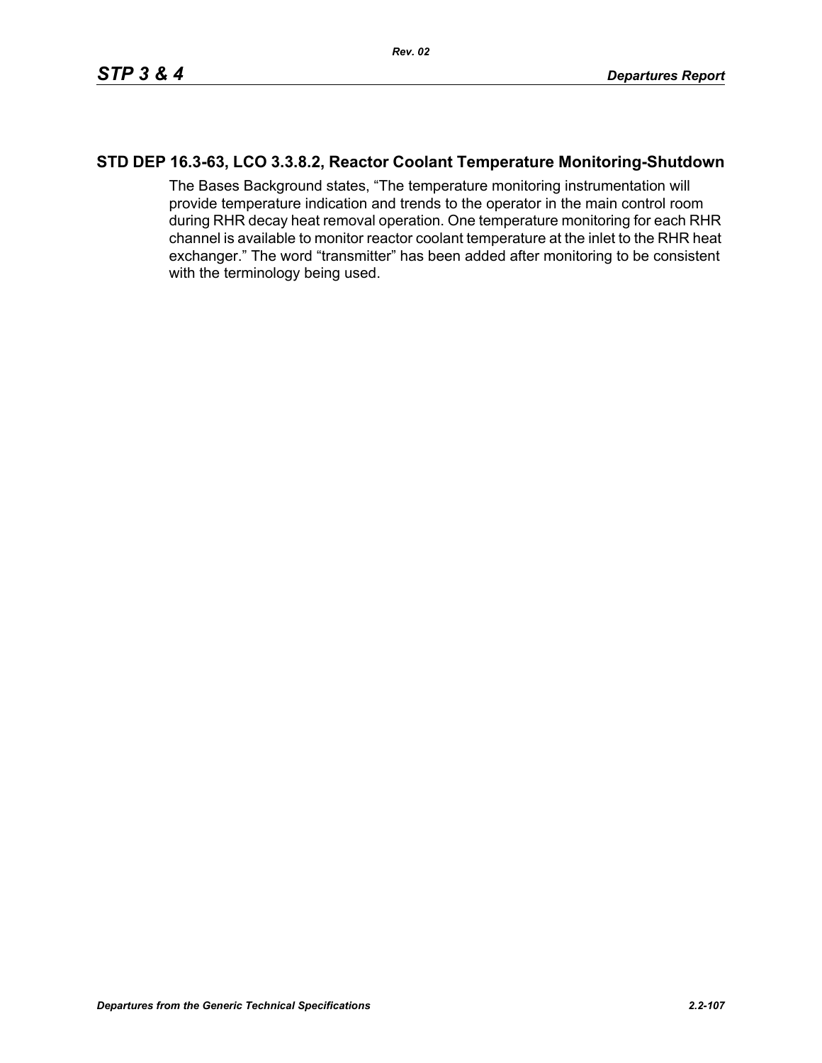## STD DEP 16.3-63, LCO 3.3.8.2, Reactor Coolant Temperature Monitoring-Shutdown

The Bases Background states, "The temperature monitoring instrumentation will provide temperature indication and trends to the operator in the main control room during RHR decay heat removal operation. One temperature monitoring for each RHR channel is available to monitor reactor coolant temperature at the inlet to the RHR heat exchanger." The word "transmitter" has been added after monitoring to be consistent with the terminology being used.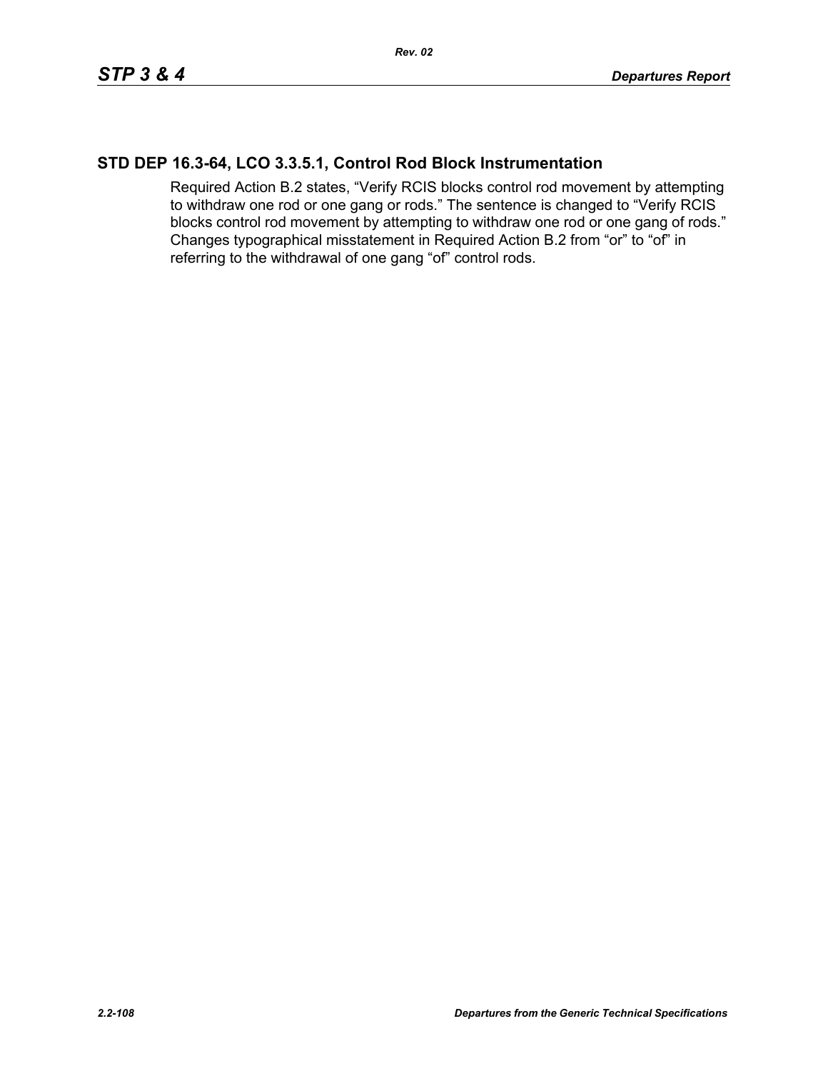## STD DEP 16.3-64, LCO 3.3.5.1, Control Rod Block Instrumentation

Required Action B.2 states, “Verify RCIS blocks control rod movement by attempting to withdraw one rod or one gang or rods.” The sentence is changed to “Verify RCIS blocks control rod movement by attempting to withdraw one rod or one gang of rods.” Changes typographical misstatement in Required Action B.2 from “or” to “of” in referring to the withdrawal of one gang “of” control rods.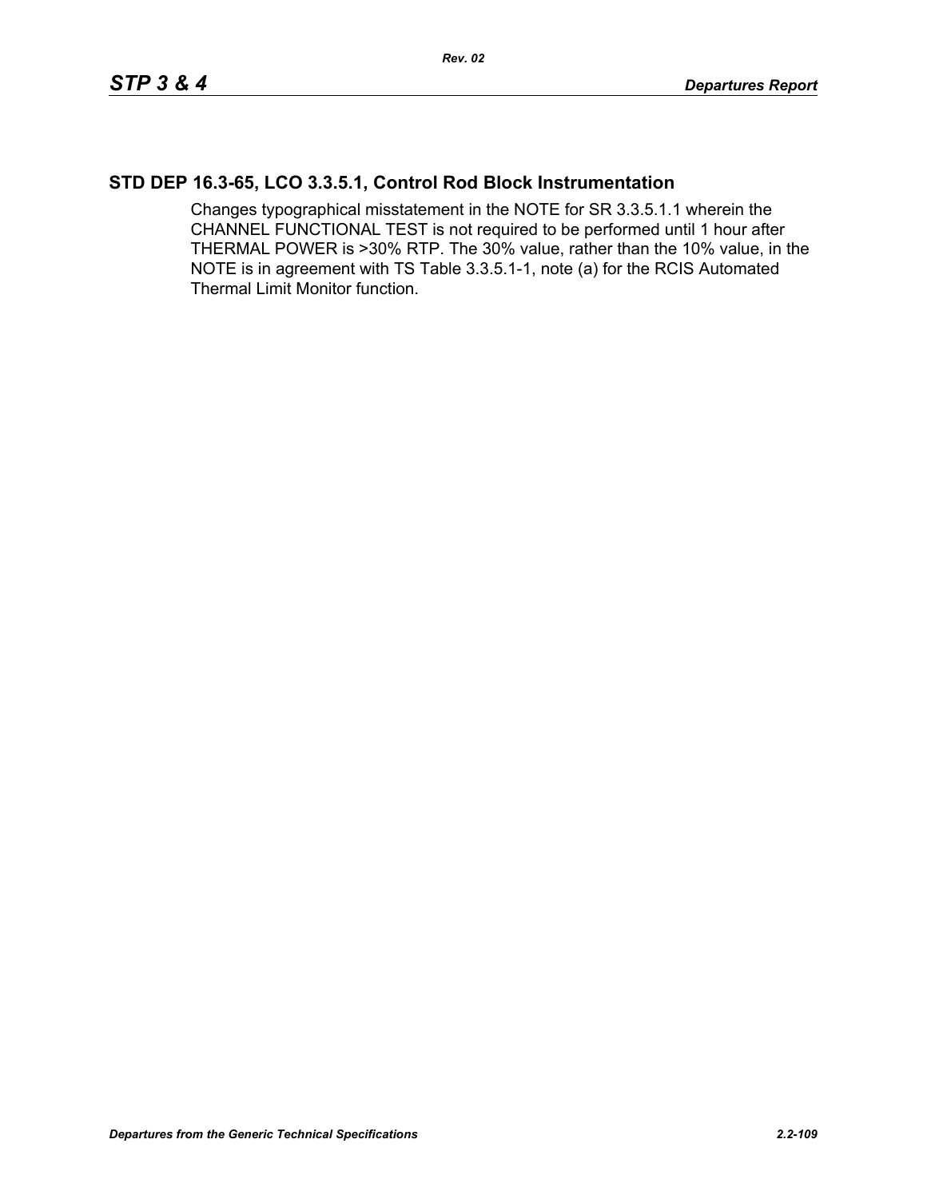## STD DEP 16.3-65, LCO 3.3.5.1, Control Rod Block Instrumentation

Changes typographical misstatement in the NOTE for SR 3.3.5.1.1 wherein the CHANNEL FUNCTIONAL TEST is not required to be performed until 1 hour after THERMAL POWER is >30% RTP. The 30% value, rather than the 10% value, in the NOTE is in agreement with TS Table 3.3.5.1-1, note (a) for the RCIS Automated Thermal Limit Monitor function.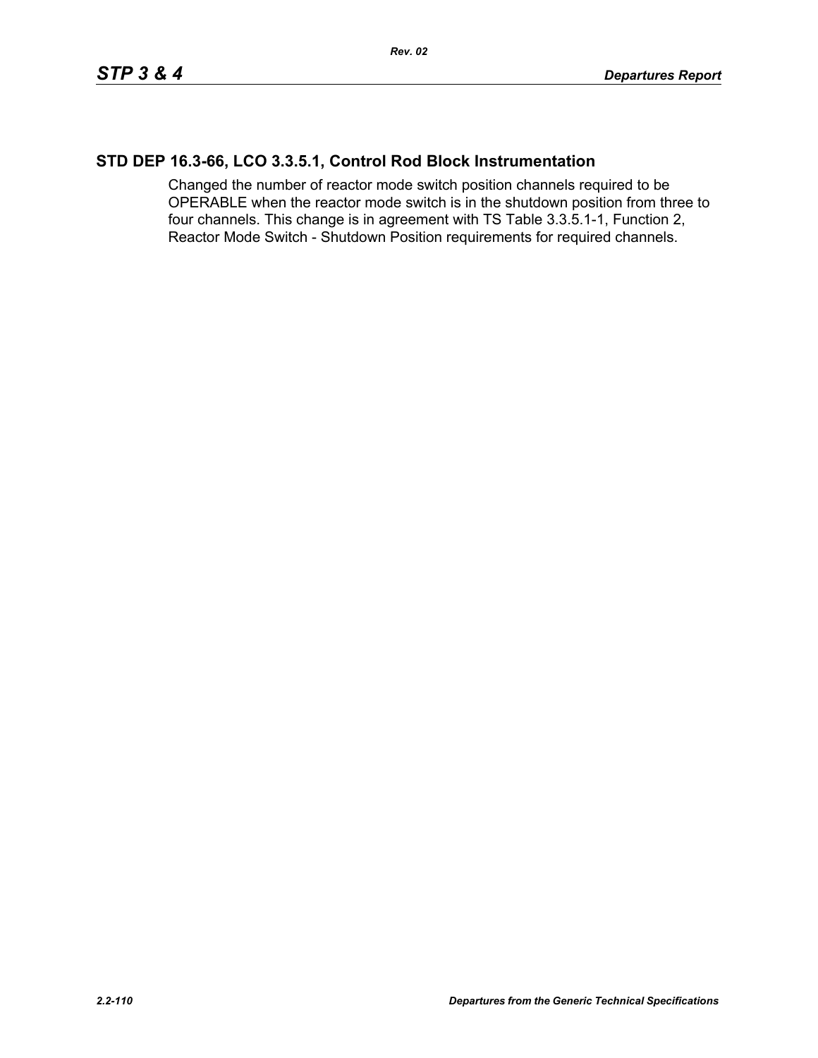## STD DEP 16.3-66, LCO 3.3.5.1, Control Rod Block Instrumentation

Changed the number of reactor mode switch position channels required to be OPERABLE when the reactor mode switch is in the shutdown position from three to four channels. This change is in agreement with TS Table 3.3.5.1-1, Function 2, Reactor Mode Switch - Shutdown Position requirements for required channels.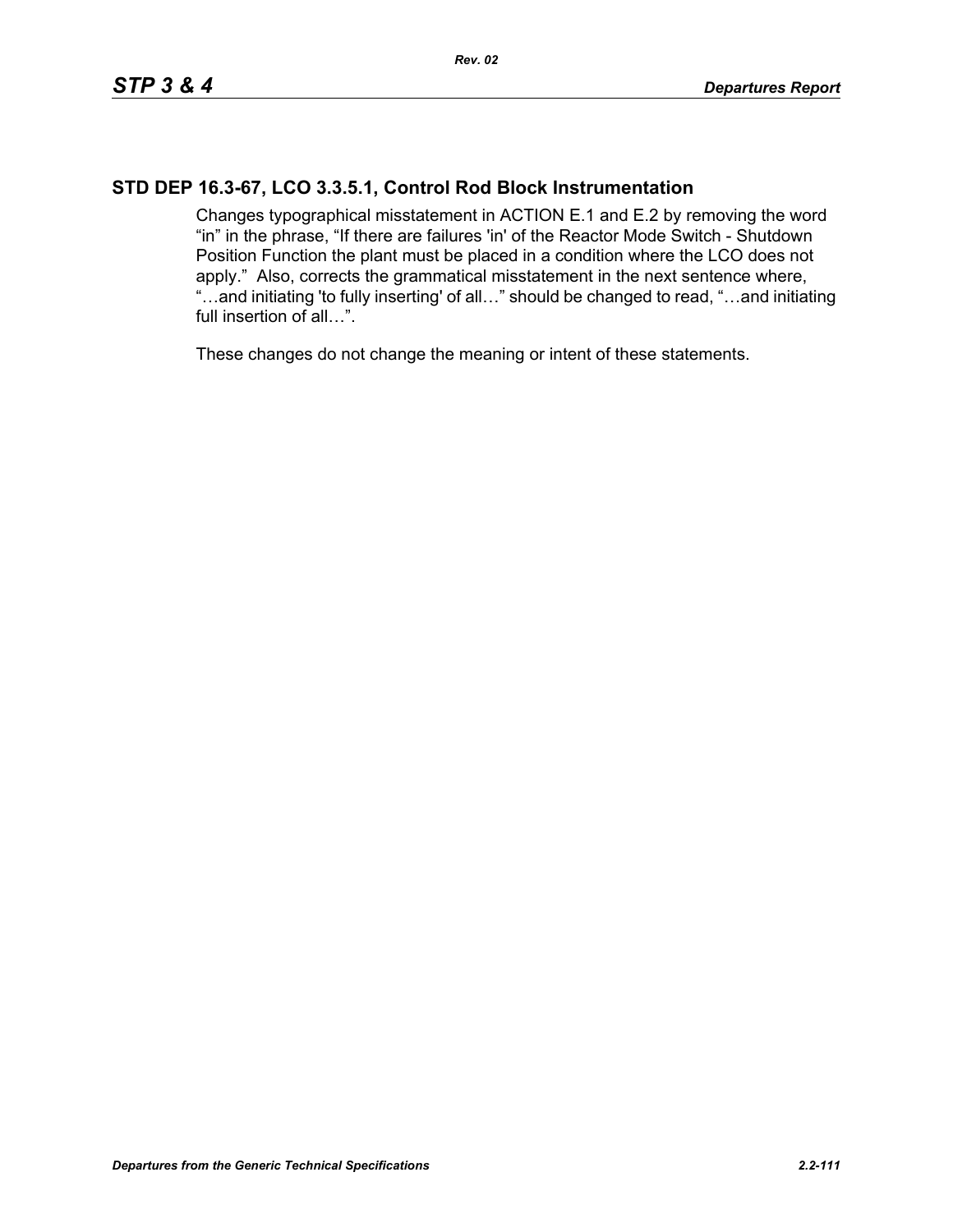## STD DEP 16.3-67, LCO 3.3.5.1, Control Rod Block Instrumentation

Changes typographical misstatement in ACTION E.1 and E.2 by removing the word "in" in the phrase, "If there are failures 'in' of the Reactor Mode Switch - Shutdown Position Function the plant must be placed in a condition where the LCO does not apply." Also, corrects the grammatical misstatement in the next sentence where, "…and initiating 'to fully inserting' of all…" should be changed to read, "…and initiating full insertion of all…".

These changes do not change the meaning or intent of these statements.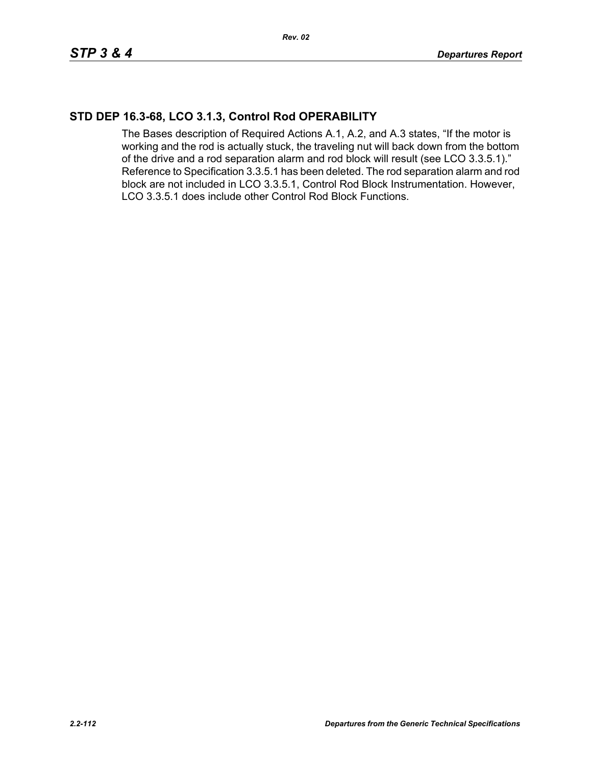## STD DEP 16.3-68, LCO 3.1.3, Control Rod OPERABILITY

The Bases description of Required Actions A.1, A.2, and A.3 states, "If the motor is working and the rod is actually stuck, the traveling nut will back down from the bottom of the drive and a rod separation alarm and rod block will result (see LCO 3.3.5.1)." Reference to Specification 3.3.5.1 has been deleted. The rod separation alarm and rod block are not included in LCO 3.3.5.1, Control Rod Block Instrumentation. However, LCO 3.3.5.1 does include other Control Rod Block Functions.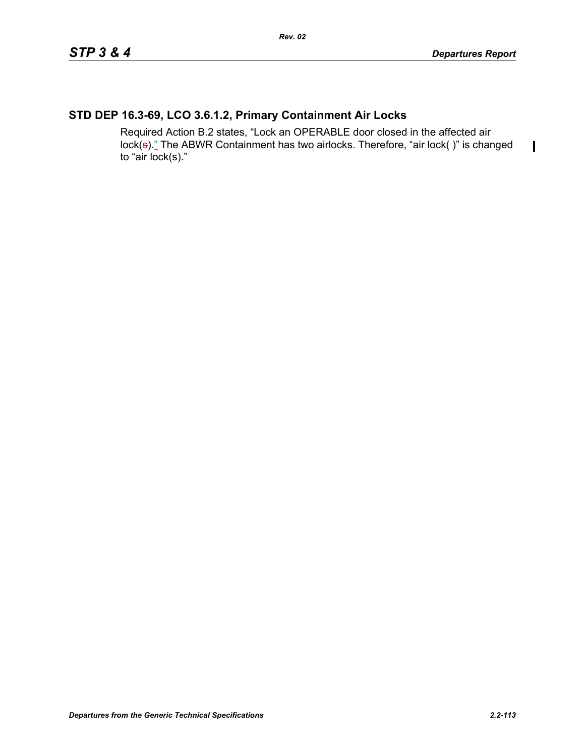## STD DEP 16.3-69, LCO 3.6.1.2, Primary Containment Air Locks

Required Action B.2 states, “Lock an OPERABLE door closed in the affected air lock(~~s~~).” The ABWR Containment has two airlocks. Therefore, “air lock( )” is changed to “air lock(s).”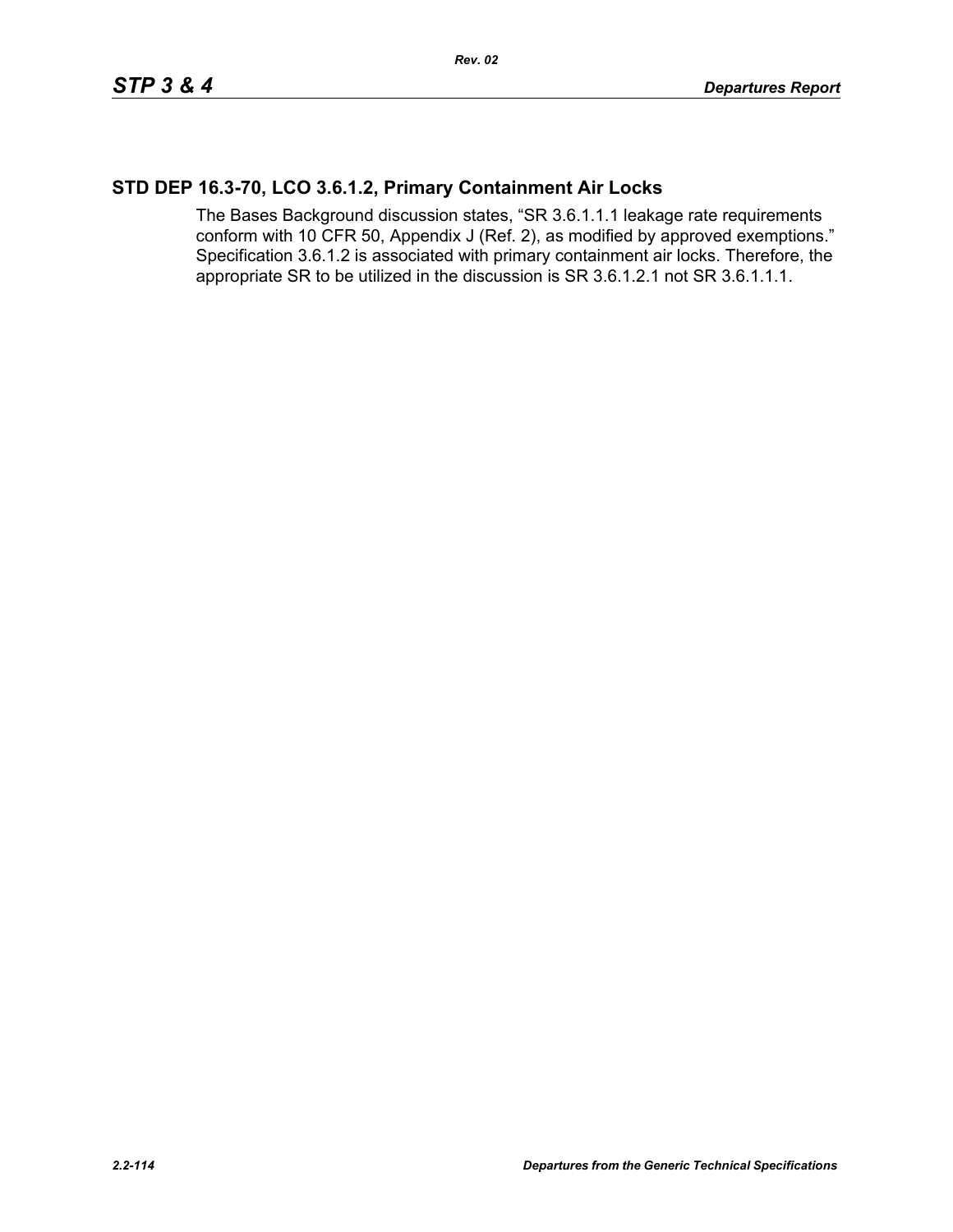## STD DEP 16.3-70, LCO 3.6.1.2, Primary Containment Air Locks

The Bases Background discussion states, “SR 3.6.1.1.1 leakage rate requirements conform with 10 CFR 50, Appendix J (Ref. 2), as modified by approved exemptions.” Specification 3.6.1.2 is associated with primary containment air locks. Therefore, the appropriate SR to be utilized in the discussion is SR 3.6.1.2.1 not SR 3.6.1.1.1.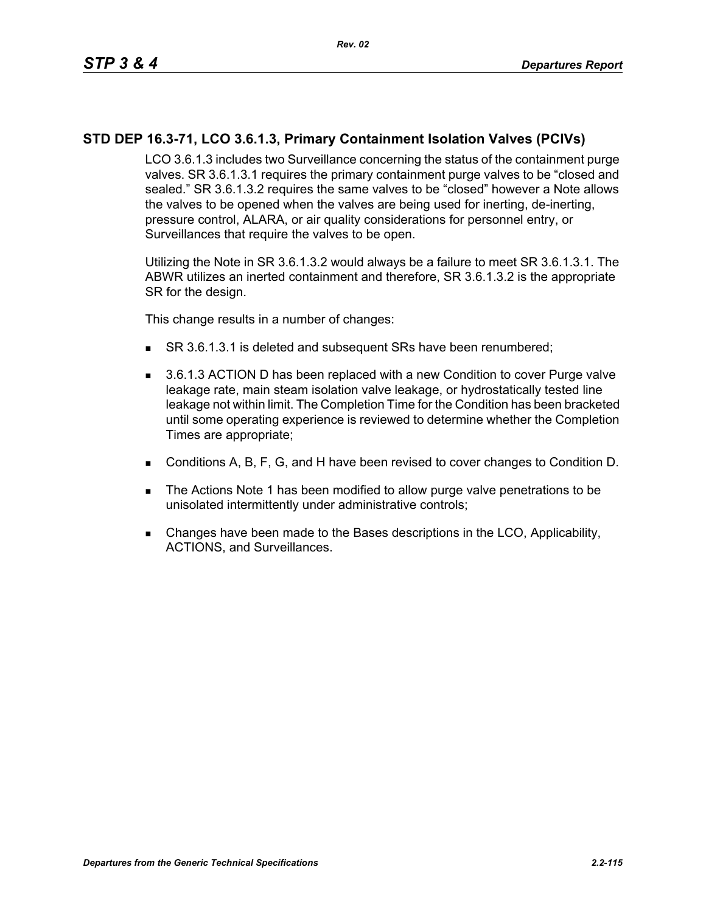## STD DEP 16.3-71, LCO 3.6.1.3, Primary Containment Isolation Valves (PCIVs)

LCO 3.6.1.3 includes two Surveillance concerning the status of the containment purge valves. SR 3.6.1.3.1 requires the primary containment purge valves to be "closed and sealed." SR 3.6.1.3.2 requires the same valves to be "closed" however a Note allows the valves to be opened when the valves are being used for inerting, de-inerting, pressure control, ALARA, or air quality considerations for personnel entry, or Surveillances that require the valves to be open.

Utilizing the Note in SR 3.6.1.3.2 would always be a failure to meet SR 3.6.1.3.1. The ABWR utilizes an inerted containment and therefore, SR 3.6.1.3.2 is the appropriate SR for the design.

This change results in a number of changes:

- SR 3.6.1.3.1 is deleted and subsequent SRs have been renumbered;
- 3.6.1.3 ACTION D has been replaced with a new Condition to cover Purge valve leakage rate, main steam isolation valve leakage, or hydrostatically tested line leakage not within limit. The Completion Time for the Condition has been bracketed until some operating experience is reviewed to determine whether the Completion Times are appropriate;
- Conditions A, B, F, G, and H have been revised to cover changes to Condition D.
- The Actions Note 1 has been modified to allow purge valve penetrations to be unisolated intermittently under administrative controls;
- Changes have been made to the Bases descriptions in the LCO, Applicability, ACTIONS, and Surveillances.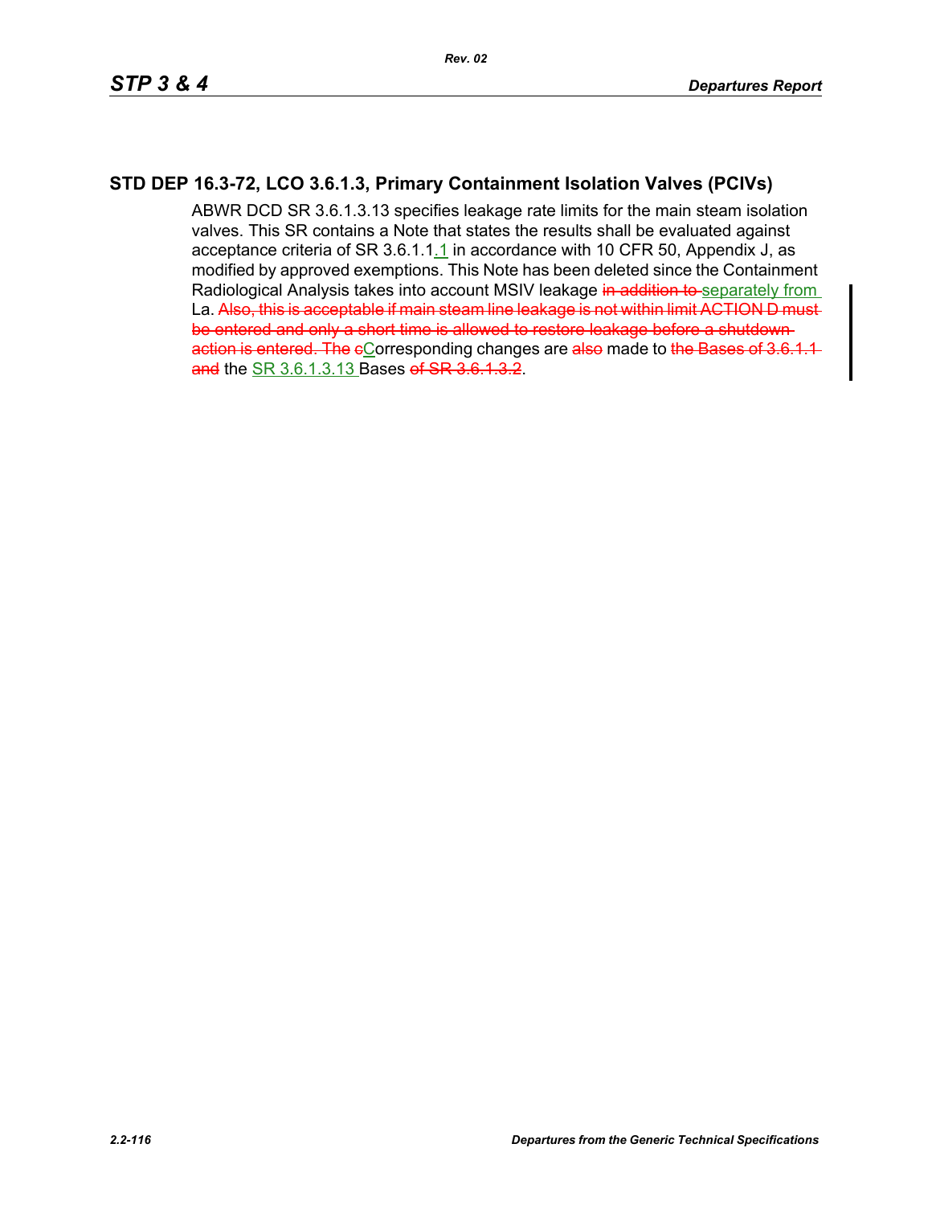## STD DEP 16.3-72, LCO 3.6.1.3, Primary Containment Isolation Valves (PCIVs)

ABWR DCD SR 3.6.1.3.13 specifies leakage rate limits for the main steam isolation valves. This SR contains a Note that states the results shall be evaluated against acceptance criteria of SR 3.6.1.1.1 in accordance with 10 CFR 50, Appendix J, as modified by approved exemptions. This Note has been deleted since the Containment Radiological Analysis takes into account MSIV leakage ~~in addition to~~ separately from La. ~~Also, this is acceptable if main steam line leakage is not within limit ACTION D must be entered and only a short time is allowed to restore leakage before a shutdown action is entered. The c~~Corresponding changes are ~~also~~ made to ~~the Bases of 3.6.1.1 and~~ the SR 3.6.1.3.13 Bases ~~of SR 3.6.1.3.2~~.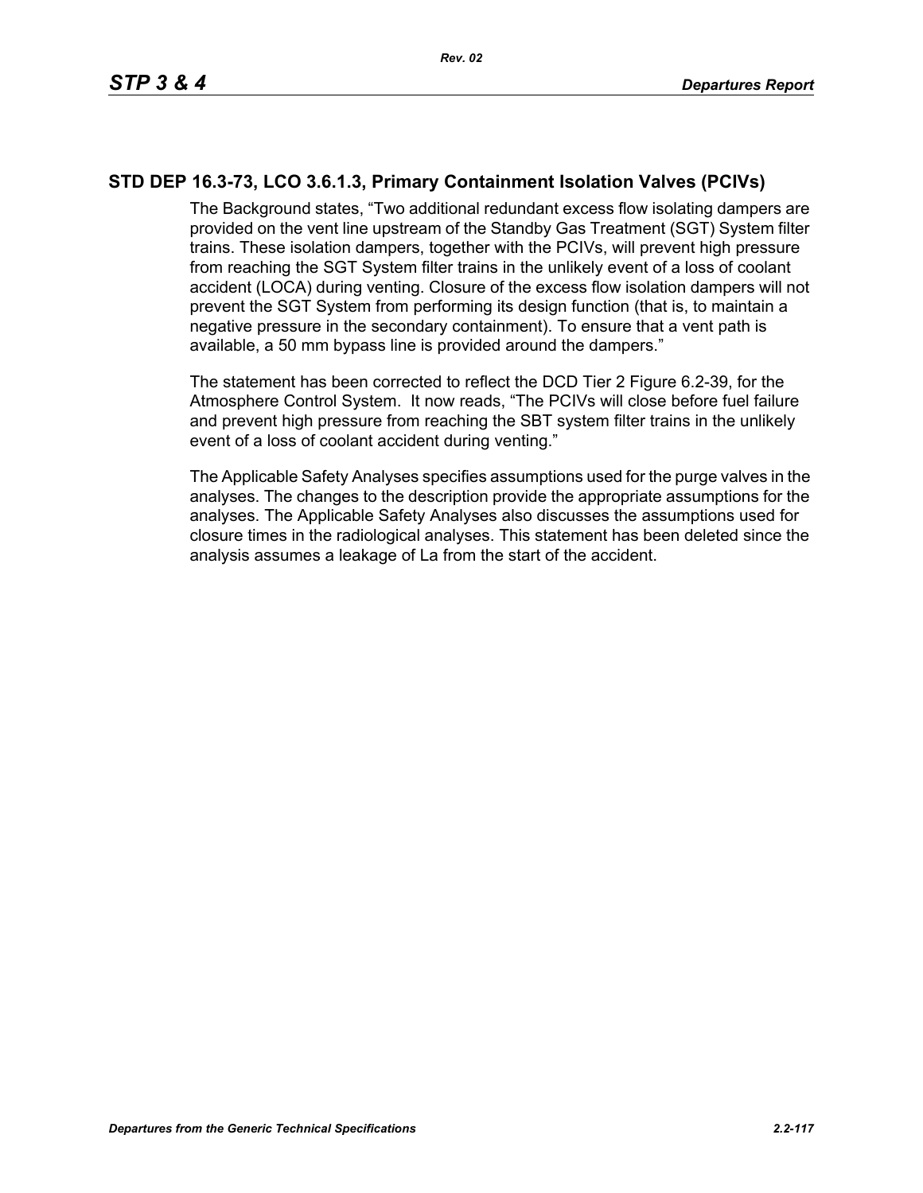## STD DEP 16.3-73, LCO 3.6.1.3, Primary Containment Isolation Valves (PCIVs)

The Background states, “Two additional redundant excess flow isolating dampers are provided on the vent line upstream of the Standby Gas Treatment (SGT) System filter trains. These isolation dampers, together with the PCIVs, will prevent high pressure from reaching the SGT System filter trains in the unlikely event of a loss of coolant accident (LOCA) during venting. Closure of the excess flow isolation dampers will not prevent the SGT System from performing its design function (that is, to maintain a negative pressure in the secondary containment). To ensure that a vent path is available, a 50 mm bypass line is provided around the dampers.”

The statement has been corrected to reflect the DCD Tier 2 Figure 6.2-39, for the Atmosphere Control System. It now reads, “The PCIVs will close before fuel failure and prevent high pressure from reaching the SBT system filter trains in the unlikely event of a loss of coolant accident during venting.”

The Applicable Safety Analyses specifies assumptions used for the purge valves in the analyses. The changes to the description provide the appropriate assumptions for the analyses. The Applicable Safety Analyses also discusses the assumptions used for closure times in the radiological analyses. This statement has been deleted since the analysis assumes a leakage of La from the start of the accident.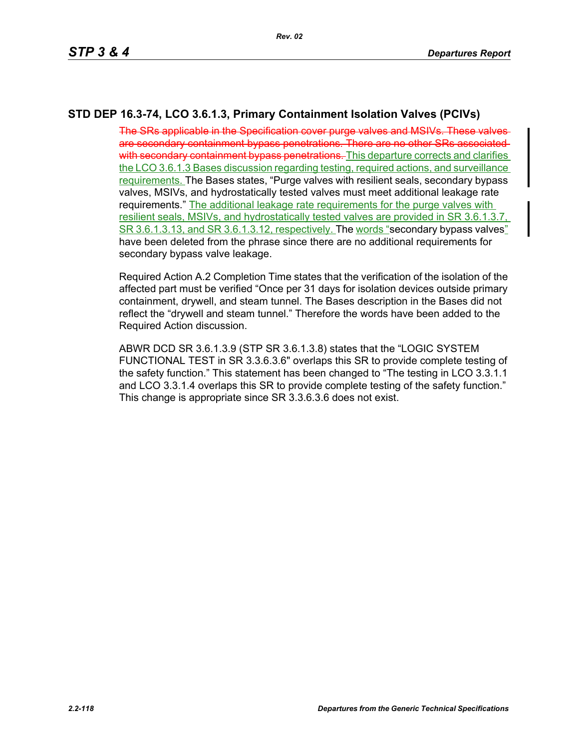## STD DEP 16.3-74, LCO 3.6.1.3, Primary Containment Isolation Valves (PCIVs)

~~The SRs applicable in the Specification cover purge valves and MSIVs. These valves are secondary containment bypass penetrations. There are no other SRs associated with secondary containment bypass penetrations.~~ This departure corrects and clarifies the LCO 3.6.1.3 Bases discussion regarding testing, required actions, and surveillance requirements. The Bases states, "Purge valves with resilient seals, secondary bypass valves, MSIVs, and hydrostatically tested valves must meet additional leakage rate requirements." The additional leakage rate requirements for the purge valves with resilient seals, MSIVs, and hydrostatically tested valves are provided in SR 3.6.1.3.7, SR 3.6.1.3.13, and SR 3.6.1.3.12, respectively. The words "secondary bypass valves" have been deleted from the phrase since there are no additional requirements for secondary bypass valve leakage.

Required Action A.2 Completion Time states that the verification of the isolation of the affected part must be verified "Once per 31 days for isolation devices outside primary containment, drywell, and steam tunnel. The Bases description in the Bases did not reflect the "drywell and steam tunnel." Therefore the words have been added to the Required Action discussion.

ABWR DCD SR 3.6.1.3.9 (STP SR 3.6.1.3.8) states that the "LOGIC SYSTEM FUNCTIONAL TEST in SR 3.3.6.3.6" overlaps this SR to provide complete testing of the safety function." This statement has been changed to "The testing in LCO 3.3.1.1 and LCO 3.3.1.4 overlaps this SR to provide complete testing of the safety function." This change is appropriate since SR 3.3.6.3.6 does not exist.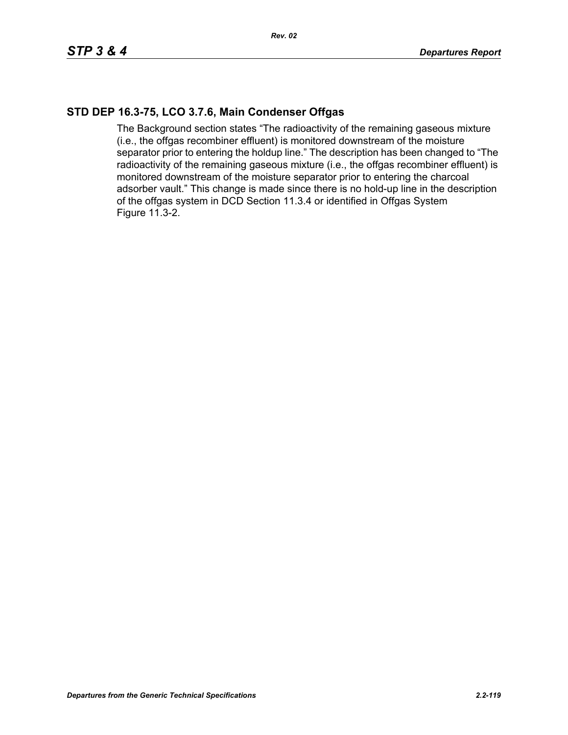## STD DEP 16.3-75, LCO 3.7.6, Main Condenser Offgas

The Background section states "The radioactivity of the remaining gaseous mixture (i.e., the offgas recombiner effluent) is monitored downstream of the moisture separator prior to entering the holdup line." The description has been changed to "The radioactivity of the remaining gaseous mixture (i.e., the offgas recombiner effluent) is monitored downstream of the moisture separator prior to entering the charcoal adsorber vault." This change is made since there is no hold-up line in the description of the offgas system in DCD Section 11.3.4 or identified in Offgas System Figure 11.3-2.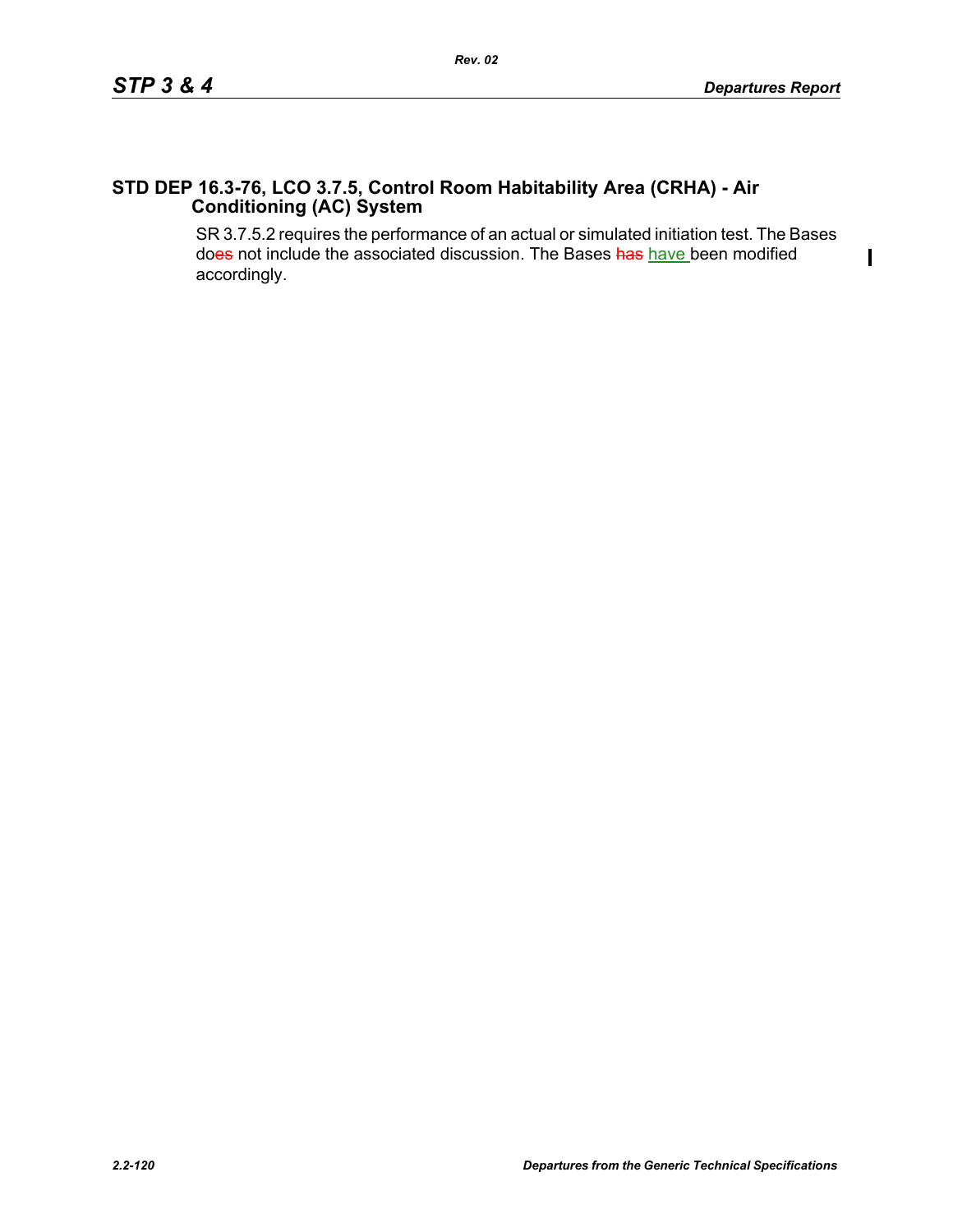## STD DEP 16.3-76, LCO 3.7.5, Control Room Habitability Area (CRHA) - Air Conditioning (AC) System

SR 3.7.5.2 requires the performance of an actual or simulated initiation test. The Bases do~~es~~ not include the associated discussion. The Bases ~~has~~ have been modified accordingly.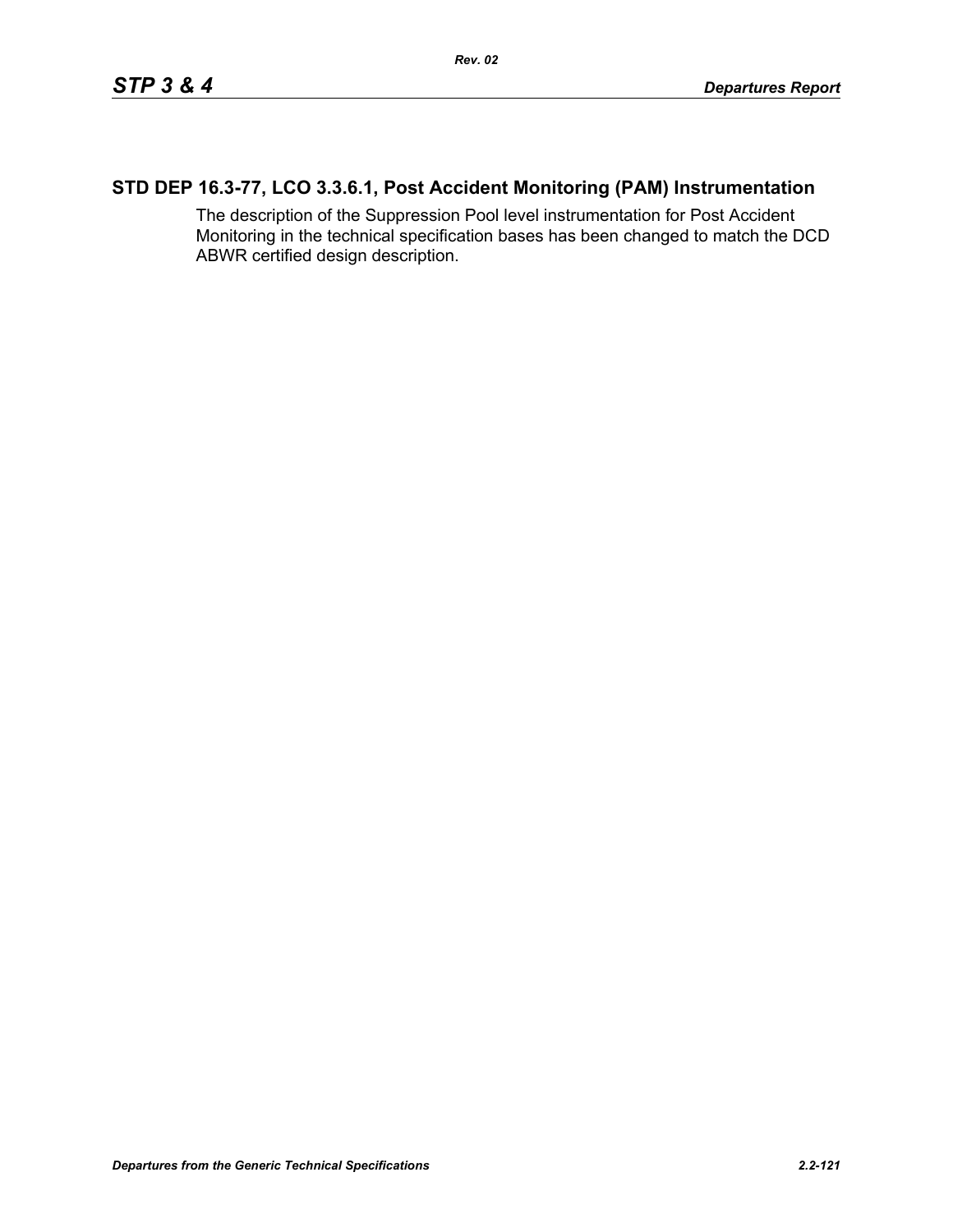## STD DEP 16.3-77, LCO 3.3.6.1, Post Accident Monitoring (PAM) Instrumentation

The description of the Suppression Pool level instrumentation for Post Accident Monitoring in the technical specification bases has been changed to match the DCD ABWR certified design description.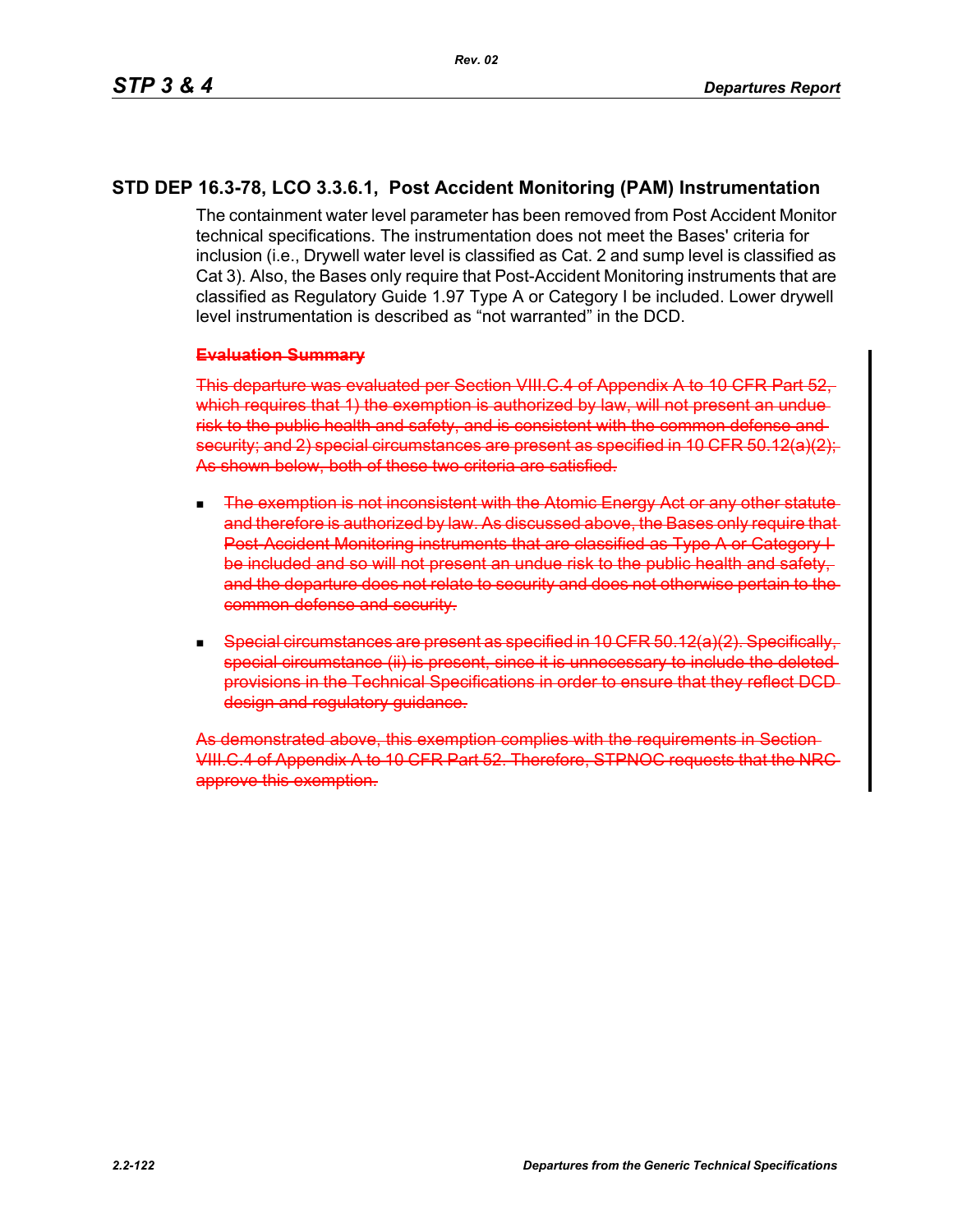## STD DEP 16.3-78, LCO 3.3.6.1, Post Accident Monitoring (PAM) Instrumentation

The containment water level parameter has been removed from Post Accident Monitor technical specifications. The instrumentation does not meet the Bases' criteria for inclusion (i.e., Drywell water level is classified as Cat. 2 and sump level is classified as Cat 3). Also, the Bases only require that Post-Accident Monitoring instruments that are classified as Regulatory Guide 1.97 Type A or Category I be included. Lower drywell level instrumentation is described as "not warranted" in the DCD.

~~**Evaluation Summary**~~

~~This departure was evaluated per Section VIII.C.4 of Appendix A to 10 CFR Part 52, which requires that 1) the exemption is authorized by law, will not present an undue risk to the public health and safety, and is consistent with the common defense and security; and 2) special circumstances are present as specified in 10 CFR 50.12(a)(2); As shown below, both of these two criteria are satisfied.~~

- ~~The exemption is not inconsistent with the Atomic Energy Act or any other statute and therefore is authorized by law. As discussed above, the Bases only require that Post-Accident Monitoring instruments that are classified as Type A or Category I be included and so will not present an undue risk to the public health and safety, and the departure does not relate to security and does not otherwise pertain to the common defense and security.~~
- ~~Special circumstances are present as specified in 10 CFR 50.12(a)(2). Specifically, special circumstance (ii) is present, since it is unnecessary to include the deleted provisions in the Technical Specifications in order to ensure that they reflect DCD design and regulatory guidance.~~

~~As demonstrated above, this exemption complies with the requirements in Section VIII.C.4 of Appendix A to 10 CFR Part 52. Therefore, STPNOC requests that the NRC approve this exemption.~~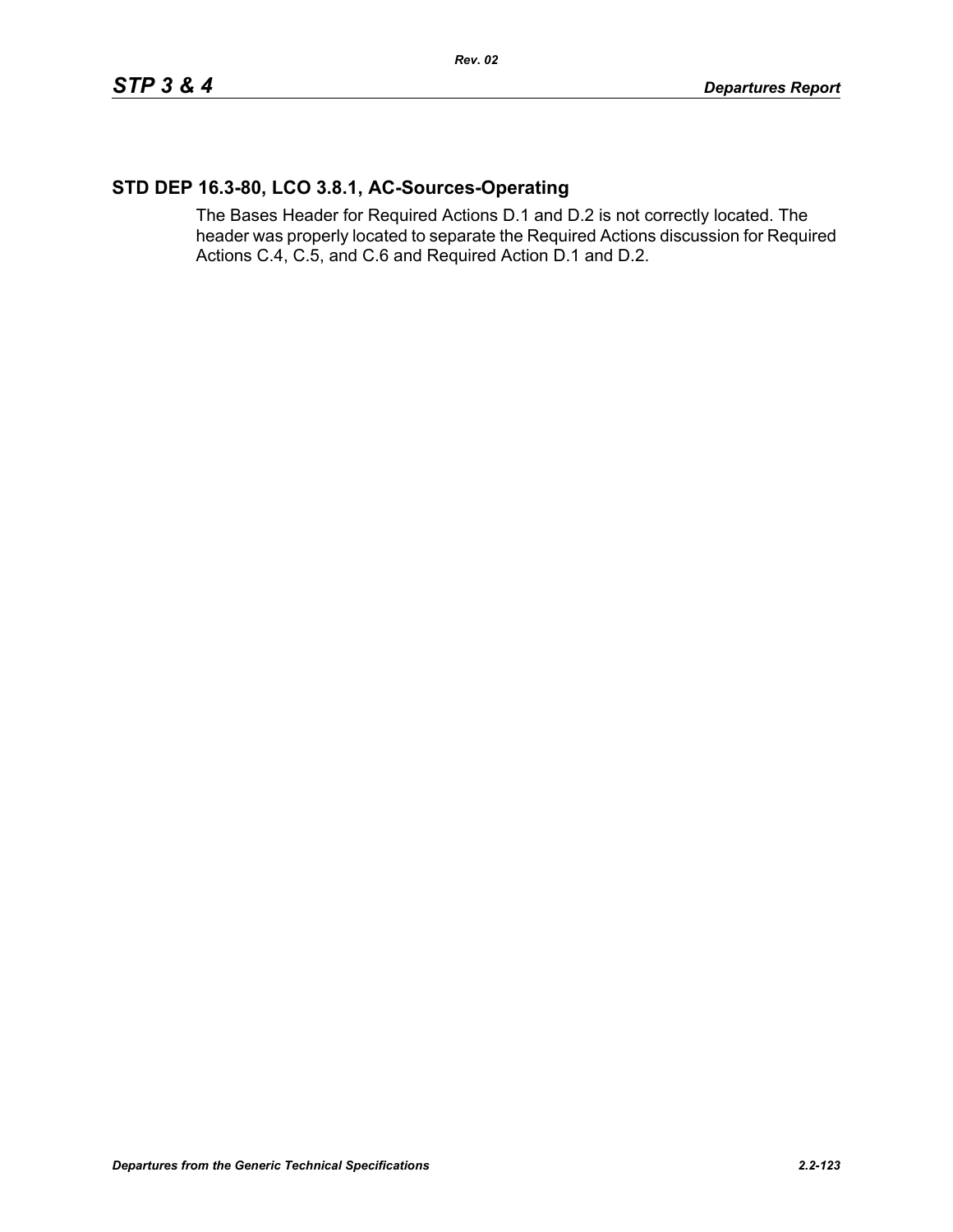## STD DEP 16.3-80, LCO 3.8.1, AC-Sources-Operating

The Bases Header for Required Actions D.1 and D.2 is not correctly located. The header was properly located to separate the Required Actions discussion for Required Actions C.4, C.5, and C.6 and Required Action D.1 and D.2.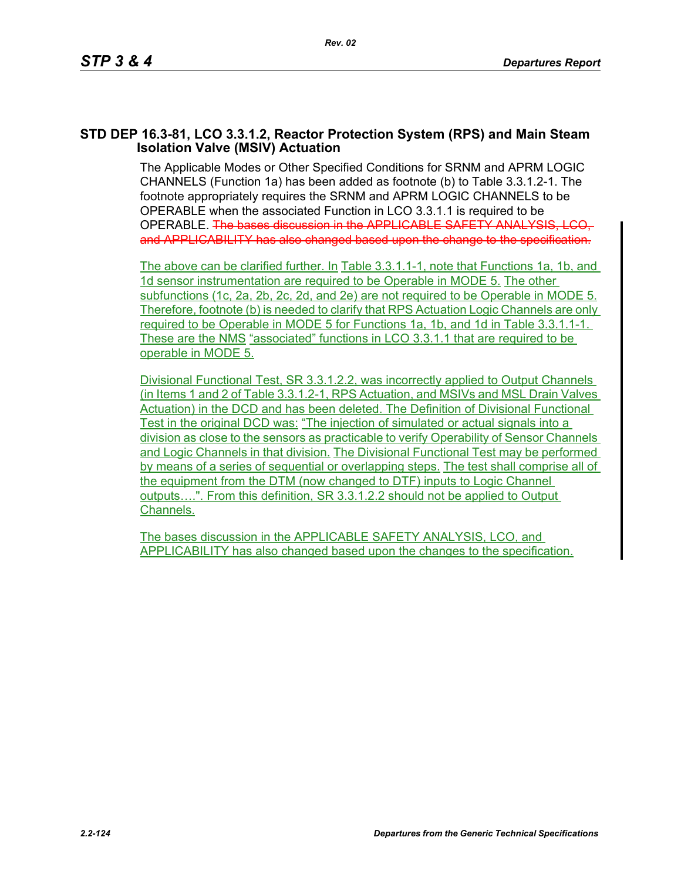### STD DEP 16.3-81, LCO 3.3.1.2, Reactor Protection System (RPS) and Main Steam Isolation Valve (MSIV) Actuation

The Applicable Modes or Other Specified Conditions for SRNM and APRM LOGIC CHANNELS (Function 1a) has been added as footnote (b) to Table 3.3.1.2-1. The footnote appropriately requires the SRNM and APRM LOGIC CHANNELS to be OPERABLE when the associated Function in LCO 3.3.1.1 is required to be OPERABLE. ~~The bases discussion in the APPLICABLE SAFETY ANALYSIS, LCO, and APPLICABILITY has also changed based upon the change to the specification.~~

The above can be clarified further. In Table 3.3.1.1-1, note that Functions 1a, 1b, and 1d sensor instrumentation are required to be Operable in MODE 5. The other subfunctions (1c, 2a, 2b, 2c, 2d, and 2e) are not required to be Operable in MODE 5. Therefore, footnote (b) is needed to clarify that RPS Actuation Logic Channels are only required to be Operable in MODE 5 for Functions 1a, 1b, and 1d in Table 3.3.1.1-1. These are the NMS "associated" functions in LCO 3.3.1.1 that are required to be operable in MODE 5.

Divisional Functional Test, SR 3.3.1.2.2, was incorrectly applied to Output Channels (in Items 1 and 2 of Table 3.3.1.2-1, RPS Actuation, and MSIVs and MSL Drain Valves Actuation) in the DCD and has been deleted. The Definition of Divisional Functional Test in the original DCD was: "The injection of simulated or actual signals into a division as close to the sensors as practicable to verify Operability of Sensor Channels and Logic Channels in that division. The Divisional Functional Test may be performed by means of a series of sequential or overlapping steps. The test shall comprise all of the equipment from the DTM (now changed to DTF) inputs to Logic Channel outputs….". From this definition, SR 3.3.1.2.2 should not be applied to Output Channels.

The bases discussion in the APPLICABLE SAFETY ANALYSIS, LCO, and APPLICABILITY has also changed based upon the changes to the specification.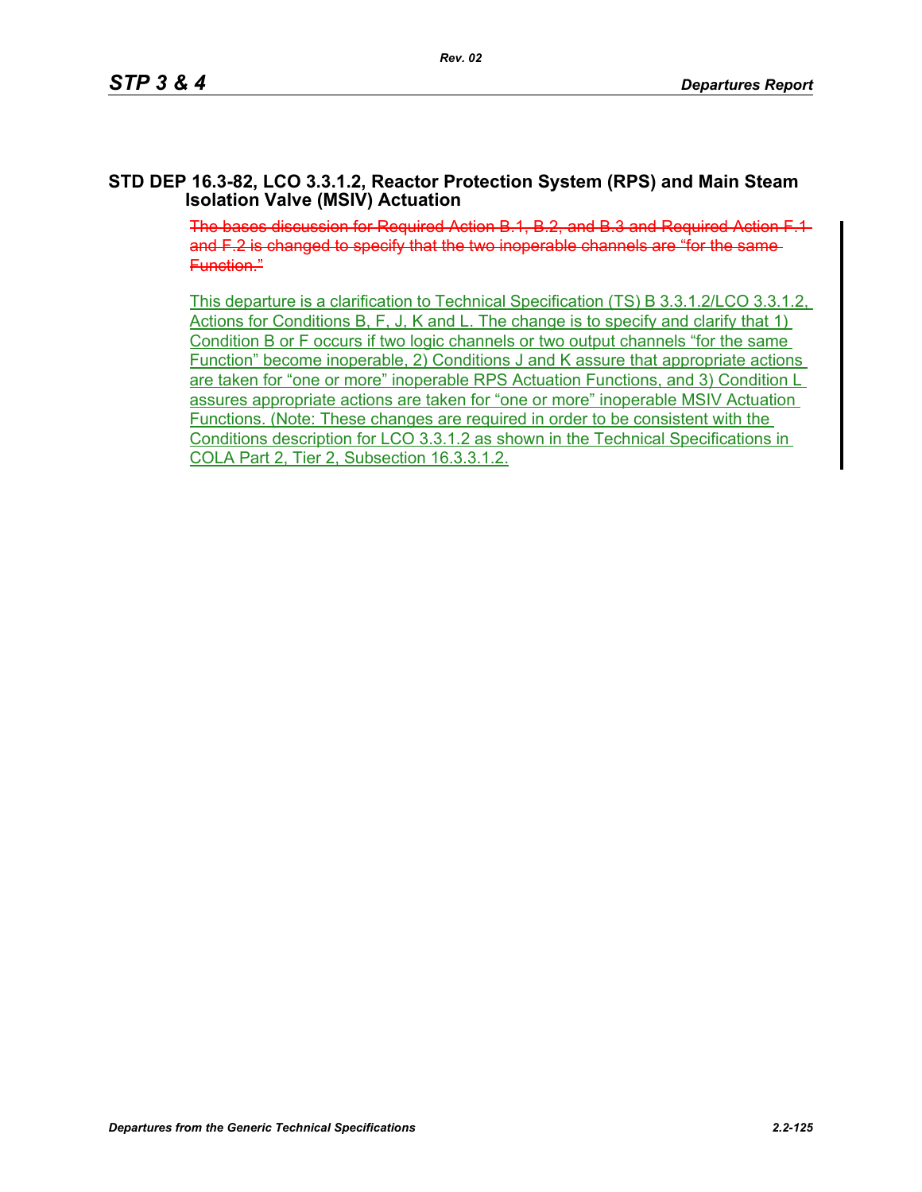### STD DEP 16.3-82, LCO 3.3.1.2, Reactor Protection System (RPS) and Main Steam Isolation Valve (MSIV) Actuation

~~The bases discussion for Required Action B.1, B.2, and B.3 and Required Action F.1 and F.2 is changed to specify that the two inoperable channels are "for the same Function."~~

<u>This departure is a clarification to Technical Specification (TS) B 3.3.1.2/LCO 3.3.1.2, Actions for Conditions B, F, J, K and L. The change is to specify and clarify that 1) Condition B or F occurs if two logic channels or two output channels "for the same Function" become inoperable, 2) Conditions J and K assure that appropriate actions are taken for "one or more" inoperable RPS Actuation Functions, and 3) Condition L assures appropriate actions are taken for "one or more" inoperable MSIV Actuation Functions. (Note: These changes are required in order to be consistent with the Conditions description for LCO 3.3.1.2 as shown in the Technical Specifications in COLA Part 2, Tier 2, Subsection 16.3.3.1.2.</u>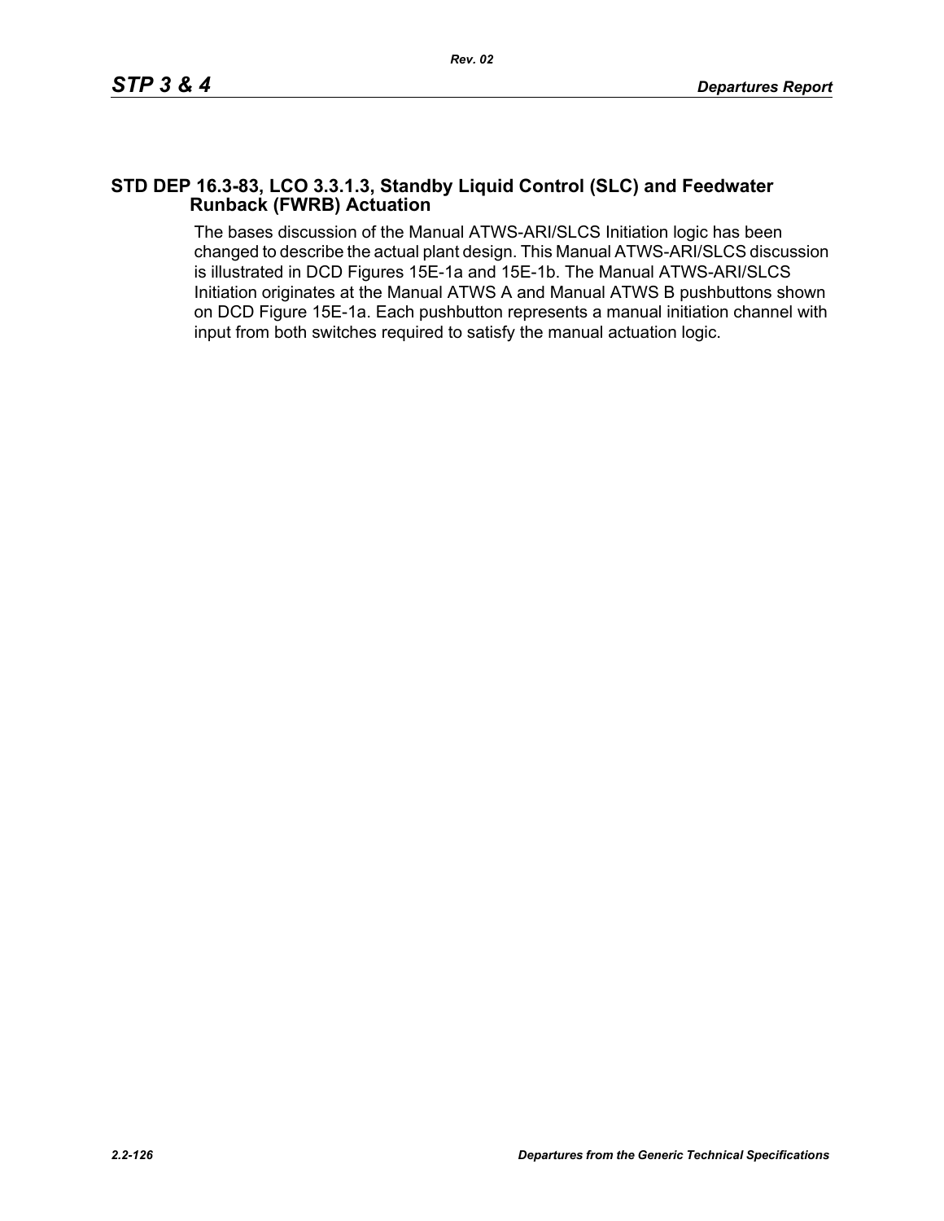## STD DEP 16.3-83, LCO 3.3.1.3, Standby Liquid Control (SLC) and Feedwater Runback (FWRB) Actuation

The bases discussion of the Manual ATWS-ARI/SLCS Initiation logic has been changed to describe the actual plant design. This Manual ATWS-ARI/SLCS discussion is illustrated in DCD Figures 15E-1a and 15E-1b. The Manual ATWS-ARI/SLCS Initiation originates at the Manual ATWS A and Manual ATWS B pushbuttons shown on DCD Figure 15E-1a. Each pushbutton represents a manual initiation channel with input from both switches required to satisfy the manual actuation logic.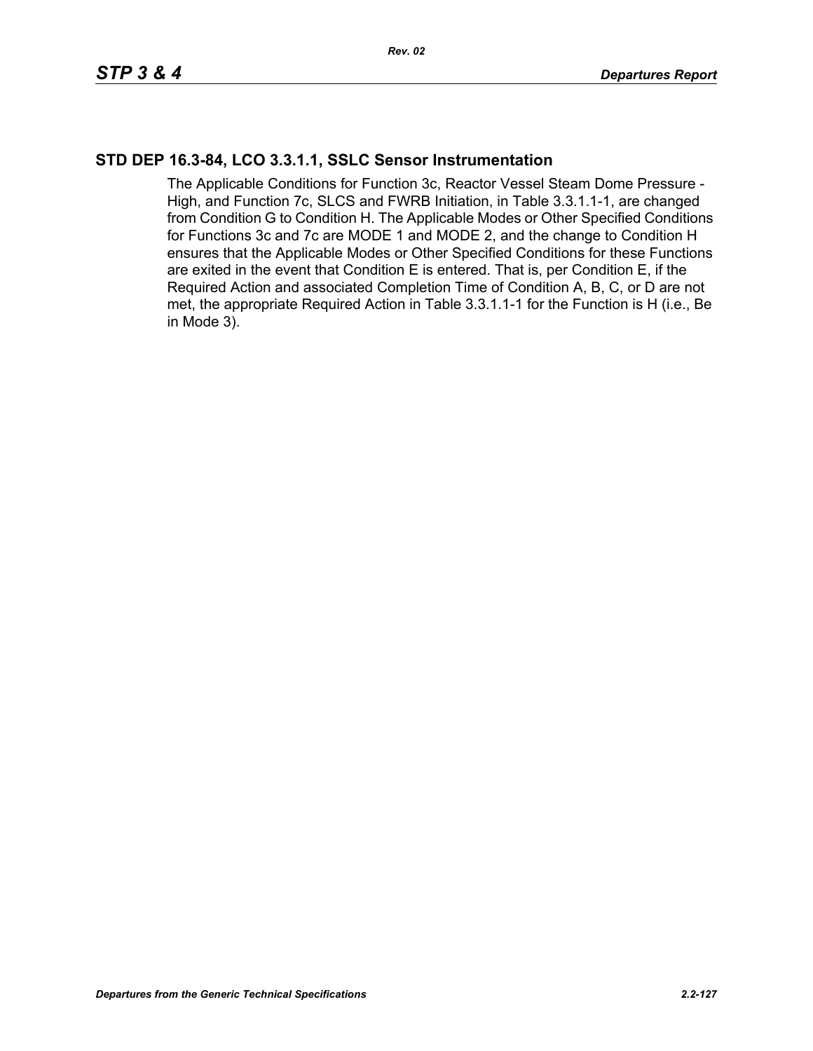## STD DEP 16.3-84, LCO 3.3.1.1, SSLC Sensor Instrumentation

The Applicable Conditions for Function 3c, Reactor Vessel Steam Dome Pressure - High, and Function 7c, SLCS and FWRB Initiation, in Table 3.3.1.1-1, are changed from Condition G to Condition H. The Applicable Modes or Other Specified Conditions for Functions 3c and 7c are MODE 1 and MODE 2, and the change to Condition H ensures that the Applicable Modes or Other Specified Conditions for these Functions are exited in the event that Condition E is entered. That is, per Condition E, if the Required Action and associated Completion Time of Condition A, B, C, or D are not met, the appropriate Required Action in Table 3.3.1.1-1 for the Function is H (i.e., Be in Mode 3).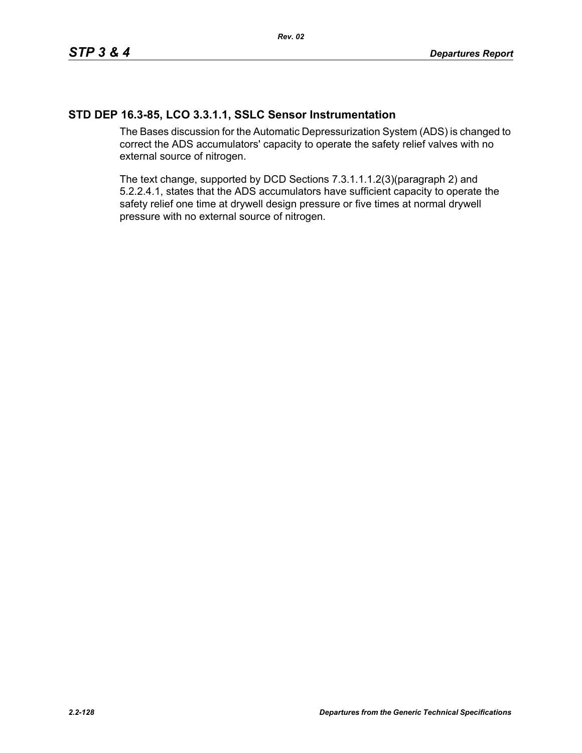## STD DEP 16.3-85, LCO 3.3.1.1, SSLC Sensor Instrumentation

The Bases discussion for the Automatic Depressurization System (ADS) is changed to correct the ADS accumulators' capacity to operate the safety relief valves with no external source of nitrogen.

The text change, supported by DCD Sections 7.3.1.1.1.2(3)(paragraph 2) and 5.2.2.4.1, states that the ADS accumulators have sufficient capacity to operate the safety relief one time at drywell design pressure or five times at normal drywell pressure with no external source of nitrogen.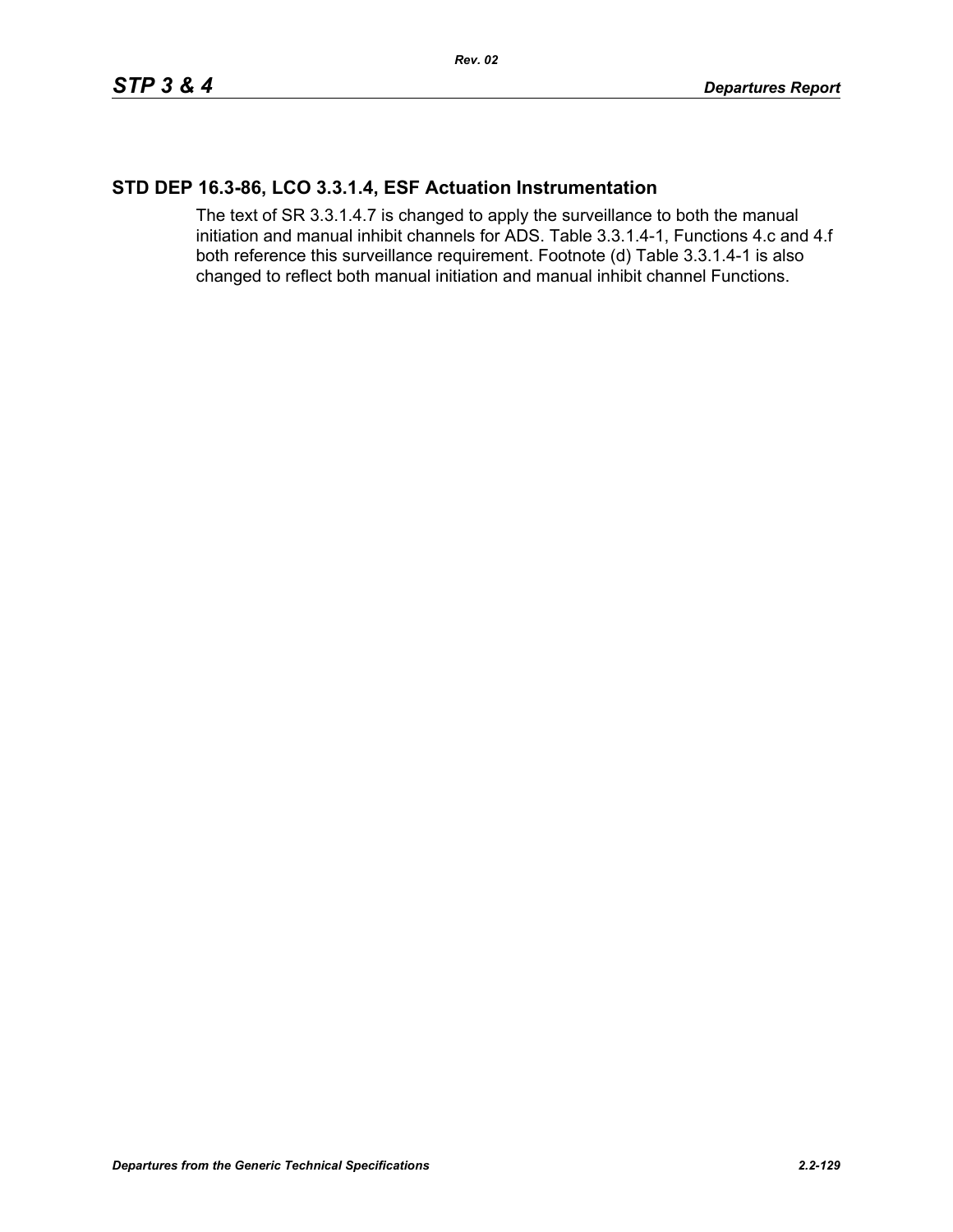## STD DEP 16.3-86, LCO 3.3.1.4, ESF Actuation Instrumentation

The text of SR 3.3.1.4.7 is changed to apply the surveillance to both the manual initiation and manual inhibit channels for ADS. Table 3.3.1.4-1, Functions 4.c and 4.f both reference this surveillance requirement. Footnote (d) Table 3.3.1.4-1 is also changed to reflect both manual initiation and manual inhibit channel Functions.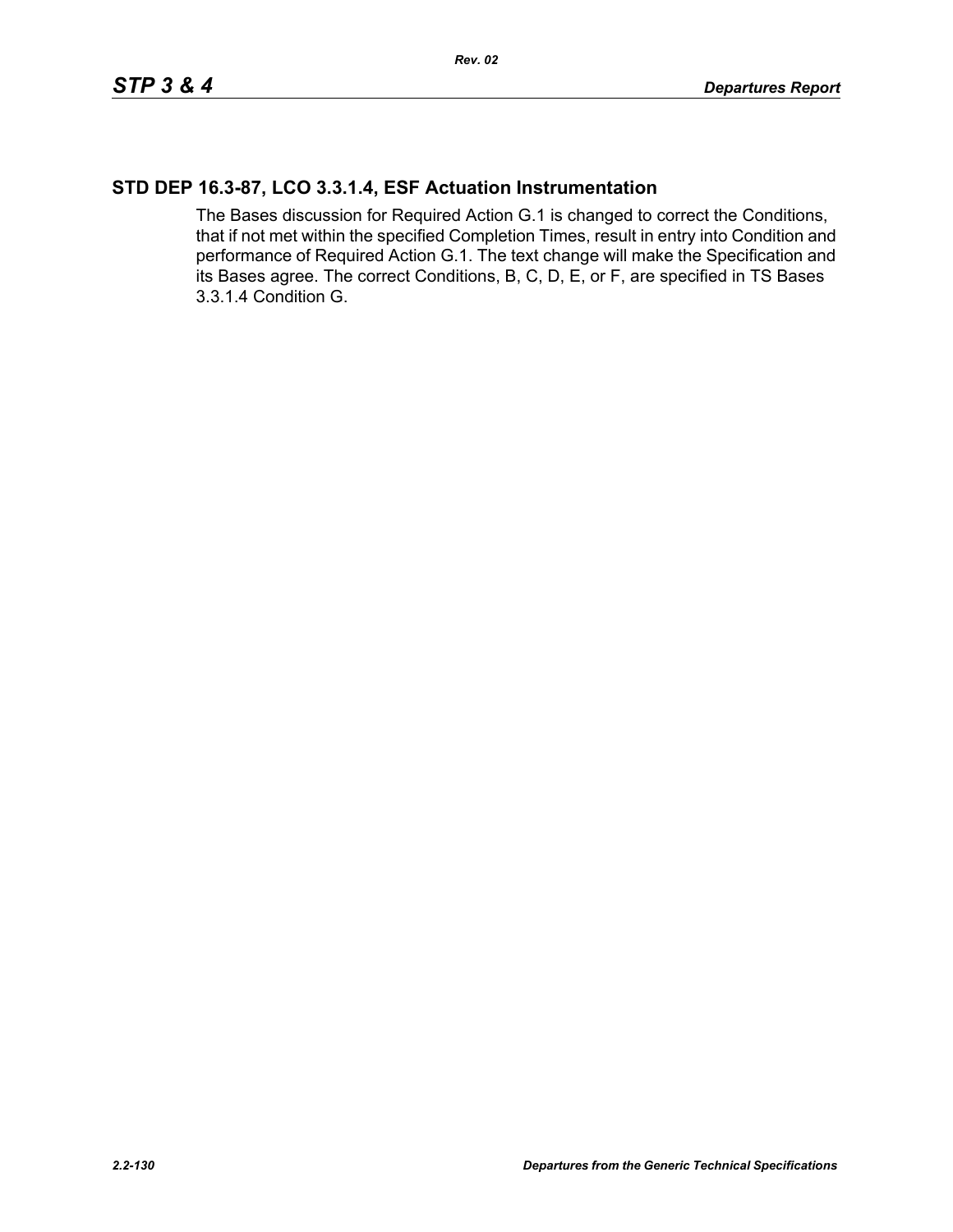## STD DEP 16.3-87, LCO 3.3.1.4, ESF Actuation Instrumentation

The Bases discussion for Required Action G.1 is changed to correct the Conditions, that if not met within the specified Completion Times, result in entry into Condition and performance of Required Action G.1. The text change will make the Specification and its Bases agree. The correct Conditions, B, C, D, E, or F, are specified in TS Bases 3.3.1.4 Condition G.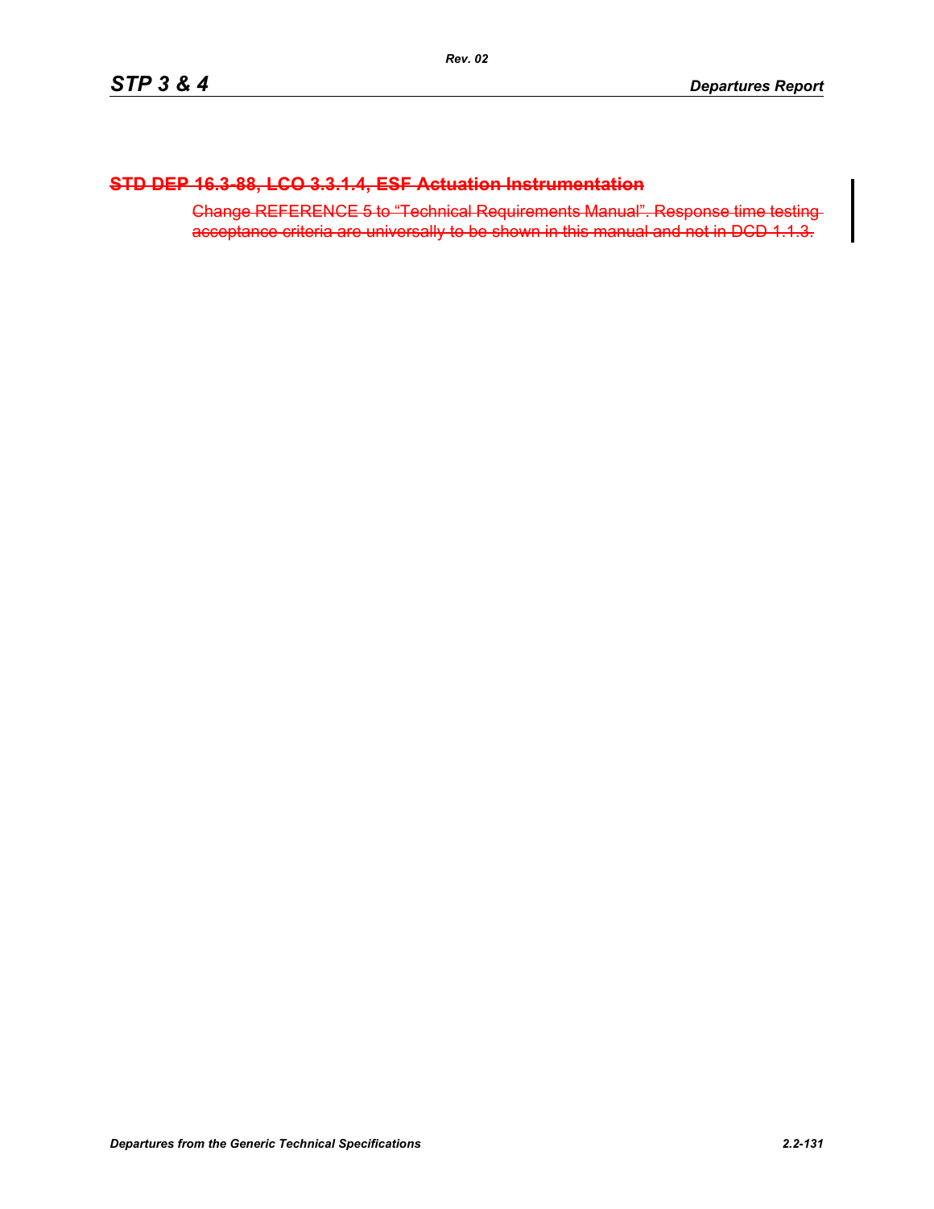### ~~STD DEP 16.3-88, LCO 3.3.1.4, ESF Actuation Instrumentation~~

~~Change REFERENCE 5 to “Technical Requirements Manual”. Response time testing acceptance criteria are universally to be shown in this manual and not in DCD 1.1.3.~~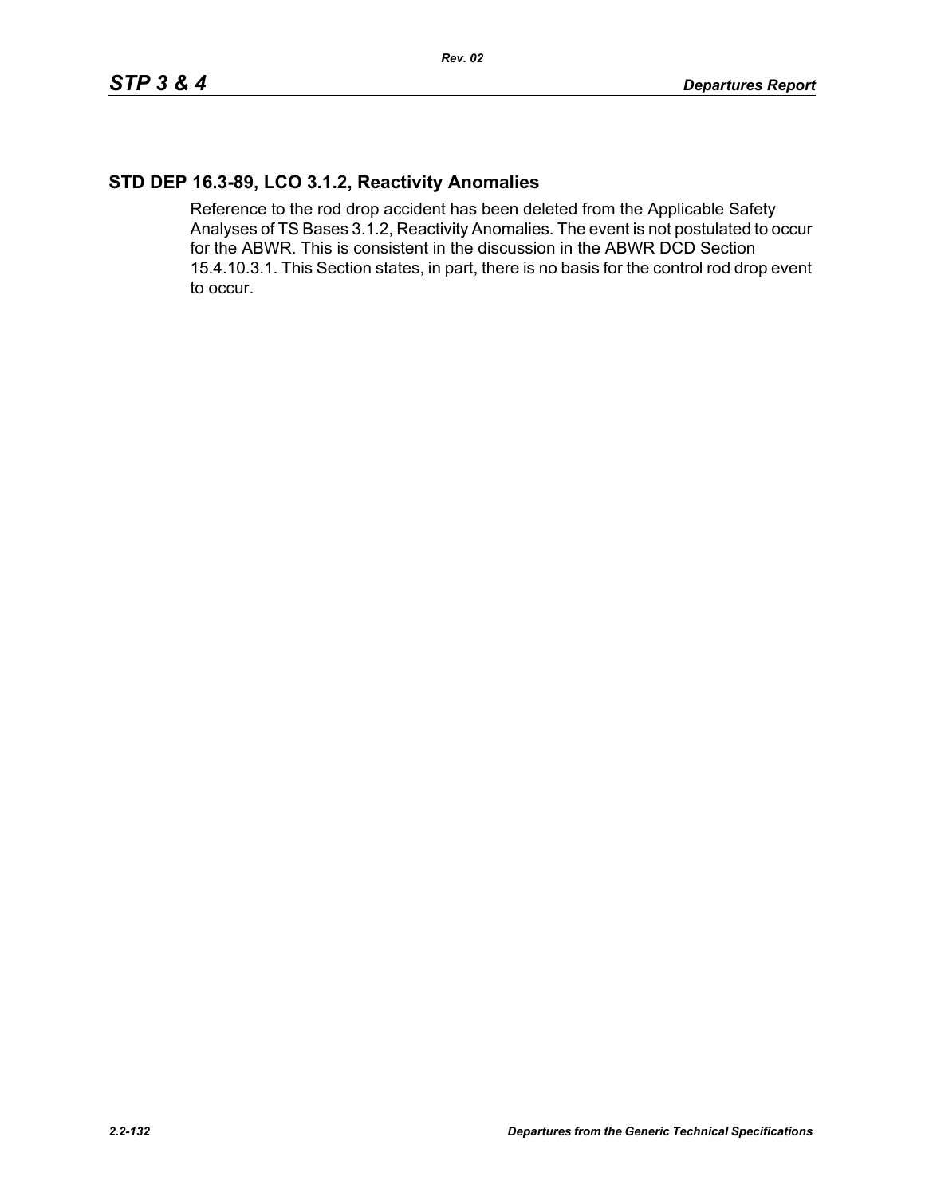## STD DEP 16.3-89, LCO 3.1.2, Reactivity Anomalies

Reference to the rod drop accident has been deleted from the Applicable Safety Analyses of TS Bases 3.1.2, Reactivity Anomalies. The event is not postulated to occur for the ABWR. This is consistent in the discussion in the ABWR DCD Section 15.4.10.3.1. This Section states, in part, there is no basis for the control rod drop event to occur.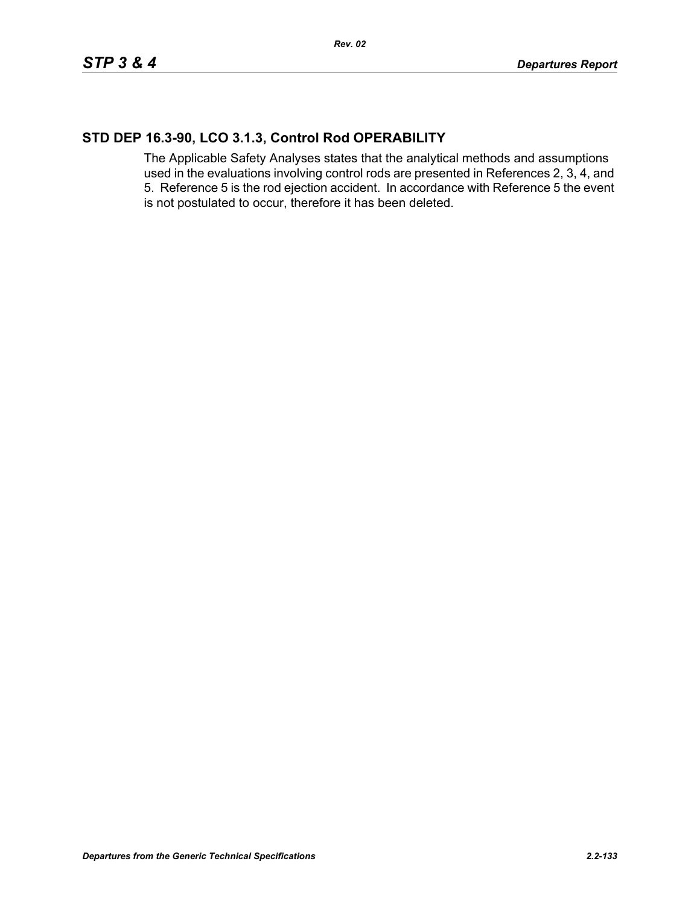## STD DEP 16.3-90, LCO 3.1.3, Control Rod OPERABILITY

The Applicable Safety Analyses states that the analytical methods and assumptions used in the evaluations involving control rods are presented in References 2, 3, 4, and 5. Reference 5 is the rod ejection accident. In accordance with Reference 5 the event is not postulated to occur, therefore it has been deleted.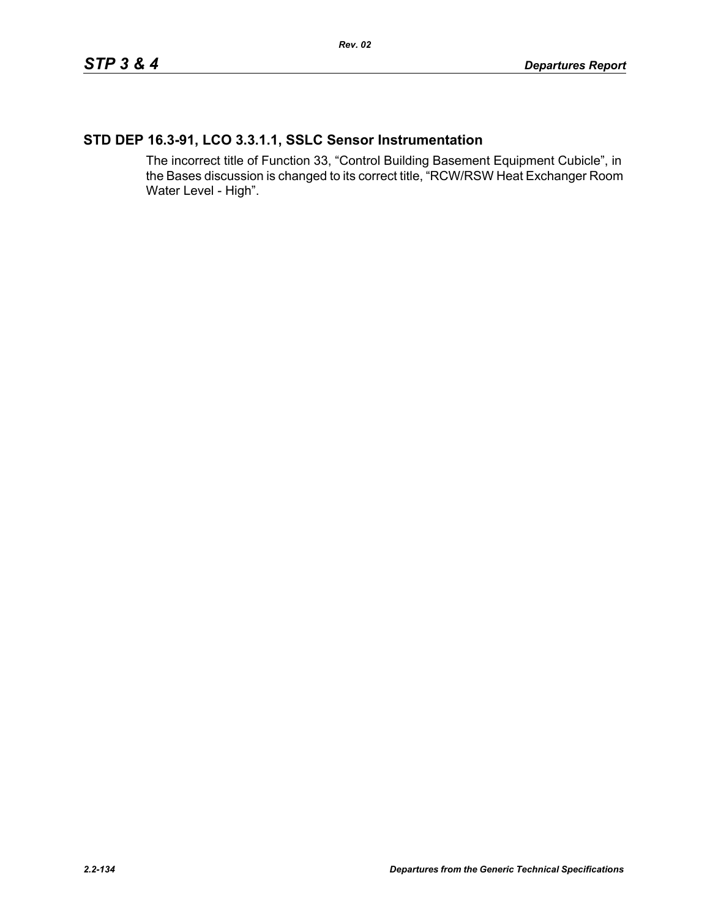## STD DEP 16.3-91, LCO 3.3.1.1, SSLC Sensor Instrumentation

The incorrect title of Function 33, “Control Building Basement Equipment Cubicle”, in the Bases discussion is changed to its correct title, “RCW/RSW Heat Exchanger Room Water Level - High”.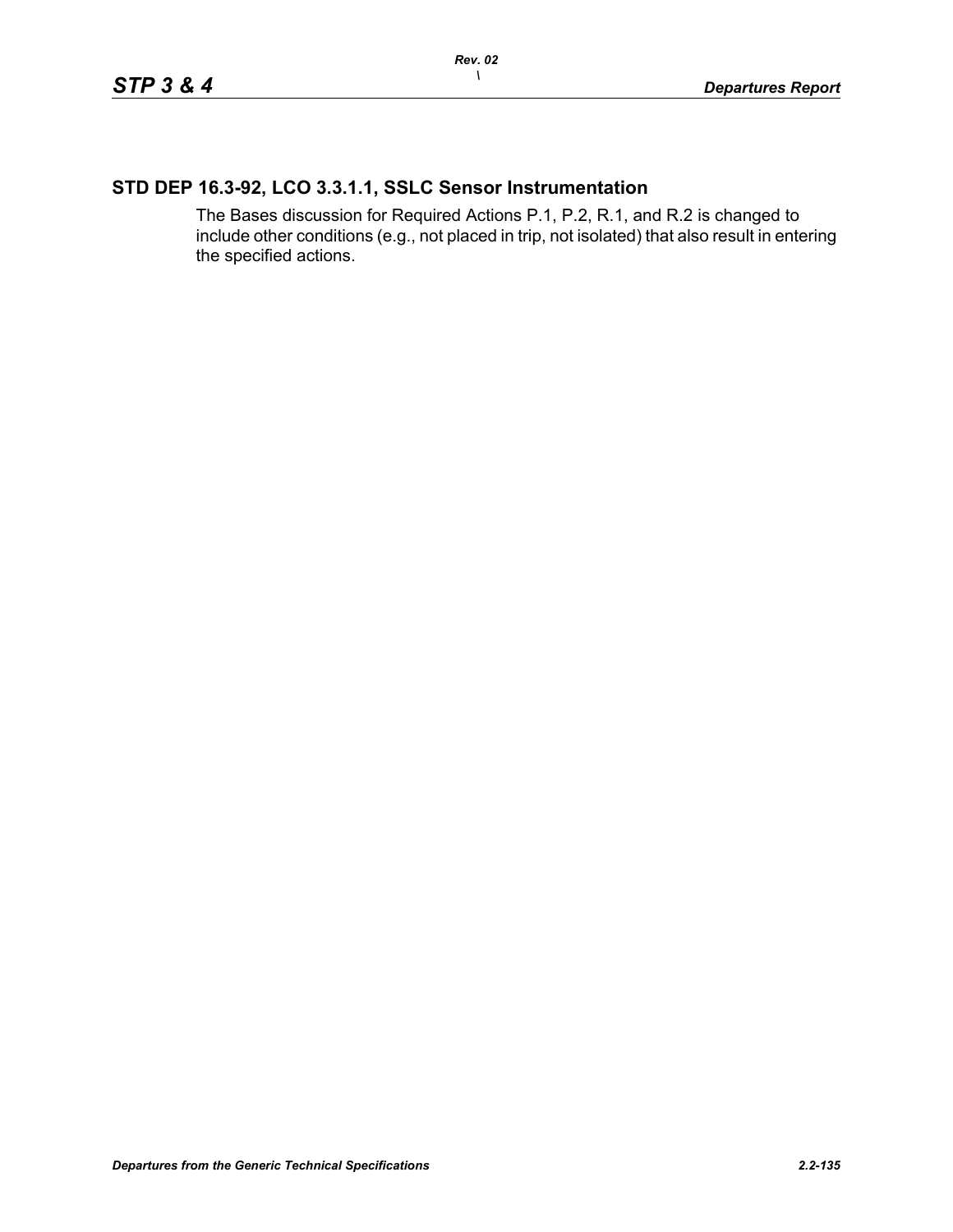## STD DEP 16.3-92, LCO 3.3.1.1, SSLC Sensor Instrumentation

The Bases discussion for Required Actions P.1, P.2, R.1, and R.2 is changed to include other conditions (e.g., not placed in trip, not isolated) that also result in entering the specified actions.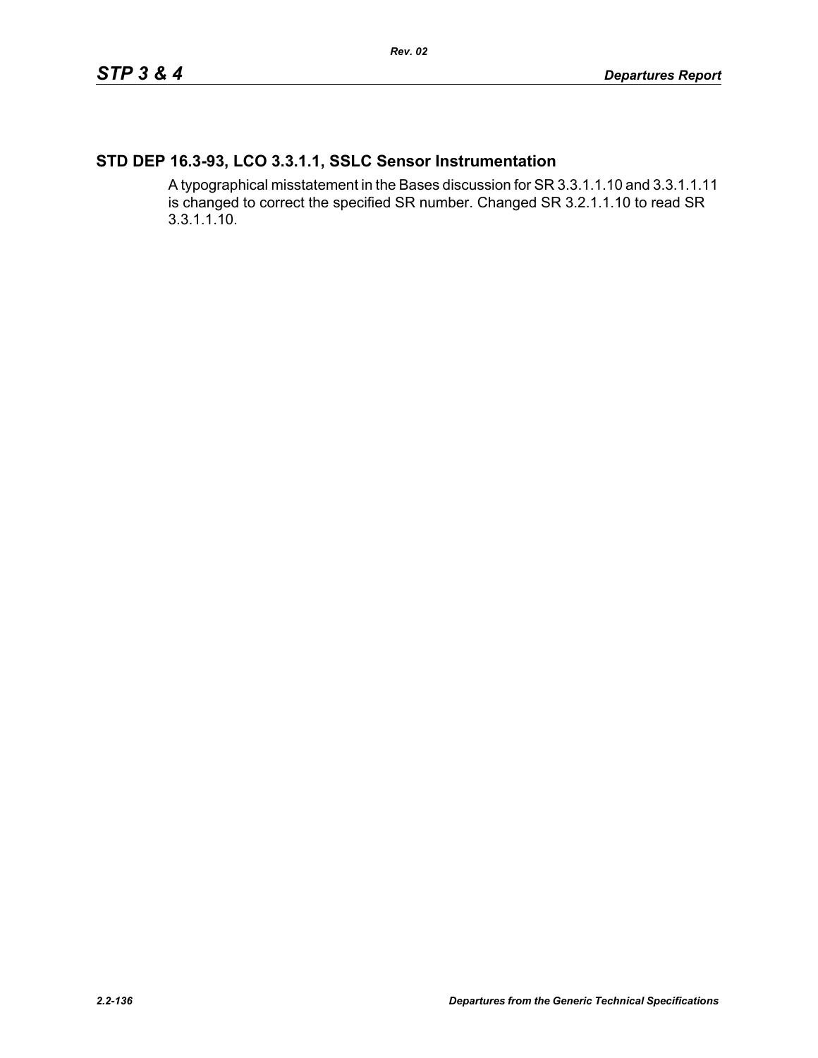## STD DEP 16.3-93, LCO 3.3.1.1, SSLC Sensor Instrumentation

A typographical misstatement in the Bases discussion for SR 3.3.1.1.10 and 3.3.1.1.11 is changed to correct the specified SR number. Changed SR 3.2.1.1.10 to read SR 3.3.1.1.10.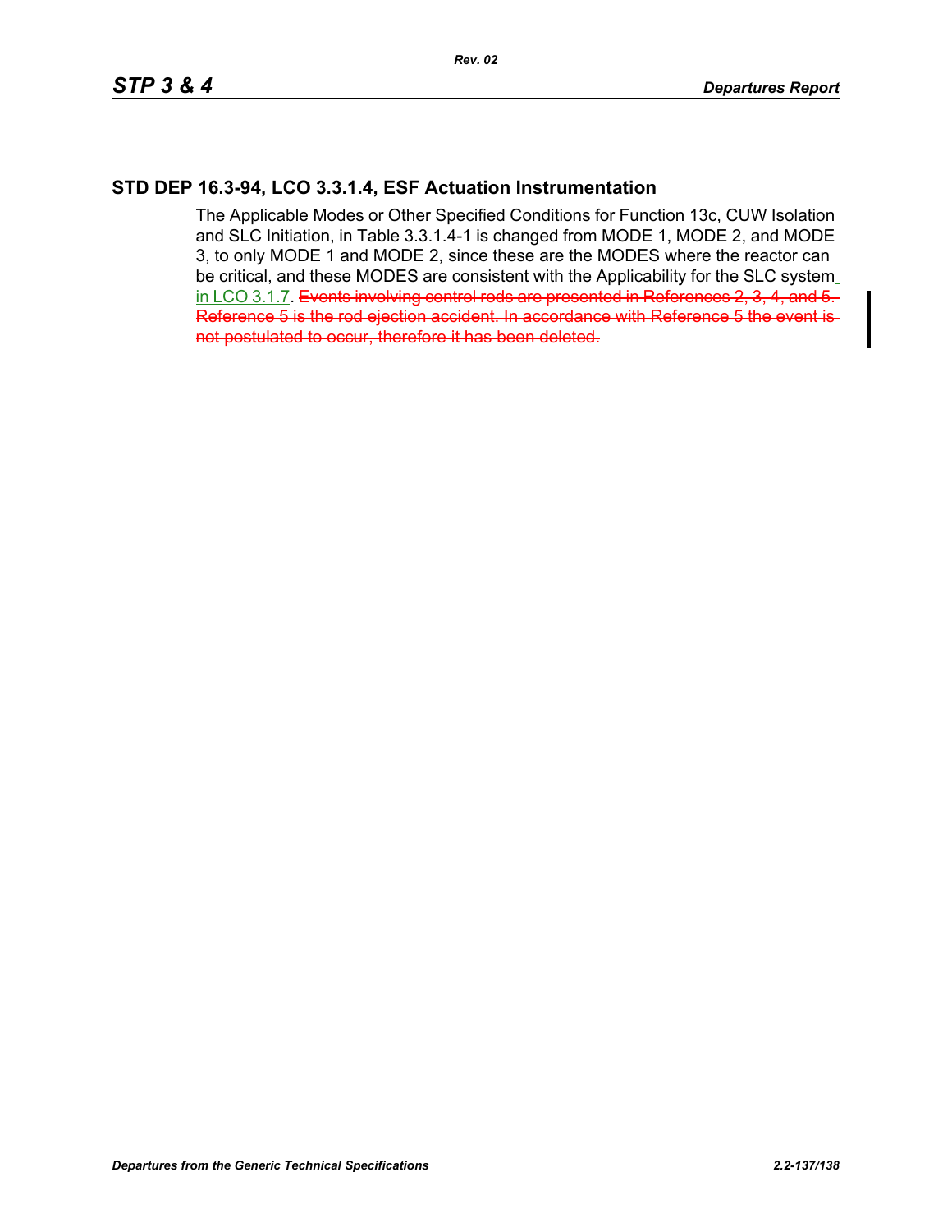## STD DEP 16.3-94, LCO 3.3.1.4, ESF Actuation Instrumentation

The Applicable Modes or Other Specified Conditions for Function 13c, CUW Isolation and SLC Initiation, in Table 3.3.1.4-1 is changed from MODE 1, MODE 2, and MODE 3, to only MODE 1 and MODE 2, since these are the MODES where the reactor can be critical, and these MODES are consistent with the Applicability for the SLC system in LCO 3.1.7. ~~Events involving control rods are presented in References 2, 3, 4, and 5. Reference 5 is the rod ejection accident. In accordance with Reference 5 the event is not postulated to occur, therefore it has been deleted.~~